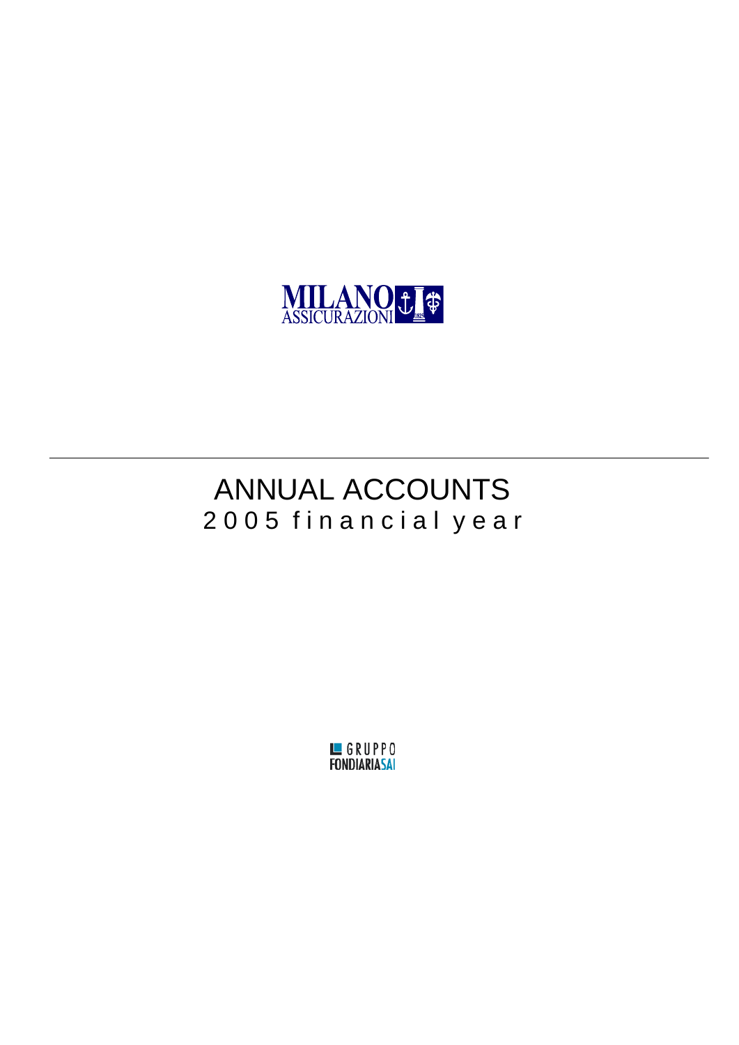MILANO ASSICURAZIONI

# ANNUAL ACCOUNTS

## 2005 financial year

GRUPPO FONDIARIASAI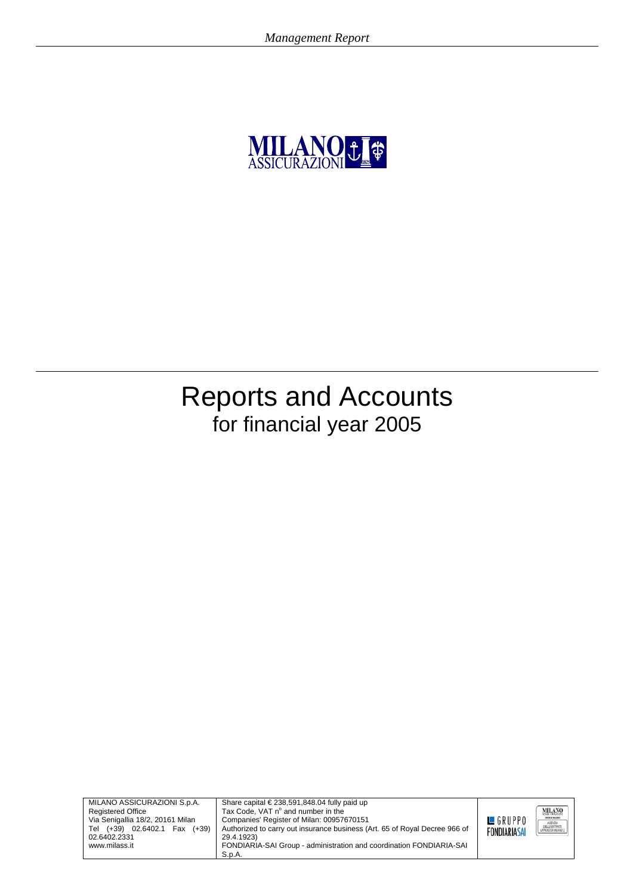MILANO ASSICURAZIONI

# Reports and Accounts

## for financial year 2005

| MILANO ASSICURAZIONI S.p.A. | Share capital € 238,591,848.04 fully paid up |
|---|---|
| Registered Office | Tax Code, VAT n° and number in the |
| Via Senigallia 18/2, 20161 Milan | Companies' Register of Milan: 00957670151 |
| Tel (+39) 02.6402.1 Fax (+39) 02.6402.2331 | Authorized to carry out insurance business (Art. 65 of Royal Decree 966 of 29.4.1923) |
| www.milass.it | FONDIARIA-SAI Group - administration and coordination FONDIARIA-SAI S.p.A. |

GRUPPO FONDIARIA SAI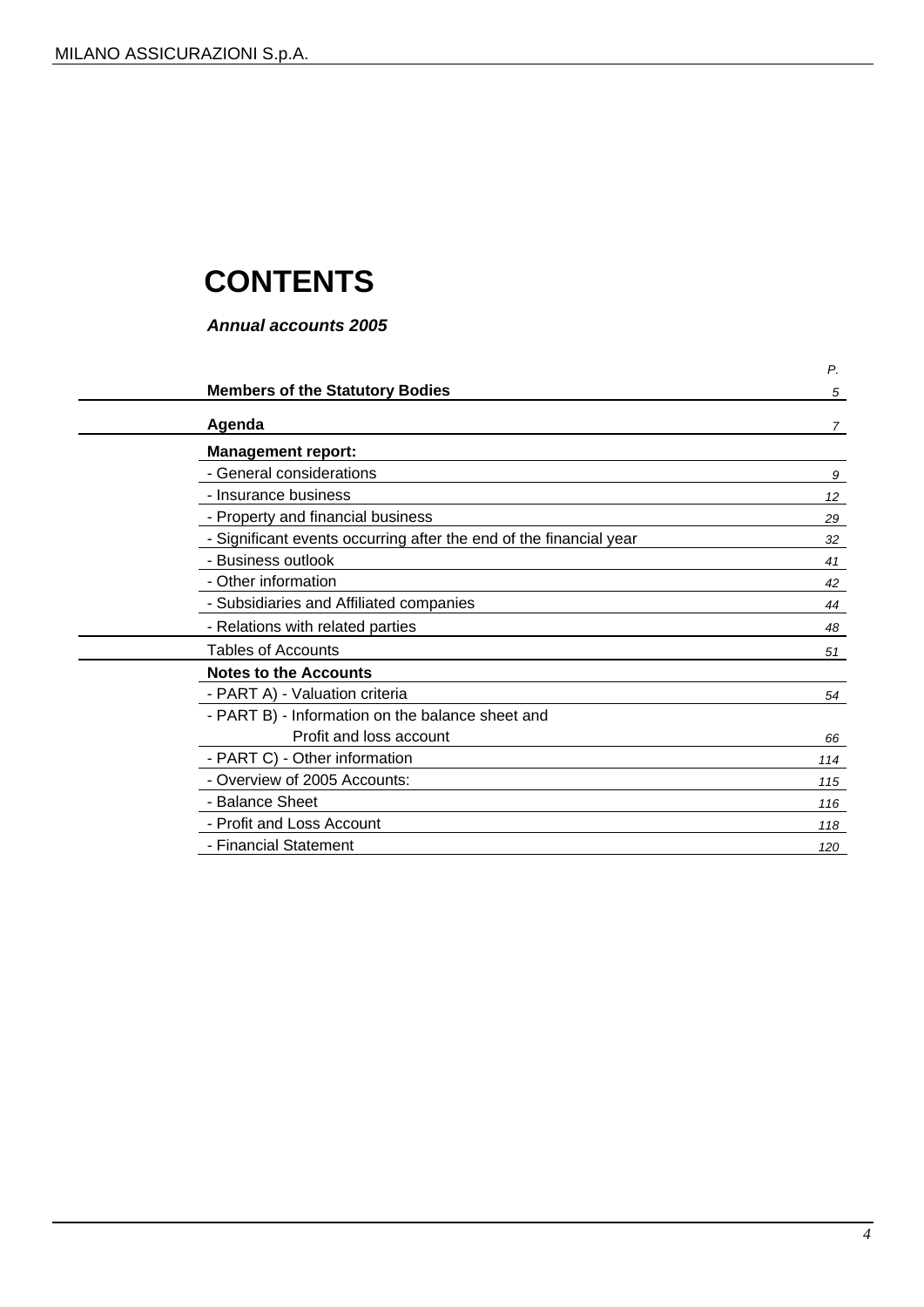# CONTENTS

***Annual accounts 2005***

| | P. |
|---|---|
| **Members of the Statutory Bodies** | 5 |
| **Agenda** | 7 |
| **Management report:** | |
| - General considerations | 9 |
| - Insurance business | 12 |
| - Property and financial business | 29 |
| - Significant events occurring after the end of the financial year | 32 |
| - Business outlook | 41 |
| - Other information | 42 |
| - Subsidiaries and Affiliated companies | 44 |
| - Relations with related parties | 48 |
| Tables of Accounts | 51 |
| **Notes to the Accounts** | |
| - PART A) - Valuation criteria | 54 |
| - PART B) - Information on the balance sheet and Profit and loss account | 66 |
| - PART C) - Other information | 114 |
| - Overview of 2005 Accounts: | 115 |
| - Balance Sheet | 116 |
| - Profit and Loss Account | 118 |
| - Financial Statement | 120 |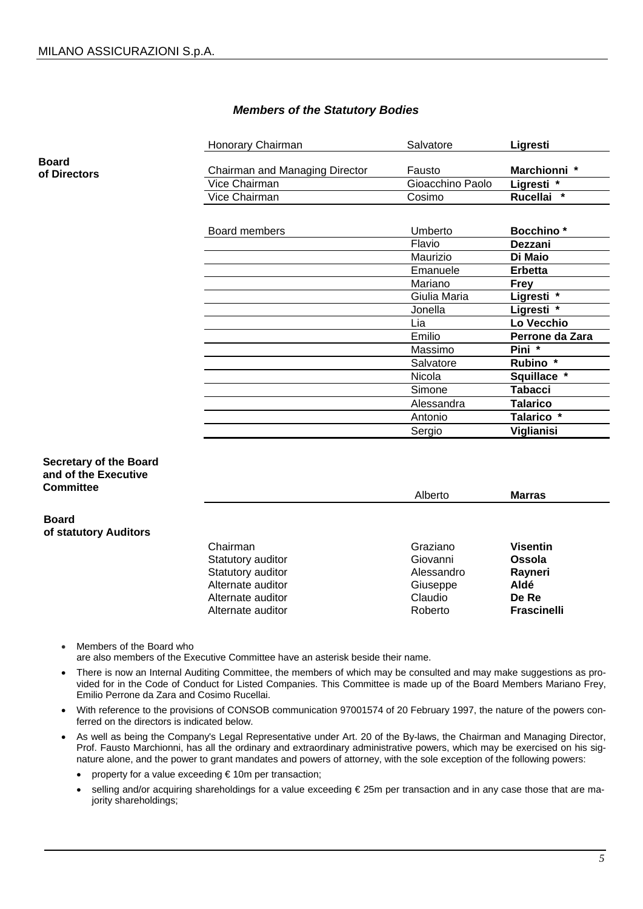### *Members of the Statutory Bodies*

**Board of Directors**

| Role | First name | Surname |
|---|---|---|
| Honorary Chairman | Salvatore | **Ligresti** |
| Chairman and Managing Director | Fausto | **Marchionni \*** |
| Vice Chairman | Gioacchino Paolo | **Ligresti \*** |
| Vice Chairman | Cosimo | **Rucellai \*** |
| Board members | Umberto | **Bocchino \*** |
| | Flavio | **Dezzani** |
| | Maurizio | **Di Maio** |
| | Emanuele | **Erbetta** |
| | Mariano | **Frey** |
| | Giulia Maria | **Ligresti \*** |
| | Jonella | **Ligresti \*** |
| | Lia | **Lo Vecchio** |
| | Emilio | **Perrone da Zara** |
| | Massimo | **Pini \*** |
| | Salvatore | **Rubino \*** |
| | Nicola | **Squillace \*** |
| | Simone | **Tabacci** |
| | Alessandra | **Talarico** |
| | Antonio | **Talarico \*** |
| | Sergio | **Viglianisi** |

**Secretary of the Board and of the Executive Committee**

| | First name | Surname |
|---|---|---|
| | Alberto | **Marras** |

**Board of statutory Auditors**

| Role | First name | Surname |
|---|---|---|
| Chairman | Graziano | **Visentin** |
| Statutory auditor | Giovanni | **Ossola** |
| Statutory auditor | Alessandro | **Rayneri** |
| Alternate auditor | Giuseppe | **Aldé** |
| Alternate auditor | Claudio | **De Re** |
| Alternate auditor | Roberto | **Frascinelli** |

- Members of the Board who are also members of the Executive Committee have an asterisk beside their name.
- There is now an Internal Auditing Committee, the members of which may be consulted and may make suggestions as provided for in the Code of Conduct for Listed Companies. This Committee is made up of the Board Members Mariano Frey, Emilio Perrone da Zara and Cosimo Rucellai.
- With reference to the provisions of CONSOB communication 97001574 of 20 February 1997, the nature of the powers conferred on the directors is indicated below.
- As well as being the Company's Legal Representative under Art. 20 of the By-laws, the Chairman and Managing Director, Prof. Fausto Marchionni, has all the ordinary and extraordinary administrative powers, which may be exercised on his signature alone, and the power to grant mandates and powers of attorney, with the sole exception of the following powers:
  - property for a value exceeding € 10m per transaction;
  - selling and/or acquiring shareholdings for a value exceeding € 25m per transaction and in any case those that are majority shareholdings;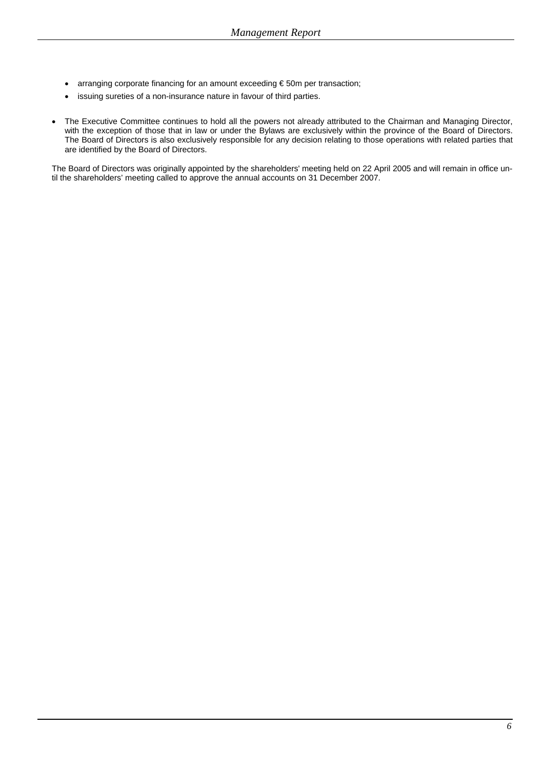- arranging corporate financing for an amount exceeding € 50m per transaction;
- issuing sureties of a non-insurance nature in favour of third parties.

- The Executive Committee continues to hold all the powers not already attributed to the Chairman and Managing Director, with the exception of those that in law or under the Bylaws are exclusively within the province of the Board of Directors. The Board of Directors is also exclusively responsible for any decision relating to those operations with related parties that are identified by the Board of Directors.

The Board of Directors was originally appointed by the shareholders' meeting held on 22 April 2005 and will remain in office until the shareholders' meeting called to approve the annual accounts on 31 December 2007.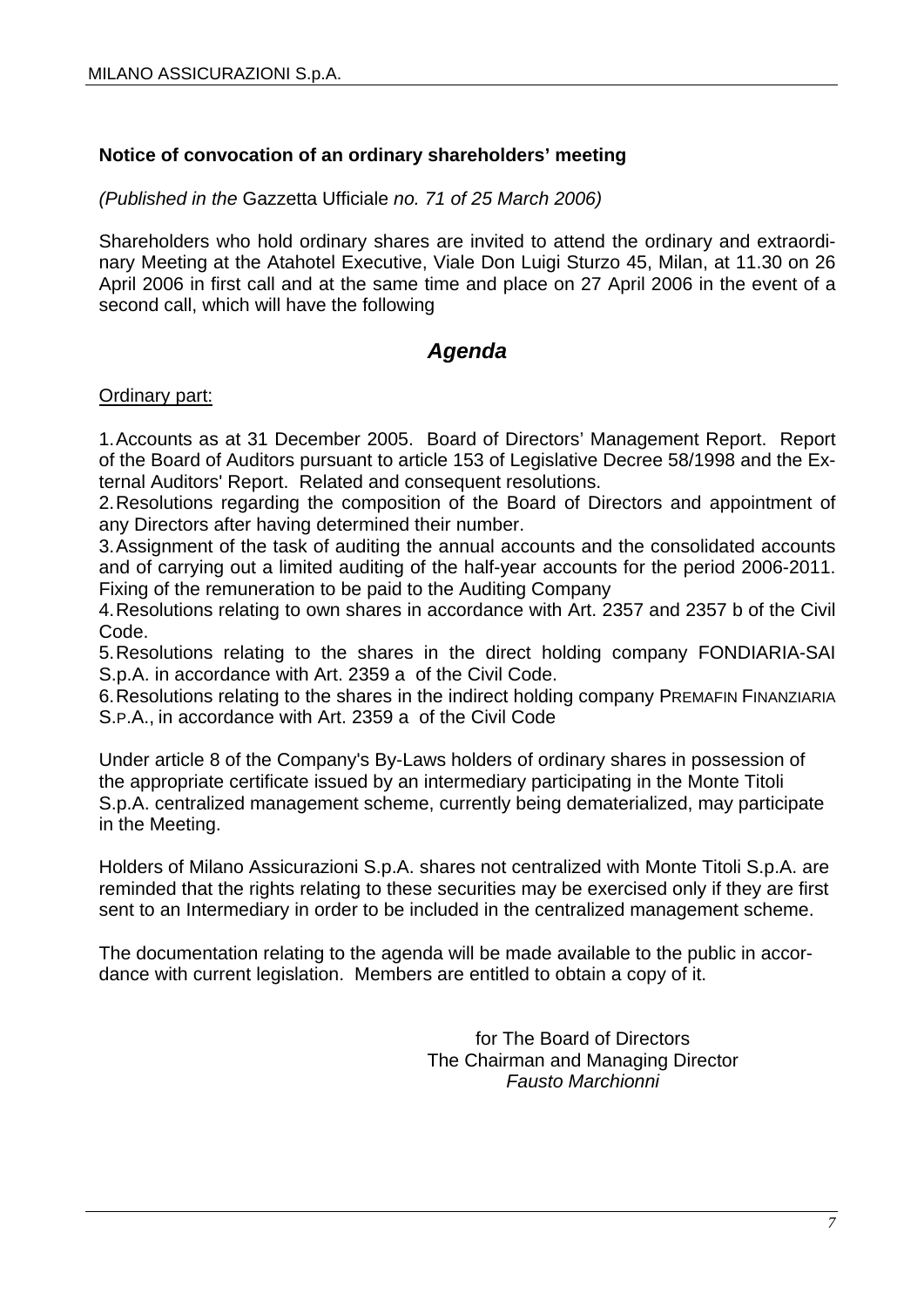**Notice of convocation of an ordinary shareholders' meeting**

*(Published in the* Gazzetta Ufficiale *no. 71 of 25 March 2006)*

Shareholders who hold ordinary shares are invited to attend the ordinary and extraordinary Meeting at the Atahotel Executive, Viale Don Luigi Sturzo 45, Milan, at 11.30 on 26 April 2006 in first call and at the same time and place on 27 April 2006 in the event of a second call, which will have the following

## *Agenda*

Ordinary part:

1. Accounts as at 31 December 2005. Board of Directors' Management Report. Report of the Board of Auditors pursuant to article 153 of Legislative Decree 58/1998 and the External Auditors' Report. Related and consequent resolutions.
2. Resolutions regarding the composition of the Board of Directors and appointment of any Directors after having determined their number.
3. Assignment of the task of auditing the annual accounts and the consolidated accounts and of carrying out a limited auditing of the half-year accounts for the period 2006-2011. Fixing of the remuneration to be paid to the Auditing Company
4. Resolutions relating to own shares in accordance with Art. 2357 and 2357 b of the Civil Code.
5. Resolutions relating to the shares in the direct holding company FONDIARIA-SAI S.p.A. in accordance with Art. 2359 a of the Civil Code.
6. Resolutions relating to the shares in the indirect holding company PREMAFIN FINANZIARIA S.P.A., in accordance with Art. 2359 a of the Civil Code

Under article 8 of the Company's By-Laws holders of ordinary shares in possession of the appropriate certificate issued by an intermediary participating in the Monte Titoli S.p.A. centralized management scheme, currently being dematerialized, may participate in the Meeting.

Holders of Milano Assicurazioni S.p.A. shares not centralized with Monte Titoli S.p.A. are reminded that the rights relating to these securities may be exercised only if they are first sent to an Intermediary in order to be included in the centralized management scheme.

The documentation relating to the agenda will be made available to the public in accordance with current legislation. Members are entitled to obtain a copy of it.

for The Board of Directors
The Chairman and Managing Director
*Fausto Marchionni*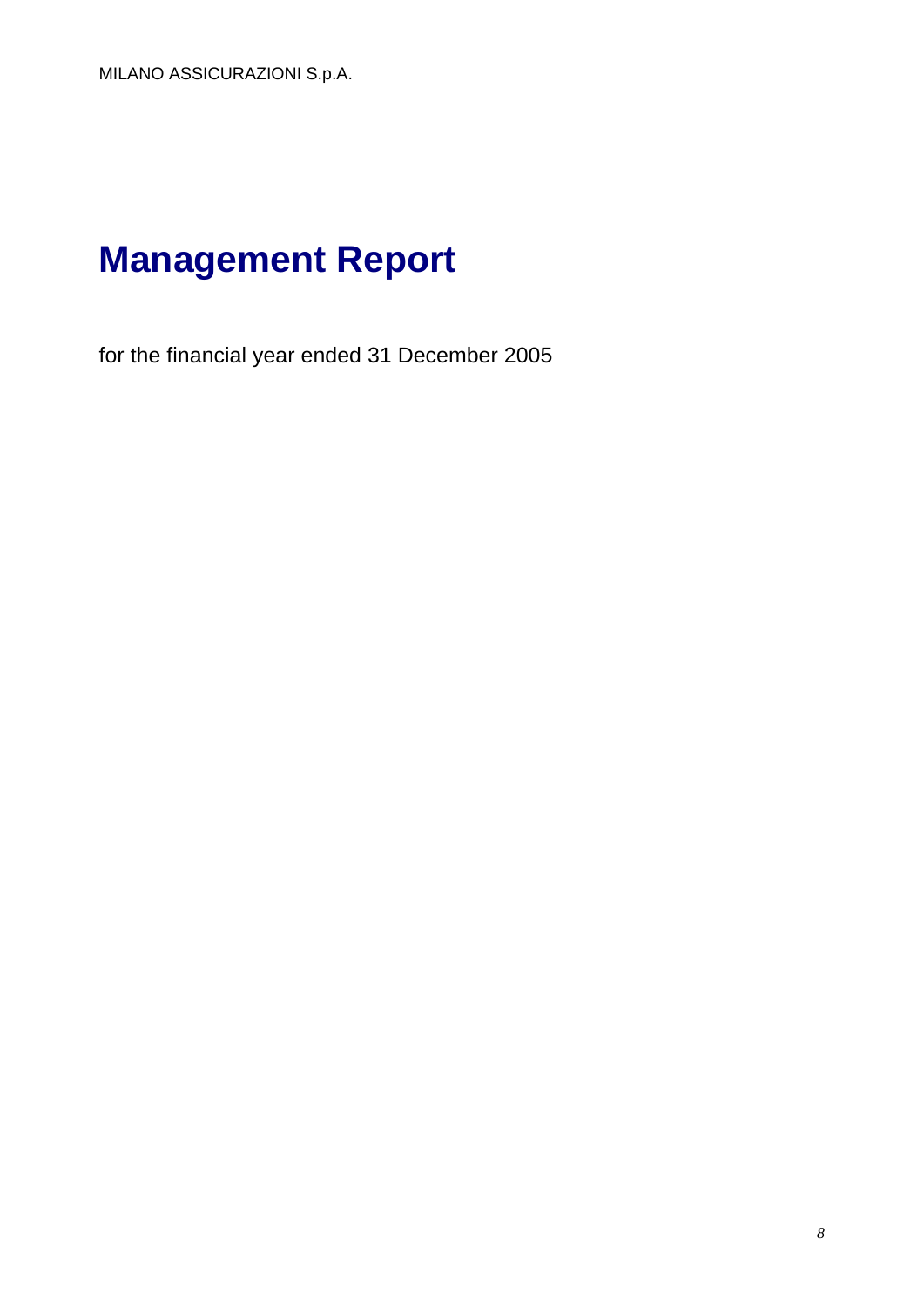# Management Report

for the financial year ended 31 December 2005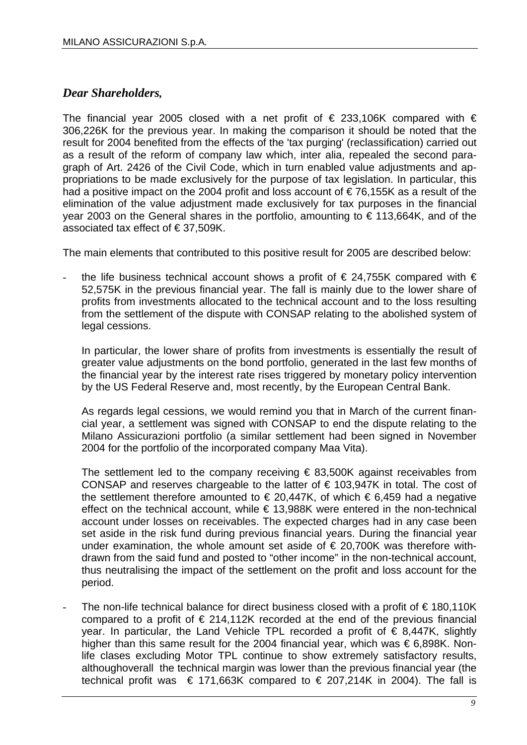## *Dear Shareholders,*

The financial year 2005 closed with a net profit of € 233,106K compared with € 306,226K for the previous year. In making the comparison it should be noted that the result for 2004 benefited from the effects of the 'tax purging' (reclassification) carried out as a result of the reform of company law which, inter alia, repealed the second paragraph of Art. 2426 of the Civil Code, which in turn enabled value adjustments and appropriations to be made exclusively for the purpose of tax legislation. In particular, this had a positive impact on the 2004 profit and loss account of € 76,155K as a result of the elimination of the value adjustment made exclusively for tax purposes in the financial year 2003 on the General shares in the portfolio, amounting to € 113,664K, and of the associated tax effect of € 37,509K.

The main elements that contributed to this positive result for 2005 are described below:

- the life business technical account shows a profit of € 24,755K compared with € 52,575K in the previous financial year. The fall is mainly due to the lower share of profits from investments allocated to the technical account and to the loss resulting from the settlement of the dispute with CONSAP relating to the abolished system of legal cessions.

  In particular, the lower share of profits from investments is essentially the result of greater value adjustments on the bond portfolio, generated in the last few months of the financial year by the interest rate rises triggered by monetary policy intervention by the US Federal Reserve and, most recently, by the European Central Bank.

  As regards legal cessions, we would remind you that in March of the current financial year, a settlement was signed with CONSAP to end the dispute relating to the Milano Assicurazioni portfolio (a similar settlement had been signed in November 2004 for the portfolio of the incorporated company Maa Vita).

  The settlement led to the company receiving € 83,500K against receivables from CONSAP and reserves chargeable to the latter of € 103,947K in total. The cost of the settlement therefore amounted to € 20,447K, of which € 6,459 had a negative effect on the technical account, while € 13,988K were entered in the non-technical account under losses on receivables. The expected charges had in any case been set aside in the risk fund during previous financial years. During the financial year under examination, the whole amount set aside of € 20,700K was therefore withdrawn from the said fund and posted to "other income" in the non-technical account, thus neutralising the impact of the settlement on the profit and loss account for the period.

- The non-life technical balance for direct business closed with a profit of € 180,110K compared to a profit of € 214,112K recorded at the end of the previous financial year. In particular, the Land Vehicle TPL recorded a profit of € 8,447K, slightly higher than this same result for the 2004 financial year, which was € 6,898K. Non-life clases excluding Motor TPL continue to show extremely satisfactory results, althoughoverall the technical margin was lower than the previous financial year (the technical profit was € 171,663K compared to € 207,214K in 2004). The fall is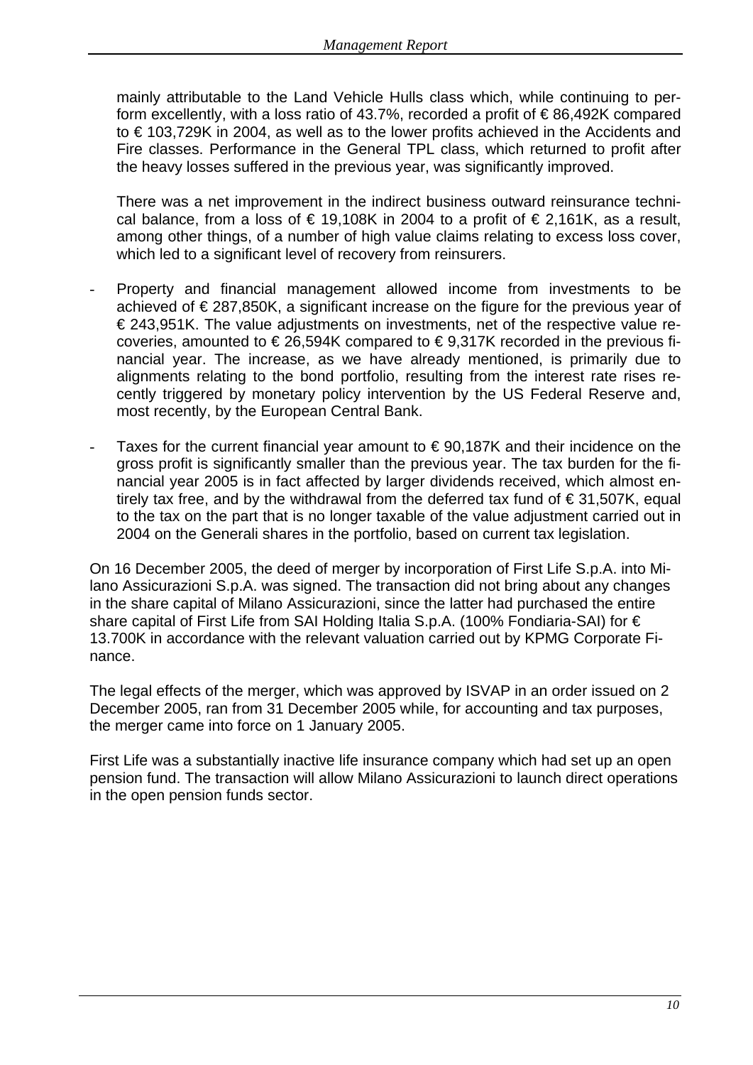mainly attributable to the Land Vehicle Hulls class which, while continuing to perform excellently, with a loss ratio of 43.7%, recorded a profit of € 86,492K compared to € 103,729K in 2004, as well as to the lower profits achieved in the Accidents and Fire classes. Performance in the General TPL class, which returned to profit after the heavy losses suffered in the previous year, was significantly improved.

There was a net improvement in the indirect business outward reinsurance technical balance, from a loss of € 19,108K in 2004 to a profit of € 2,161K, as a result, among other things, of a number of high value claims relating to excess loss cover, which led to a significant level of recovery from reinsurers.

- Property and financial management allowed income from investments to be achieved of € 287,850K, a significant increase on the figure for the previous year of € 243,951K. The value adjustments on investments, net of the respective value recoveries, amounted to € 26,594K compared to € 9,317K recorded in the previous financial year. The increase, as we have already mentioned, is primarily due to alignments relating to the bond portfolio, resulting from the interest rate rises recently triggered by monetary policy intervention by the US Federal Reserve and, most recently, by the European Central Bank.

- Taxes for the current financial year amount to € 90,187K and their incidence on the gross profit is significantly smaller than the previous year. The tax burden for the financial year 2005 is in fact affected by larger dividends received, which almost entirely tax free, and by the withdrawal from the deferred tax fund of € 31,507K, equal to the tax on the part that is no longer taxable of the value adjustment carried out in 2004 on the Generali shares in the portfolio, based on current tax legislation.

On 16 December 2005, the deed of merger by incorporation of First Life S.p.A. into Milano Assicurazioni S.p.A. was signed. The transaction did not bring about any changes in the share capital of Milano Assicurazioni, since the latter had purchased the entire share capital of First Life from SAI Holding Italia S.p.A. (100% Fondiaria-SAI) for € 13.700K in accordance with the relevant valuation carried out by KPMG Corporate Finance.

The legal effects of the merger, which was approved by ISVAP in an order issued on 2 December 2005, ran from 31 December 2005 while, for accounting and tax purposes, the merger came into force on 1 January 2005.

First Life was a substantially inactive life insurance company which had set up an open pension fund. The transaction will allow Milano Assicurazioni to launch direct operations in the open pension funds sector.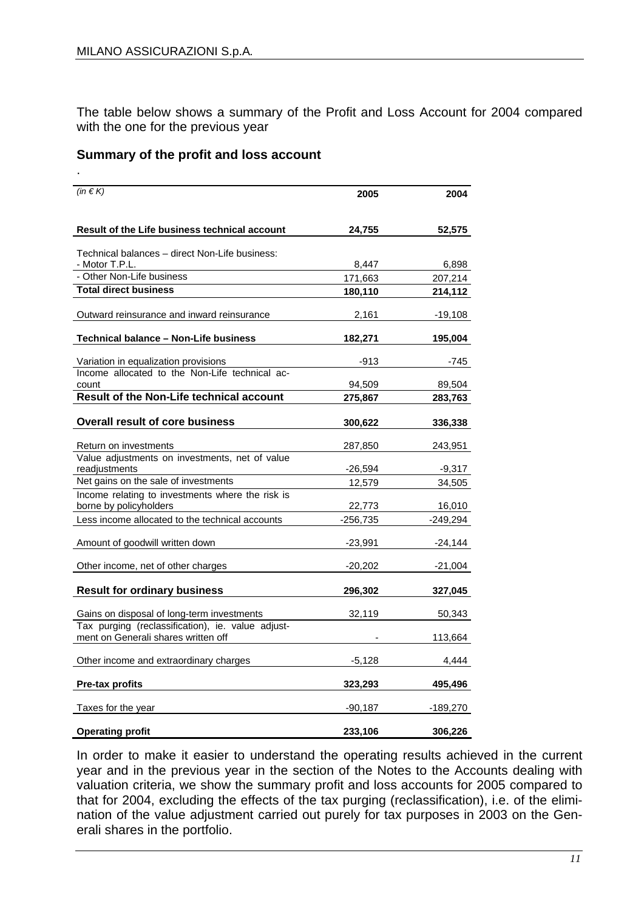The table below shows a summary of the Profit and Loss Account for 2004 compared with the one for the previous year

## Summary of the profit and loss account

.

| *(in € K)* | 2005 | 2004 |
|---|---|---|
| **Result of the Life business technical account** | **24,755** | **52,575** |
| Technical balances – direct Non-Life business: | | |
| - Motor T.P.L. | 8,447 | 6,898 |
| - Other Non-Life business | 171,663 | 207,214 |
| **Total direct business** | **180,110** | **214,112** |
| Outward reinsurance and inward reinsurance | 2,161 | -19,108 |
| **Technical balance – Non-Life business** | **182,271** | **195,004** |
| Variation in equalization provisions | -913 | -745 |
| Income allocated to the Non-Life technical account | 94,509 | 89,504 |
| **Result of the Non-Life technical account** | **275,867** | **283,763** |
| **Overall result of core business** | **300,622** | **336,338** |
| Return on investments | 287,850 | 243,951 |
| Value adjustments on investments, net of value readjustments | -26,594 | -9,317 |
| Net gains on the sale of investments | 12,579 | 34,505 |
| Income relating to investments where the risk is borne by policyholders | 22,773 | 16,010 |
| Less income allocated to the technical accounts | -256,735 | -249,294 |
| Amount of goodwill written down | -23,991 | -24,144 |
| Other income, net of other charges | -20,202 | -21,004 |
| **Result for ordinary business** | **296,302** | **327,045** |
| Gains on disposal of long-term investments | 32,119 | 50,343 |
| Tax purging (reclassification), ie. value adjustment on Generali shares written off | - | 113,664 |
| Other income and extraordinary charges | -5,128 | 4,444 |
| **Pre-tax profits** | **323,293** | **495,496** |
| Taxes for the year | -90,187 | -189,270 |
| **Operating profit** | **233,106** | **306,226** |

In order to make it easier to understand the operating results achieved in the current year and in the previous year in the section of the Notes to the Accounts dealing with valuation criteria, we show the summary profit and loss accounts for 2005 compared to that for 2004, excluding the effects of the tax purging (reclassification), i.e. of the elimination of the value adjustment carried out purely for tax purposes in 2003 on the Generali shares in the portfolio.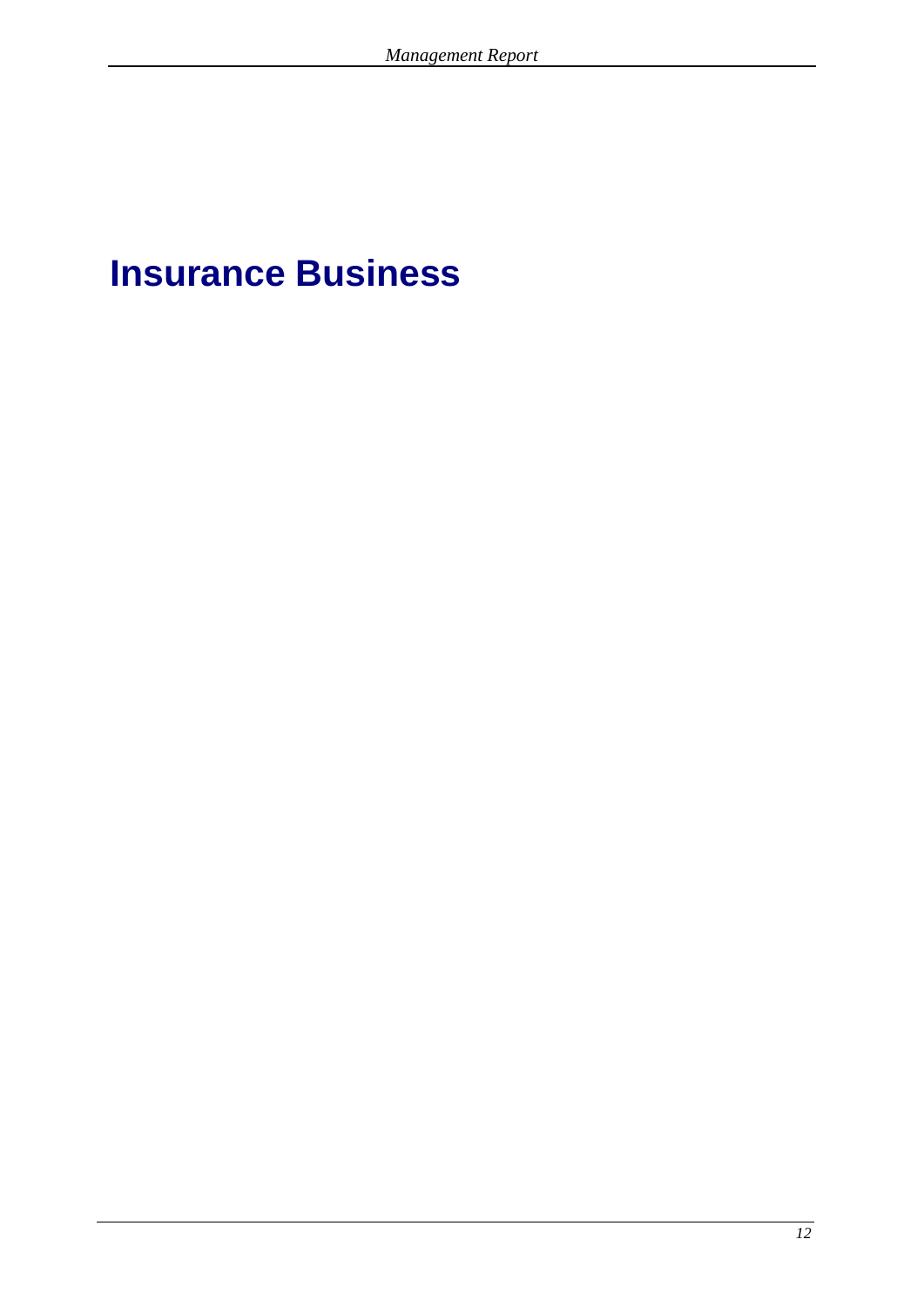# Insurance Business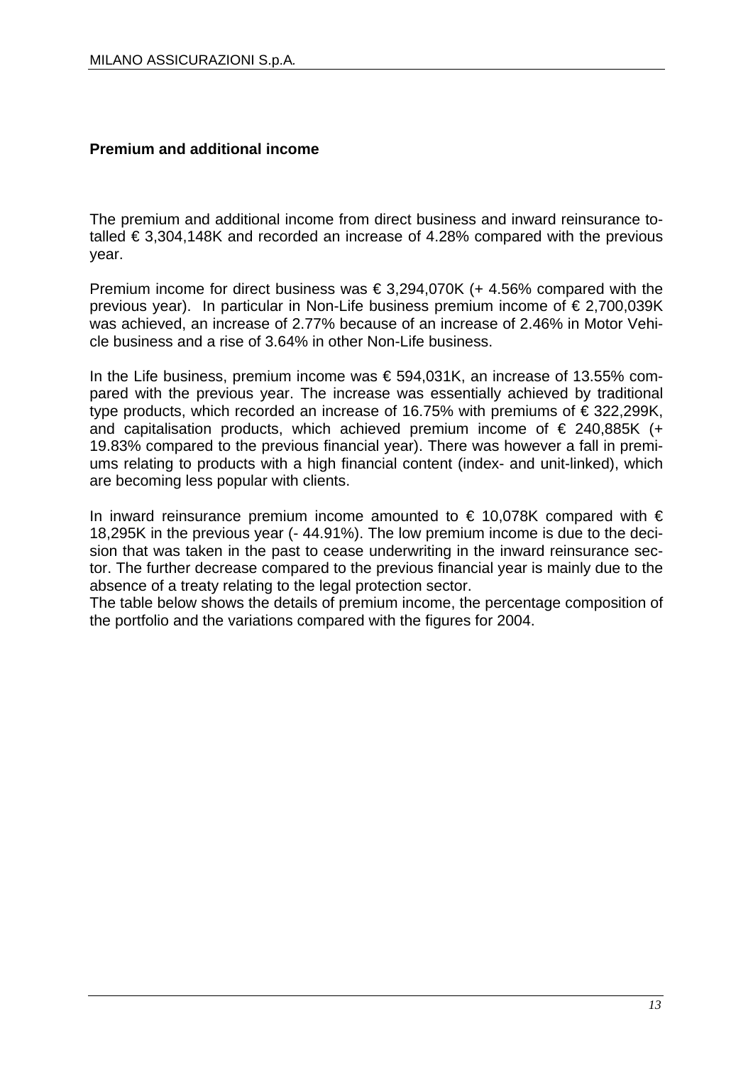## Premium and additional income

The premium and additional income from direct business and inward reinsurance totalled € 3,304,148K and recorded an increase of 4.28% compared with the previous year.

Premium income for direct business was € 3,294,070K (+ 4.56% compared with the previous year). In particular in Non-Life business premium income of € 2,700,039K was achieved, an increase of 2.77% because of an increase of 2.46% in Motor Vehicle business and a rise of 3.64% in other Non-Life business.

In the Life business, premium income was € 594,031K, an increase of 13.55% compared with the previous year. The increase was essentially achieved by traditional type products, which recorded an increase of 16.75% with premiums of € 322,299K, and capitalisation products, which achieved premium income of € 240,885K (+ 19.83% compared to the previous financial year). There was however a fall in premiums relating to products with a high financial content (index- and unit-linked), which are becoming less popular with clients.

In inward reinsurance premium income amounted to € 10,078K compared with € 18,295K in the previous year (- 44.91%). The low premium income is due to the decision that was taken in the past to cease underwriting in the inward reinsurance sector. The further decrease compared to the previous financial year is mainly due to the absence of a treaty relating to the legal protection sector.
The table below shows the details of premium income, the percentage composition of the portfolio and the variations compared with the figures for 2004.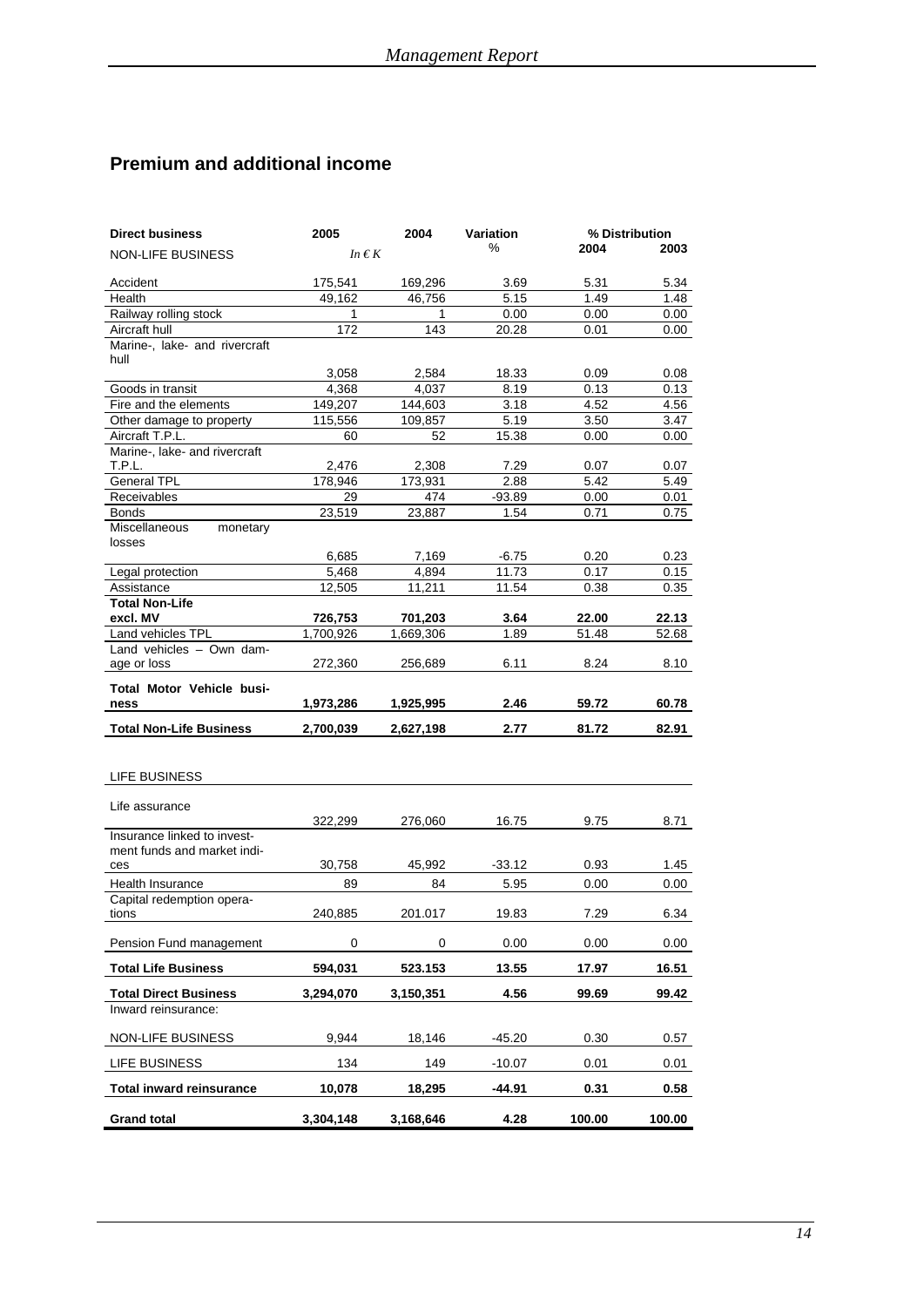## Premium and additional income

| **Direct business** | **2005** | **2004** | **Variation** | **% Distribution** | |
|---|---|---|---|---|---|
| NON-LIFE BUSINESS | *In € K* | | % | **2004** | **2003** |
| Accident | 175,541 | 169,296 | 3.69 | 5.31 | 5.34 |
| Health | 49,162 | 46,756 | 5.15 | 1.49 | 1.48 |
| Railway rolling stock | 1 | 1 | 0.00 | 0.00 | 0.00 |
| Aircraft hull | 172 | 143 | 20.28 | 0.01 | 0.00 |
| Marine-, lake- and rivercraft hull | 3,058 | 2,584 | 18.33 | 0.09 | 0.08 |
| Goods in transit | 4,368 | 4,037 | 8.19 | 0.13 | 0.13 |
| Fire and the elements | 149,207 | 144,603 | 3.18 | 4.52 | 4.56 |
| Other damage to property | 115,556 | 109,857 | 5.19 | 3.50 | 3.47 |
| Aircraft T.P.L. | 60 | 52 | 15.38 | 0.00 | 0.00 |
| Marine-, lake- and rivercraft T.P.L. | 2,476 | 2,308 | 7.29 | 0.07 | 0.07 |
| General TPL | 178,946 | 173,931 | 2.88 | 5.42 | 5.49 |
| Receivables | 29 | 474 | -93.89 | 0.00 | 0.01 |
| Bonds | 23,519 | 23,887 | 1.54 | 0.71 | 0.75 |
| Miscellaneous monetary losses | 6,685 | 7,169 | -6.75 | 0.20 | 0.23 |
| Legal protection | 5,468 | 4,894 | 11.73 | 0.17 | 0.15 |
| Assistance | 12,505 | 11,211 | 11.54 | 0.38 | 0.35 |
| **Total Non-Life excl. MV** | **726,753** | **701,203** | **3.64** | **22.00** | **22.13** |
| Land vehicles TPL | 1,700,926 | 1,669,306 | 1.89 | 51.48 | 52.68 |
| Land vehicles – Own damage or loss | 272,360 | 256,689 | 6.11 | 8.24 | 8.10 |
| **Total Motor Vehicle business** | **1,973,286** | **1,925,995** | **2.46** | **59.72** | **60.78** |
| **Total Non-Life Business** | **2,700,039** | **2,627,198** | **2.77** | **81.72** | **82.91** |
| LIFE BUSINESS | | | | | |
| Life assurance | 322,299 | 276,060 | 16.75 | 9.75 | 8.71 |
| Insurance linked to investment funds and market indices | 30,758 | 45,992 | -33.12 | 0.93 | 1.45 |
| Health Insurance | 89 | 84 | 5.95 | 0.00 | 0.00 |
| Capital redemption operations | 240,885 | 201.017 | 19.83 | 7.29 | 6.34 |
| Pension Fund management | 0 | 0 | 0.00 | 0.00 | 0.00 |
| **Total Life Business** | **594,031** | **523.153** | **13.55** | **17.97** | **16.51** |
| **Total Direct Business** | **3,294,070** | **3,150,351** | **4.56** | **99.69** | **99.42** |
| Inward reinsurance: | | | | | |
| NON-LIFE BUSINESS | 9,944 | 18,146 | -45.20 | 0.30 | 0.57 |
| LIFE BUSINESS | 134 | 149 | -10.07 | 0.01 | 0.01 |
| **Total inward reinsurance** | **10,078** | **18,295** | **-44.91** | **0.31** | **0.58** |
| **Grand total** | **3,304,148** | **3,168,646** | **4.28** | **100.00** | **100.00** |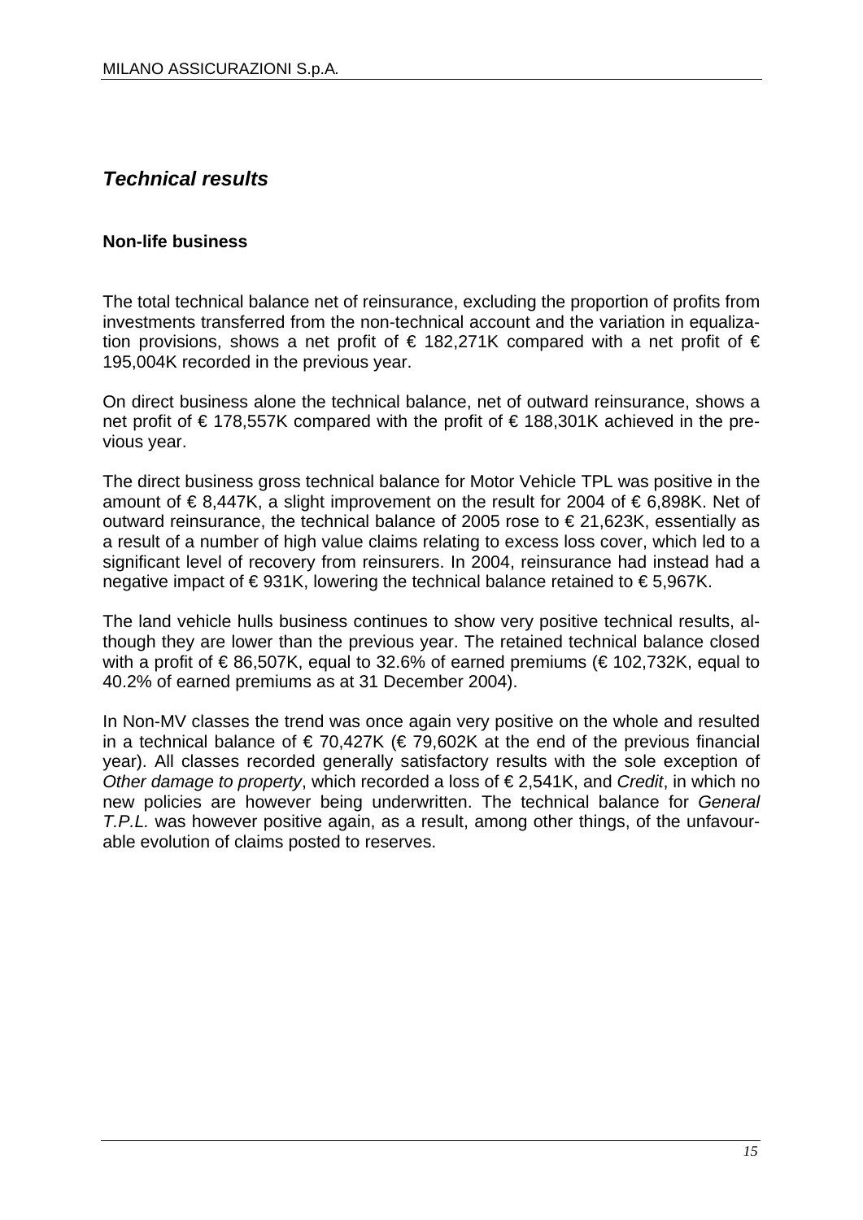## *Technical results*

### Non-life business

The total technical balance net of reinsurance, excluding the proportion of profits from investments transferred from the non-technical account and the variation in equalization provisions, shows a net profit of € 182,271K compared with a net profit of € 195,004K recorded in the previous year.

On direct business alone the technical balance, net of outward reinsurance, shows a net profit of € 178,557K compared with the profit of € 188,301K achieved in the previous year.

The direct business gross technical balance for Motor Vehicle TPL was positive in the amount of € 8,447K, a slight improvement on the result for 2004 of € 6,898K. Net of outward reinsurance, the technical balance of 2005 rose to € 21,623K, essentially as a result of a number of high value claims relating to excess loss cover, which led to a significant level of recovery from reinsurers. In 2004, reinsurance had instead had a negative impact of € 931K, lowering the technical balance retained to € 5,967K.

The land vehicle hulls business continues to show very positive technical results, although they are lower than the previous year. The retained technical balance closed with a profit of € 86,507K, equal to 32.6% of earned premiums (€ 102,732K, equal to 40.2% of earned premiums as at 31 December 2004).

In Non-MV classes the trend was once again very positive on the whole and resulted in a technical balance of € 70,427K (€ 79,602K at the end of the previous financial year). All classes recorded generally satisfactory results with the sole exception of *Other damage to property*, which recorded a loss of € 2,541K, and *Credit*, in which no new policies are however being underwritten. The technical balance for *General T.P.L.* was however positive again, as a result, among other things, of the unfavourable evolution of claims posted to reserves.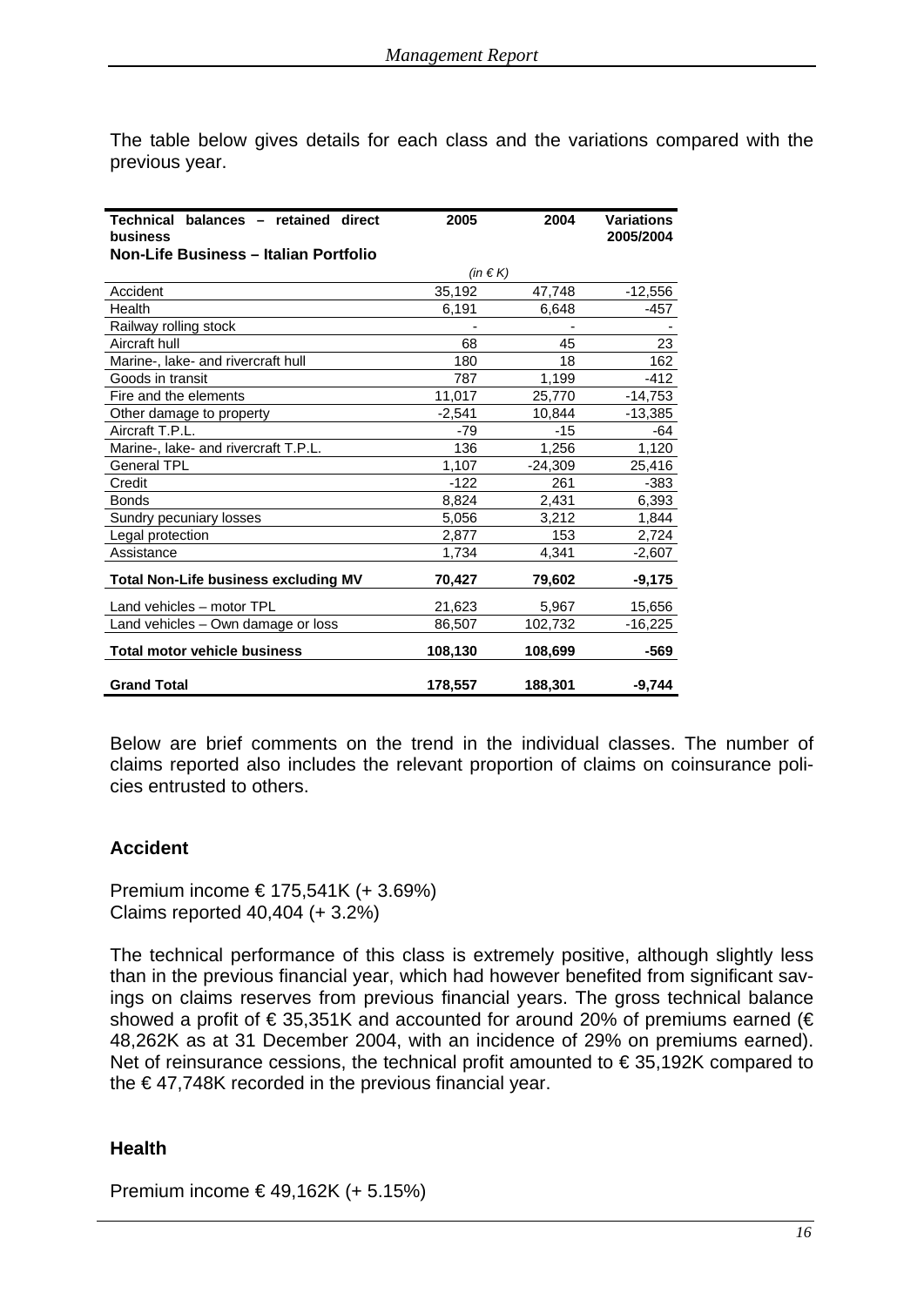The table below gives details for each class and the variations compared with the previous year.

| Technical balances – retained direct business<br>**Non-Life Business – Italian Portfolio** | 2005 | 2004 | Variations 2005/2004 |
|---|---|---|---|
| | *(in € K)* | | |
| Accident | 35,192 | 47,748 | -12,556 |
| Health | 6,191 | 6,648 | -457 |
| Railway rolling stock | - | - | - |
| Aircraft hull | 68 | 45 | 23 |
| Marine-, lake- and rivercraft hull | 180 | 18 | 162 |
| Goods in transit | 787 | 1,199 | -412 |
| Fire and the elements | 11,017 | 25,770 | -14,753 |
| Other damage to property | -2,541 | 10,844 | -13,385 |
| Aircraft T.P.L. | -79 | -15 | -64 |
| Marine-, lake- and rivercraft T.P.L. | 136 | 1,256 | 1,120 |
| General TPL | 1,107 | -24,309 | 25,416 |
| Credit | -122 | 261 | -383 |
| Bonds | 8,824 | 2,431 | 6,393 |
| Sundry pecuniary losses | 5,056 | 3,212 | 1,844 |
| Legal protection | 2,877 | 153 | 2,724 |
| Assistance | 1,734 | 4,341 | -2,607 |
| **Total Non-Life business excluding MV** | **70,427** | **79,602** | **-9,175** |
| Land vehicles – motor TPL | 21,623 | 5,967 | 15,656 |
| Land vehicles – Own damage or loss | 86,507 | 102,732 | -16,225 |
| **Total motor vehicle business** | **108,130** | **108,699** | **-569** |
| **Grand Total** | **178,557** | **188,301** | **-9,744** |

Below are brief comments on the trend in the individual classes. The number of claims reported also includes the relevant proportion of claims on coinsurance policies entrusted to others.

## Accident

Premium income € 175,541K (+ 3.69%)
Claims reported 40,404 (+ 3.2%)

The technical performance of this class is extremely positive, although slightly less than in the previous financial year, which had however benefited from significant savings on claims reserves from previous financial years. The gross technical balance showed a profit of € 35,351K and accounted for around 20% of premiums earned (€ 48,262K as at 31 December 2004, with an incidence of 29% on premiums earned). Net of reinsurance cessions, the technical profit amounted to € 35,192K compared to the € 47,748K recorded in the previous financial year.

## Health

Premium income € 49,162K (+ 5.15%)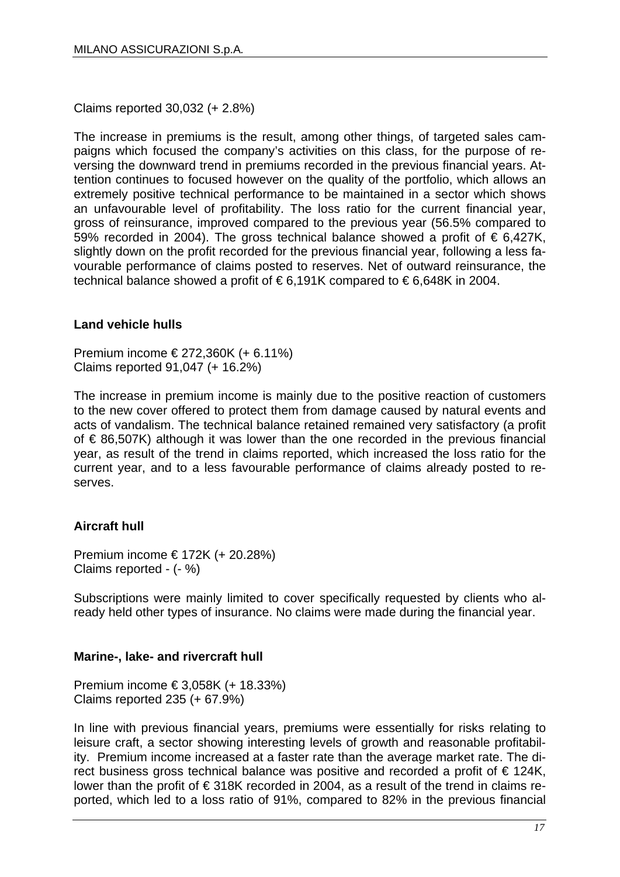Claims reported 30,032 (+ 2.8%)

The increase in premiums is the result, among other things, of targeted sales campaigns which focused the company's activities on this class, for the purpose of reversing the downward trend in premiums recorded in the previous financial years. Attention continues to focused however on the quality of the portfolio, which allows an extremely positive technical performance to be maintained in a sector which shows an unfavourable level of profitability. The loss ratio for the current financial year, gross of reinsurance, improved compared to the previous year (56.5% compared to 59% recorded in 2004). The gross technical balance showed a profit of € 6,427K, slightly down on the profit recorded for the previous financial year, following a less favourable performance of claims posted to reserves. Net of outward reinsurance, the technical balance showed a profit of € 6,191K compared to € 6,648K in 2004.

**Land vehicle hulls**

Premium income € 272,360K (+ 6.11%)
Claims reported 91,047 (+ 16.2%)

The increase in premium income is mainly due to the positive reaction of customers to the new cover offered to protect them from damage caused by natural events and acts of vandalism. The technical balance retained remained very satisfactory (a profit of € 86,507K) although it was lower than the one recorded in the previous financial year, as result of the trend in claims reported, which increased the loss ratio for the current year, and to a less favourable performance of claims already posted to reserves.

**Aircraft hull**

Premium income € 172K (+ 20.28%)
Claims reported - (- %)

Subscriptions were mainly limited to cover specifically requested by clients who already held other types of insurance. No claims were made during the financial year.

**Marine-, lake- and rivercraft hull**

Premium income € 3,058K (+ 18.33%)
Claims reported 235 (+ 67.9%)

In line with previous financial years, premiums were essentially for risks relating to leisure craft, a sector showing interesting levels of growth and reasonable profitability. Premium income increased at a faster rate than the average market rate. The direct business gross technical balance was positive and recorded a profit of € 124K, lower than the profit of € 318K recorded in 2004, as a result of the trend in claims reported, which led to a loss ratio of 91%, compared to 82% in the previous financial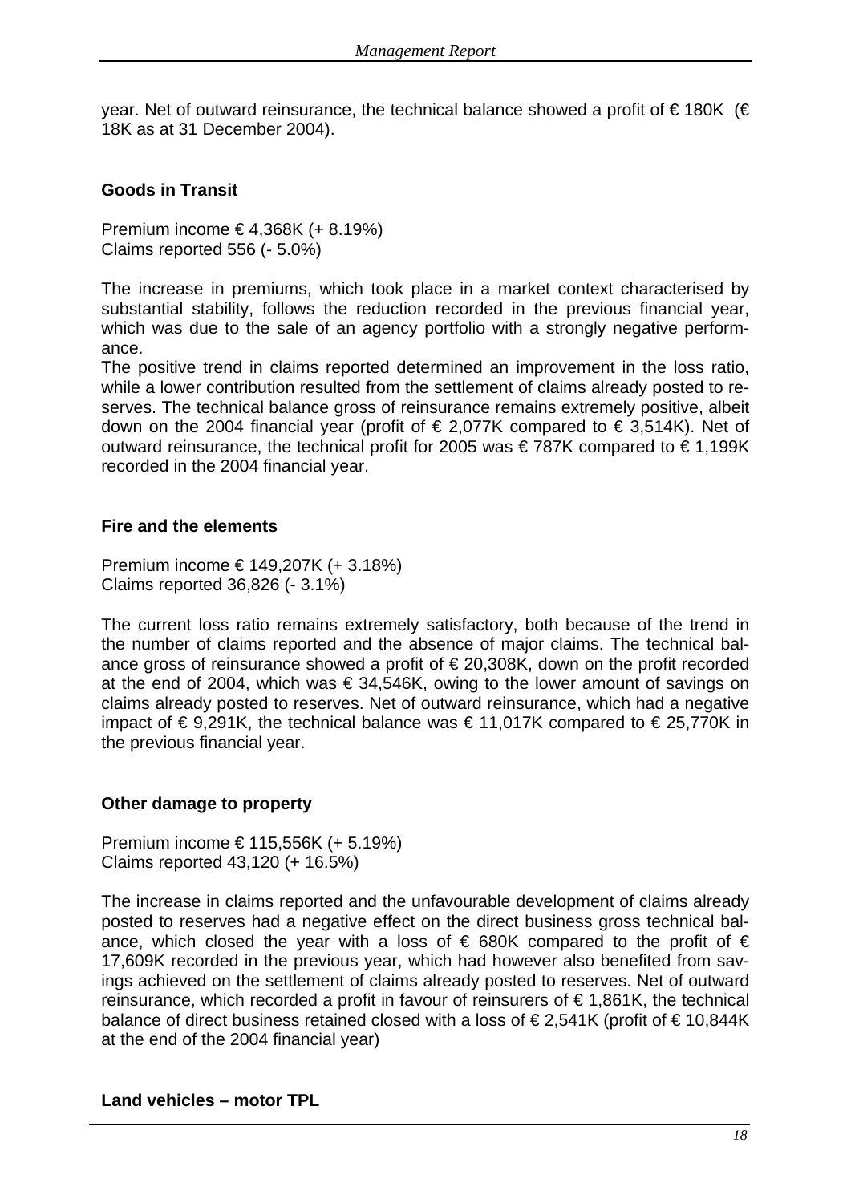year. Net of outward reinsurance, the technical balance showed a profit of € 180K (€ 18K as at 31 December 2004).

## Goods in Transit

Premium income € 4,368K (+ 8.19%)
Claims reported 556 (- 5.0%)

The increase in premiums, which took place in a market context characterised by substantial stability, follows the reduction recorded in the previous financial year, which was due to the sale of an agency portfolio with a strongly negative performance.
The positive trend in claims reported determined an improvement in the loss ratio, while a lower contribution resulted from the settlement of claims already posted to reserves. The technical balance gross of reinsurance remains extremely positive, albeit down on the 2004 financial year (profit of € 2,077K compared to € 3,514K). Net of outward reinsurance, the technical profit for 2005 was € 787K compared to € 1,199K recorded in the 2004 financial year.

## Fire and the elements

Premium income € 149,207K (+ 3.18%)
Claims reported 36,826 (- 3.1%)

The current loss ratio remains extremely satisfactory, both because of the trend in the number of claims reported and the absence of major claims. The technical balance gross of reinsurance showed a profit of € 20,308K, down on the profit recorded at the end of 2004, which was € 34,546K, owing to the lower amount of savings on claims already posted to reserves. Net of outward reinsurance, which had a negative impact of € 9,291K, the technical balance was € 11,017K compared to € 25,770K in the previous financial year.

## Other damage to property

Premium income € 115,556K (+ 5.19%)
Claims reported 43,120 (+ 16.5%)

The increase in claims reported and the unfavourable development of claims already posted to reserves had a negative effect on the direct business gross technical balance, which closed the year with a loss of € 680K compared to the profit of € 17,609K recorded in the previous year, which had however also benefited from savings achieved on the settlement of claims already posted to reserves. Net of outward reinsurance, which recorded a profit in favour of reinsurers of € 1,861K, the technical balance of direct business retained closed with a loss of € 2,541K (profit of € 10,844K at the end of the 2004 financial year)

## Land vehicles – motor TPL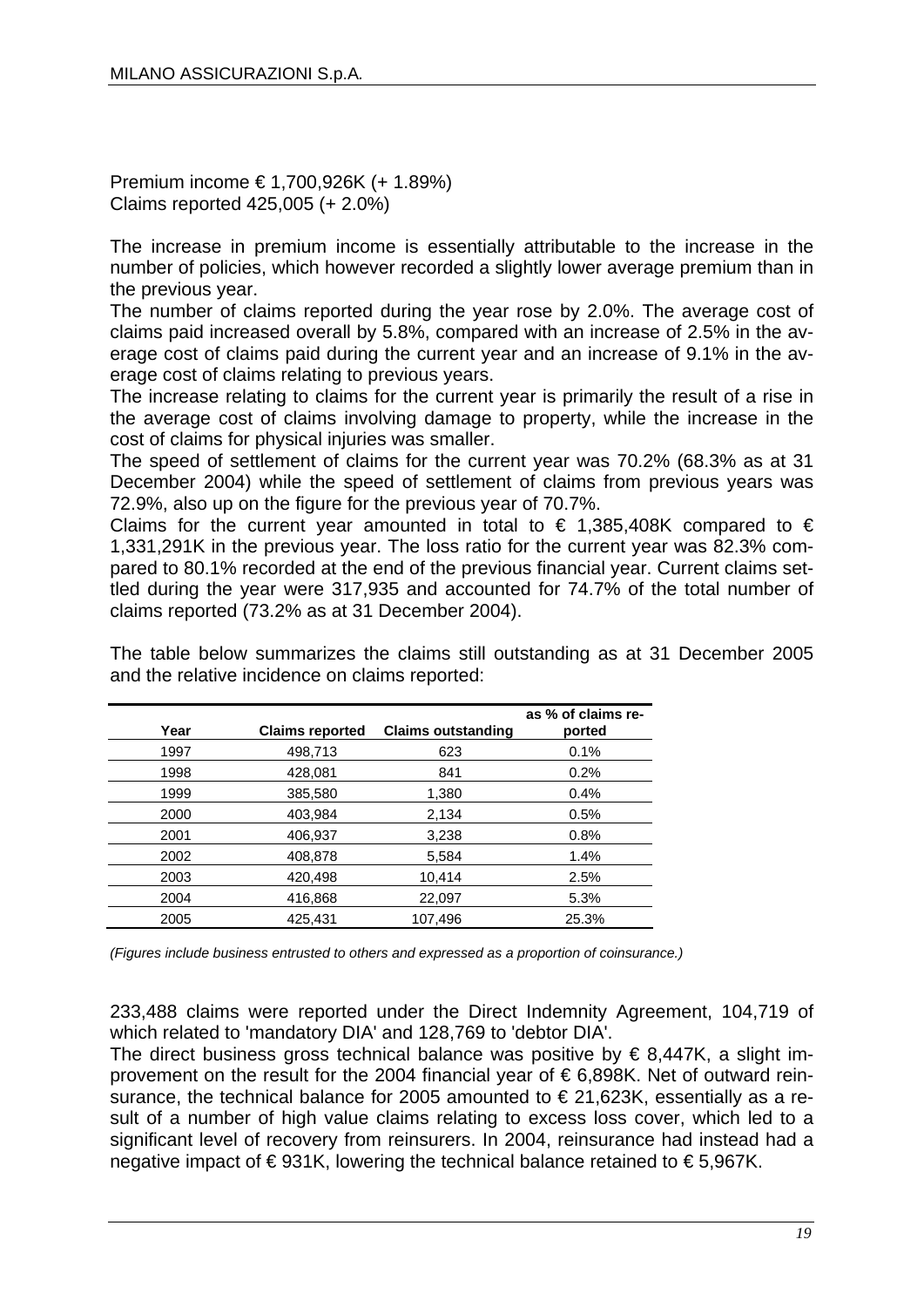Premium income € 1,700,926K (+ 1.89%)
Claims reported 425,005 (+ 2.0%)

The increase in premium income is essentially attributable to the increase in the number of policies, which however recorded a slightly lower average premium than in the previous year.
The number of claims reported during the year rose by 2.0%. The average cost of claims paid increased overall by 5.8%, compared with an increase of 2.5% in the average cost of claims paid during the current year and an increase of 9.1% in the average cost of claims relating to previous years.
The increase relating to claims for the current year is primarily the result of a rise in the average cost of claims involving damage to property, while the increase in the cost of claims for physical injuries was smaller.
The speed of settlement of claims for the current year was 70.2% (68.3% as at 31 December 2004) while the speed of settlement of claims from previous years was 72.9%, also up on the figure for the previous year of 70.7%.
Claims for the current year amounted in total to € 1,385,408K compared to € 1,331,291K in the previous year. The loss ratio for the current year was 82.3% compared to 80.1% recorded at the end of the previous financial year. Current claims settled during the year were 317,935 and accounted for 74.7% of the total number of claims reported (73.2% as at 31 December 2004).

The table below summarizes the claims still outstanding as at 31 December 2005 and the relative incidence on claims reported:

| Year | Claims reported | Claims outstanding | as % of claims reported |
|---|---|---|---|
| 1997 | 498,713 | 623 | 0.1% |
| 1998 | 428,081 | 841 | 0.2% |
| 1999 | 385,580 | 1,380 | 0.4% |
| 2000 | 403,984 | 2,134 | 0.5% |
| 2001 | 406,937 | 3,238 | 0.8% |
| 2002 | 408,878 | 5,584 | 1.4% |
| 2003 | 420,498 | 10,414 | 2.5% |
| 2004 | 416,868 | 22,097 | 5.3% |
| 2005 | 425,431 | 107,496 | 25.3% |

*(Figures include business entrusted to others and expressed as a proportion of coinsurance.)*

233,488 claims were reported under the Direct Indemnity Agreement, 104,719 of which related to 'mandatory DIA' and 128,769 to 'debtor DIA'.
The direct business gross technical balance was positive by € 8,447K, a slight improvement on the result for the 2004 financial year of € 6,898K. Net of outward reinsurance, the technical balance for 2005 amounted to € 21,623K, essentially as a result of a number of high value claims relating to excess loss cover, which led to a significant level of recovery from reinsurers. In 2004, reinsurance had instead had a negative impact of € 931K, lowering the technical balance retained to € 5,967K.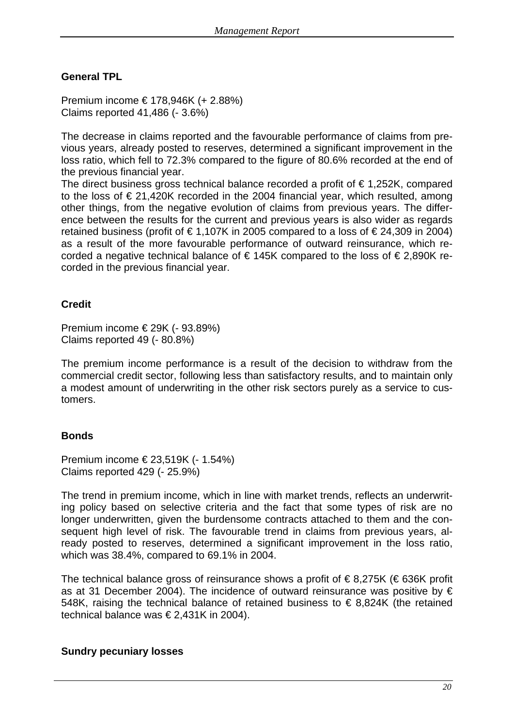## General TPL

Premium income € 178,946K (+ 2.88%)
Claims reported 41,486 (- 3.6%)

The decrease in claims reported and the favourable performance of claims from previous years, already posted to reserves, determined a significant improvement in the loss ratio, which fell to 72.3% compared to the figure of 80.6% recorded at the end of the previous financial year.
The direct business gross technical balance recorded a profit of € 1,252K, compared to the loss of € 21,420K recorded in the 2004 financial year, which resulted, among other things, from the negative evolution of claims from previous years. The difference between the results for the current and previous years is also wider as regards retained business (profit of € 1,107K in 2005 compared to a loss of € 24,309 in 2004) as a result of the more favourable performance of outward reinsurance, which recorded a negative technical balance of € 145K compared to the loss of € 2,890K recorded in the previous financial year.

## Credit

Premium income € 29K (- 93.89%)
Claims reported 49 (- 80.8%)

The premium income performance is a result of the decision to withdraw from the commercial credit sector, following less than satisfactory results, and to maintain only a modest amount of underwriting in the other risk sectors purely as a service to customers.

## Bonds

Premium income € 23,519K (- 1.54%)
Claims reported 429 (- 25.9%)

The trend in premium income, which in line with market trends, reflects an underwriting policy based on selective criteria and the fact that some types of risk are no longer underwritten, given the burdensome contracts attached to them and the consequent high level of risk. The favourable trend in claims from previous years, already posted to reserves, determined a significant improvement in the loss ratio, which was 38.4%, compared to 69.1% in 2004.

The technical balance gross of reinsurance shows a profit of € 8,275K (€ 636K profit as at 31 December 2004). The incidence of outward reinsurance was positive by € 548K, raising the technical balance of retained business to € 8,824K (the retained technical balance was € 2,431K in 2004).

## Sundry pecuniary losses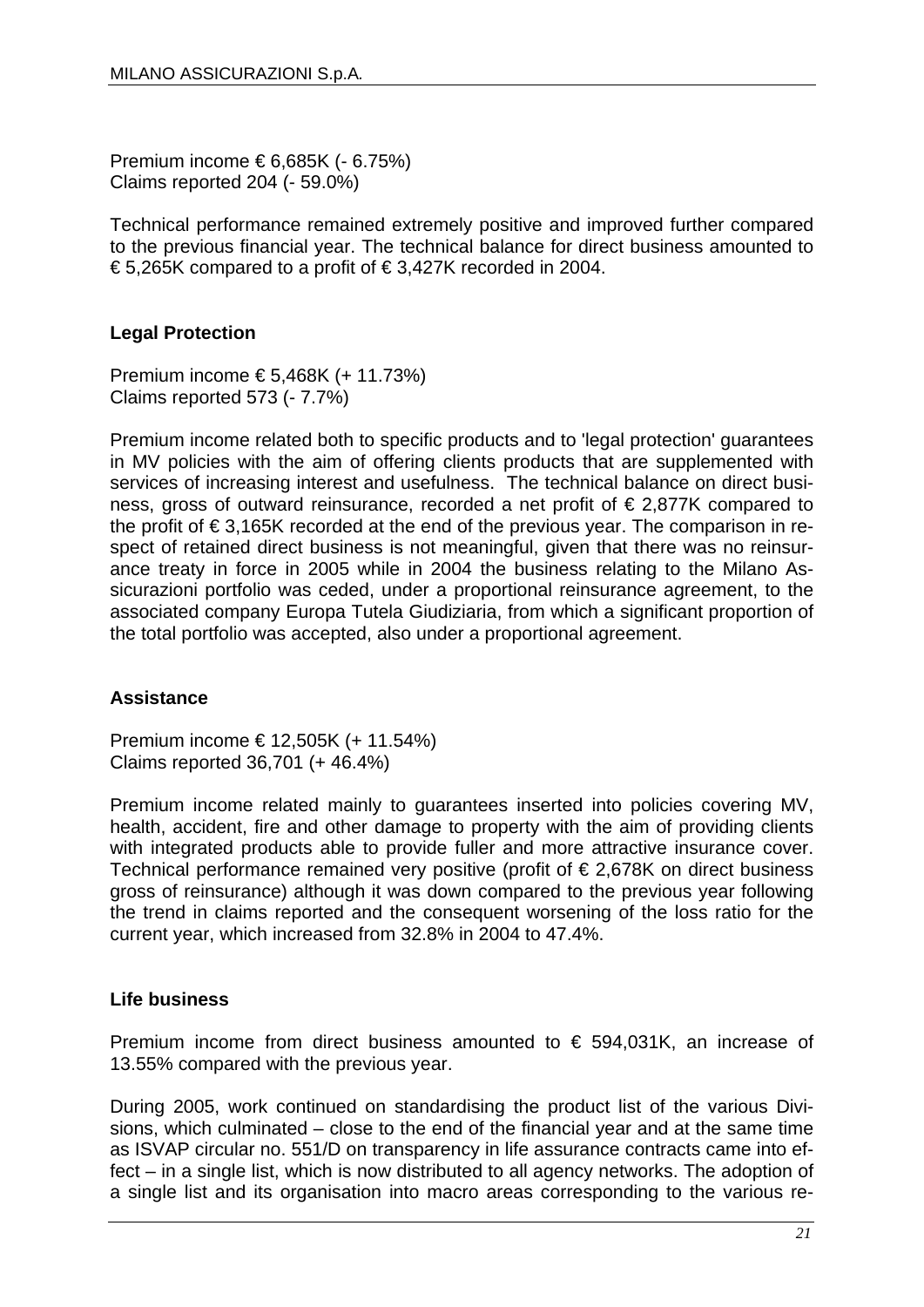Premium income € 6,685K (- 6.75%)
Claims reported 204 (- 59.0%)

Technical performance remained extremely positive and improved further compared to the previous financial year. The technical balance for direct business amounted to € 5,265K compared to a profit of € 3,427K recorded in 2004.

### Legal Protection

Premium income € 5,468K (+ 11.73%)
Claims reported 573 (- 7.7%)

Premium income related both to specific products and to 'legal protection' guarantees in MV policies with the aim of offering clients products that are supplemented with services of increasing interest and usefulness. The technical balance on direct business, gross of outward reinsurance, recorded a net profit of € 2,877K compared to the profit of € 3,165K recorded at the end of the previous year. The comparison in respect of retained direct business is not meaningful, given that there was no reinsurance treaty in force in 2005 while in 2004 the business relating to the Milano Assicurazioni portfolio was ceded, under a proportional reinsurance agreement, to the associated company Europa Tutela Giudiziaria, from which a significant proportion of the total portfolio was accepted, also under a proportional agreement.

### Assistance

Premium income € 12,505K (+ 11.54%)
Claims reported 36,701 (+ 46.4%)

Premium income related mainly to guarantees inserted into policies covering MV, health, accident, fire and other damage to property with the aim of providing clients with integrated products able to provide fuller and more attractive insurance cover. Technical performance remained very positive (profit of € 2,678K on direct business gross of reinsurance) although it was down compared to the previous year following the trend in claims reported and the consequent worsening of the loss ratio for the current year, which increased from 32.8% in 2004 to 47.4%.

### Life business

Premium income from direct business amounted to € 594,031K, an increase of 13.55% compared with the previous year.

During 2005, work continued on standardising the product list of the various Divisions, which culminated – close to the end of the financial year and at the same time as ISVAP circular no. 551/D on transparency in life assurance contracts came into effect – in a single list, which is now distributed to all agency networks. The adoption of a single list and its organisation into macro areas corresponding to the various re-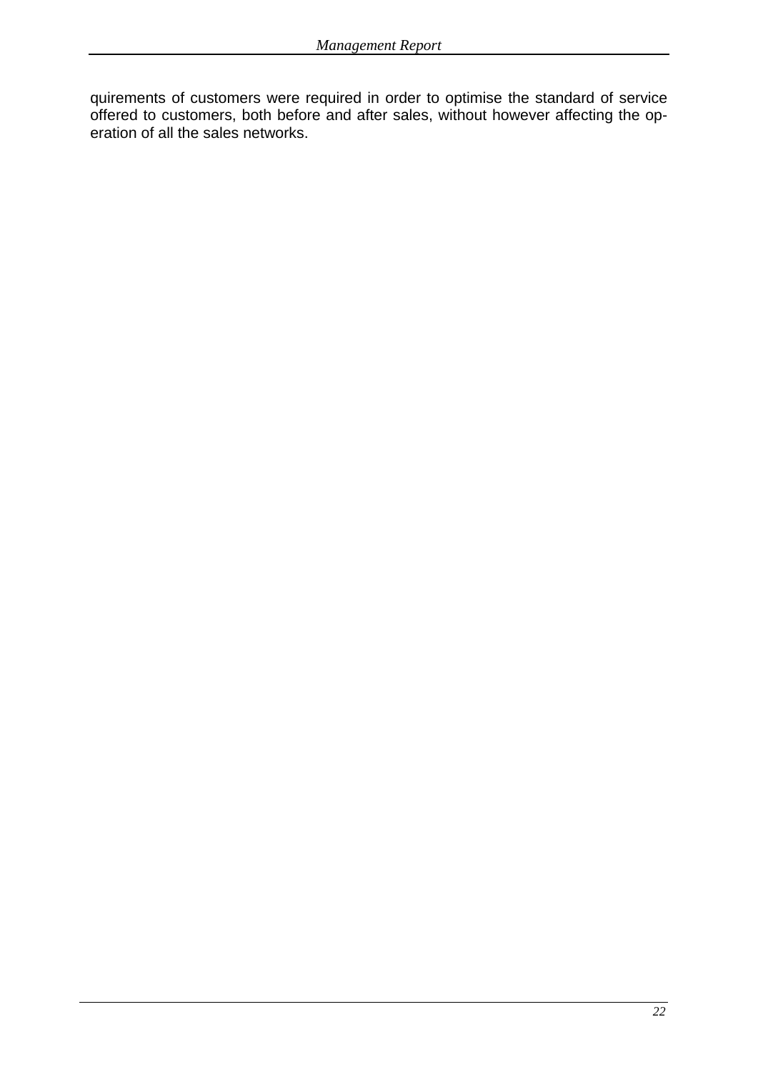quirements of customers were required in order to optimise the standard of service offered to customers, both before and after sales, without however affecting the operation of all the sales networks.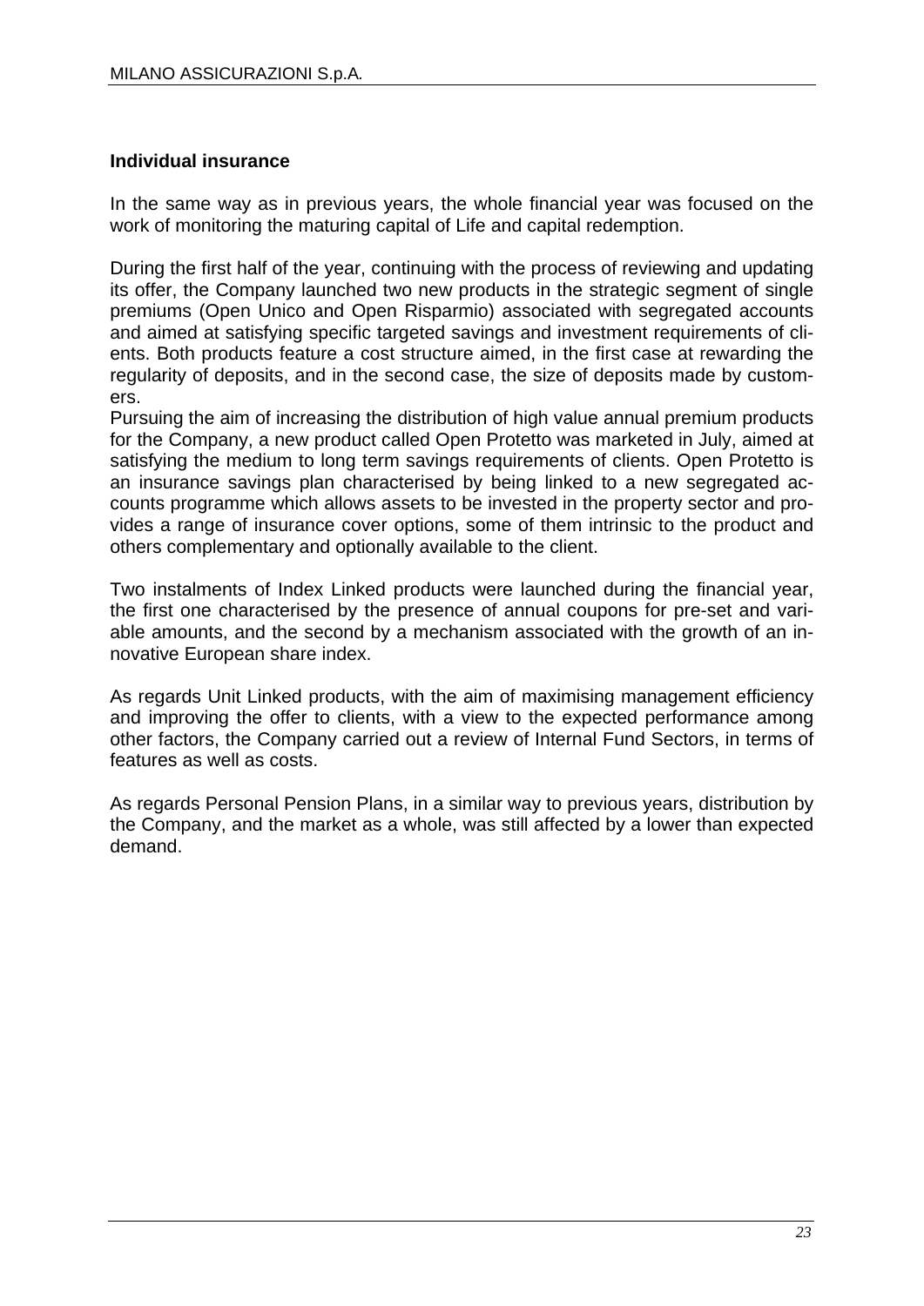### Individual insurance

In the same way as in previous years, the whole financial year was focused on the work of monitoring the maturing capital of Life and capital redemption.

During the first half of the year, continuing with the process of reviewing and updating its offer, the Company launched two new products in the strategic segment of single premiums (Open Unico and Open Risparmio) associated with segregated accounts and aimed at satisfying specific targeted savings and investment requirements of clients. Both products feature a cost structure aimed, in the first case at rewarding the regularity of deposits, and in the second case, the size of deposits made by customers.

Pursuing the aim of increasing the distribution of high value annual premium products for the Company, a new product called Open Protetto was marketed in July, aimed at satisfying the medium to long term savings requirements of clients. Open Protetto is an insurance savings plan characterised by being linked to a new segregated accounts programme which allows assets to be invested in the property sector and provides a range of insurance cover options, some of them intrinsic to the product and others complementary and optionally available to the client.

Two instalments of Index Linked products were launched during the financial year, the first one characterised by the presence of annual coupons for pre-set and variable amounts, and the second by a mechanism associated with the growth of an innovative European share index.

As regards Unit Linked products, with the aim of maximising management efficiency and improving the offer to clients, with a view to the expected performance among other factors, the Company carried out a review of Internal Fund Sectors, in terms of features as well as costs.

As regards Personal Pension Plans, in a similar way to previous years, distribution by the Company, and the market as a whole, was still affected by a lower than expected demand.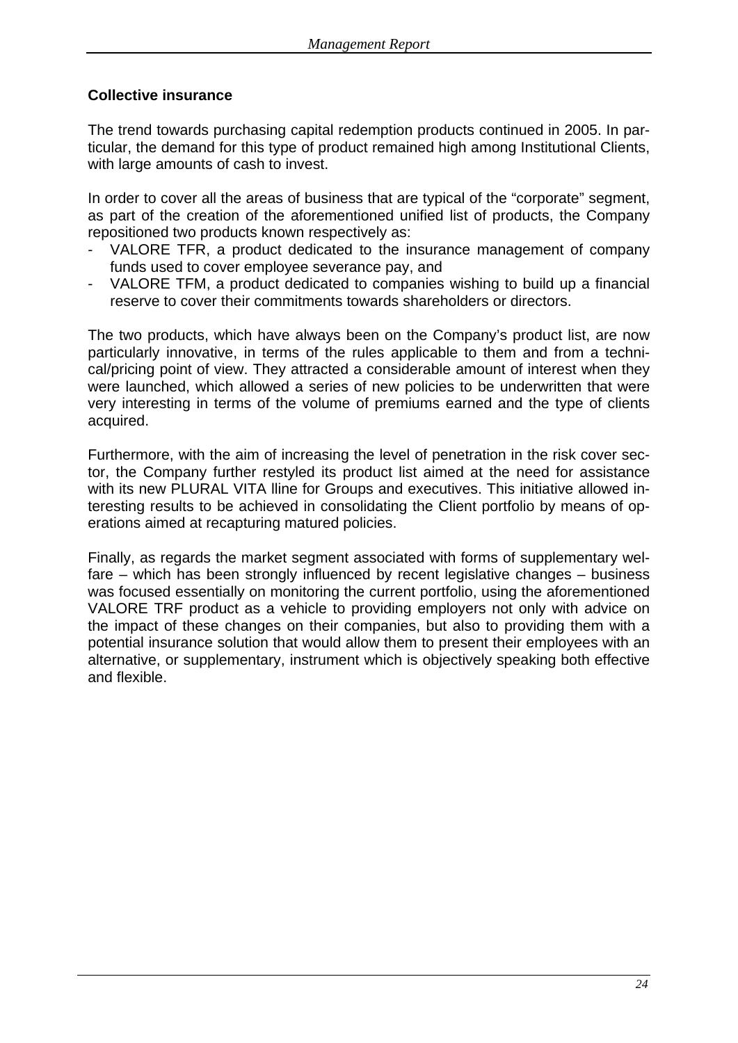## Collective insurance

The trend towards purchasing capital redemption products continued in 2005. In particular, the demand for this type of product remained high among Institutional Clients, with large amounts of cash to invest.

In order to cover all the areas of business that are typical of the "corporate" segment, as part of the creation of the aforementioned unified list of products, the Company repositioned two products known respectively as:

- VALORE TFR, a product dedicated to the insurance management of company funds used to cover employee severance pay, and
- VALORE TFM, a product dedicated to companies wishing to build up a financial reserve to cover their commitments towards shareholders or directors.

The two products, which have always been on the Company's product list, are now particularly innovative, in terms of the rules applicable to them and from a technical/pricing point of view. They attracted a considerable amount of interest when they were launched, which allowed a series of new policies to be underwritten that were very interesting in terms of the volume of premiums earned and the type of clients acquired.

Furthermore, with the aim of increasing the level of penetration in the risk cover sector, the Company further restyled its product list aimed at the need for assistance with its new PLURAL VITA lline for Groups and executives. This initiative allowed interesting results to be achieved in consolidating the Client portfolio by means of operations aimed at recapturing matured policies.

Finally, as regards the market segment associated with forms of supplementary welfare – which has been strongly influenced by recent legislative changes – business was focused essentially on monitoring the current portfolio, using the aforementioned VALORE TRF product as a vehicle to providing employers not only with advice on the impact of these changes on their companies, but also to providing them with a potential insurance solution that would allow them to present their employees with an alternative, or supplementary, instrument which is objectively speaking both effective and flexible.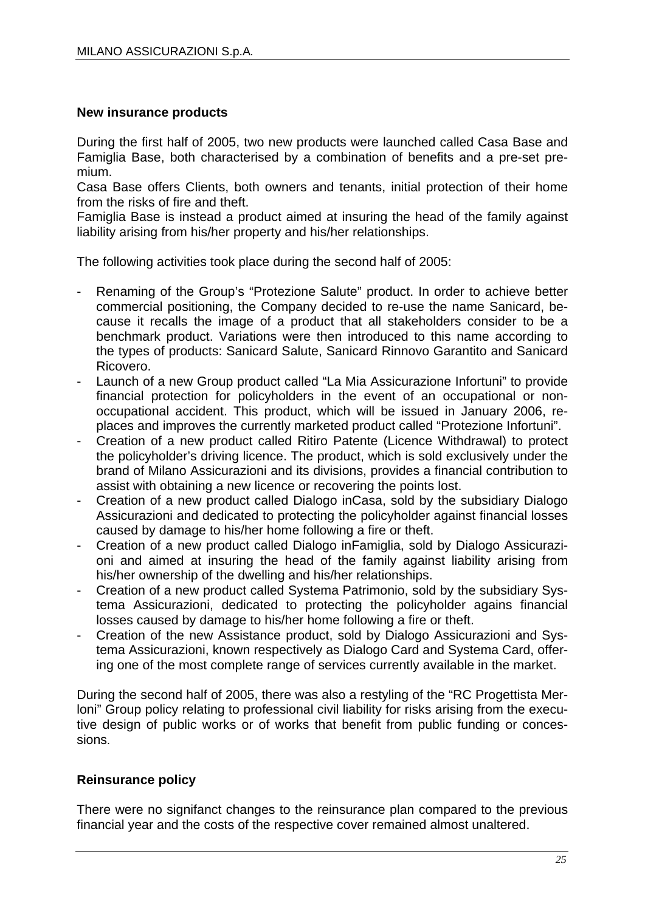**New insurance products**

During the first half of 2005, two new products were launched called Casa Base and Famiglia Base, both characterised by a combination of benefits and a pre-set premium.
Casa Base offers Clients, both owners and tenants, initial protection of their home from the risks of fire and theft.
Famiglia Base is instead a product aimed at insuring the head of the family against liability arising from his/her property and his/her relationships.

The following activities took place during the second half of 2005:

- Renaming of the Group's "Protezione Salute" product. In order to achieve better commercial positioning, the Company decided to re-use the name Sanicard, because it recalls the image of a product that all stakeholders consider to be a benchmark product. Variations were then introduced to this name according to the types of products: Sanicard Salute, Sanicard Rinnovo Garantito and Sanicard Ricovero.
- Launch of a new Group product called "La Mia Assicurazione Infortuni" to provide financial protection for policyholders in the event of an occupational or non-occupational accident. This product, which will be issued in January 2006, replaces and improves the currently marketed product called "Protezione Infortuni".
- Creation of a new product called Ritiro Patente (Licence Withdrawal) to protect the policyholder's driving licence. The product, which is sold exclusively under the brand of Milano Assicurazioni and its divisions, provides a financial contribution to assist with obtaining a new licence or recovering the points lost.
- Creation of a new product called Dialogo inCasa, sold by the subsidiary Dialogo Assicurazioni and dedicated to protecting the policyholder against financial losses caused by damage to his/her home following a fire or theft.
- Creation of a new product called Dialogo inFamiglia, sold by Dialogo Assicurazioni and aimed at insuring the head of the family against liability arising from his/her ownership of the dwelling and his/her relationships.
- Creation of a new product called Systema Patrimonio, sold by the subsidiary Systema Assicurazioni, dedicated to protecting the policyholder agains financial losses caused by damage to his/her home following a fire or theft.
- Creation of the new Assistance product, sold by Dialogo Assicurazioni and Systema Assicurazioni, known respectively as Dialogo Card and Systema Card, offering one of the most complete range of services currently available in the market.

During the second half of 2005, there was also a restyling of the "RC Progettista Merloni" Group policy relating to professional civil liability for risks arising from the executive design of public works or of works that benefit from public funding or concessions.

**Reinsurance policy**

There were no signifanct changes to the reinsurance plan compared to the previous financial year and the costs of the respective cover remained almost unaltered.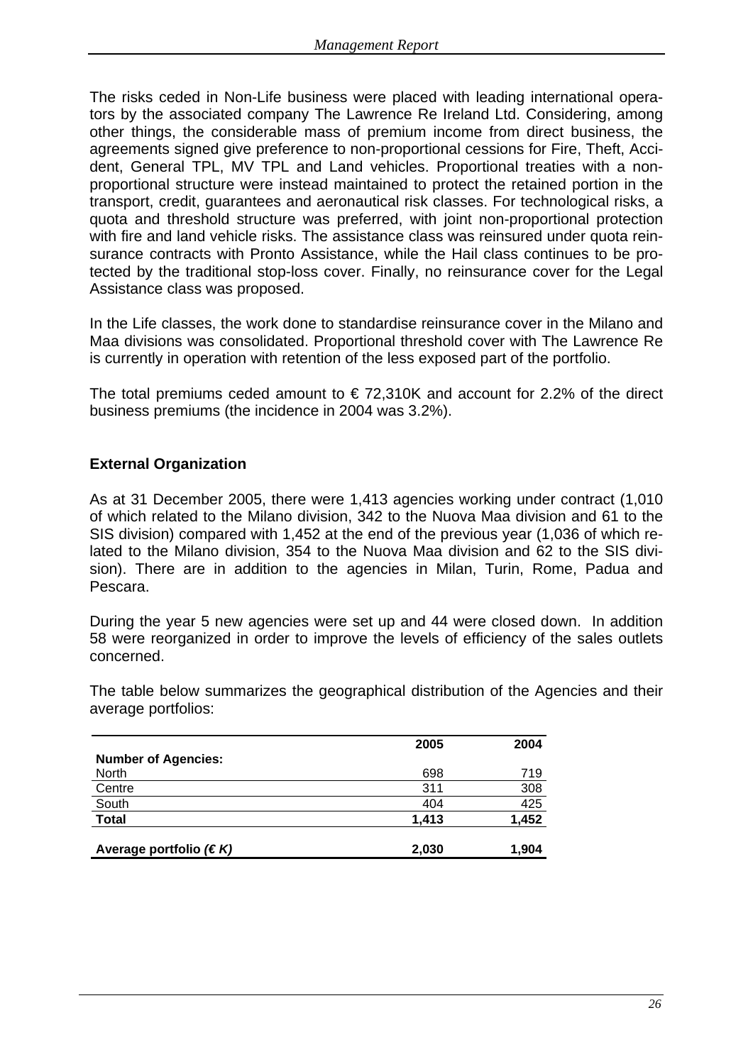The risks ceded in Non-Life business were placed with leading international operators by the associated company The Lawrence Re Ireland Ltd. Considering, among other things, the considerable mass of premium income from direct business, the agreements signed give preference to non-proportional cessions for Fire, Theft, Accident, General TPL, MV TPL and Land vehicles. Proportional treaties with a non-proportional structure were instead maintained to protect the retained portion in the transport, credit, guarantees and aeronautical risk classes. For technological risks, a quota and threshold structure was preferred, with joint non-proportional protection with fire and land vehicle risks. The assistance class was reinsured under quota reinsurance contracts with Pronto Assistance, while the Hail class continues to be protected by the traditional stop-loss cover. Finally, no reinsurance cover for the Legal Assistance class was proposed.

In the Life classes, the work done to standardise reinsurance cover in the Milano and Maa divisions was consolidated. Proportional threshold cover with The Lawrence Re is currently in operation with retention of the less exposed part of the portfolio.

The total premiums ceded amount to € 72,310K and account for 2.2% of the direct business premiums (the incidence in 2004 was 3.2%).

## External Organization

As at 31 December 2005, there were 1,413 agencies working under contract (1,010 of which related to the Milano division, 342 to the Nuova Maa division and 61 to the SIS division) compared with 1,452 at the end of the previous year (1,036 of which related to the Milano division, 354 to the Nuova Maa division and 62 to the SIS division). There are in addition to the agencies in Milan, Turin, Rome, Padua and Pescara.

During the year 5 new agencies were set up and 44 were closed down. In addition 58 were reorganized in order to improve the levels of efficiency of the sales outlets concerned.

The table below summarizes the geographical distribution of the Agencies and their average portfolios:

| | 2005 | 2004 |
|---|---|---|
| **Number of Agencies:** | | |
| North | 698 | 719 |
| Centre | 311 | 308 |
| South | 404 | 425 |
| **Total** | **1,413** | **1,452** |
| **Average portfolio *(€ K)*** | **2,030** | **1,904** |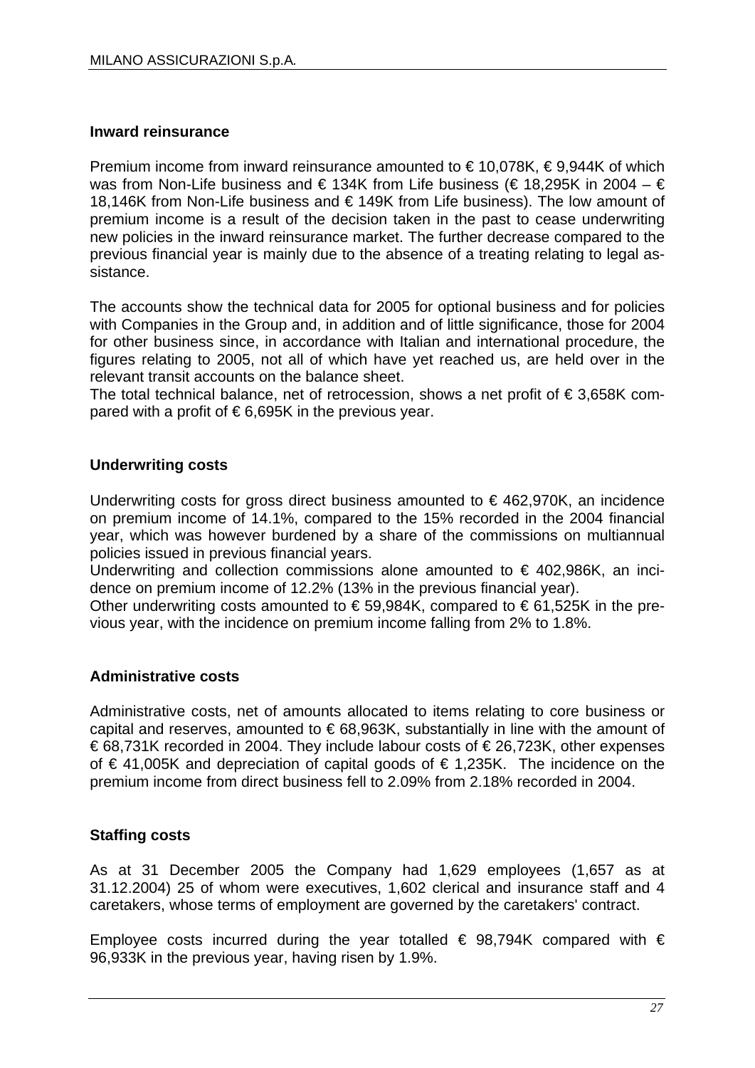## Inward reinsurance

Premium income from inward reinsurance amounted to € 10,078K, € 9,944K of which was from Non-Life business and € 134K from Life business (€ 18,295K in 2004 – € 18,146K from Non-Life business and € 149K from Life business). The low amount of premium income is a result of the decision taken in the past to cease underwriting new policies in the inward reinsurance market. The further decrease compared to the previous financial year is mainly due to the absence of a treating relating to legal assistance.

The accounts show the technical data for 2005 for optional business and for policies with Companies in the Group and, in addition and of little significance, those for 2004 for other business since, in accordance with Italian and international procedure, the figures relating to 2005, not all of which have yet reached us, are held over in the relevant transit accounts on the balance sheet.
The total technical balance, net of retrocession, shows a net profit of € 3,658K compared with a profit of € 6,695K in the previous year.

## Underwriting costs

Underwriting costs for gross direct business amounted to € 462,970K, an incidence on premium income of 14.1%, compared to the 15% recorded in the 2004 financial year, which was however burdened by a share of the commissions on multiannual policies issued in previous financial years.
Underwriting and collection commissions alone amounted to € 402,986K, an incidence on premium income of 12.2% (13% in the previous financial year).
Other underwriting costs amounted to € 59,984K, compared to € 61,525K in the previous year, with the incidence on premium income falling from 2% to 1.8%.

## Administrative costs

Administrative costs, net of amounts allocated to items relating to core business or capital and reserves, amounted to € 68,963K, substantially in line with the amount of € 68,731K recorded in 2004. They include labour costs of € 26,723K, other expenses of € 41,005K and depreciation of capital goods of € 1,235K. The incidence on the premium income from direct business fell to 2.09% from 2.18% recorded in 2004.

## Staffing costs

As at 31 December 2005 the Company had 1,629 employees (1,657 as at 31.12.2004) 25 of whom were executives, 1,602 clerical and insurance staff and 4 caretakers, whose terms of employment are governed by the caretakers' contract.

Employee costs incurred during the year totalled € 98,794K compared with € 96,933K in the previous year, having risen by 1.9%.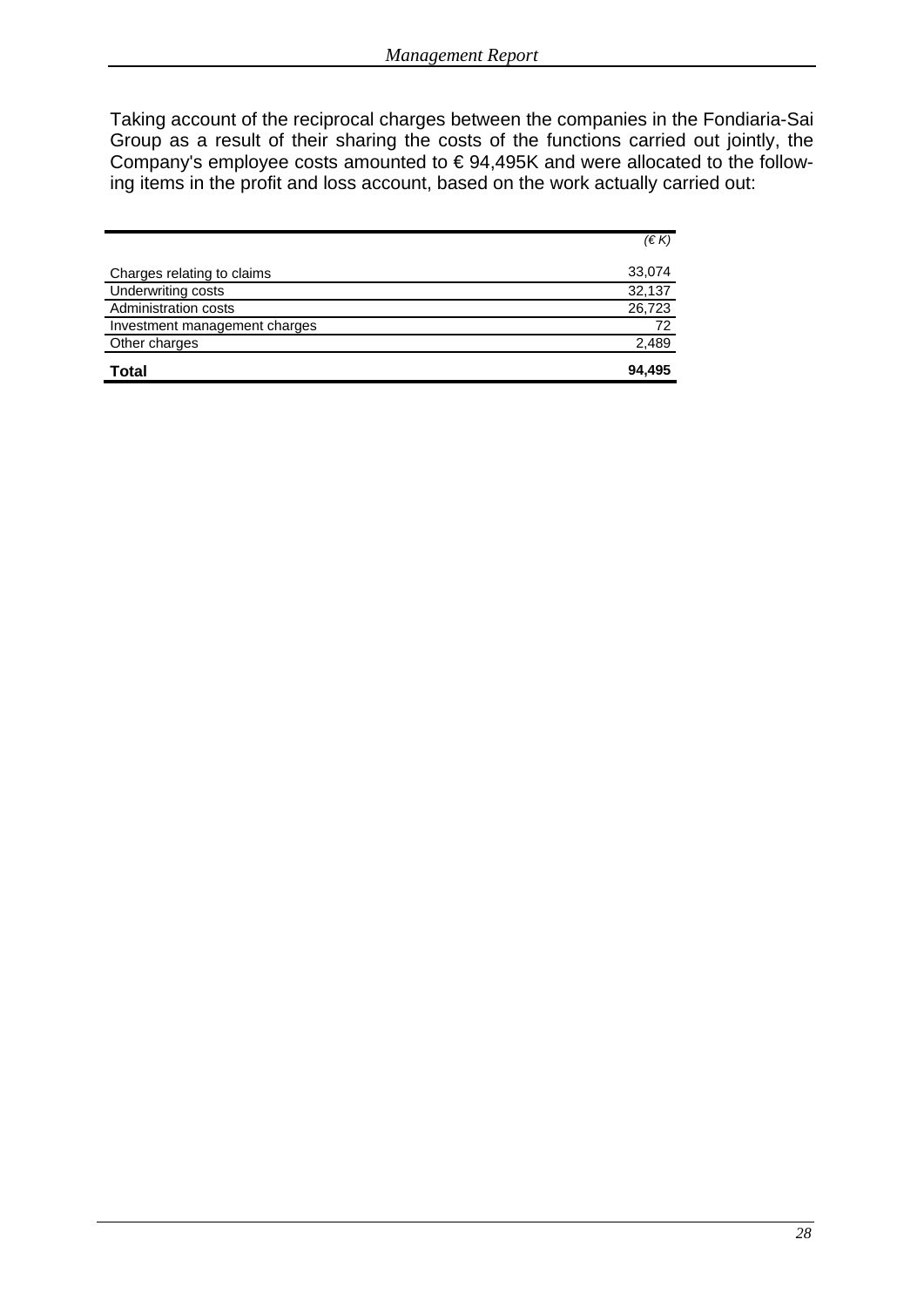Taking account of the reciprocal charges between the companies in the Fondiaria-Sai Group as a result of their sharing the costs of the functions carried out jointly, the Company's employee costs amounted to € 94,495K and were allocated to the following items in the profit and loss account, based on the work actually carried out:

| | *(€ K)* |
|---|---|
| Charges relating to claims | 33,074 |
| Underwriting costs | 32,137 |
| Administration costs | 26,723 |
| Investment management charges | 72 |
| Other charges | 2,489 |
| **Total** | **94,495** |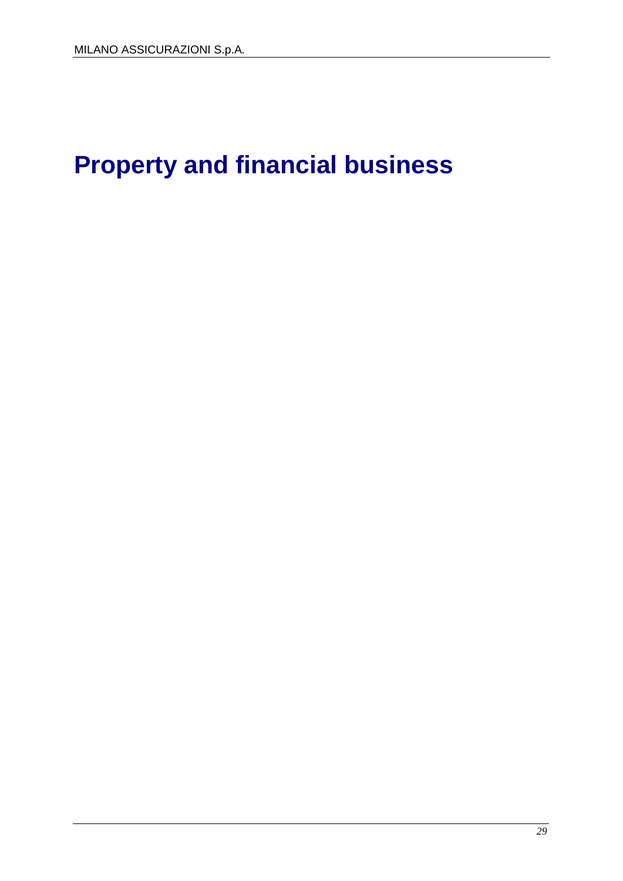# Property and financial business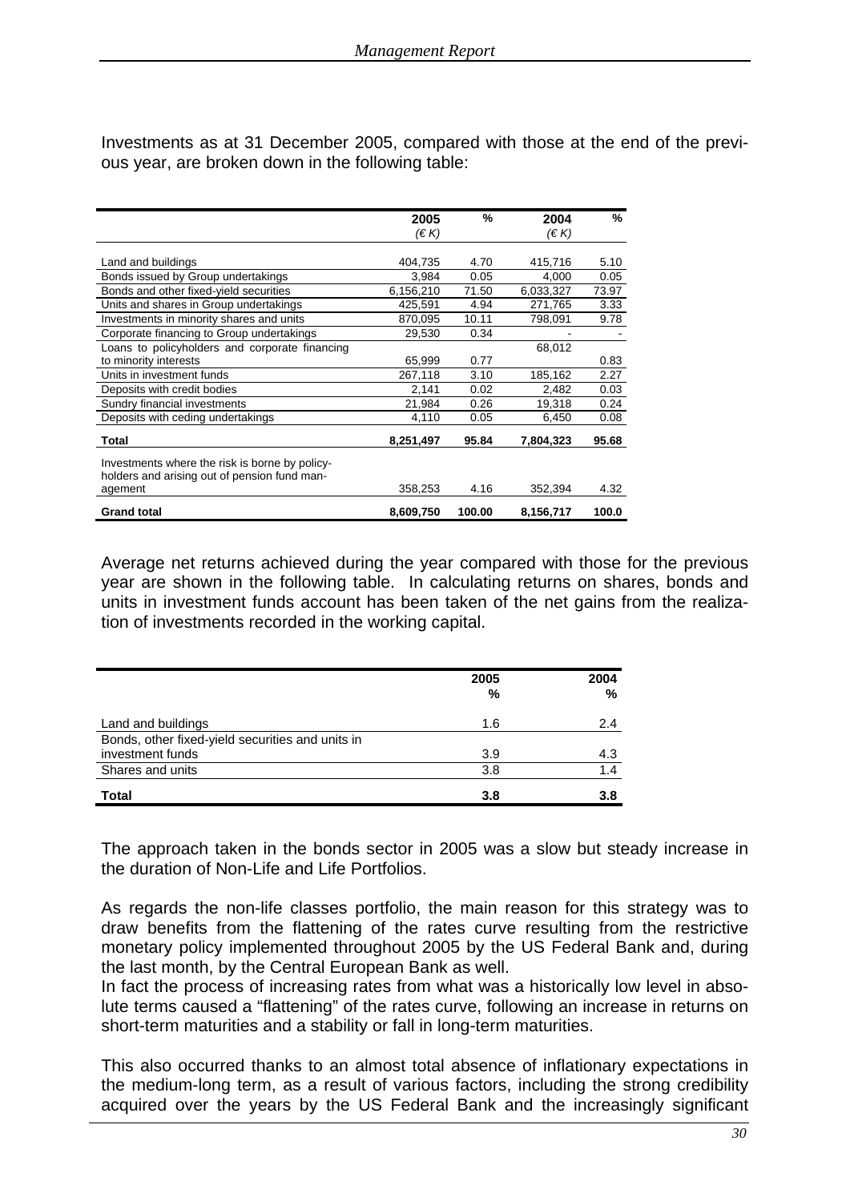Investments as at 31 December 2005, compared with those at the end of the previous year, are broken down in the following table:

| | 2005 (€ K) | % | 2004 (€ K) | % |
|---|---|---|---|---|
| Land and buildings | 404,735 | 4.70 | 415,716 | 5.10 |
| Bonds issued by Group undertakings | 3,984 | 0.05 | 4,000 | 0.05 |
| Bonds and other fixed-yield securities | 6,156,210 | 71.50 | 6,033,327 | 73.97 |
| Units and shares in Group undertakings | 425,591 | 4.94 | 271,765 | 3.33 |
| Investments in minority shares and units | 870,095 | 10.11 | 798,091 | 9.78 |
| Corporate financing to Group undertakings | 29,530 | 0.34 | - | - |
| Loans to policyholders and corporate financing to minority interests | 65,999 | 0.77 | 68,012 | 0.83 |
| Units in investment funds | 267,118 | 3.10 | 185,162 | 2.27 |
| Deposits with credit bodies | 2,141 | 0.02 | 2,482 | 0.03 |
| Sundry financial investments | 21,984 | 0.26 | 19,318 | 0.24 |
| Deposits with ceding undertakings | 4,110 | 0.05 | 6,450 | 0.08 |
| **Total** | **8,251,497** | **95.84** | **7,804,323** | **95.68** |
| Investments where the risk is borne by policyholders and arising out of pension fund management | 358,253 | 4.16 | 352,394 | 4.32 |
| **Grand total** | **8,609,750** | **100.00** | **8,156,717** | **100.0** |

Average net returns achieved during the year compared with those for the previous year are shown in the following table. In calculating returns on shares, bonds and units in investment funds account has been taken of the net gains from the realization of investments recorded in the working capital.

| | 2005 % | 2004 % |
|---|---|---|
| Land and buildings | 1.6 | 2.4 |
| Bonds, other fixed-yield securities and units in investment funds | 3.9 | 4.3 |
| Shares and units | 3.8 | 1.4 |
| **Total** | **3.8** | **3.8** |

The approach taken in the bonds sector in 2005 was a slow but steady increase in the duration of Non-Life and Life Portfolios.

As regards the non-life classes portfolio, the main reason for this strategy was to draw benefits from the flattening of the rates curve resulting from the restrictive monetary policy implemented throughout 2005 by the US Federal Bank and, during the last month, by the Central European Bank as well.
In fact the process of increasing rates from what was a historically low level in absolute terms caused a "flattening" of the rates curve, following an increase in returns on short-term maturities and a stability or fall in long-term maturities.

This also occurred thanks to an almost total absence of inflationary expectations in the medium-long term, as a result of various factors, including the strong credibility acquired over the years by the US Federal Bank and the increasingly significant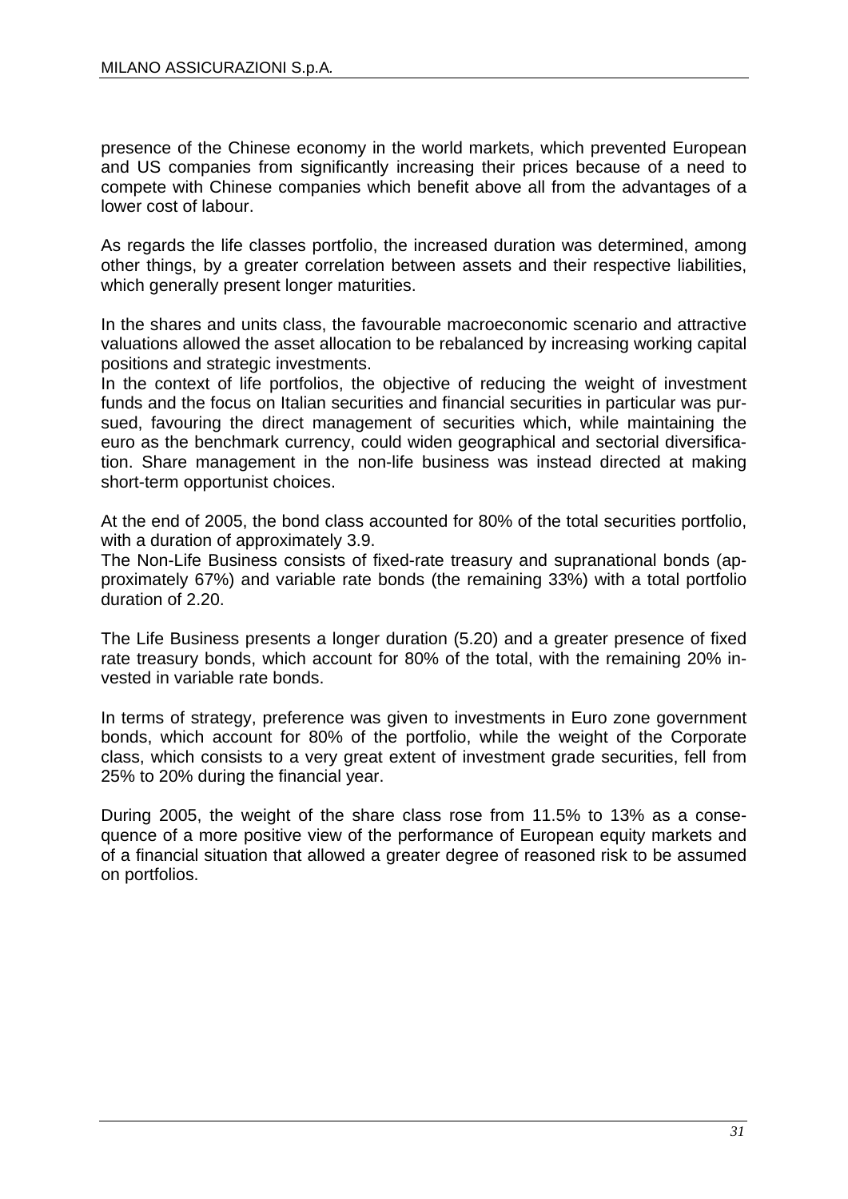presence of the Chinese economy in the world markets, which prevented European and US companies from significantly increasing their prices because of a need to compete with Chinese companies which benefit above all from the advantages of a lower cost of labour.

As regards the life classes portfolio, the increased duration was determined, among other things, by a greater correlation between assets and their respective liabilities, which generally present longer maturities.

In the shares and units class, the favourable macroeconomic scenario and attractive valuations allowed the asset allocation to be rebalanced by increasing working capital positions and strategic investments.
In the context of life portfolios, the objective of reducing the weight of investment funds and the focus on Italian securities and financial securities in particular was pursued, favouring the direct management of securities which, while maintaining the euro as the benchmark currency, could widen geographical and sectorial diversification. Share management in the non-life business was instead directed at making short-term opportunist choices.

At the end of 2005, the bond class accounted for 80% of the total securities portfolio, with a duration of approximately 3.9.
The Non-Life Business consists of fixed-rate treasury and supranational bonds (approximately 67%) and variable rate bonds (the remaining 33%) with a total portfolio duration of 2.20.

The Life Business presents a longer duration (5.20) and a greater presence of fixed rate treasury bonds, which account for 80% of the total, with the remaining 20% invested in variable rate bonds.

In terms of strategy, preference was given to investments in Euro zone government bonds, which account for 80% of the portfolio, while the weight of the Corporate class, which consists to a very great extent of investment grade securities, fell from 25% to 20% during the financial year.

During 2005, the weight of the share class rose from 11.5% to 13% as a consequence of a more positive view of the performance of European equity markets and of a financial situation that allowed a greater degree of reasoned risk to be assumed on portfolios.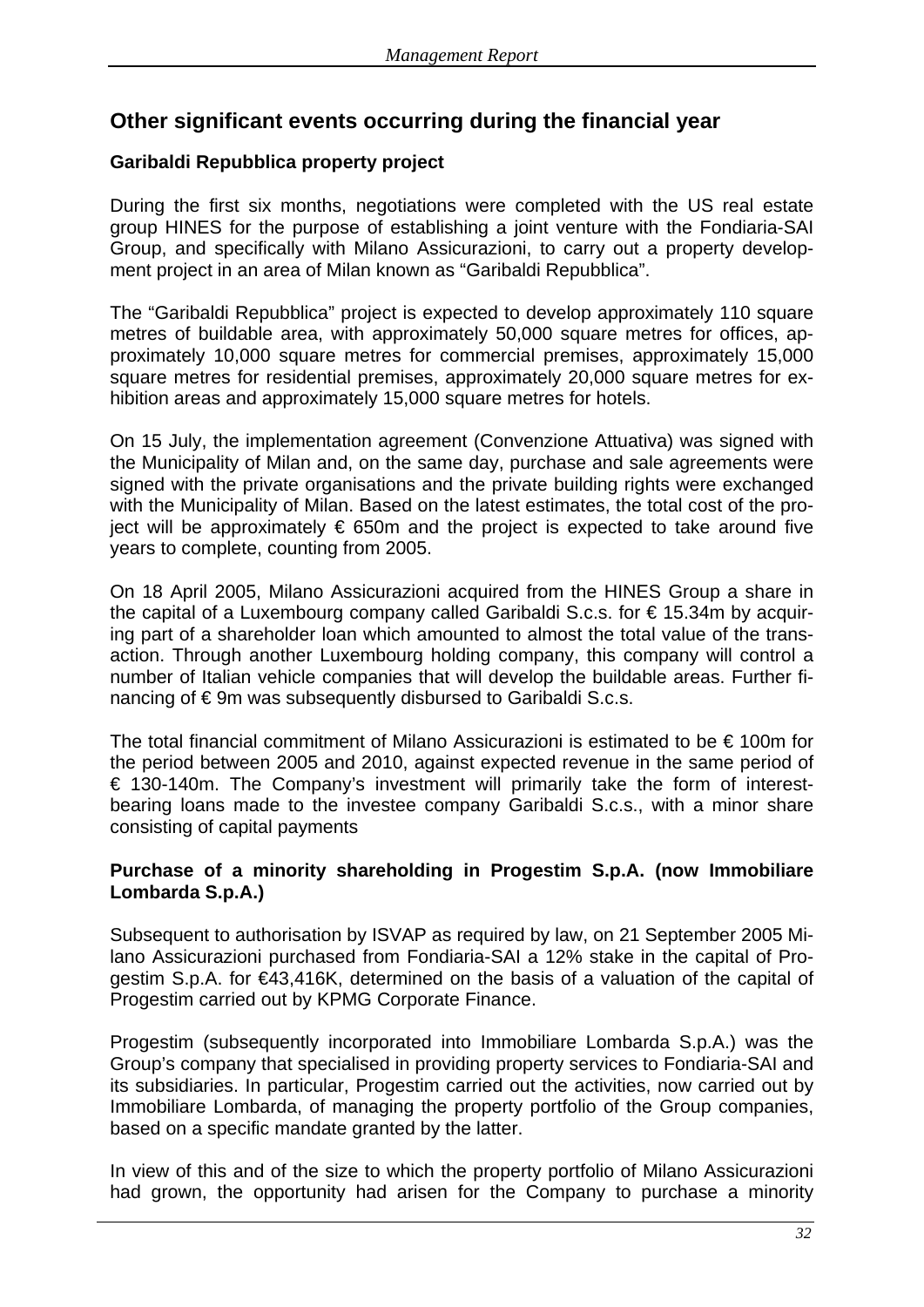## Other significant events occurring during the financial year

### Garibaldi Repubblica property project

During the first six months, negotiations were completed with the US real estate group HINES for the purpose of establishing a joint venture with the Fondiaria-SAI Group, and specifically with Milano Assicurazioni, to carry out a property development project in an area of Milan known as "Garibaldi Repubblica".

The "Garibaldi Repubblica" project is expected to develop approximately 110 square metres of buildable area, with approximately 50,000 square metres for offices, approximately 10,000 square metres for commercial premises, approximately 15,000 square metres for residential premises, approximately 20,000 square metres for exhibition areas and approximately 15,000 square metres for hotels.

On 15 July, the implementation agreement (Convenzione Attuativa) was signed with the Municipality of Milan and, on the same day, purchase and sale agreements were signed with the private organisations and the private building rights were exchanged with the Municipality of Milan. Based on the latest estimates, the total cost of the project will be approximately € 650m and the project is expected to take around five years to complete, counting from 2005.

On 18 April 2005, Milano Assicurazioni acquired from the HINES Group a share in the capital of a Luxembourg company called Garibaldi S.c.s. for € 15.34m by acquiring part of a shareholder loan which amounted to almost the total value of the transaction. Through another Luxembourg holding company, this company will control a number of Italian vehicle companies that will develop the buildable areas. Further financing of € 9m was subsequently disbursed to Garibaldi S.c.s.

The total financial commitment of Milano Assicurazioni is estimated to be € 100m for the period between 2005 and 2010, against expected revenue in the same period of € 130-140m. The Company's investment will primarily take the form of interest-bearing loans made to the investee company Garibaldi S.c.s., with a minor share consisting of capital payments

### Purchase of a minority shareholding in Progestim S.p.A. (now Immobiliare Lombarda S.p.A.)

Subsequent to authorisation by ISVAP as required by law, on 21 September 2005 Milano Assicurazioni purchased from Fondiaria-SAI a 12% stake in the capital of Progestim S.p.A. for €43,416K, determined on the basis of a valuation of the capital of Progestim carried out by KPMG Corporate Finance.

Progestim (subsequently incorporated into Immobiliare Lombarda S.p.A.) was the Group's company that specialised in providing property services to Fondiaria-SAI and its subsidiaries. In particular, Progestim carried out the activities, now carried out by Immobiliare Lombarda, of managing the property portfolio of the Group companies, based on a specific mandate granted by the latter.

In view of this and of the size to which the property portfolio of Milano Assicurazioni had grown, the opportunity had arisen for the Company to purchase a minority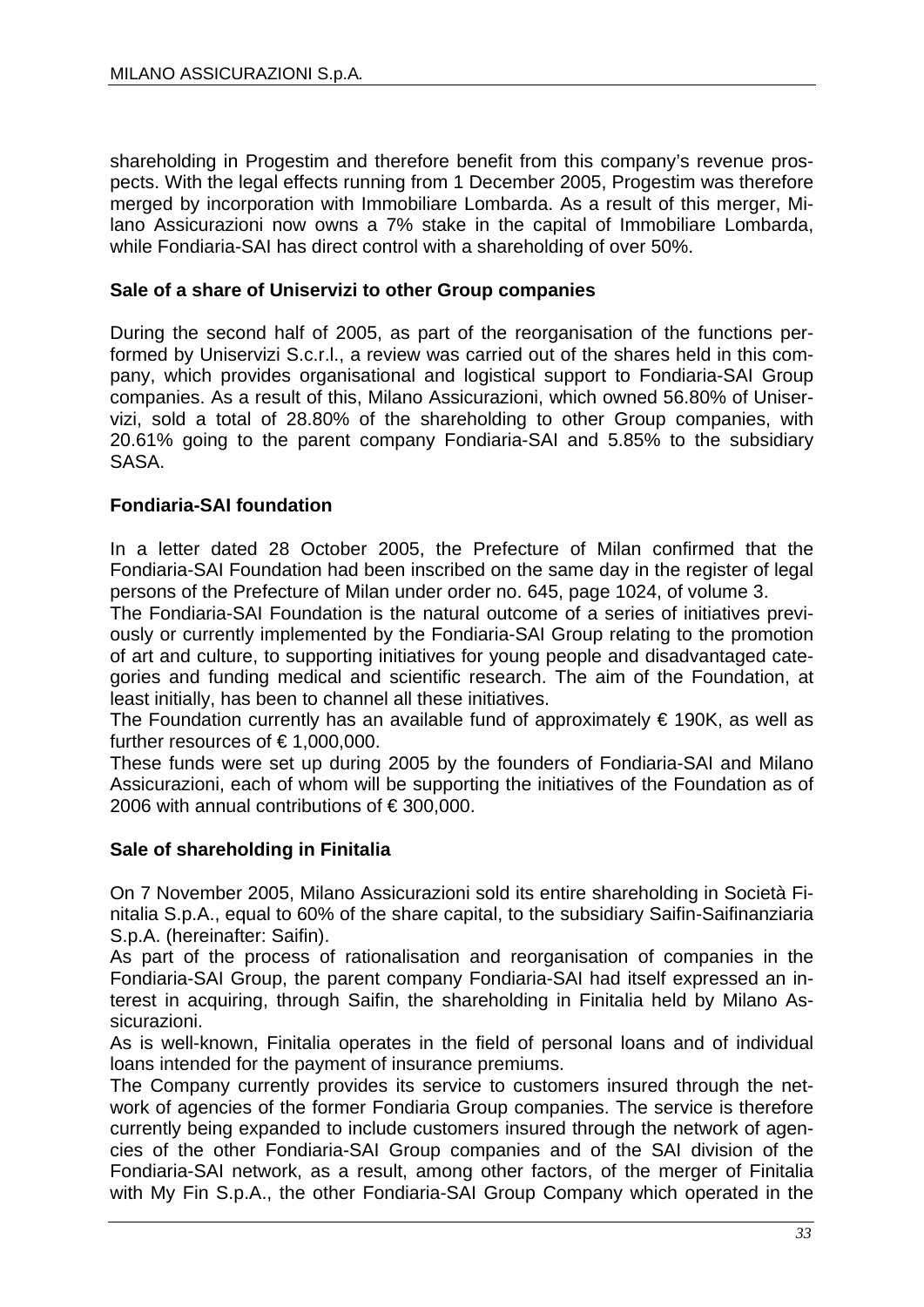shareholding in Progestim and therefore benefit from this company's revenue prospects. With the legal effects running from 1 December 2005, Progestim was therefore merged by incorporation with Immobiliare Lombarda. As a result of this merger, Milano Assicurazioni now owns a 7% stake in the capital of Immobiliare Lombarda, while Fondiaria-SAI has direct control with a shareholding of over 50%.

**Sale of a share of Uniservizi to other Group companies**

During the second half of 2005, as part of the reorganisation of the functions performed by Uniservizi S.c.r.l., a review was carried out of the shares held in this company, which provides organisational and logistical support to Fondiaria-SAI Group companies. As a result of this, Milano Assicurazioni, which owned 56.80% of Uniservizi, sold a total of 28.80% of the shareholding to other Group companies, with 20.61% going to the parent company Fondiaria-SAI and 5.85% to the subsidiary SASA.

**Fondiaria-SAI foundation**

In a letter dated 28 October 2005, the Prefecture of Milan confirmed that the Fondiaria-SAI Foundation had been inscribed on the same day in the register of legal persons of the Prefecture of Milan under order no. 645, page 1024, of volume 3.

The Fondiaria-SAI Foundation is the natural outcome of a series of initiatives previously or currently implemented by the Fondiaria-SAI Group relating to the promotion of art and culture, to supporting initiatives for young people and disadvantaged categories and funding medical and scientific research. The aim of the Foundation, at least initially, has been to channel all these initiatives.

The Foundation currently has an available fund of approximately € 190K, as well as further resources of € 1,000,000.

These funds were set up during 2005 by the founders of Fondiaria-SAI and Milano Assicurazioni, each of whom will be supporting the initiatives of the Foundation as of 2006 with annual contributions of € 300,000.

**Sale of shareholding in Finitalia**

On 7 November 2005, Milano Assicurazioni sold its entire shareholding in Società Finitalia S.p.A., equal to 60% of the share capital, to the subsidiary Saifin-Saifinanziaria S.p.A. (hereinafter: Saifin).

As part of the process of rationalisation and reorganisation of companies in the Fondiaria-SAI Group, the parent company Fondiaria-SAI had itself expressed an interest in acquiring, through Saifin, the shareholding in Finitalia held by Milano Assicurazioni.

As is well-known, Finitalia operates in the field of personal loans and of individual loans intended for the payment of insurance premiums.

The Company currently provides its service to customers insured through the network of agencies of the former Fondiaria Group companies. The service is therefore currently being expanded to include customers insured through the network of agencies of the other Fondiaria-SAI Group companies and of the SAI division of the Fondiaria-SAI network, as a result, among other factors, of the merger of Finitalia with My Fin S.p.A., the other Fondiaria-SAI Group Company which operated in the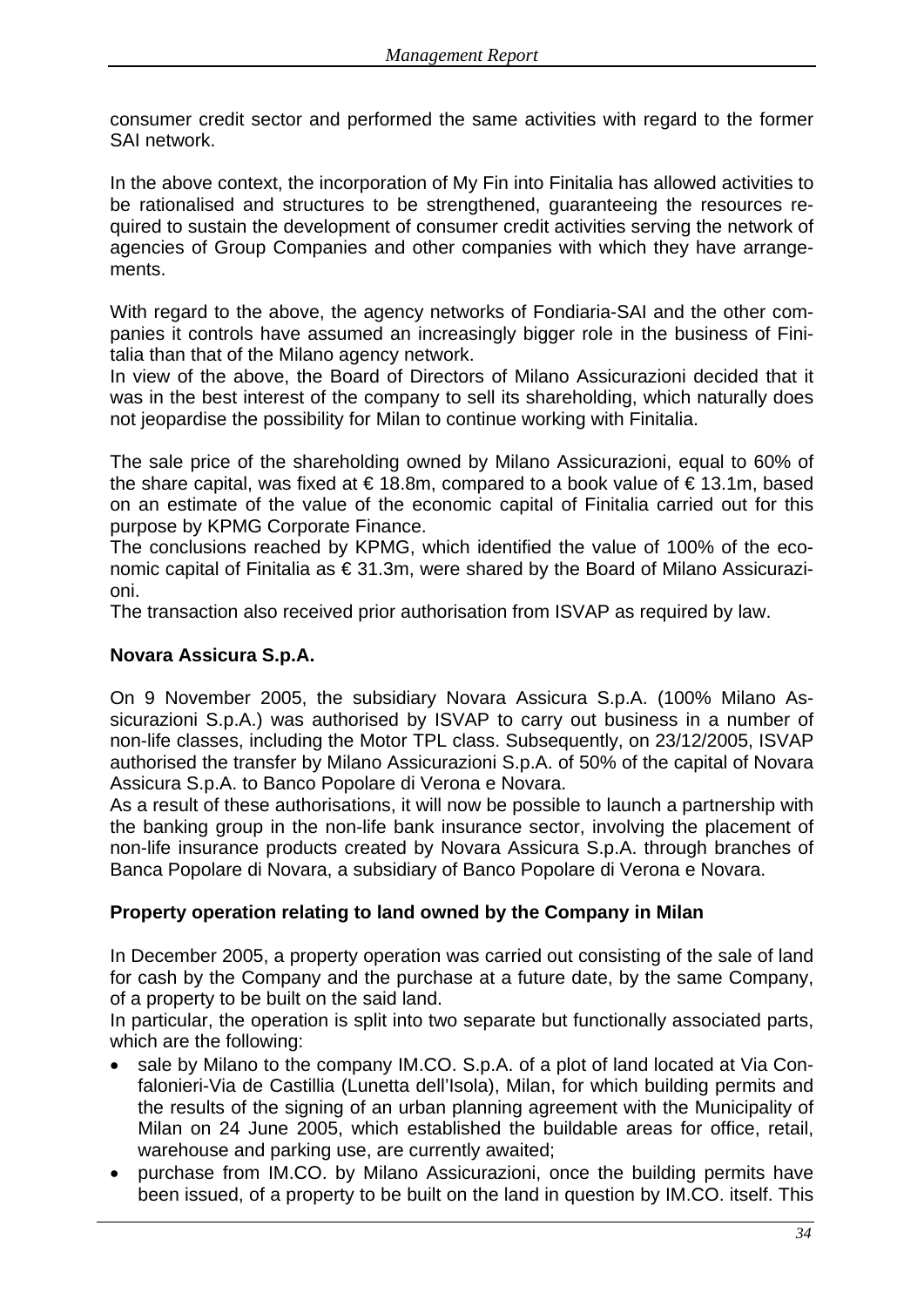consumer credit sector and performed the same activities with regard to the former SAI network.

In the above context, the incorporation of My Fin into Finitalia has allowed activities to be rationalised and structures to be strengthened, guaranteeing the resources required to sustain the development of consumer credit activities serving the network of agencies of Group Companies and other companies with which they have arrangements.

With regard to the above, the agency networks of Fondiaria-SAI and the other companies it controls have assumed an increasingly bigger role in the business of Finitalia than that of the Milano agency network.
In view of the above, the Board of Directors of Milano Assicurazioni decided that it was in the best interest of the company to sell its shareholding, which naturally does not jeopardise the possibility for Milan to continue working with Finitalia.

The sale price of the shareholding owned by Milano Assicurazioni, equal to 60% of the share capital, was fixed at € 18.8m, compared to a book value of € 13.1m, based on an estimate of the value of the economic capital of Finitalia carried out for this purpose by KPMG Corporate Finance.
The conclusions reached by KPMG, which identified the value of 100% of the economic capital of Finitalia as € 31.3m, were shared by the Board of Milano Assicurazioni.
The transaction also received prior authorisation from ISVAP as required by law.

**Novara Assicura S.p.A.**

On 9 November 2005, the subsidiary Novara Assicura S.p.A. (100% Milano Assicurazioni S.p.A.) was authorised by ISVAP to carry out business in a number of non-life classes, including the Motor TPL class. Subsequently, on 23/12/2005, ISVAP authorised the transfer by Milano Assicurazioni S.p.A. of 50% of the capital of Novara Assicura S.p.A. to Banco Popolare di Verona e Novara.
As a result of these authorisations, it will now be possible to launch a partnership with the banking group in the non-life bank insurance sector, involving the placement of non-life insurance products created by Novara Assicura S.p.A. through branches of Banca Popolare di Novara, a subsidiary of Banco Popolare di Verona e Novara.

**Property operation relating to land owned by the Company in Milan**

In December 2005, a property operation was carried out consisting of the sale of land for cash by the Company and the purchase at a future date, by the same Company, of a property to be built on the said land.
In particular, the operation is split into two separate but functionally associated parts, which are the following:

- sale by Milano to the company IM.CO. S.p.A. of a plot of land located at Via Confalonieri-Via de Castillia (Lunetta dell'Isola), Milan, for which building permits and the results of the signing of an urban planning agreement with the Municipality of Milan on 24 June 2005, which established the buildable areas for office, retail, warehouse and parking use, are currently awaited;
- purchase from IM.CO. by Milano Assicurazioni, once the building permits have been issued, of a property to be built on the land in question by IM.CO. itself. This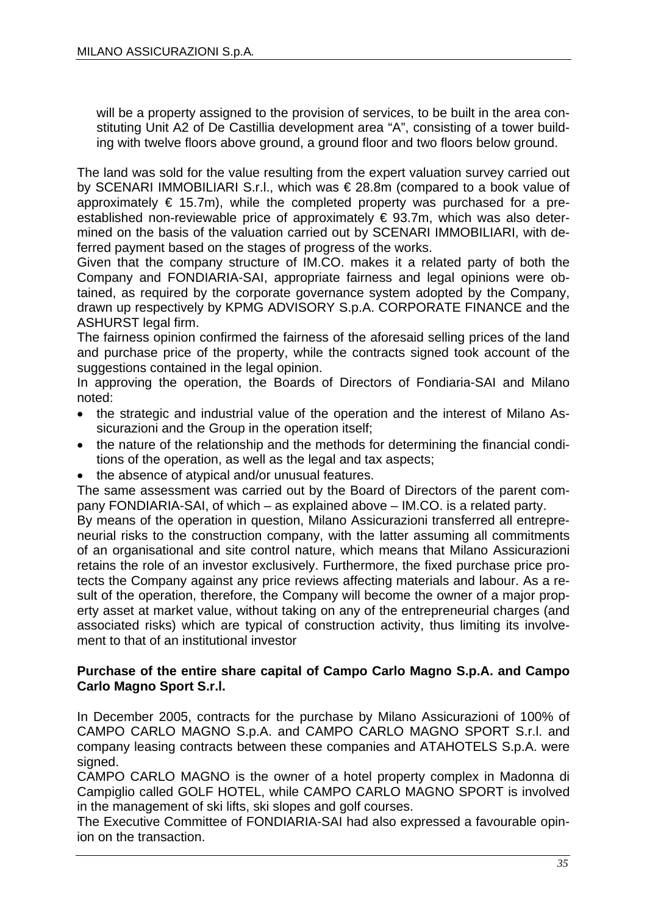will be a property assigned to the provision of services, to be built in the area constituting Unit A2 of De Castillia development area "A", consisting of a tower building with twelve floors above ground, a ground floor and two floors below ground.

The land was sold for the value resulting from the expert valuation survey carried out by SCENARI IMMOBILIARI S.r.l., which was € 28.8m (compared to a book value of approximately € 15.7m), while the completed property was purchased for a pre-established non-reviewable price of approximately € 93.7m, which was also determined on the basis of the valuation carried out by SCENARI IMMOBILIARI, with deferred payment based on the stages of progress of the works.

Given that the company structure of IM.CO. makes it a related party of both the Company and FONDIARIA-SAI, appropriate fairness and legal opinions were obtained, as required by the corporate governance system adopted by the Company, drawn up respectively by KPMG ADVISORY S.p.A. CORPORATE FINANCE and the ASHURST legal firm.

The fairness opinion confirmed the fairness of the aforesaid selling prices of the land and purchase price of the property, while the contracts signed took account of the suggestions contained in the legal opinion.

In approving the operation, the Boards of Directors of Fondiaria-SAI and Milano noted:

- the strategic and industrial value of the operation and the interest of Milano Assicurazioni and the Group in the operation itself;
- the nature of the relationship and the methods for determining the financial conditions of the operation, as well as the legal and tax aspects;
- the absence of atypical and/or unusual features.

The same assessment was carried out by the Board of Directors of the parent company FONDIARIA-SAI, of which – as explained above – IM.CO. is a related party.

By means of the operation in question, Milano Assicurazioni transferred all entrepreneurial risks to the construction company, with the latter assuming all commitments of an organisational and site control nature, which means that Milano Assicurazioni retains the role of an investor exclusively. Furthermore, the fixed purchase price protects the Company against any price reviews affecting materials and labour. As a result of the operation, therefore, the Company will become the owner of a major property asset at market value, without taking on any of the entrepreneurial charges (and associated risks) which are typical of construction activity, thus limiting its involvement to that of an institutional investor

**Purchase of the entire share capital of Campo Carlo Magno S.p.A. and Campo Carlo Magno Sport S.r.l.**

In December 2005, contracts for the purchase by Milano Assicurazioni of 100% of CAMPO CARLO MAGNO S.p.A. and CAMPO CARLO MAGNO SPORT S.r.l. and company leasing contracts between these companies and ATAHOTELS S.p.A. were signed.

CAMPO CARLO MAGNO is the owner of a hotel property complex in Madonna di Campiglio called GOLF HOTEL, while CAMPO CARLO MAGNO SPORT is involved in the management of ski lifts, ski slopes and golf courses.

The Executive Committee of FONDIARIA-SAI had also expressed a favourable opinion on the transaction.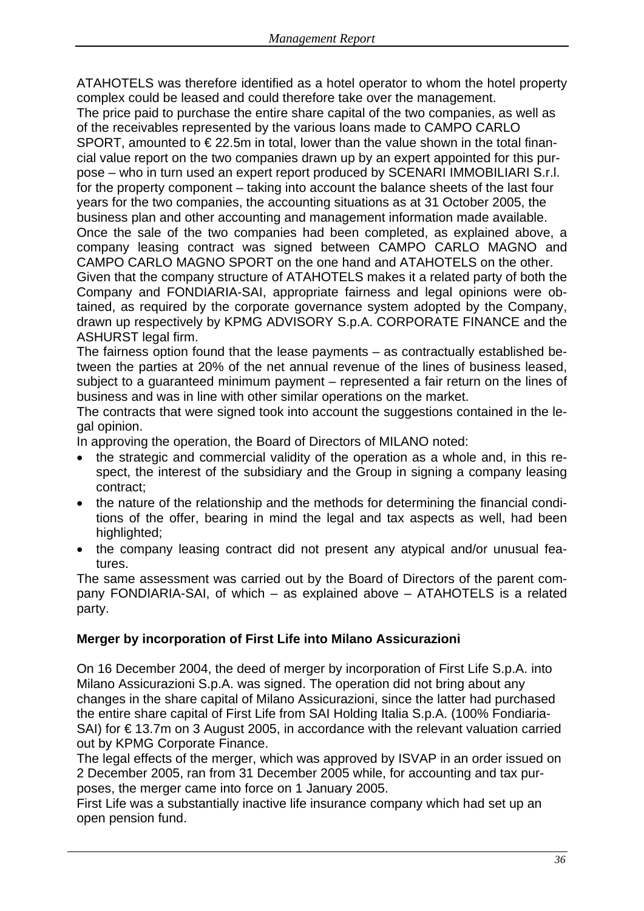ATAHOTELS was therefore identified as a hotel operator to whom the hotel property complex could be leased and could therefore take over the management.

The price paid to purchase the entire share capital of the two companies, as well as of the receivables represented by the various loans made to CAMPO CARLO SPORT, amounted to € 22.5m in total, lower than the value shown in the total financial value report on the two companies drawn up by an expert appointed for this purpose – who in turn used an expert report produced by SCENARI IMMOBILIARI S.r.l. for the property component – taking into account the balance sheets of the last four years for the two companies, the accounting situations as at 31 October 2005, the business plan and other accounting and management information made available.

Once the sale of the two companies had been completed, as explained above, a company leasing contract was signed between CAMPO CARLO MAGNO and CAMPO CARLO MAGNO SPORT on the one hand and ATAHOTELS on the other.

Given that the company structure of ATAHOTELS makes it a related party of both the Company and FONDIARIA-SAI, appropriate fairness and legal opinions were obtained, as required by the corporate governance system adopted by the Company, drawn up respectively by KPMG ADVISORY S.p.A. CORPORATE FINANCE and the ASHURST legal firm.

The fairness option found that the lease payments – as contractually established between the parties at 20% of the net annual revenue of the lines of business leased, subject to a guaranteed minimum payment – represented a fair return on the lines of business and was in line with other similar operations on the market.

The contracts that were signed took into account the suggestions contained in the legal opinion.

In approving the operation, the Board of Directors of MILANO noted:

- the strategic and commercial validity of the operation as a whole and, in this respect, the interest of the subsidiary and the Group in signing a company leasing contract;
- the nature of the relationship and the methods for determining the financial conditions of the offer, bearing in mind the legal and tax aspects as well, had been highlighted;
- the company leasing contract did not present any atypical and/or unusual features.

The same assessment was carried out by the Board of Directors of the parent company FONDIARIA-SAI, of which – as explained above – ATAHOTELS is a related party.

**Merger by incorporation of First Life into Milano Assicurazioni**

On 16 December 2004, the deed of merger by incorporation of First Life S.p.A. into Milano Assicurazioni S.p.A. was signed. The operation did not bring about any changes in the share capital of Milano Assicurazioni, since the latter had purchased the entire share capital of First Life from SAI Holding Italia S.p.A. (100% Fondiaria-SAI) for € 13.7m on 3 August 2005, in accordance with the relevant valuation carried out by KPMG Corporate Finance.

The legal effects of the merger, which was approved by ISVAP in an order issued on 2 December 2005, ran from 31 December 2005 while, for accounting and tax purposes, the merger came into force on 1 January 2005.

First Life was a substantially inactive life insurance company which had set up an open pension fund.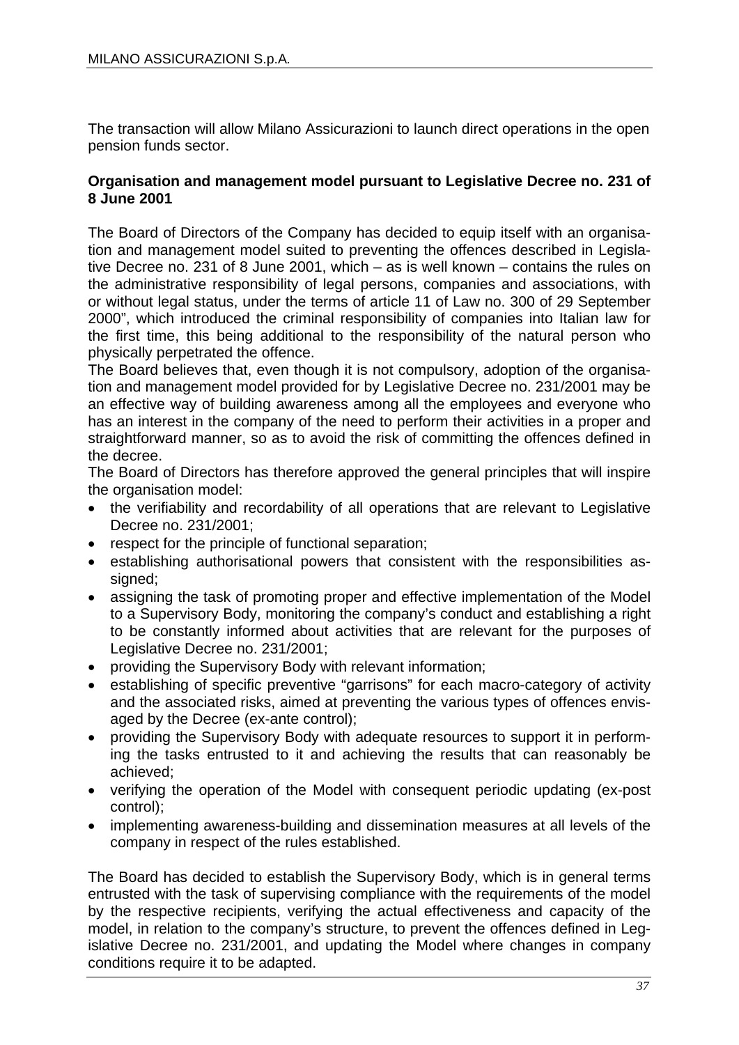The transaction will allow Milano Assicurazioni to launch direct operations in the open pension funds sector.

**Organisation and management model pursuant to Legislative Decree no. 231 of 8 June 2001**

The Board of Directors of the Company has decided to equip itself with an organisation and management model suited to preventing the offences described in Legislative Decree no. 231 of 8 June 2001, which – as is well known – contains the rules on the administrative responsibility of legal persons, companies and associations, with or without legal status, under the terms of article 11 of Law no. 300 of 29 September 2000", which introduced the criminal responsibility of companies into Italian law for the first time, this being additional to the responsibility of the natural person who physically perpetrated the offence.
The Board believes that, even though it is not compulsory, adoption of the organisation and management model provided for by Legislative Decree no. 231/2001 may be an effective way of building awareness among all the employees and everyone who has an interest in the company of the need to perform their activities in a proper and straightforward manner, so as to avoid the risk of committing the offences defined in the decree.
The Board of Directors has therefore approved the general principles that will inspire the organisation model:

- the verifiability and recordability of all operations that are relevant to Legislative Decree no. 231/2001;
- respect for the principle of functional separation;
- establishing authorisational powers that consistent with the responsibilities assigned;
- assigning the task of promoting proper and effective implementation of the Model to a Supervisory Body, monitoring the company's conduct and establishing a right to be constantly informed about activities that are relevant for the purposes of Legislative Decree no. 231/2001;
- providing the Supervisory Body with relevant information;
- establishing of specific preventive "garrisons" for each macro-category of activity and the associated risks, aimed at preventing the various types of offences envisaged by the Decree (ex-ante control);
- providing the Supervisory Body with adequate resources to support it in performing the tasks entrusted to it and achieving the results that can reasonably be achieved;
- verifying the operation of the Model with consequent periodic updating (ex-post control);
- implementing awareness-building and dissemination measures at all levels of the company in respect of the rules established.

The Board has decided to establish the Supervisory Body, which is in general terms entrusted with the task of supervising compliance with the requirements of the model by the respective recipients, verifying the actual effectiveness and capacity of the model, in relation to the company's structure, to prevent the offences defined in Legislative Decree no. 231/2001, and updating the Model where changes in company conditions require it to be adapted.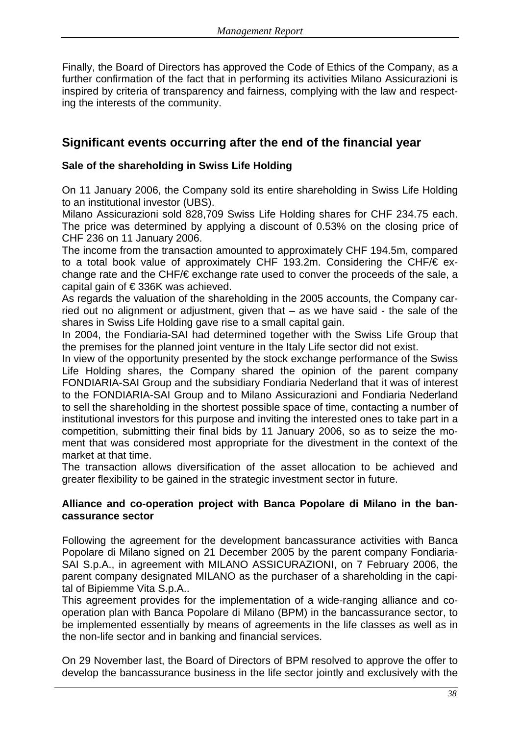Finally, the Board of Directors has approved the Code of Ethics of the Company, as a further confirmation of the fact that in performing its activities Milano Assicurazioni is inspired by criteria of transparency and fairness, complying with the law and respecting the interests of the community.

## Significant events occurring after the end of the financial year

### Sale of the shareholding in Swiss Life Holding

On 11 January 2006, the Company sold its entire shareholding in Swiss Life Holding to an institutional investor (UBS).

Milano Assicurazioni sold 828,709 Swiss Life Holding shares for CHF 234.75 each. The price was determined by applying a discount of 0.53% on the closing price of CHF 236 on 11 January 2006.

The income from the transaction amounted to approximately CHF 194.5m, compared to a total book value of approximately CHF 193.2m. Considering the CHF/€ exchange rate and the CHF/€ exchange rate used to conver the proceeds of the sale, a capital gain of € 336K was achieved.

As regards the valuation of the shareholding in the 2005 accounts, the Company carried out no alignment or adjustment, given that – as we have said - the sale of the shares in Swiss Life Holding gave rise to a small capital gain.

In 2004, the Fondiaria-SAI had determined together with the Swiss Life Group that the premises for the planned joint venture in the Italy Life sector did not exist.

In view of the opportunity presented by the stock exchange performance of the Swiss Life Holding shares, the Company shared the opinion of the parent company FONDIARIA-SAI Group and the subsidiary Fondiaria Nederland that it was of interest to the FONDIARIA-SAI Group and to Milano Assicurazioni and Fondiaria Nederland to sell the shareholding in the shortest possible space of time, contacting a number of institutional investors for this purpose and inviting the interested ones to take part in a competition, submitting their final bids by 11 January 2006, so as to seize the moment that was considered most appropriate for the divestment in the context of the market at that time.

The transaction allows diversification of the asset allocation to be achieved and greater flexibility to be gained in the strategic investment sector in future.

### Alliance and co-operation project with Banca Popolare di Milano in the bancassurance sector

Following the agreement for the development bancassurance activities with Banca Popolare di Milano signed on 21 December 2005 by the parent company Fondiaria-SAI S.p.A., in agreement with MILANO ASSICURAZIONI, on 7 February 2006, the parent company designated MILANO as the purchaser of a shareholding in the capital of Bipiemme Vita S.p.A..

This agreement provides for the implementation of a wide-ranging alliance and co-operation plan with Banca Popolare di Milano (BPM) in the bancassurance sector, to be implemented essentially by means of agreements in the life classes as well as in the non-life sector and in banking and financial services.

On 29 November last, the Board of Directors of BPM resolved to approve the offer to develop the bancassurance business in the life sector jointly and exclusively with the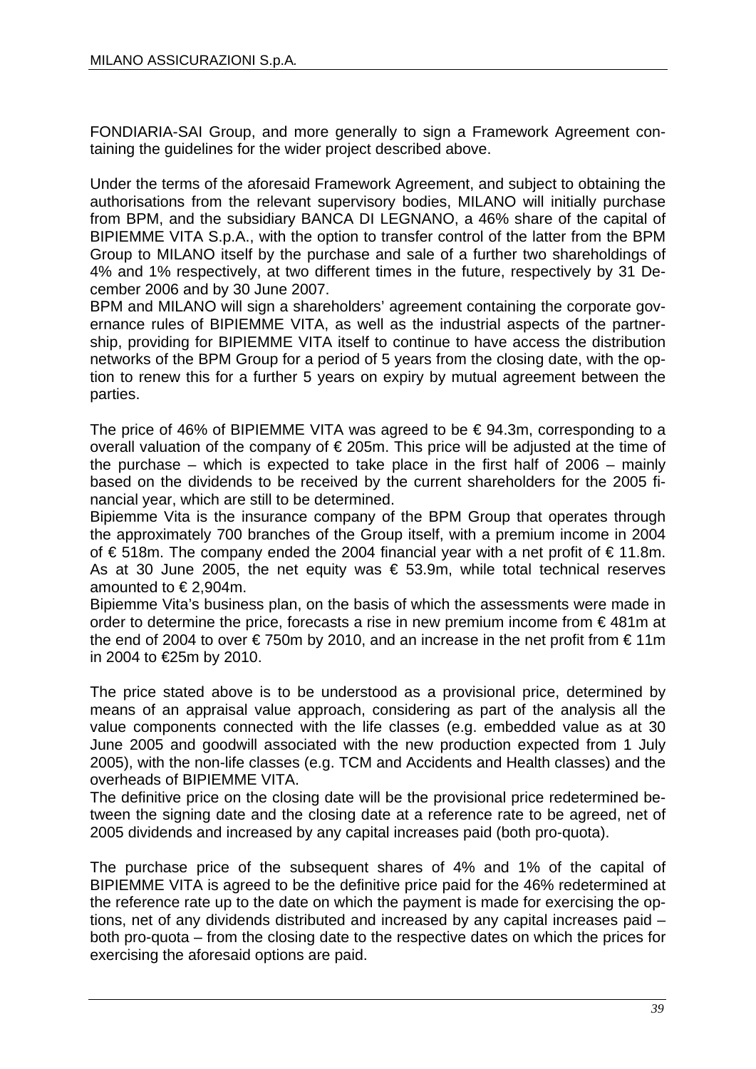FONDIARIA-SAI Group, and more generally to sign a Framework Agreement containing the guidelines for the wider project described above.

Under the terms of the aforesaid Framework Agreement, and subject to obtaining the authorisations from the relevant supervisory bodies, MILANO will initially purchase from BPM, and the subsidiary BANCA DI LEGNANO, a 46% share of the capital of BIPIEMME VITA S.p.A., with the option to transfer control of the latter from the BPM Group to MILANO itself by the purchase and sale of a further two shareholdings of 4% and 1% respectively, at two different times in the future, respectively by 31 December 2006 and by 30 June 2007.

BPM and MILANO will sign a shareholders' agreement containing the corporate governance rules of BIPIEMME VITA, as well as the industrial aspects of the partnership, providing for BIPIEMME VITA itself to continue to have access the distribution networks of the BPM Group for a period of 5 years from the closing date, with the option to renew this for a further 5 years on expiry by mutual agreement between the parties.

The price of 46% of BIPIEMME VITA was agreed to be € 94.3m, corresponding to a overall valuation of the company of € 205m. This price will be adjusted at the time of the purchase – which is expected to take place in the first half of 2006 – mainly based on the dividends to be received by the current shareholders for the 2005 financial year, which are still to be determined.

Bipiemme Vita is the insurance company of the BPM Group that operates through the approximately 700 branches of the Group itself, with a premium income in 2004 of € 518m. The company ended the 2004 financial year with a net profit of € 11.8m. As at 30 June 2005, the net equity was € 53.9m, while total technical reserves amounted to € 2,904m.

Bipiemme Vita's business plan, on the basis of which the assessments were made in order to determine the price, forecasts a rise in new premium income from € 481m at the end of 2004 to over € 750m by 2010, and an increase in the net profit from € 11m in 2004 to €25m by 2010.

The price stated above is to be understood as a provisional price, determined by means of an appraisal value approach, considering as part of the analysis all the value components connected with the life classes (e.g. embedded value as at 30 June 2005 and goodwill associated with the new production expected from 1 July 2005), with the non-life classes (e.g. TCM and Accidents and Health classes) and the overheads of BIPIEMME VITA.

The definitive price on the closing date will be the provisional price redetermined between the signing date and the closing date at a reference rate to be agreed, net of 2005 dividends and increased by any capital increases paid (both pro-quota).

The purchase price of the subsequent shares of 4% and 1% of the capital of BIPIEMME VITA is agreed to be the definitive price paid for the 46% redetermined at the reference rate up to the date on which the payment is made for exercising the options, net of any dividends distributed and increased by any capital increases paid – both pro-quota – from the closing date to the respective dates on which the prices for exercising the aforesaid options are paid.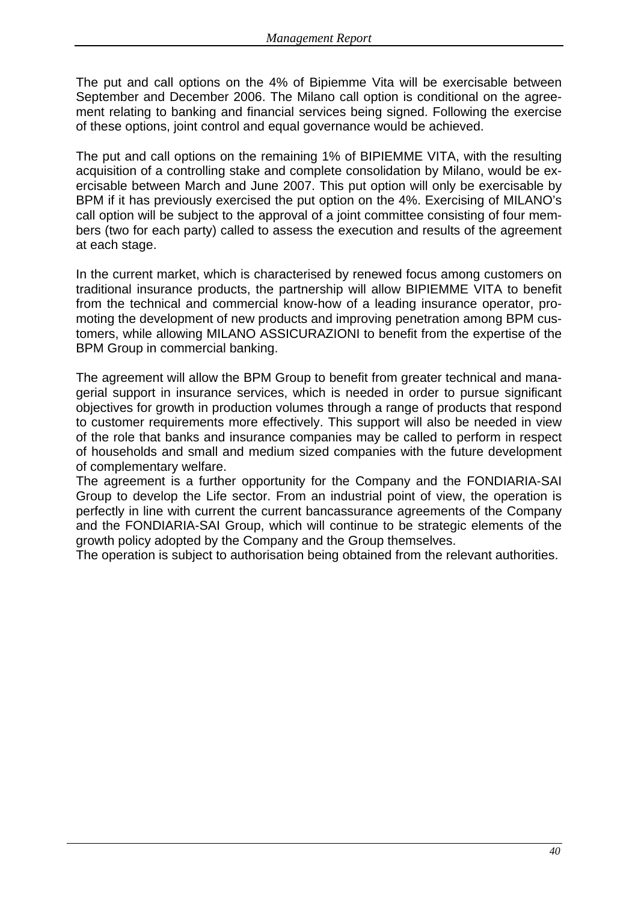The put and call options on the 4% of Bipiemme Vita will be exercisable between September and December 2006. The Milano call option is conditional on the agreement relating to banking and financial services being signed. Following the exercise of these options, joint control and equal governance would be achieved.

The put and call options on the remaining 1% of BIPIEMME VITA, with the resulting acquisition of a controlling stake and complete consolidation by Milano, would be exercisable between March and June 2007. This put option will only be exercisable by BPM if it has previously exercised the put option on the 4%. Exercising of MILANO's call option will be subject to the approval of a joint committee consisting of four members (two for each party) called to assess the execution and results of the agreement at each stage.

In the current market, which is characterised by renewed focus among customers on traditional insurance products, the partnership will allow BIPIEMME VITA to benefit from the technical and commercial know-how of a leading insurance operator, promoting the development of new products and improving penetration among BPM customers, while allowing MILANO ASSICURAZIONI to benefit from the expertise of the BPM Group in commercial banking.

The agreement will allow the BPM Group to benefit from greater technical and managerial support in insurance services, which is needed in order to pursue significant objectives for growth in production volumes through a range of products that respond to customer requirements more effectively. This support will also be needed in view of the role that banks and insurance companies may be called to perform in respect of households and small and medium sized companies with the future development of complementary welfare.

The agreement is a further opportunity for the Company and the FONDIARIA-SAI Group to develop the Life sector. From an industrial point of view, the operation is perfectly in line with current the current bancassurance agreements of the Company and the FONDIARIA-SAI Group, which will continue to be strategic elements of the growth policy adopted by the Company and the Group themselves.

The operation is subject to authorisation being obtained from the relevant authorities.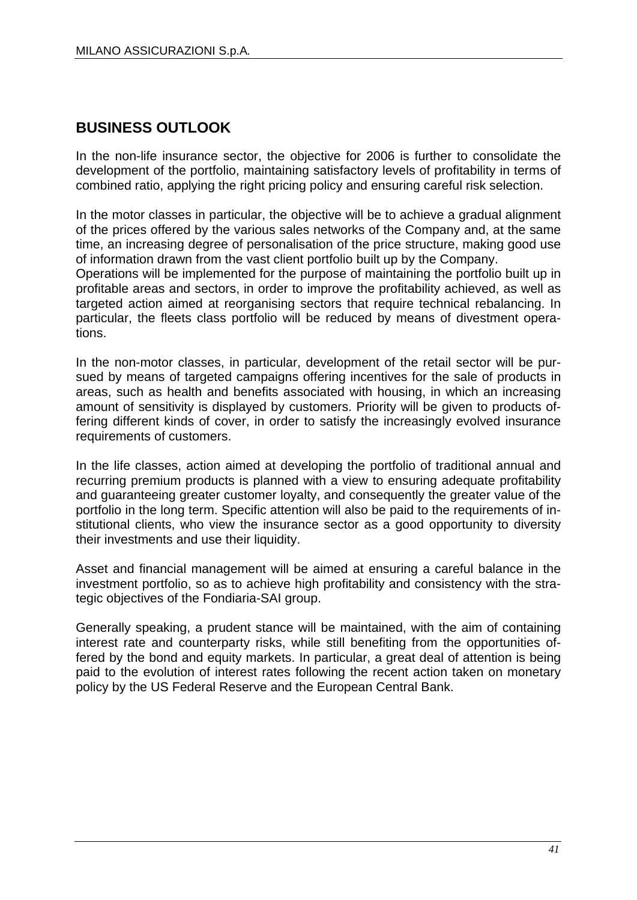## BUSINESS OUTLOOK

In the non-life insurance sector, the objective for 2006 is further to consolidate the development of the portfolio, maintaining satisfactory levels of profitability in terms of combined ratio, applying the right pricing policy and ensuring careful risk selection.

In the motor classes in particular, the objective will be to achieve a gradual alignment of the prices offered by the various sales networks of the Company and, at the same time, an increasing degree of personalisation of the price structure, making good use of information drawn from the vast client portfolio built up by the Company.
Operations will be implemented for the purpose of maintaining the portfolio built up in profitable areas and sectors, in order to improve the profitability achieved, as well as targeted action aimed at reorganising sectors that require technical rebalancing. In particular, the fleets class portfolio will be reduced by means of divestment operations.

In the non-motor classes, in particular, development of the retail sector will be pursued by means of targeted campaigns offering incentives for the sale of products in areas, such as health and benefits associated with housing, in which an increasing amount of sensitivity is displayed by customers. Priority will be given to products offering different kinds of cover, in order to satisfy the increasingly evolved insurance requirements of customers.

In the life classes, action aimed at developing the portfolio of traditional annual and recurring premium products is planned with a view to ensuring adequate profitability and guaranteeing greater customer loyalty, and consequently the greater value of the portfolio in the long term. Specific attention will also be paid to the requirements of institutional clients, who view the insurance sector as a good opportunity to diversity their investments and use their liquidity.

Asset and financial management will be aimed at ensuring a careful balance in the investment portfolio, so as to achieve high profitability and consistency with the strategic objectives of the Fondiaria-SAI group.

Generally speaking, a prudent stance will be maintained, with the aim of containing interest rate and counterparty risks, while still benefiting from the opportunities offered by the bond and equity markets. In particular, a great deal of attention is being paid to the evolution of interest rates following the recent action taken on monetary policy by the US Federal Reserve and the European Central Bank.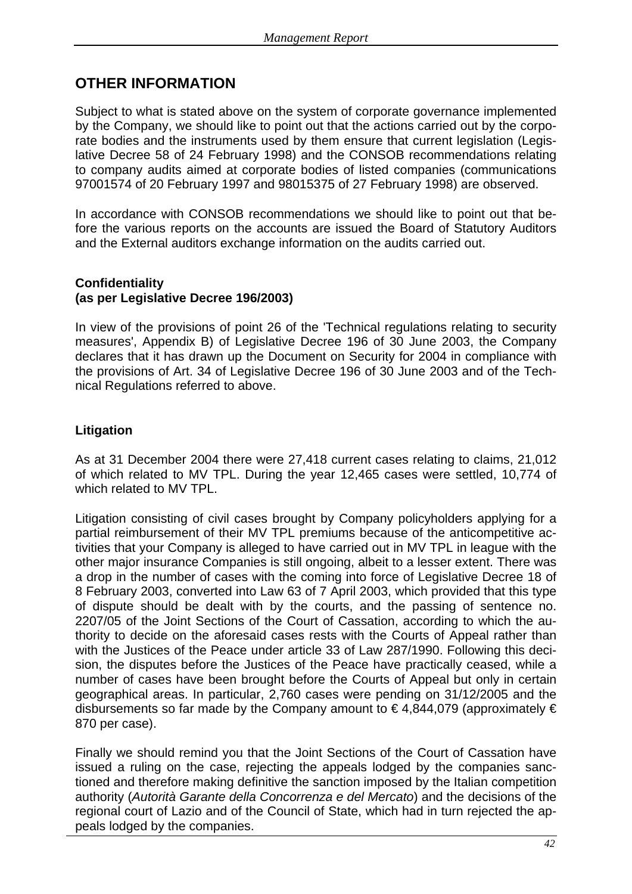## OTHER INFORMATION

Subject to what is stated above on the system of corporate governance implemented by the Company, we should like to point out that the actions carried out by the corporate bodies and the instruments used by them ensure that current legislation (Legislative Decree 58 of 24 February 1998) and the CONSOB recommendations relating to company audits aimed at corporate bodies of listed companies (communications 97001574 of 20 February 1997 and 98015375 of 27 February 1998) are observed.

In accordance with CONSOB recommendations we should like to point out that before the various reports on the accounts are issued the Board of Statutory Auditors and the External auditors exchange information on the audits carried out.

### Confidentiality
### (as per Legislative Decree 196/2003)

In view of the provisions of point 26 of the 'Technical regulations relating to security measures', Appendix B) of Legislative Decree 196 of 30 June 2003, the Company declares that it has drawn up the Document on Security for 2004 in compliance with the provisions of Art. 34 of Legislative Decree 196 of 30 June 2003 and of the Technical Regulations referred to above.

### Litigation

As at 31 December 2004 there were 27,418 current cases relating to claims, 21,012 of which related to MV TPL. During the year 12,465 cases were settled, 10,774 of which related to MV TPL.

Litigation consisting of civil cases brought by Company policyholders applying for a partial reimbursement of their MV TPL premiums because of the anticompetitive activities that your Company is alleged to have carried out in MV TPL in league with the other major insurance Companies is still ongoing, albeit to a lesser extent. There was a drop in the number of cases with the coming into force of Legislative Decree 18 of 8 February 2003, converted into Law 63 of 7 April 2003, which provided that this type of dispute should be dealt with by the courts, and the passing of sentence no. 2207/05 of the Joint Sections of the Court of Cassation, according to which the authority to decide on the aforesaid cases rests with the Courts of Appeal rather than with the Justices of the Peace under article 33 of Law 287/1990. Following this decision, the disputes before the Justices of the Peace have practically ceased, while a number of cases have been brought before the Courts of Appeal but only in certain geographical areas. In particular, 2,760 cases were pending on 31/12/2005 and the disbursements so far made by the Company amount to € 4,844,079 (approximately € 870 per case).

Finally we should remind you that the Joint Sections of the Court of Cassation have issued a ruling on the case, rejecting the appeals lodged by the companies sanctioned and therefore making definitive the sanction imposed by the Italian competition authority (*Autorità Garante della Concorrenza e del Mercato*) and the decisions of the regional court of Lazio and of the Council of State, which had in turn rejected the appeals lodged by the companies.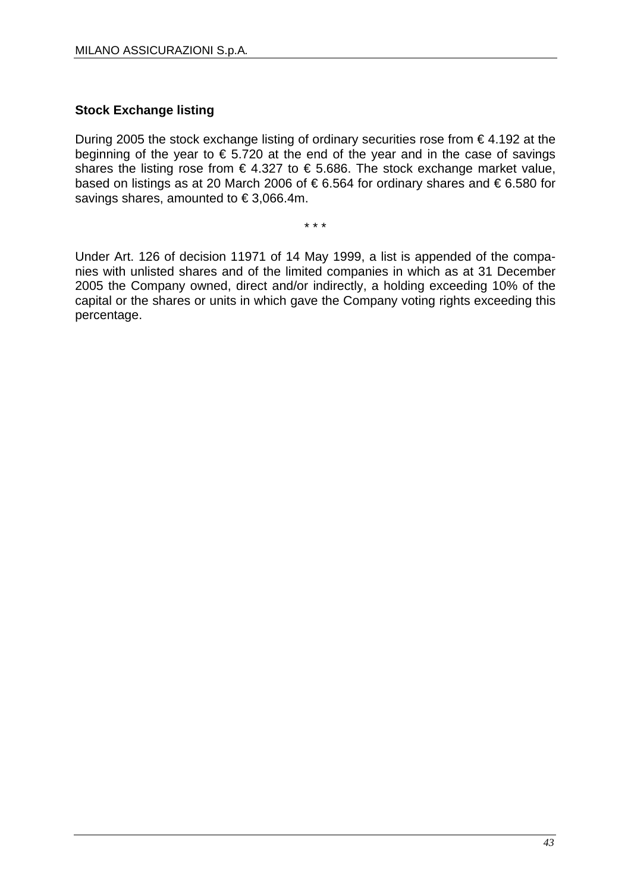## Stock Exchange listing

During 2005 the stock exchange listing of ordinary securities rose from € 4.192 at the beginning of the year to € 5.720 at the end of the year and in the case of savings shares the listing rose from € 4.327 to € 5.686. The stock exchange market value, based on listings as at 20 March 2006 of € 6.564 for ordinary shares and € 6.580 for savings shares, amounted to € 3,066.4m.

* * *

Under Art. 126 of decision 11971 of 14 May 1999, a list is appended of the companies with unlisted shares and of the limited companies in which as at 31 December 2005 the Company owned, direct and/or indirectly, a holding exceeding 10% of the capital or the shares or units in which gave the Company voting rights exceeding this percentage.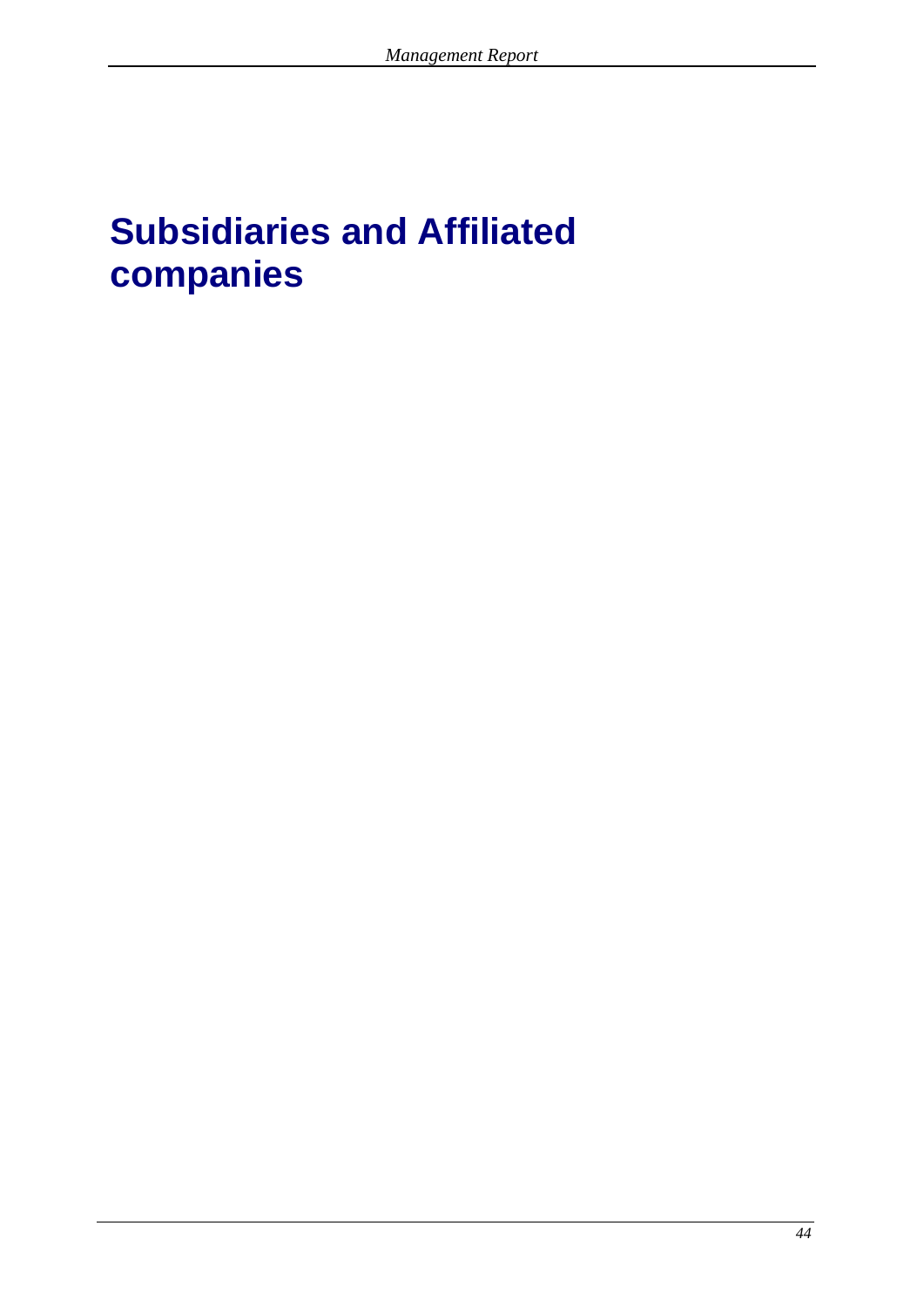# Subsidiaries and Affiliated companies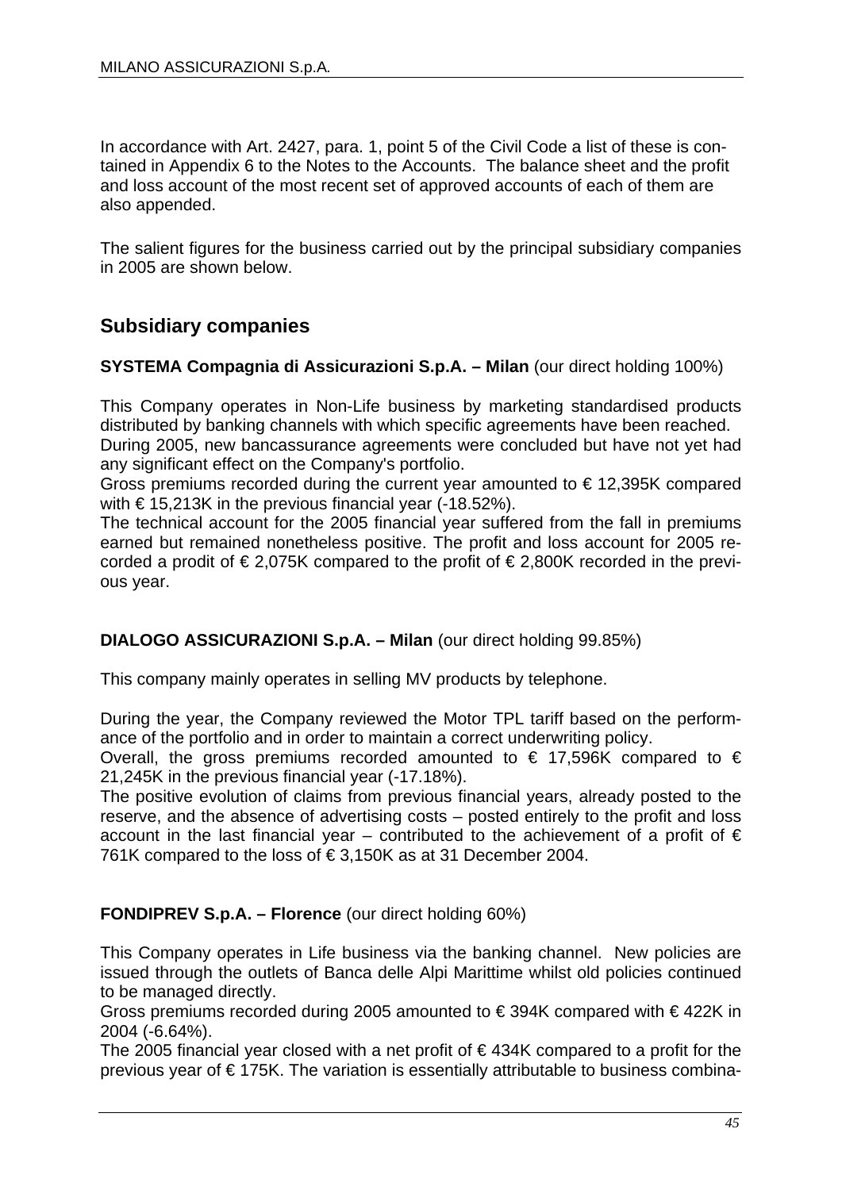In accordance with Art. 2427, para. 1, point 5 of the Civil Code a list of these is contained in Appendix 6 to the Notes to the Accounts. The balance sheet and the profit and loss account of the most recent set of approved accounts of each of them are also appended.

The salient figures for the business carried out by the principal subsidiary companies in 2005 are shown below.

## Subsidiary companies

**SYSTEMA Compagnia di Assicurazioni S.p.A. – Milan** (our direct holding 100%)

This Company operates in Non-Life business by marketing standardised products distributed by banking channels with which specific agreements have been reached.
During 2005, new bancassurance agreements were concluded but have not yet had any significant effect on the Company's portfolio.
Gross premiums recorded during the current year amounted to € 12,395K compared with € 15,213K in the previous financial year (-18.52%).
The technical account for the 2005 financial year suffered from the fall in premiums earned but remained nonetheless positive. The profit and loss account for 2005 recorded a prodit of € 2,075K compared to the profit of € 2,800K recorded in the previous year.

**DIALOGO ASSICURAZIONI S.p.A. – Milan** (our direct holding 99.85%)

This company mainly operates in selling MV products by telephone.

During the year, the Company reviewed the Motor TPL tariff based on the performance of the portfolio and in order to maintain a correct underwriting policy.
Overall, the gross premiums recorded amounted to € 17,596K compared to € 21,245K in the previous financial year (-17.18%).
The positive evolution of claims from previous financial years, already posted to the reserve, and the absence of advertising costs – posted entirely to the profit and loss account in the last financial year – contributed to the achievement of a profit of € 761K compared to the loss of € 3,150K as at 31 December 2004.

**FONDIPREV S.p.A. – Florence** (our direct holding 60%)

This Company operates in Life business via the banking channel. New policies are issued through the outlets of Banca delle Alpi Marittime whilst old policies continued to be managed directly.
Gross premiums recorded during 2005 amounted to € 394K compared with € 422K in 2004 (-6.64%).
The 2005 financial year closed with a net profit of € 434K compared to a profit for the previous year of € 175K. The variation is essentially attributable to business combina-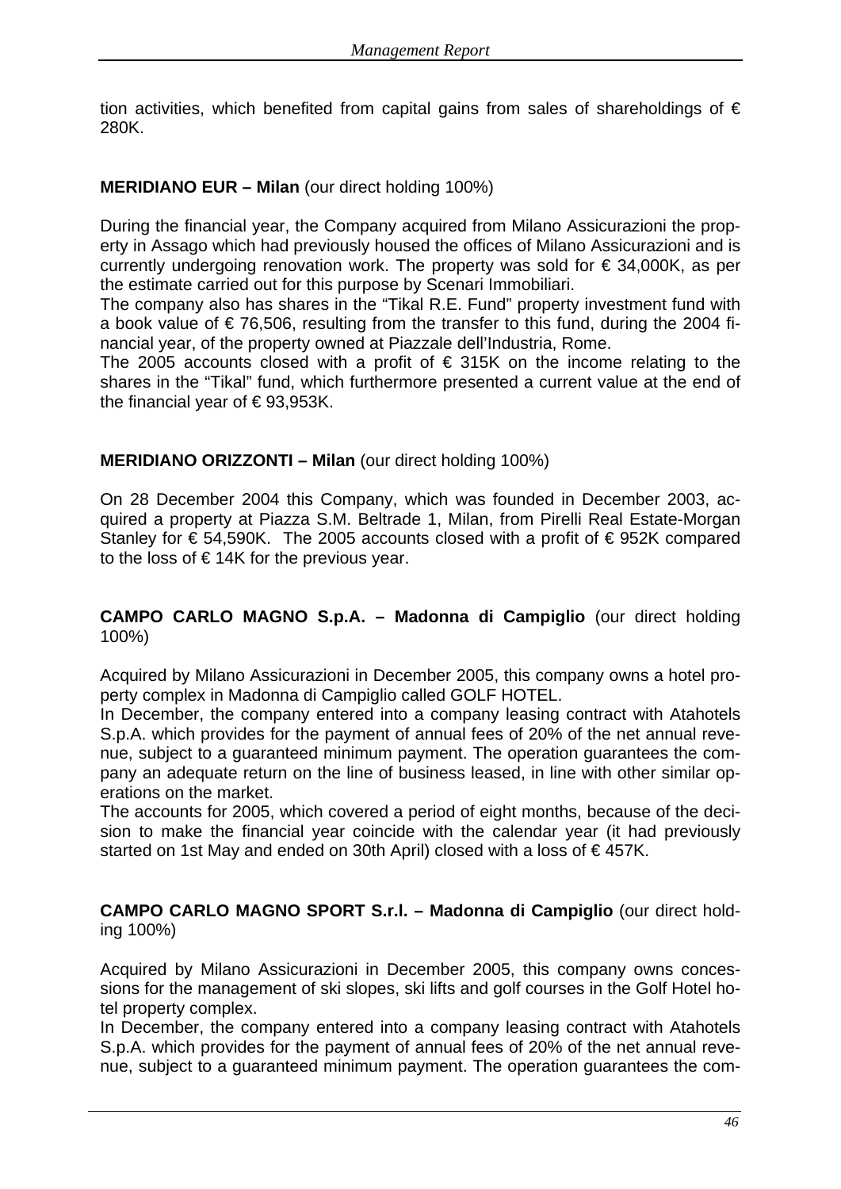tion activities, which benefited from capital gains from sales of shareholdings of € 280K.

**MERIDIANO EUR – Milan** (our direct holding 100%)

During the financial year, the Company acquired from Milano Assicurazioni the property in Assago which had previously housed the offices of Milano Assicurazioni and is currently undergoing renovation work. The property was sold for € 34,000K, as per the estimate carried out for this purpose by Scenari Immobiliari.
The company also has shares in the "Tikal R.E. Fund" property investment fund with a book value of € 76,506, resulting from the transfer to this fund, during the 2004 financial year, of the property owned at Piazzale dell'Industria, Rome.
The 2005 accounts closed with a profit of € 315K on the income relating to the shares in the "Tikal" fund, which furthermore presented a current value at the end of the financial year of € 93,953K.

**MERIDIANO ORIZZONTI – Milan** (our direct holding 100%)

On 28 December 2004 this Company, which was founded in December 2003, acquired a property at Piazza S.M. Beltrade 1, Milan, from Pirelli Real Estate-Morgan Stanley for € 54,590K. The 2005 accounts closed with a profit of € 952K compared to the loss of € 14K for the previous year.

**CAMPO CARLO MAGNO S.p.A. – Madonna di Campiglio** (our direct holding 100%)

Acquired by Milano Assicurazioni in December 2005, this company owns a hotel property complex in Madonna di Campiglio called GOLF HOTEL.
In December, the company entered into a company leasing contract with Atahotels S.p.A. which provides for the payment of annual fees of 20% of the net annual revenue, subject to a guaranteed minimum payment. The operation guarantees the company an adequate return on the line of business leased, in line with other similar operations on the market.
The accounts for 2005, which covered a period of eight months, because of the decision to make the financial year coincide with the calendar year (it had previously started on 1st May and ended on 30th April) closed with a loss of € 457K.

**CAMPO CARLO MAGNO SPORT S.r.l. – Madonna di Campiglio** (our direct holding 100%)

Acquired by Milano Assicurazioni in December 2005, this company owns concessions for the management of ski slopes, ski lifts and golf courses in the Golf Hotel hotel property complex.
In December, the company entered into a company leasing contract with Atahotels S.p.A. which provides for the payment of annual fees of 20% of the net annual revenue, subject to a guaranteed minimum payment. The operation guarantees the com-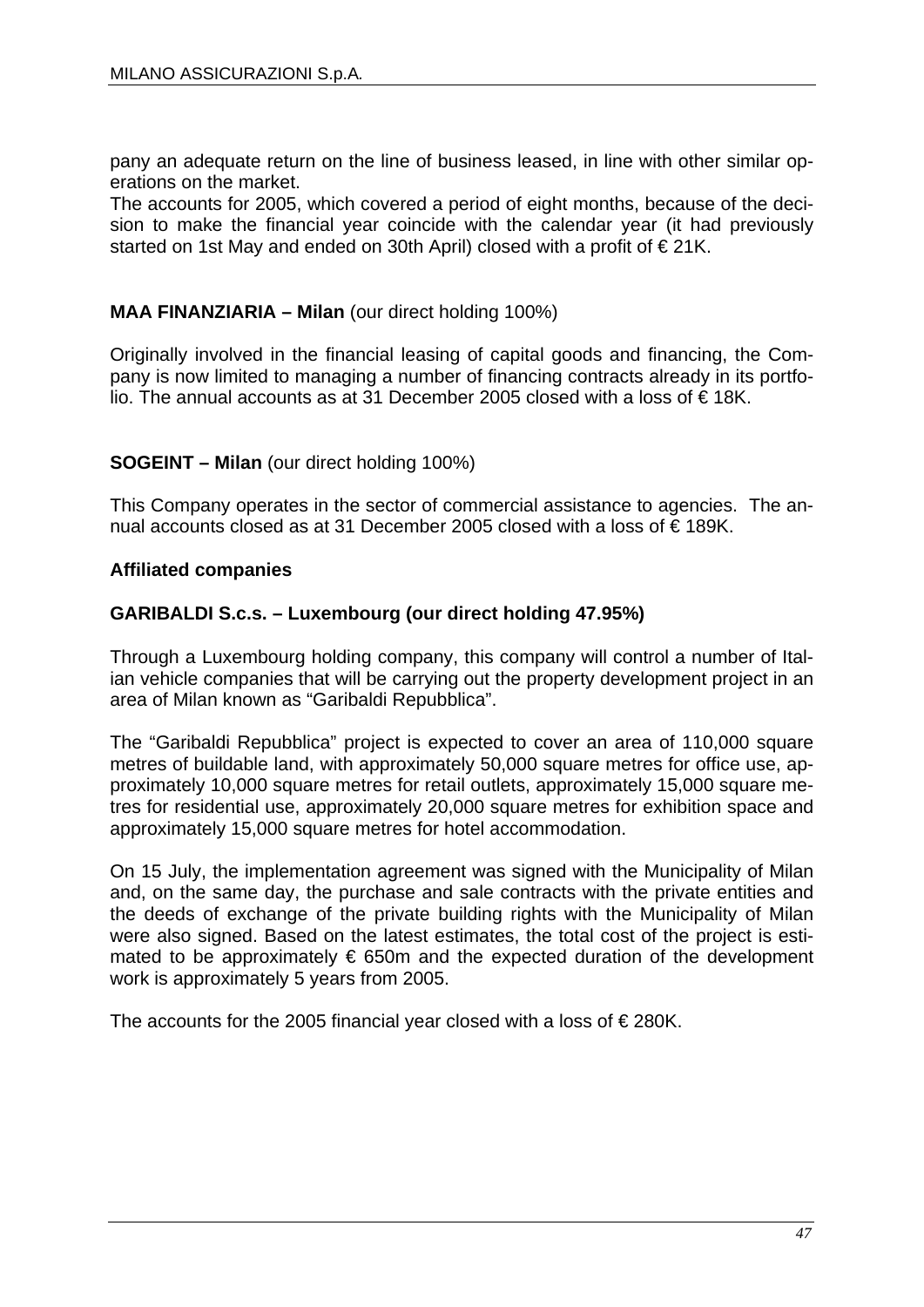pany an adequate return on the line of business leased, in line with other similar operations on the market.
The accounts for 2005, which covered a period of eight months, because of the decision to make the financial year coincide with the calendar year (it had previously started on 1st May and ended on 30th April) closed with a profit of € 21K.

**MAA FINANZIARIA – Milan** (our direct holding 100%)

Originally involved in the financial leasing of capital goods and financing, the Company is now limited to managing a number of financing contracts already in its portfolio. The annual accounts as at 31 December 2005 closed with a loss of € 18K.

**SOGEINT – Milan** (our direct holding 100%)

This Company operates in the sector of commercial assistance to agencies. The annual accounts closed as at 31 December 2005 closed with a loss of € 189K.

**Affiliated companies**

**GARIBALDI S.c.s. – Luxembourg (our direct holding 47.95%)**

Through a Luxembourg holding company, this company will control a number of Italian vehicle companies that will be carrying out the property development project in an area of Milan known as "Garibaldi Repubblica".

The "Garibaldi Repubblica" project is expected to cover an area of 110,000 square metres of buildable land, with approximately 50,000 square metres for office use, approximately 10,000 square metres for retail outlets, approximately 15,000 square metres for residential use, approximately 20,000 square metres for exhibition space and approximately 15,000 square metres for hotel accommodation.

On 15 July, the implementation agreement was signed with the Municipality of Milan and, on the same day, the purchase and sale contracts with the private entities and the deeds of exchange of the private building rights with the Municipality of Milan were also signed. Based on the latest estimates, the total cost of the project is estimated to be approximately € 650m and the expected duration of the development work is approximately 5 years from 2005.

The accounts for the 2005 financial year closed with a loss of € 280K.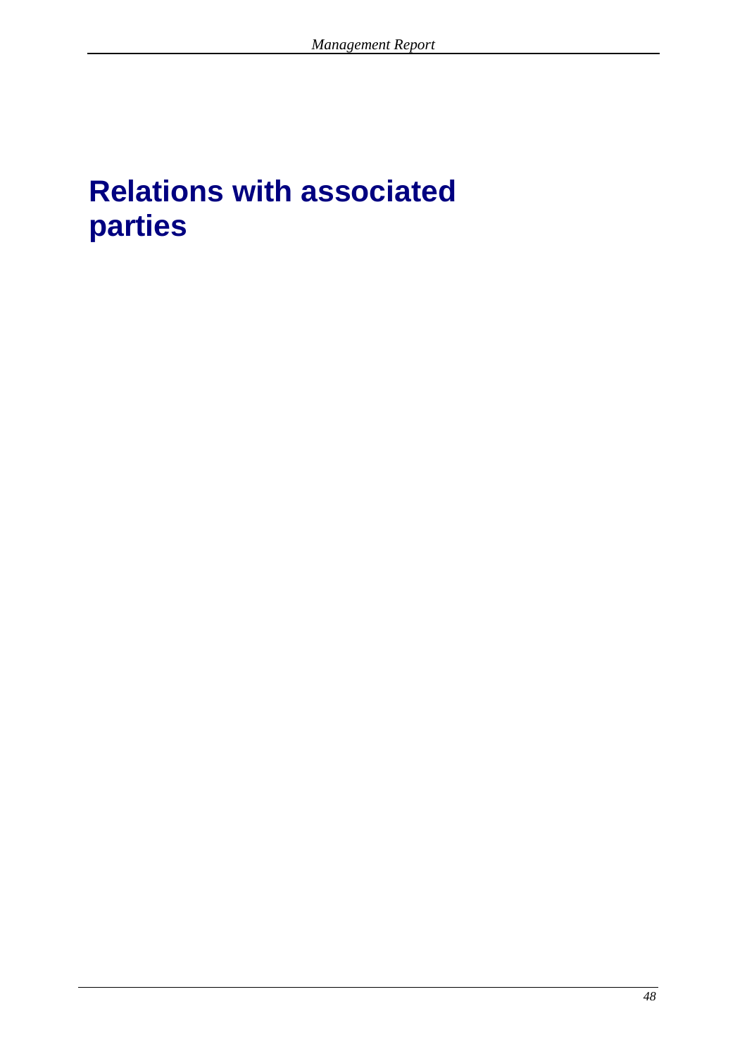# Relations with associated parties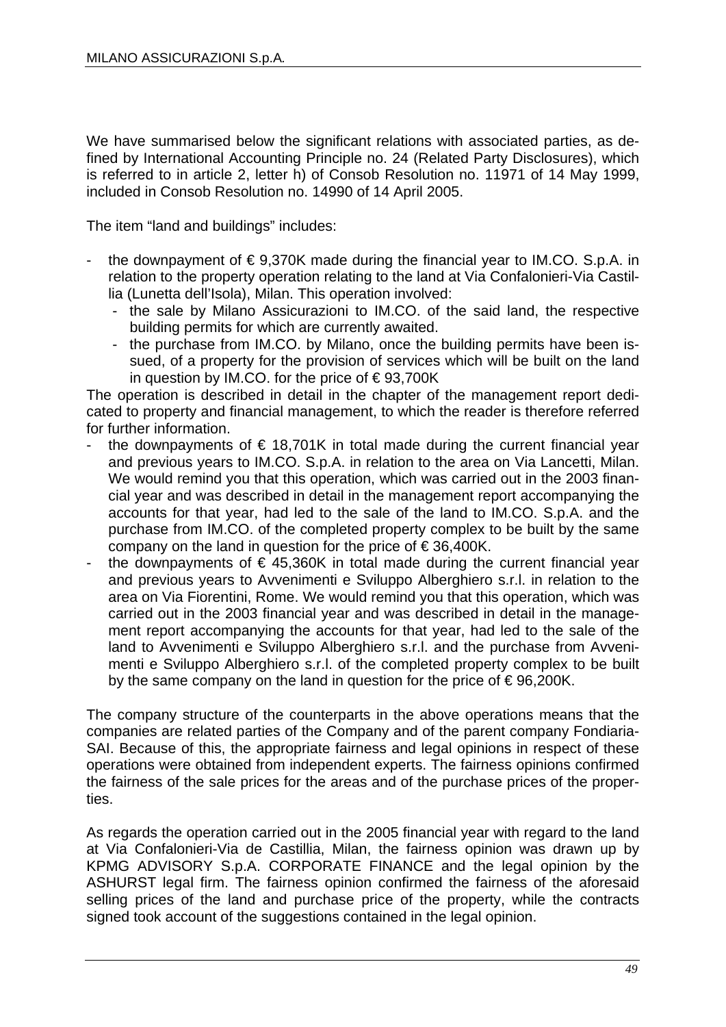We have summarised below the significant relations with associated parties, as defined by International Accounting Principle no. 24 (Related Party Disclosures), which is referred to in article 2, letter h) of Consob Resolution no. 11971 of 14 May 1999, included in Consob Resolution no. 14990 of 14 April 2005.

The item "land and buildings" includes:

- the downpayment of € 9,370K made during the financial year to IM.CO. S.p.A. in relation to the property operation relating to the land at Via Confalonieri-Via Castillia (Lunetta dell'Isola), Milan. This operation involved:
  - the sale by Milano Assicurazioni to IM.CO. of the said land, the respective building permits for which are currently awaited.
  - the purchase from IM.CO. by Milano, once the building permits have been issued, of a property for the provision of services which will be built on the land in question by IM.CO. for the price of € 93,700K

The operation is described in detail in the chapter of the management report dedicated to property and financial management, to which the reader is therefore referred for further information.

- the downpayments of € 18,701K in total made during the current financial year and previous years to IM.CO. S.p.A. in relation to the area on Via Lancetti, Milan. We would remind you that this operation, which was carried out in the 2003 financial year and was described in detail in the management report accompanying the accounts for that year, had led to the sale of the land to IM.CO. S.p.A. and the purchase from IM.CO. of the completed property complex to be built by the same company on the land in question for the price of € 36,400K.
- the downpayments of € 45,360K in total made during the current financial year and previous years to Avvenimenti e Sviluppo Alberghiero s.r.l. in relation to the area on Via Fiorentini, Rome. We would remind you that this operation, which was carried out in the 2003 financial year and was described in detail in the management report accompanying the accounts for that year, had led to the sale of the land to Avvenimenti e Sviluppo Alberghiero s.r.l. and the purchase from Avvenimenti e Sviluppo Alberghiero s.r.l. of the completed property complex to be built by the same company on the land in question for the price of € 96,200K.

The company structure of the counterparts in the above operations means that the companies are related parties of the Company and of the parent company Fondiaria-SAI. Because of this, the appropriate fairness and legal opinions in respect of these operations were obtained from independent experts. The fairness opinions confirmed the fairness of the sale prices for the areas and of the purchase prices of the properties.

As regards the operation carried out in the 2005 financial year with regard to the land at Via Confalonieri-Via de Castillia, Milan, the fairness opinion was drawn up by KPMG ADVISORY S.p.A. CORPORATE FINANCE and the legal opinion by the ASHURST legal firm. The fairness opinion confirmed the fairness of the aforesaid selling prices of the land and purchase price of the property, while the contracts signed took account of the suggestions contained in the legal opinion.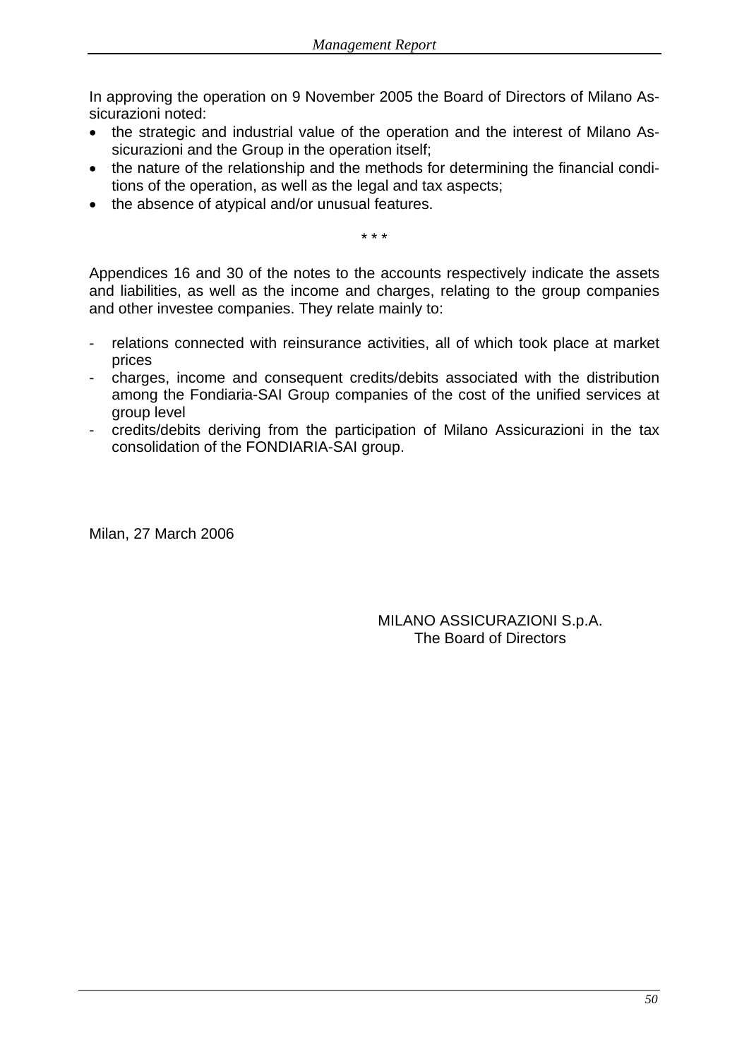In approving the operation on 9 November 2005 the Board of Directors of Milano Assicurazioni noted:

- the strategic and industrial value of the operation and the interest of Milano Assicurazioni and the Group in the operation itself;
- the nature of the relationship and the methods for determining the financial conditions of the operation, as well as the legal and tax aspects;
- the absence of atypical and/or unusual features.

\* \* \*

Appendices 16 and 30 of the notes to the accounts respectively indicate the assets and liabilities, as well as the income and charges, relating to the group companies and other investee companies. They relate mainly to:

- relations connected with reinsurance activities, all of which took place at market prices
- charges, income and consequent credits/debits associated with the distribution among the Fondiaria-SAI Group companies of the cost of the unified services at group level
- credits/debits deriving from the participation of Milano Assicurazioni in the tax consolidation of the FONDIARIA-SAI group.

Milan, 27 March 2006

MILANO ASSICURAZIONI S.p.A.
The Board of Directors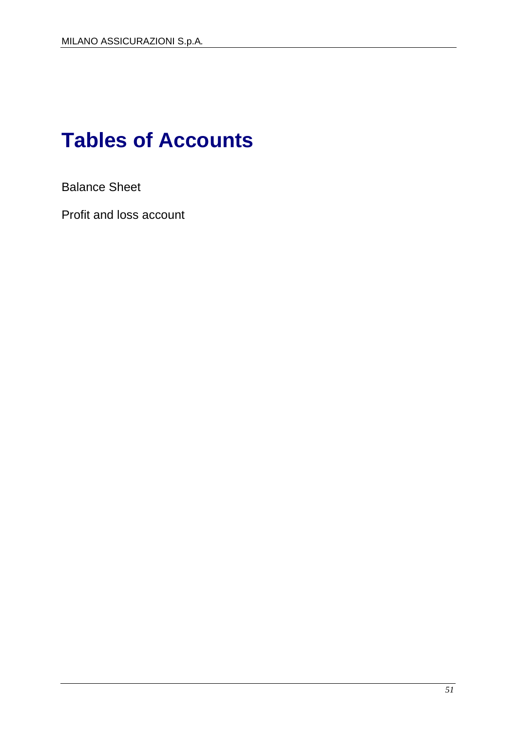# Tables of Accounts

Balance Sheet

Profit and loss account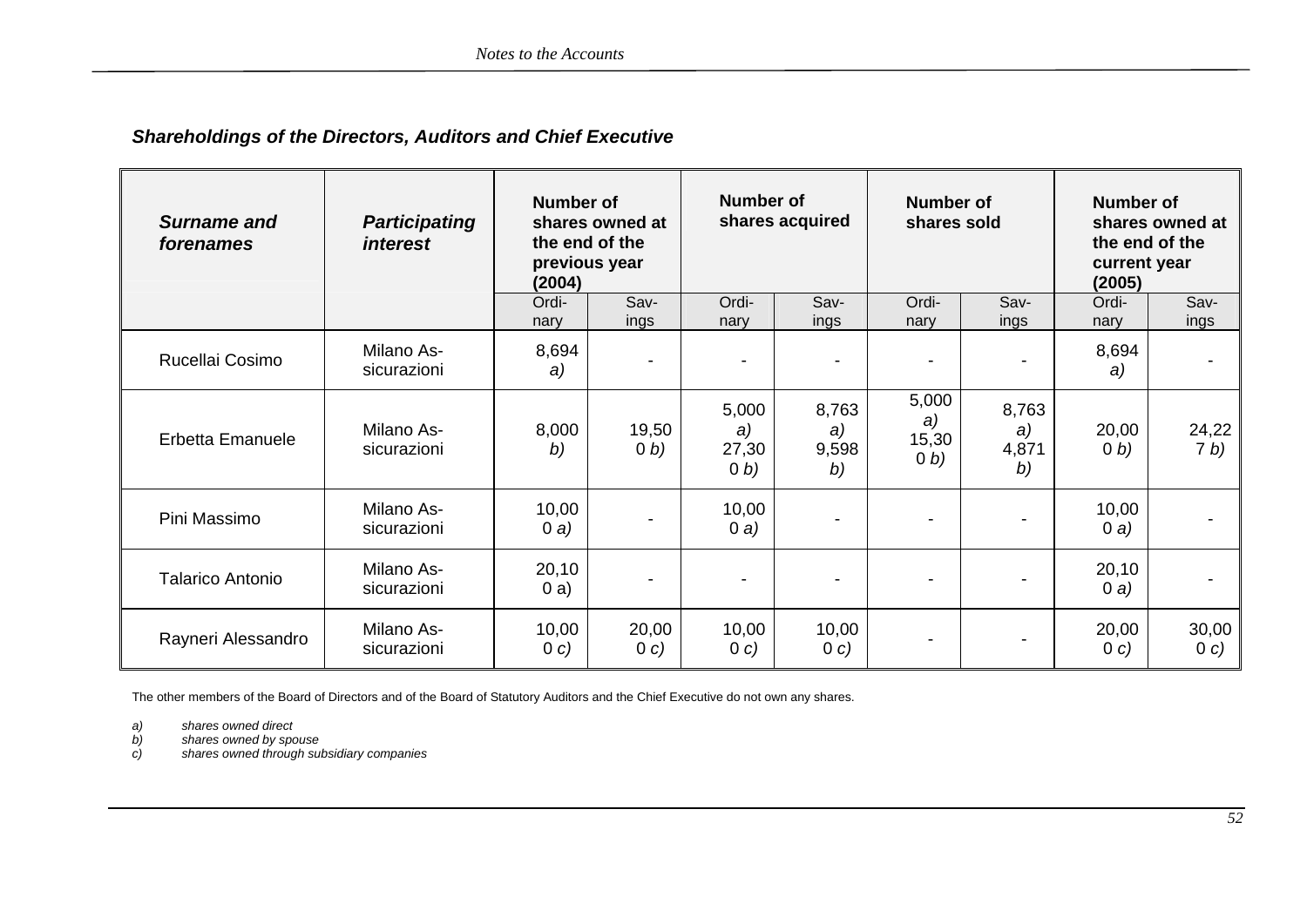***Shareholdings of the Directors, Auditors and Chief Executive***

| ***Surname and forenames*** | ***Participating interest*** | **Number of shares owned at the end of the previous year (2004)** | | **Number of shares acquired** | | **Number of shares sold** | | **Number of shares owned at the end of the current year (2005)** | |
|---|---|---|---|---|---|---|---|---|---|
| | | Ordinary | Savings | Ordinary | Savings | Ordinary | Savings | Ordinary | Savings |
| Rucellai Cosimo | Milano Assicurazioni | 8,694 *a)* | - | - | - | - | - | 8,694 *a)* | - |
| Erbetta Emanuele | Milano Assicurazioni | 8,000 *b)* | 19,500 *b)* | 5,000 *a)* 27,300 *b)* | 8,763 *a)* 9,598 *b)* | 5,000 *a)* 15,300 *b)* | 8,763 *a)* 4,871 *b)* | 20,000 *b)* | 24,227 *b)* |
| Pini Massimo | Milano Assicurazioni | 10,000 *a)* | - | 10,000 *a)* | - | - | - | 10,000 *a)* | - |
| Talarico Antonio | Milano Assicurazioni | 20,100 a) | - | - | - | - | - | 20,100 *a)* | - |
| Rayneri Alessandro | Milano Assicurazioni | 10,000 *c)* | 20,000 *c)* | 10,000 *c)* | 10,000 *c)* | - | - | 20,000 *c)* | 30,000 *c)* |

The other members of the Board of Directors and of the Board of Statutory Auditors and the Chief Executive do not own any shares.

*a)* *shares owned direct*
*b)* *shares owned by spouse*
*c)* *shares owned through subsidiary companies*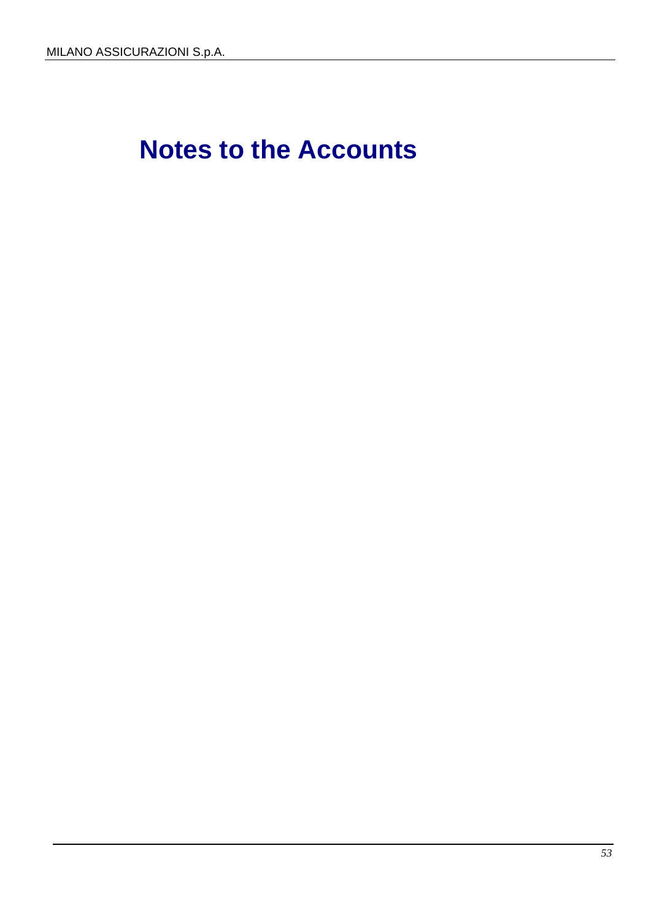# Notes to the Accounts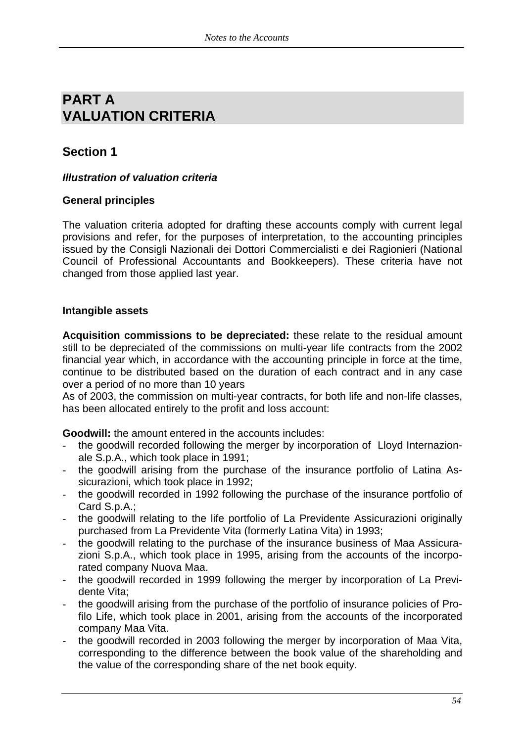# PART A
# VALUATION CRITERIA

## Section 1

***Illustration of valuation criteria***

**General principles**

The valuation criteria adopted for drafting these accounts comply with current legal provisions and refer, for the purposes of interpretation, to the accounting principles issued by the Consigli Nazionali dei Dottori Commercialisti e dei Ragionieri (National Council of Professional Accountants and Bookkeepers). These criteria have not changed from those applied last year.

**Intangible assets**

**Acquisition commissions to be depreciated:** these relate to the residual amount still to be depreciated of the commissions on multi-year life contracts from the 2002 financial year which, in accordance with the accounting principle in force at the time, continue to be distributed based on the duration of each contract and in any case over a period of no more than 10 years

As of 2003, the commission on multi-year contracts, for both life and non-life classes, has been allocated entirely to the profit and loss account:

**Goodwill:** the amount entered in the accounts includes:

- the goodwill recorded following the merger by incorporation of Lloyd Internazionale S.p.A., which took place in 1991;
- the goodwill arising from the purchase of the insurance portfolio of Latina Assicurazioni, which took place in 1992;
- the goodwill recorded in 1992 following the purchase of the insurance portfolio of Card S.p.A.;
- the goodwill relating to the life portfolio of La Previdente Assicurazioni originally purchased from La Previdente Vita (formerly Latina Vita) in 1993;
- the goodwill relating to the purchase of the insurance business of Maa Assicurazioni S.p.A., which took place in 1995, arising from the accounts of the incorporated company Nuova Maa.
- the goodwill recorded in 1999 following the merger by incorporation of La Previdente Vita;
- the goodwill arising from the purchase of the portfolio of insurance policies of Profilo Life, which took place in 2001, arising from the accounts of the incorporated company Maa Vita.
- the goodwill recorded in 2003 following the merger by incorporation of Maa Vita, corresponding to the difference between the book value of the shareholding and the value of the corresponding share of the net book equity.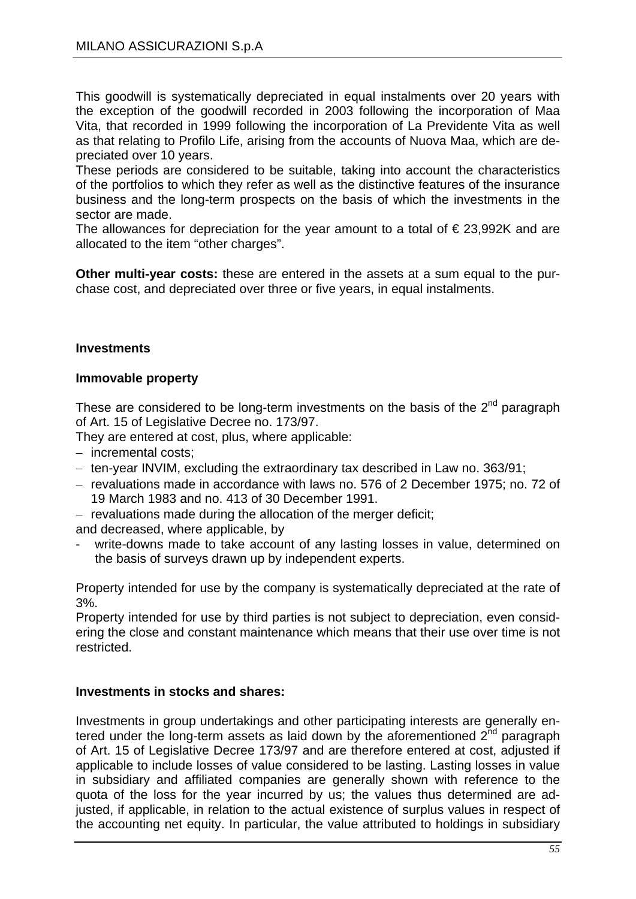This goodwill is systematically depreciated in equal instalments over 20 years with the exception of the goodwill recorded in 2003 following the incorporation of Maa Vita, that recorded in 1999 following the incorporation of La Previdente Vita as well as that relating to Profilo Life, arising from the accounts of Nuova Maa, which are depreciated over 10 years.

These periods are considered to be suitable, taking into account the characteristics of the portfolios to which they refer as well as the distinctive features of the insurance business and the long-term prospects on the basis of which the investments in the sector are made.

The allowances for depreciation for the year amount to a total of € 23,992K and are allocated to the item "other charges".

**Other multi-year costs:** these are entered in the assets at a sum equal to the purchase cost, and depreciated over three or five years, in equal instalments.

## Investments

### Immovable property

These are considered to be long-term investments on the basis of the 2nd paragraph of Art. 15 of Legislative Decree no. 173/97.

They are entered at cost, plus, where applicable:

- incremental costs;
- ten-year INVIM, excluding the extraordinary tax described in Law no. 363/91;
- revaluations made in accordance with laws no. 576 of 2 December 1975; no. 72 of 19 March 1983 and no. 413 of 30 December 1991.
- revaluations made during the allocation of the merger deficit;

and decreased, where applicable, by

- write-downs made to take account of any lasting losses in value, determined on the basis of surveys drawn up by independent experts.

Property intended for use by the company is systematically depreciated at the rate of 3%.

Property intended for use by third parties is not subject to depreciation, even considering the close and constant maintenance which means that their use over time is not restricted.

### Investments in stocks and shares:

Investments in group undertakings and other participating interests are generally entered under the long-term assets as laid down by the aforementioned 2nd paragraph of Art. 15 of Legislative Decree 173/97 and are therefore entered at cost, adjusted if applicable to include losses of value considered to be lasting. Lasting losses in value in subsidiary and affiliated companies are generally shown with reference to the quota of the loss for the year incurred by us; the values thus determined are adjusted, if applicable, in relation to the actual existence of surplus values in respect of the accounting net equity. In particular, the value attributed to holdings in subsidiary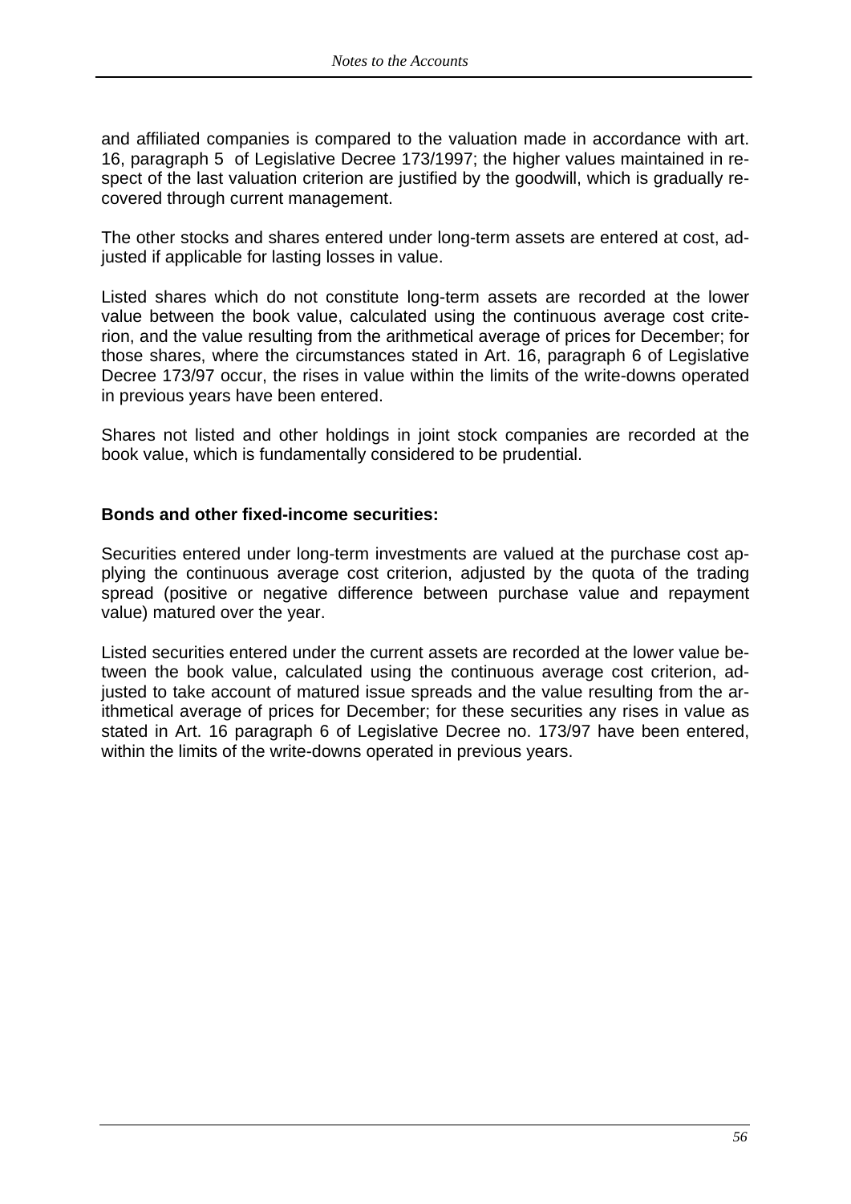and affiliated companies is compared to the valuation made in accordance with art. 16, paragraph 5 of Legislative Decree 173/1997; the higher values maintained in respect of the last valuation criterion are justified by the goodwill, which is gradually recovered through current management.

The other stocks and shares entered under long-term assets are entered at cost, adjusted if applicable for lasting losses in value.

Listed shares which do not constitute long-term assets are recorded at the lower value between the book value, calculated using the continuous average cost criterion, and the value resulting from the arithmetical average of prices for December; for those shares, where the circumstances stated in Art. 16, paragraph 6 of Legislative Decree 173/97 occur, the rises in value within the limits of the write-downs operated in previous years have been entered.

Shares not listed and other holdings in joint stock companies are recorded at the book value, which is fundamentally considered to be prudential.

**Bonds and other fixed-income securities:**

Securities entered under long-term investments are valued at the purchase cost applying the continuous average cost criterion, adjusted by the quota of the trading spread (positive or negative difference between purchase value and repayment value) matured over the year.

Listed securities entered under the current assets are recorded at the lower value between the book value, calculated using the continuous average cost criterion, adjusted to take account of matured issue spreads and the value resulting from the arithmetical average of prices for December; for these securities any rises in value as stated in Art. 16 paragraph 6 of Legislative Decree no. 173/97 have been entered, within the limits of the write-downs operated in previous years.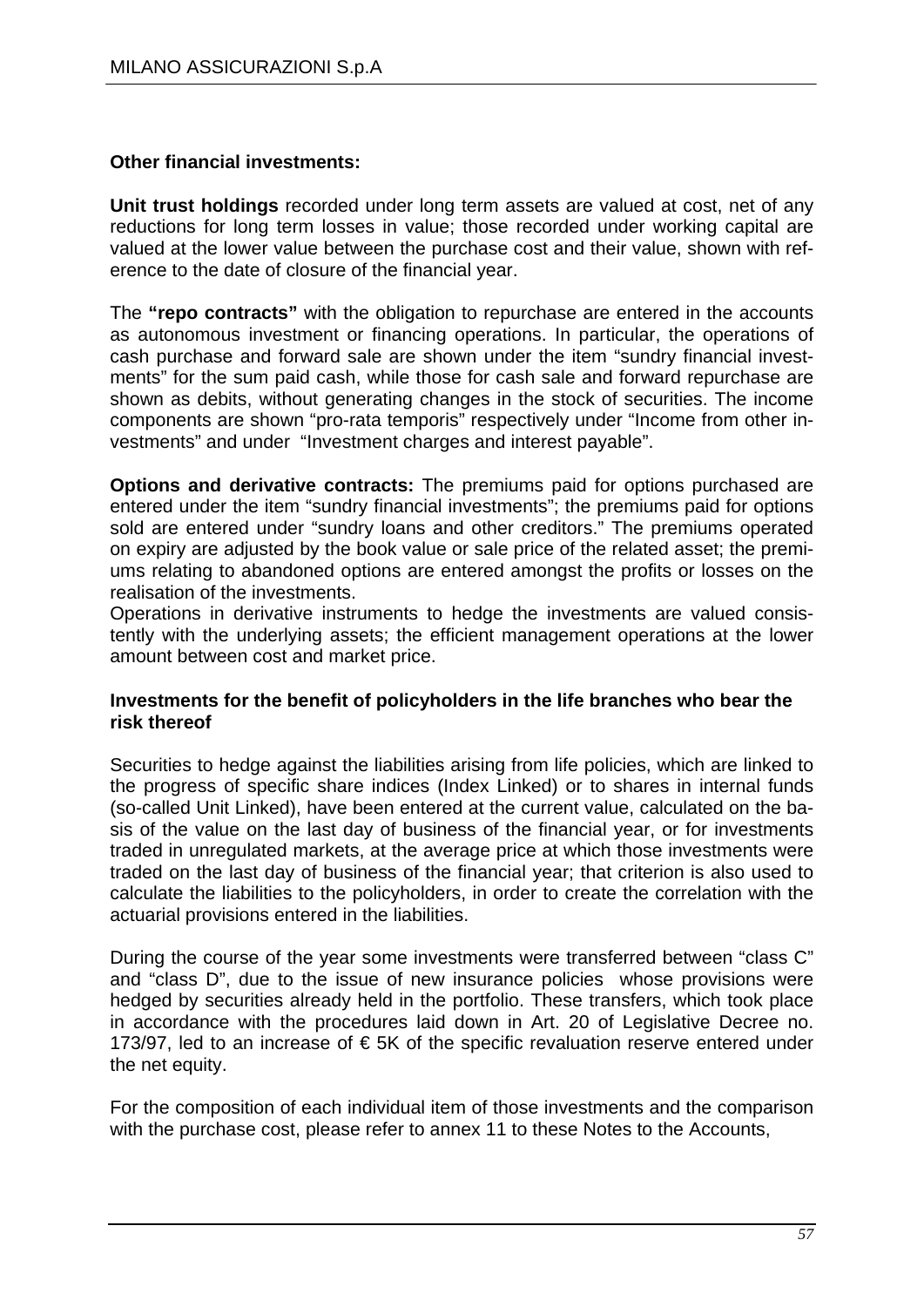**Other financial investments:**

**Unit trust holdings** recorded under long term assets are valued at cost, net of any reductions for long term losses in value; those recorded under working capital are valued at the lower value between the purchase cost and their value, shown with reference to the date of closure of the financial year.

The **"repo contracts"** with the obligation to repurchase are entered in the accounts as autonomous investment or financing operations. In particular, the operations of cash purchase and forward sale are shown under the item "sundry financial investments" for the sum paid cash, while those for cash sale and forward repurchase are shown as debits, without generating changes in the stock of securities. The income components are shown "pro-rata temporis" respectively under "Income from other investments" and under "Investment charges and interest payable".

**Options and derivative contracts:** The premiums paid for options purchased are entered under the item "sundry financial investments"; the premiums paid for options sold are entered under "sundry loans and other creditors." The premiums operated on expiry are adjusted by the book value or sale price of the related asset; the premiums relating to abandoned options are entered amongst the profits or losses on the realisation of the investments.
Operations in derivative instruments to hedge the investments are valued consistently with the underlying assets; the efficient management operations at the lower amount between cost and market price.

**Investments for the benefit of policyholders in the life branches who bear the risk thereof**

Securities to hedge against the liabilities arising from life policies, which are linked to the progress of specific share indices (Index Linked) or to shares in internal funds (so-called Unit Linked), have been entered at the current value, calculated on the basis of the value on the last day of business of the financial year, or for investments traded in unregulated markets, at the average price at which those investments were traded on the last day of business of the financial year; that criterion is also used to calculate the liabilities to the policyholders, in order to create the correlation with the actuarial provisions entered in the liabilities.

During the course of the year some investments were transferred between "class C" and "class D", due to the issue of new insurance policies whose provisions were hedged by securities already held in the portfolio. These transfers, which took place in accordance with the procedures laid down in Art. 20 of Legislative Decree no. 173/97, led to an increase of € 5K of the specific revaluation reserve entered under the net equity.

For the composition of each individual item of those investments and the comparison with the purchase cost, please refer to annex 11 to these Notes to the Accounts,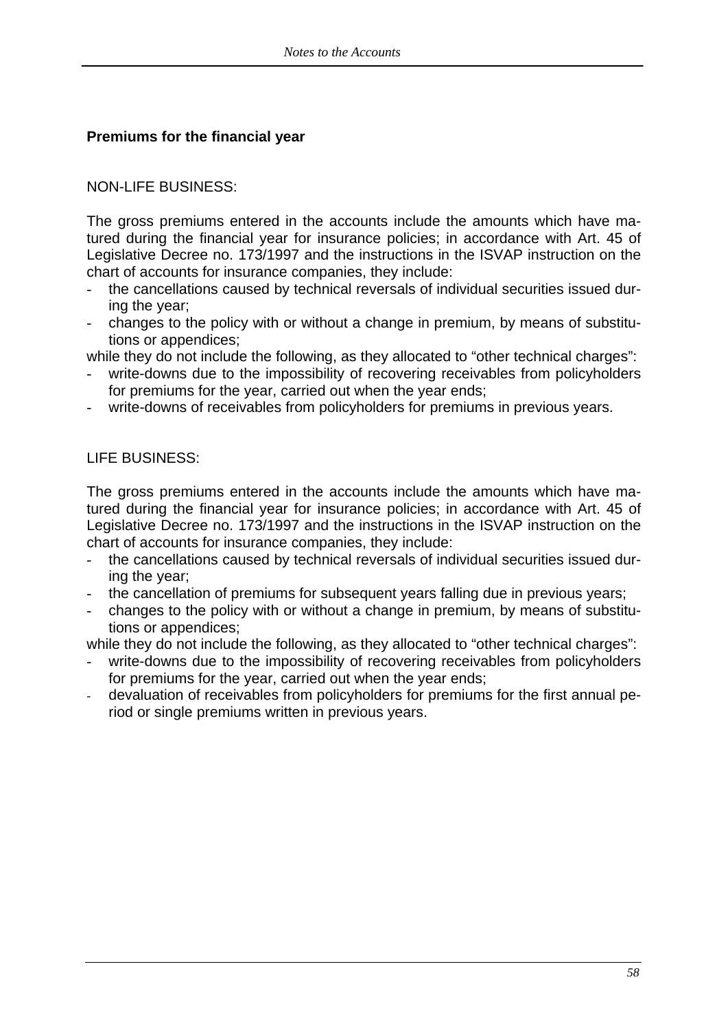### Premiums for the financial year

NON-LIFE BUSINESS:

The gross premiums entered in the accounts include the amounts which have matured during the financial year for insurance policies; in accordance with Art. 45 of Legislative Decree no. 173/1997 and the instructions in the ISVAP instruction on the chart of accounts for insurance companies, they include:

- the cancellations caused by technical reversals of individual securities issued during the year;
- changes to the policy with or without a change in premium, by means of substitutions or appendices;

while they do not include the following, as they allocated to "other technical charges":

- write-downs due to the impossibility of recovering receivables from policyholders for premiums for the year, carried out when the year ends;
- write-downs of receivables from policyholders for premiums in previous years.

LIFE BUSINESS:

The gross premiums entered in the accounts include the amounts which have matured during the financial year for insurance policies; in accordance with Art. 45 of Legislative Decree no. 173/1997 and the instructions in the ISVAP instruction on the chart of accounts for insurance companies, they include:

- the cancellations caused by technical reversals of individual securities issued during the year;
- the cancellation of premiums for subsequent years falling due in previous years;
- changes to the policy with or without a change in premium, by means of substitutions or appendices;

while they do not include the following, as they allocated to "other technical charges":

- write-downs due to the impossibility of recovering receivables from policyholders for premiums for the year, carried out when the year ends;
- devaluation of receivables from policyholders for premiums for the first annual period or single premiums written in previous years.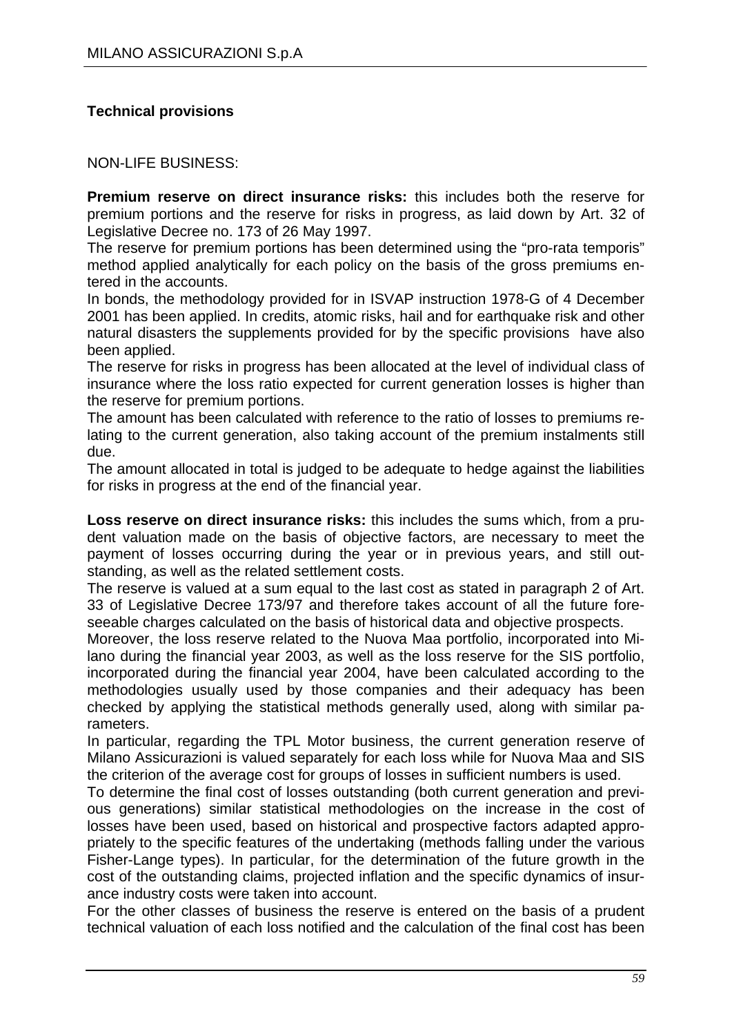## Technical provisions

NON-LIFE BUSINESS:

**Premium reserve on direct insurance risks:** this includes both the reserve for premium portions and the reserve for risks in progress, as laid down by Art. 32 of Legislative Decree no. 173 of 26 May 1997.

The reserve for premium portions has been determined using the "pro-rata temporis" method applied analytically for each policy on the basis of the gross premiums entered in the accounts.

In bonds, the methodology provided for in ISVAP instruction 1978-G of 4 December 2001 has been applied. In credits, atomic risks, hail and for earthquake risk and other natural disasters the supplements provided for by the specific provisions have also been applied.

The reserve for risks in progress has been allocated at the level of individual class of insurance where the loss ratio expected for current generation losses is higher than the reserve for premium portions.

The amount has been calculated with reference to the ratio of losses to premiums relating to the current generation, also taking account of the premium instalments still due.

The amount allocated in total is judged to be adequate to hedge against the liabilities for risks in progress at the end of the financial year.

**Loss reserve on direct insurance risks:** this includes the sums which, from a prudent valuation made on the basis of objective factors, are necessary to meet the payment of losses occurring during the year or in previous years, and still outstanding, as well as the related settlement costs.

The reserve is valued at a sum equal to the last cost as stated in paragraph 2 of Art. 33 of Legislative Decree 173/97 and therefore takes account of all the future foreseeable charges calculated on the basis of historical data and objective prospects.

Moreover, the loss reserve related to the Nuova Maa portfolio, incorporated into Milano during the financial year 2003, as well as the loss reserve for the SIS portfolio, incorporated during the financial year 2004, have been calculated according to the methodologies usually used by those companies and their adequacy has been checked by applying the statistical methods generally used, along with similar parameters.

In particular, regarding the TPL Motor business, the current generation reserve of Milano Assicurazioni is valued separately for each loss while for Nuova Maa and SIS the criterion of the average cost for groups of losses in sufficient numbers is used.

To determine the final cost of losses outstanding (both current generation and previous generations) similar statistical methodologies on the increase in the cost of losses have been used, based on historical and prospective factors adapted appropriately to the specific features of the undertaking (methods falling under the various Fisher-Lange types). In particular, for the determination of the future growth in the cost of the outstanding claims, projected inflation and the specific dynamics of insurance industry costs were taken into account.

For the other classes of business the reserve is entered on the basis of a prudent technical valuation of each loss notified and the calculation of the final cost has been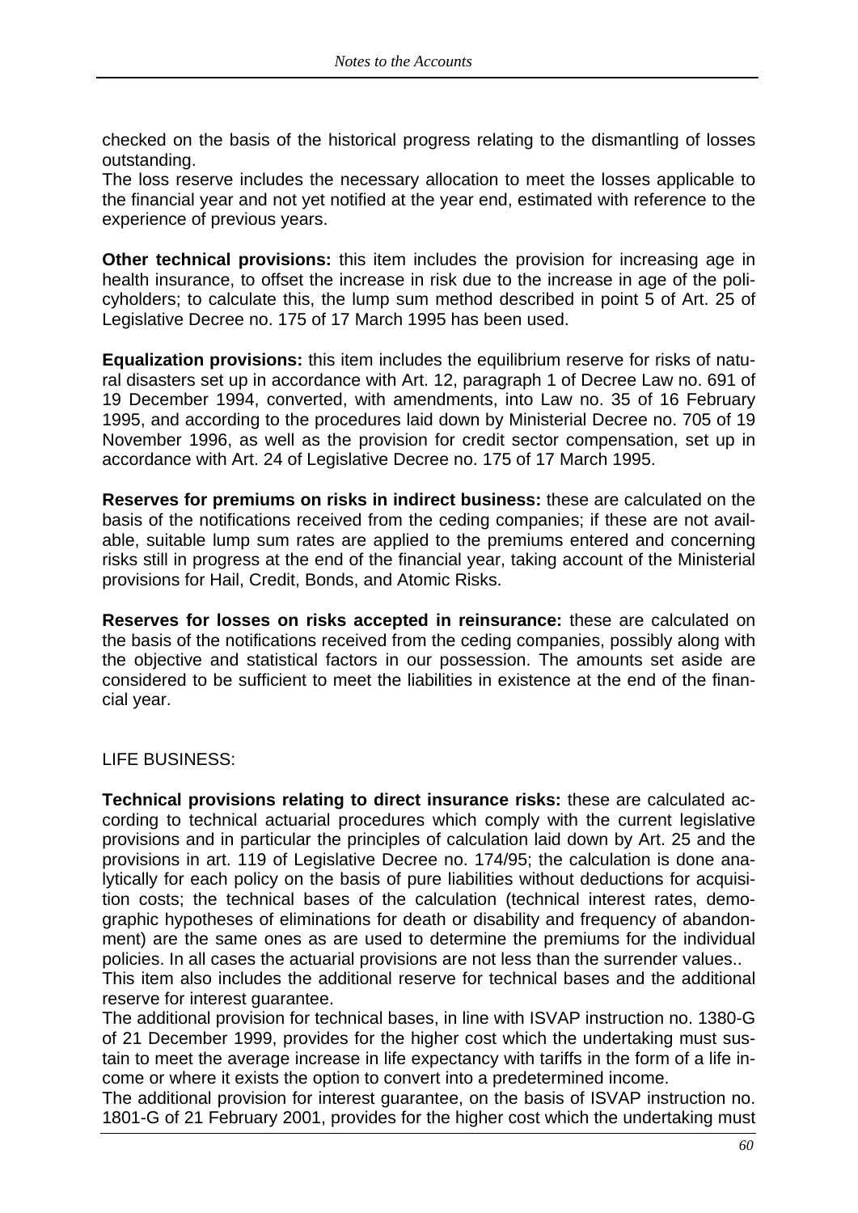checked on the basis of the historical progress relating to the dismantling of losses outstanding.
The loss reserve includes the necessary allocation to meet the losses applicable to the financial year and not yet notified at the year end, estimated with reference to the experience of previous years.

**Other technical provisions:** this item includes the provision for increasing age in health insurance, to offset the increase in risk due to the increase in age of the policyholders; to calculate this, the lump sum method described in point 5 of Art. 25 of Legislative Decree no. 175 of 17 March 1995 has been used.

**Equalization provisions:** this item includes the equilibrium reserve for risks of natural disasters set up in accordance with Art. 12, paragraph 1 of Decree Law no. 691 of 19 December 1994, converted, with amendments, into Law no. 35 of 16 February 1995, and according to the procedures laid down by Ministerial Decree no. 705 of 19 November 1996, as well as the provision for credit sector compensation, set up in accordance with Art. 24 of Legislative Decree no. 175 of 17 March 1995.

**Reserves for premiums on risks in indirect business:** these are calculated on the basis of the notifications received from the ceding companies; if these are not available, suitable lump sum rates are applied to the premiums entered and concerning risks still in progress at the end of the financial year, taking account of the Ministerial provisions for Hail, Credit, Bonds, and Atomic Risks.

**Reserves for losses on risks accepted in reinsurance:** these are calculated on the basis of the notifications received from the ceding companies, possibly along with the objective and statistical factors in our possession. The amounts set aside are considered to be sufficient to meet the liabilities in existence at the end of the financial year.

LIFE BUSINESS:

**Technical provisions relating to direct insurance risks:** these are calculated according to technical actuarial procedures which comply with the current legislative provisions and in particular the principles of calculation laid down by Art. 25 and the provisions in art. 119 of Legislative Decree no. 174/95; the calculation is done analytically for each policy on the basis of pure liabilities without deductions for acquisition costs; the technical bases of the calculation (technical interest rates, demographic hypotheses of eliminations for death or disability and frequency of abandonment) are the same ones as are used to determine the premiums for the individual policies. In all cases the actuarial provisions are not less than the surrender values..
This item also includes the additional reserve for technical bases and the additional reserve for interest guarantee.
The additional provision for technical bases, in line with ISVAP instruction no. 1380-G of 21 December 1999, provides for the higher cost which the undertaking must sustain to meet the average increase in life expectancy with tariffs in the form of a life income or where it exists the option to convert into a predetermined income.
The additional provision for interest guarantee, on the basis of ISVAP instruction no. 1801-G of 21 February 2001, provides for the higher cost which the undertaking must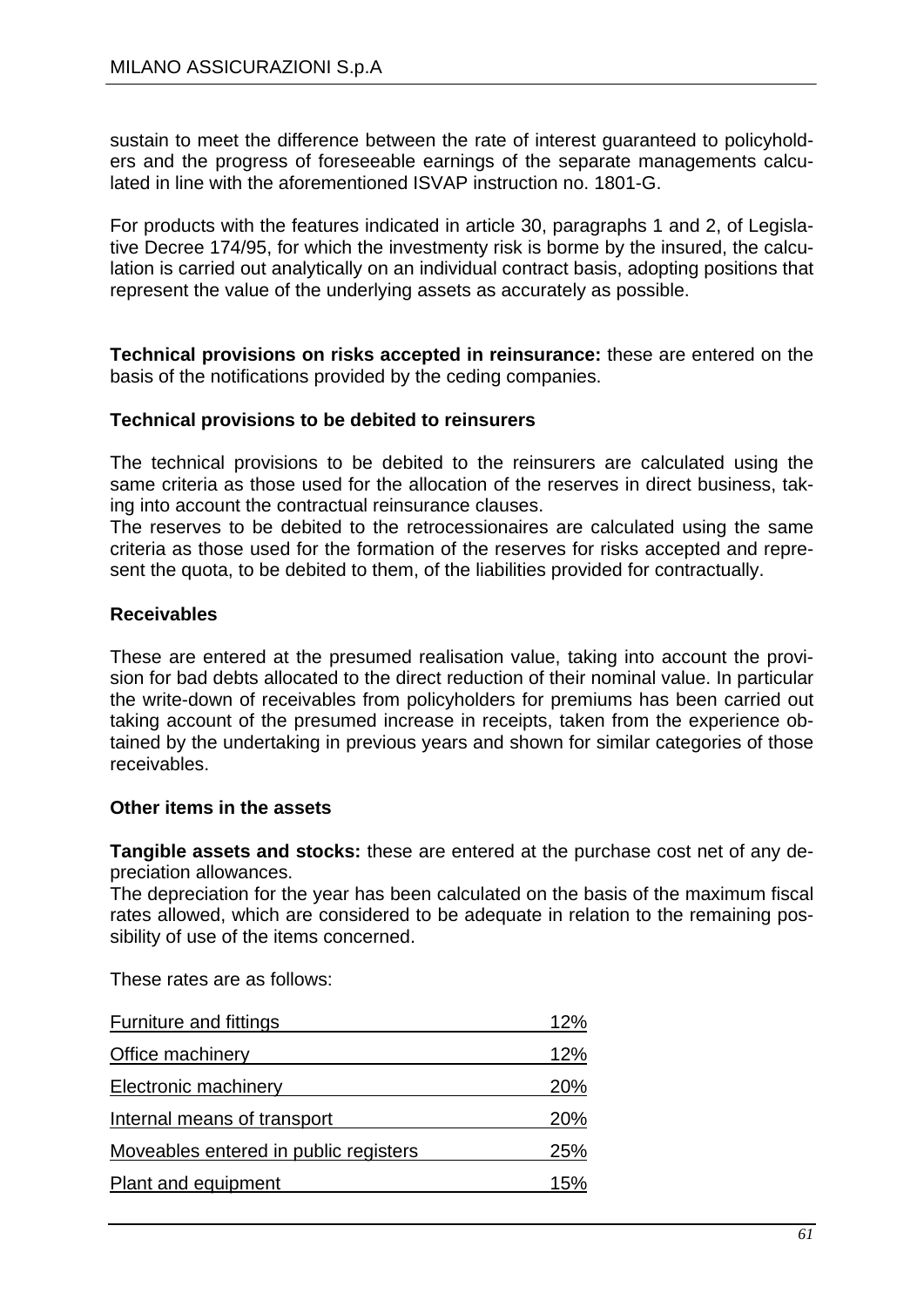sustain to meet the difference between the rate of interest guaranteed to policyholders and the progress of foreseeable earnings of the separate managements calculated in line with the aforementioned ISVAP instruction no. 1801-G.

For products with the features indicated in article 30, paragraphs 1 and 2, of Legislative Decree 174/95, for which the investmenty risk is borme by the insured, the calculation is carried out analytically on an individual contract basis, adopting positions that represent the value of the underlying assets as accurately as possible.

**Technical provisions on risks accepted in reinsurance:** these are entered on the basis of the notifications provided by the ceding companies.

**Technical provisions to be debited to reinsurers**

The technical provisions to be debited to the reinsurers are calculated using the same criteria as those used for the allocation of the reserves in direct business, taking into account the contractual reinsurance clauses.
The reserves to be debited to the retrocessionaires are calculated using the same criteria as those used for the formation of the reserves for risks accepted and represent the quota, to be debited to them, of the liabilities provided for contractually.

**Receivables**

These are entered at the presumed realisation value, taking into account the provision for bad debts allocated to the direct reduction of their nominal value. In particular the write-down of receivables from policyholders for premiums has been carried out taking account of the presumed increase in receipts, taken from the experience obtained by the undertaking in previous years and shown for similar categories of those receivables.

**Other items in the assets**

**Tangible assets and stocks:** these are entered at the purchase cost net of any depreciation allowances.
The depreciation for the year has been calculated on the basis of the maximum fiscal rates allowed, which are considered to be adequate in relation to the remaining possibility of use of the items concerned.

These rates are as follows:

| | |
|---|---|
| Furniture and fittings | 12% |
| Office machinery | 12% |
| Electronic machinery | 20% |
| Internal means of transport | 20% |
| Moveables entered in public registers | 25% |
| Plant and equipment | 15% |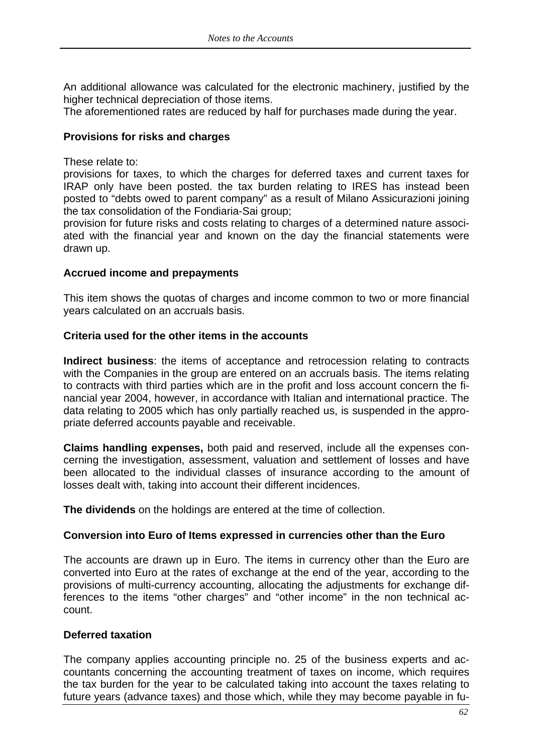An additional allowance was calculated for the electronic machinery, justified by the higher technical depreciation of those items.
The aforementioned rates are reduced by half for purchases made during the year.

**Provisions for risks and charges**

These relate to:
provisions for taxes, to which the charges for deferred taxes and current taxes for IRAP only have been posted. the tax burden relating to IRES has instead been posted to "debts owed to parent company" as a result of Milano Assicurazioni joining the tax consolidation of the Fondiaria-Sai group;
provision for future risks and costs relating to charges of a determined nature associated with the financial year and known on the day the financial statements were drawn up.

**Accrued income and prepayments**

This item shows the quotas of charges and income common to two or more financial years calculated on an accruals basis.

**Criteria used for the other items in the accounts**

**Indirect business**: the items of acceptance and retrocession relating to contracts with the Companies in the group are entered on an accruals basis. The items relating to contracts with third parties which are in the profit and loss account concern the financial year 2004, however, in accordance with Italian and international practice. The data relating to 2005 which has only partially reached us, is suspended in the appropriate deferred accounts payable and receivable.

**Claims handling expenses,** both paid and reserved, include all the expenses concerning the investigation, assessment, valuation and settlement of losses and have been allocated to the individual classes of insurance according to the amount of losses dealt with, taking into account their different incidences.

**The dividends** on the holdings are entered at the time of collection.

**Conversion into Euro of Items expressed in currencies other than the Euro**

The accounts are drawn up in Euro. The items in currency other than the Euro are converted into Euro at the rates of exchange at the end of the year, according to the provisions of multi-currency accounting, allocating the adjustments for exchange differences to the items "other charges" and "other income" in the non technical account.

**Deferred taxation**

The company applies accounting principle no. 25 of the business experts and accountants concerning the accounting treatment of taxes on income, which requires the tax burden for the year to be calculated taking into account the taxes relating to future years (advance taxes) and those which, while they may become payable in fu-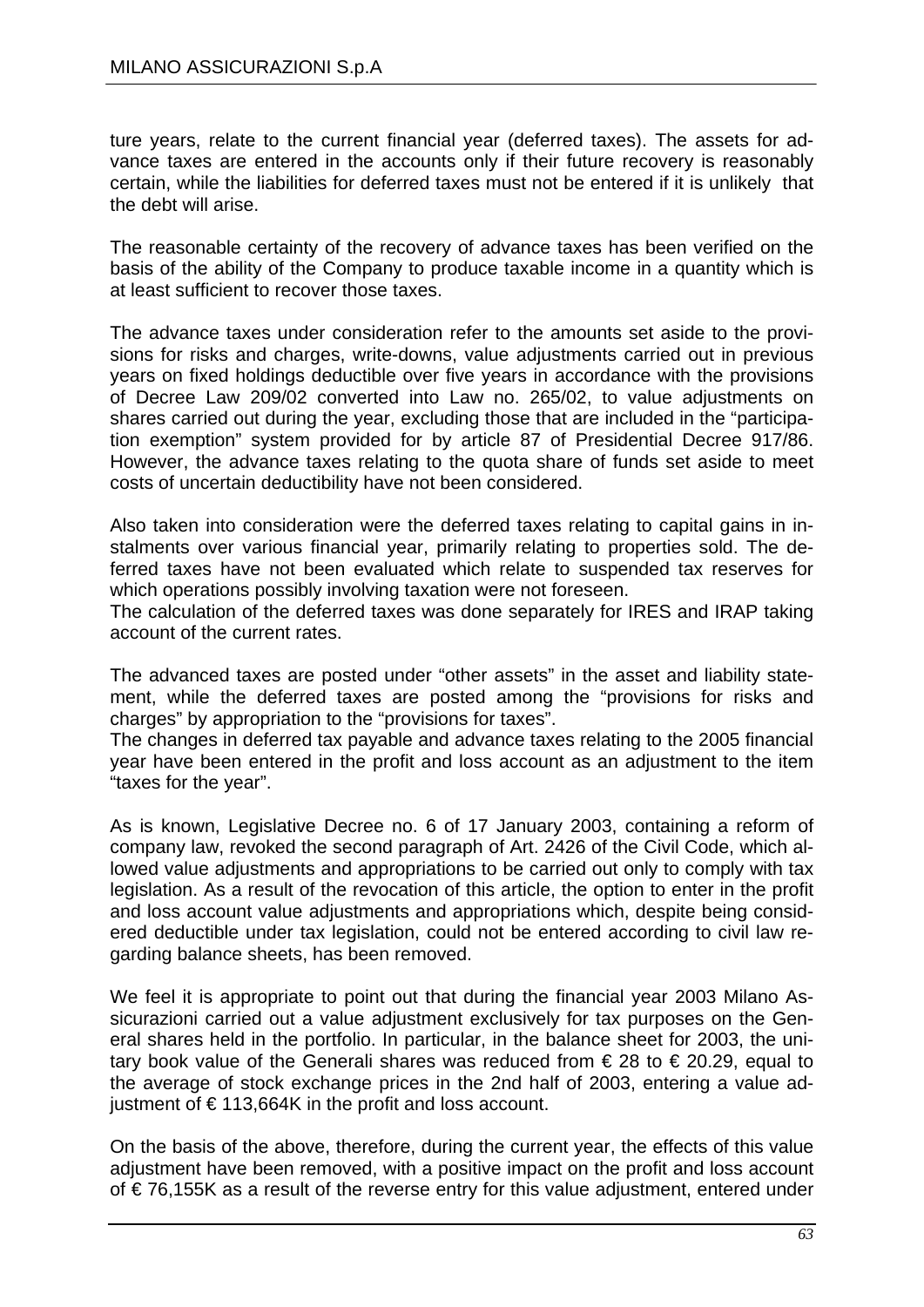ture years, relate to the current financial year (deferred taxes). The assets for advance taxes are entered in the accounts only if their future recovery is reasonably certain, while the liabilities for deferred taxes must not be entered if it is unlikely that the debt will arise.

The reasonable certainty of the recovery of advance taxes has been verified on the basis of the ability of the Company to produce taxable income in a quantity which is at least sufficient to recover those taxes.

The advance taxes under consideration refer to the amounts set aside to the provisions for risks and charges, write-downs, value adjustments carried out in previous years on fixed holdings deductible over five years in accordance with the provisions of Decree Law 209/02 converted into Law no. 265/02, to value adjustments on shares carried out during the year, excluding those that are included in the "participation exemption" system provided for by article 87 of Presidential Decree 917/86. However, the advance taxes relating to the quota share of funds set aside to meet costs of uncertain deductibility have not been considered.

Also taken into consideration were the deferred taxes relating to capital gains in instalments over various financial year, primarily relating to properties sold. The deferred taxes have not been evaluated which relate to suspended tax reserves for which operations possibly involving taxation were not foreseen.
The calculation of the deferred taxes was done separately for IRES and IRAP taking account of the current rates.

The advanced taxes are posted under "other assets" in the asset and liability statement, while the deferred taxes are posted among the "provisions for risks and charges" by appropriation to the "provisions for taxes".
The changes in deferred tax payable and advance taxes relating to the 2005 financial year have been entered in the profit and loss account as an adjustment to the item "taxes for the year".

As is known, Legislative Decree no. 6 of 17 January 2003, containing a reform of company law, revoked the second paragraph of Art. 2426 of the Civil Code, which allowed value adjustments and appropriations to be carried out only to comply with tax legislation. As a result of the revocation of this article, the option to enter in the profit and loss account value adjustments and appropriations which, despite being considered deductible under tax legislation, could not be entered according to civil law regarding balance sheets, has been removed.

We feel it is appropriate to point out that during the financial year 2003 Milano Assicurazioni carried out a value adjustment exclusively for tax purposes on the General shares held in the portfolio. In particular, in the balance sheet for 2003, the unitary book value of the Generali shares was reduced from € 28 to € 20.29, equal to the average of stock exchange prices in the 2nd half of 2003, entering a value adjustment of € 113,664K in the profit and loss account.

On the basis of the above, therefore, during the current year, the effects of this value adjustment have been removed, with a positive impact on the profit and loss account of € 76,155K as a result of the reverse entry for this value adjustment, entered under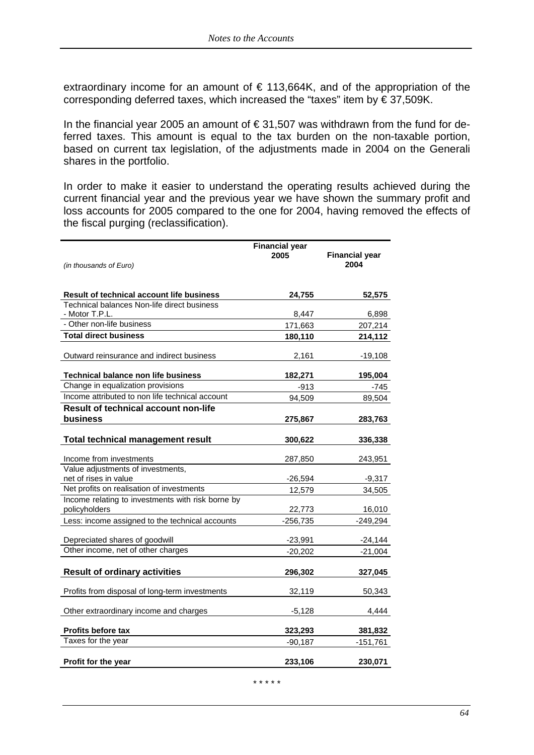extraordinary income for an amount of € 113,664K, and of the appropriation of the corresponding deferred taxes, which increased the "taxes" item by € 37,509K.

In the financial year 2005 an amount of € 31,507 was withdrawn from the fund for deferred taxes. This amount is equal to the tax burden on the non-taxable portion, based on current tax legislation, of the adjustments made in 2004 on the Generali shares in the portfolio.

In order to make it easier to understand the operating results achieved during the current financial year and the previous year we have shown the summary profit and loss accounts for 2005 compared to the one for 2004, having removed the effects of the fiscal purging (reclassification).

| *(in thousands of Euro)* | Financial year 2005 | Financial year 2004 |
|---|---|---|
| **Result of technical account life business** | **24,755** | **52,575** |
| Technical balances Non-life direct business | | |
| - Motor T.P.L. | 8,447 | 6,898 |
| - Other non-life business | 171,663 | 207,214 |
| **Total direct business** | **180,110** | **214,112** |
| Outward reinsurance and indirect business | 2,161 | -19,108 |
| **Technical balance non life business** | **182,271** | **195,004** |
| Change in equalization provisions | -913 | -745 |
| Income attributed to non life technical account | 94,509 | 89,504 |
| **Result of technical account non-life business** | **275,867** | **283,763** |
| **Total technical management result** | **300,622** | **336,338** |
| Income from investments | 287,850 | 243,951 |
| Value adjustments of investments, net of rises in value | -26,594 | -9,317 |
| Net profits on realisation of investments | 12,579 | 34,505 |
| Income relating to investments with risk borne by policyholders | 22,773 | 16,010 |
| Less: income assigned to the technical accounts | -256,735 | -249,294 |
| Depreciated shares of goodwill | -23,991 | -24,144 |
| Other income, net of other charges | -20,202 | -21,004 |
| **Result of ordinary activities** | **296,302** | **327,045** |
| Profits from disposal of long-term investments | 32,119 | 50,343 |
| Other extraordinary income and charges | -5,128 | 4,444 |
| **Profits before tax** | **323,293** | **381,832** |
| Taxes for the year | -90,187 | -151,761 |
| **Profit for the year** | **233,106** | **230,071** |

\* \* \* \* \*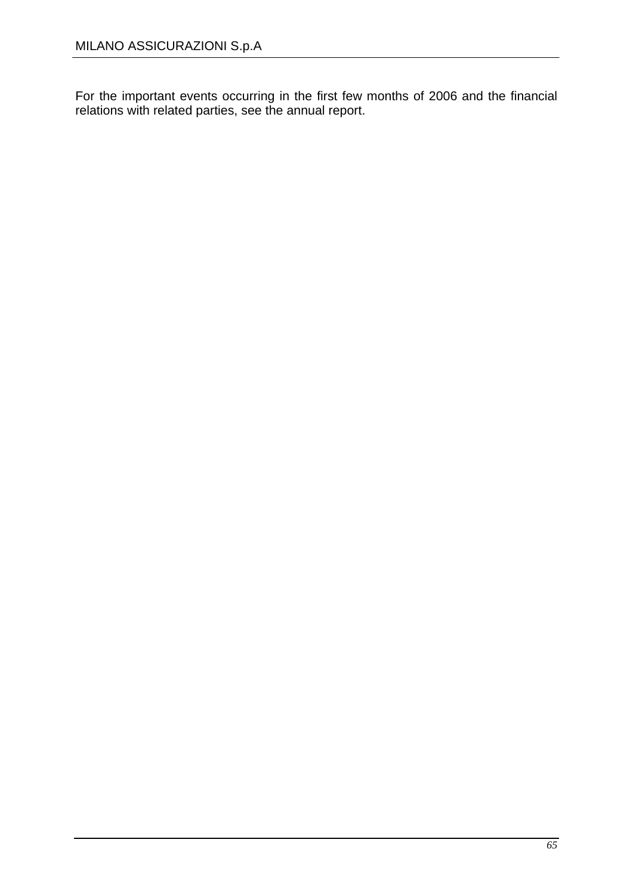For the important events occurring in the first few months of 2006 and the financial relations with related parties, see the annual report.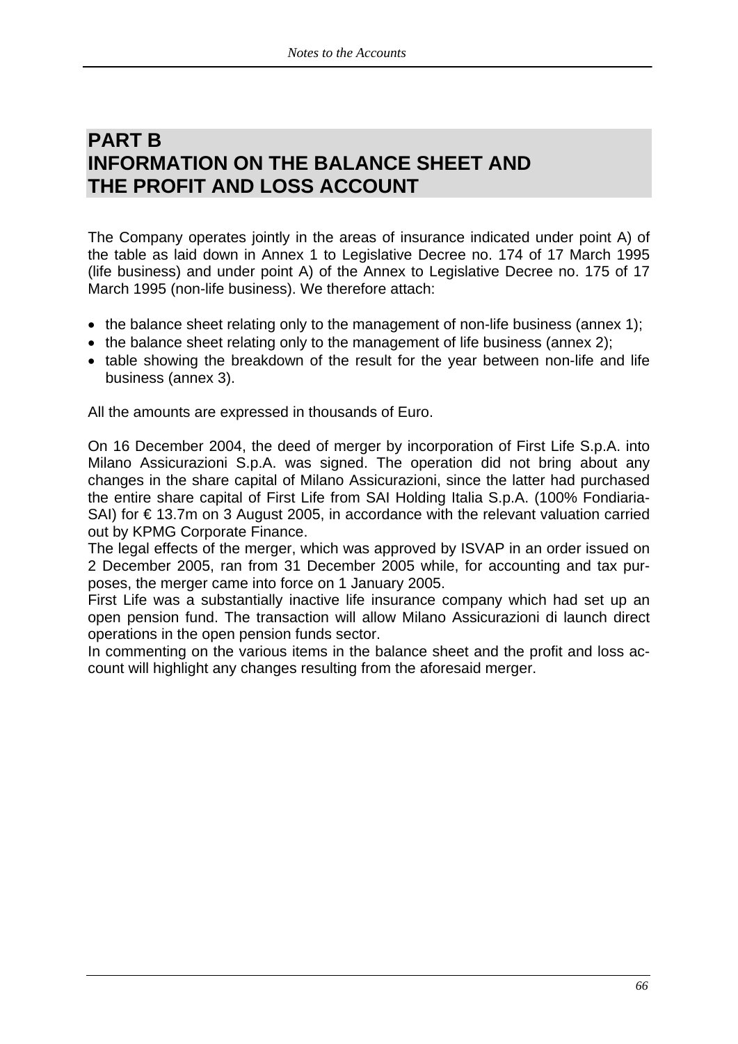# PART B
# INFORMATION ON THE BALANCE SHEET AND THE PROFIT AND LOSS ACCOUNT

The Company operates jointly in the areas of insurance indicated under point A) of the table as laid down in Annex 1 to Legislative Decree no. 174 of 17 March 1995 (life business) and under point A) of the Annex to Legislative Decree no. 175 of 17 March 1995 (non-life business). We therefore attach:

- the balance sheet relating only to the management of non-life business (annex 1);
- the balance sheet relating only to the management of life business (annex 2);
- table showing the breakdown of the result for the year between non-life and life business (annex 3).

All the amounts are expressed in thousands of Euro.

On 16 December 2004, the deed of merger by incorporation of First Life S.p.A. into Milano Assicurazioni S.p.A. was signed. The operation did not bring about any changes in the share capital of Milano Assicurazioni, since the latter had purchased the entire share capital of First Life from SAI Holding Italia S.p.A. (100% Fondiaria-SAI) for € 13.7m on 3 August 2005, in accordance with the relevant valuation carried out by KPMG Corporate Finance.
The legal effects of the merger, which was approved by ISVAP in an order issued on 2 December 2005, ran from 31 December 2005 while, for accounting and tax purposes, the merger came into force on 1 January 2005.
First Life was a substantially inactive life insurance company which had set up an open pension fund. The transaction will allow Milano Assicurazioni di launch direct operations in the open pension funds sector.
In commenting on the various items in the balance sheet and the profit and loss account will highlight any changes resulting from the aforesaid merger.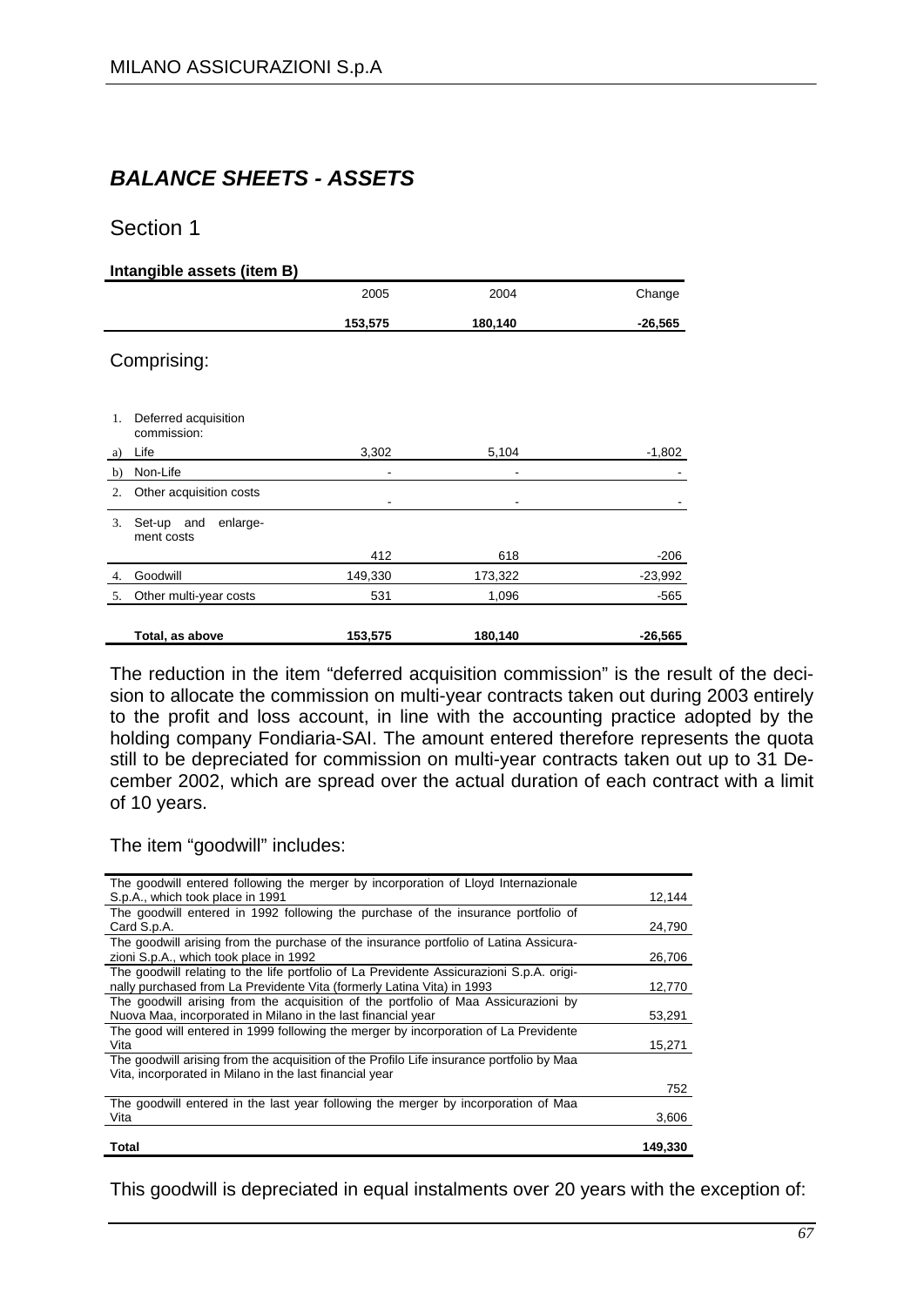## *BALANCE SHEETS - ASSETS*

### Section 1

**Intangible assets (item B)**

| | 2005 | 2004 | Change |
|---|---|---|---|
| | **153,575** | **180,140** | **-26,565** |

Comprising:

| | | 2005 | 2004 | Change |
|---|---|---|---|---|
| 1. | Deferred acquisition commission: | | | |
| a) | Life | 3,302 | 5,104 | -1,802 |
| b) | Non-Life | - | - | - |
| 2. | Other acquisition costs | - | - | - |
| 3. | Set-up and enlargement costs | 412 | 618 | -206 |
| 4. | Goodwill | 149,330 | 173,322 | -23,992 |
| 5. | Other multi-year costs | 531 | 1,096 | -565 |
| | **Total, as above** | **153,575** | **180,140** | **-26,565** |

The reduction in the item "deferred acquisition commission" is the result of the decision to allocate the commission on multi-year contracts taken out during 2003 entirely to the profit and loss account, in line with the accounting practice adopted by the holding company Fondiaria-SAI. The amount entered therefore represents the quota still to be depreciated for commission on multi-year contracts taken out up to 31 December 2002, which are spread over the actual duration of each contract with a limit of 10 years.

The item "goodwill" includes:

| | |
|---|---|
| The goodwill entered following the merger by incorporation of Lloyd Internazionale S.p.A., which took place in 1991 | 12,144 |
| The goodwill entered in 1992 following the purchase of the insurance portfolio of Card S.p.A. | 24,790 |
| The goodwill arising from the purchase of the insurance portfolio of Latina Assicurazioni S.p.A., which took place in 1992 | 26,706 |
| The goodwill relating to the life portfolio of La Previdente Assicurazioni S.p.A. originally purchased from La Previdente Vita (formerly Latina Vita) in 1993 | 12,770 |
| The goodwill arising from the acquisition of the portfolio of Maa Assicurazioni by Nuova Maa, incorporated in Milano in the last financial year | 53,291 |
| The good will entered in 1999 following the merger by incorporation of La Previdente Vita | 15,271 |
| The goodwill arising from the acquisition of the Profilo Life insurance portfolio by Maa Vita, incorporated in Milano in the last financial year | 752 |
| The goodwill entered in the last year following the merger by incorporation of Maa Vita | 3,606 |
| **Total** | **149,330** |

This goodwill is depreciated in equal instalments over 20 years with the exception of: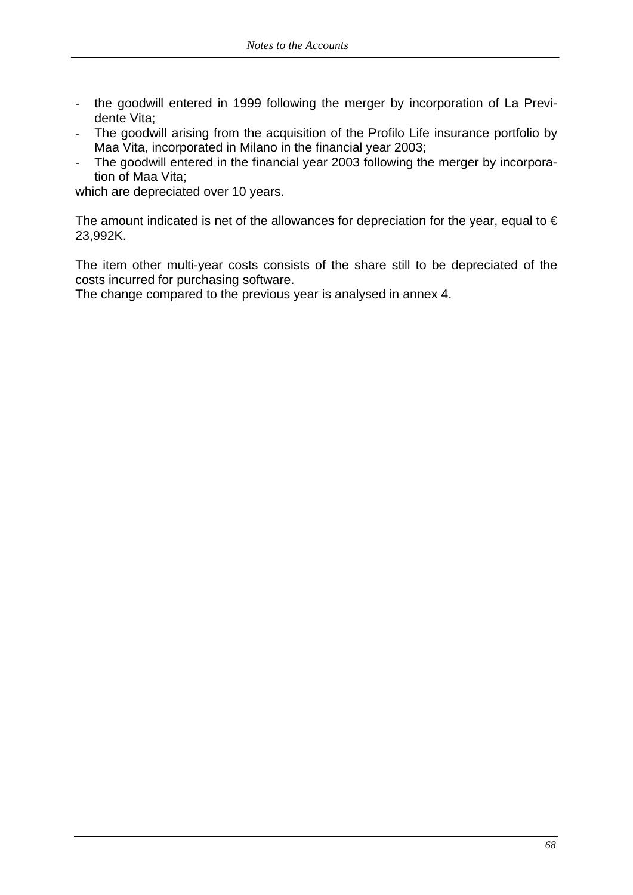- the goodwill entered in 1999 following the merger by incorporation of La Previdente Vita;
- The goodwill arising from the acquisition of the Profilo Life insurance portfolio by Maa Vita, incorporated in Milano in the financial year 2003;
- The goodwill entered in the financial year 2003 following the merger by incorporation of Maa Vita;

which are depreciated over 10 years.

The amount indicated is net of the allowances for depreciation for the year, equal to € 23,992K.

The item other multi-year costs consists of the share still to be depreciated of the costs incurred for purchasing software.
The change compared to the previous year is analysed in annex 4.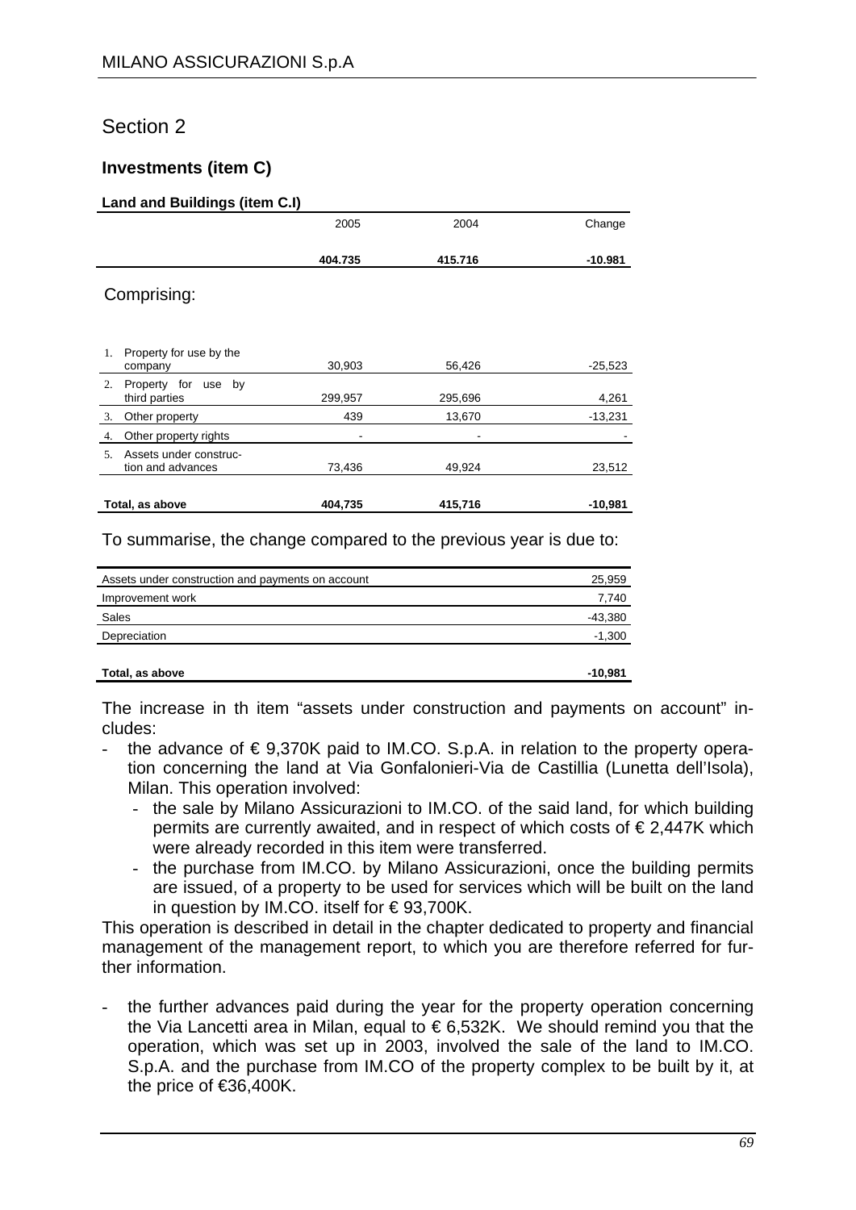# Section 2

## Investments (item C)

### Land and Buildings (item C.I)

| | 2005 | 2004 | Change |
|---|---|---|---|
| | **404.735** | **415.716** | **-10.981** |

Comprising:

| | 2005 | 2004 | Change |
|---|---|---|---|
| 1. Property for use by the company | 30,903 | 56,426 | -25,523 |
| 2. Property for use by third parties | 299,957 | 295,696 | 4,261 |
| 3. Other property | 439 | 13,670 | -13,231 |
| 4. Other property rights | - | - | - |
| 5. Assets under construction and advances | 73,436 | 49,924 | 23,512 |
| **Total, as above** | **404,735** | **415,716** | **-10,981** |

To summarise, the change compared to the previous year is due to:

| | |
|---|---|
| Assets under construction and payments on account | 25,959 |
| Improvement work | 7,740 |
| Sales | -43,380 |
| Depreciation | -1,300 |
| **Total, as above** | **-10,981** |

The increase in th item “assets under construction and payments on account” includes:

- the advance of € 9,370K paid to IM.CO. S.p.A. in relation to the property operation concerning the land at Via Gonfalonieri-Via de Castillia (Lunetta dell’Isola), Milan. This operation involved:
  - the sale by Milano Assicurazioni to IM.CO. of the said land, for which building permits are currently awaited, and in respect of which costs of € 2,447K which were already recorded in this item were transferred.
  - the purchase from IM.CO. by Milano Assicurazioni, once the building permits are issued, of a property to be used for services which will be built on the land in question by IM.CO. itself for € 93,700K.

This operation is described in detail in the chapter dedicated to property and financial management of the management report, to which you are therefore referred for further information.

- the further advances paid during the year for the property operation concerning the Via Lancetti area in Milan, equal to € 6,532K. We should remind you that the operation, which was set up in 2003, involved the sale of the land to IM.CO. S.p.A. and the purchase from IM.CO of the property complex to be built by it, at the price of €36,400K.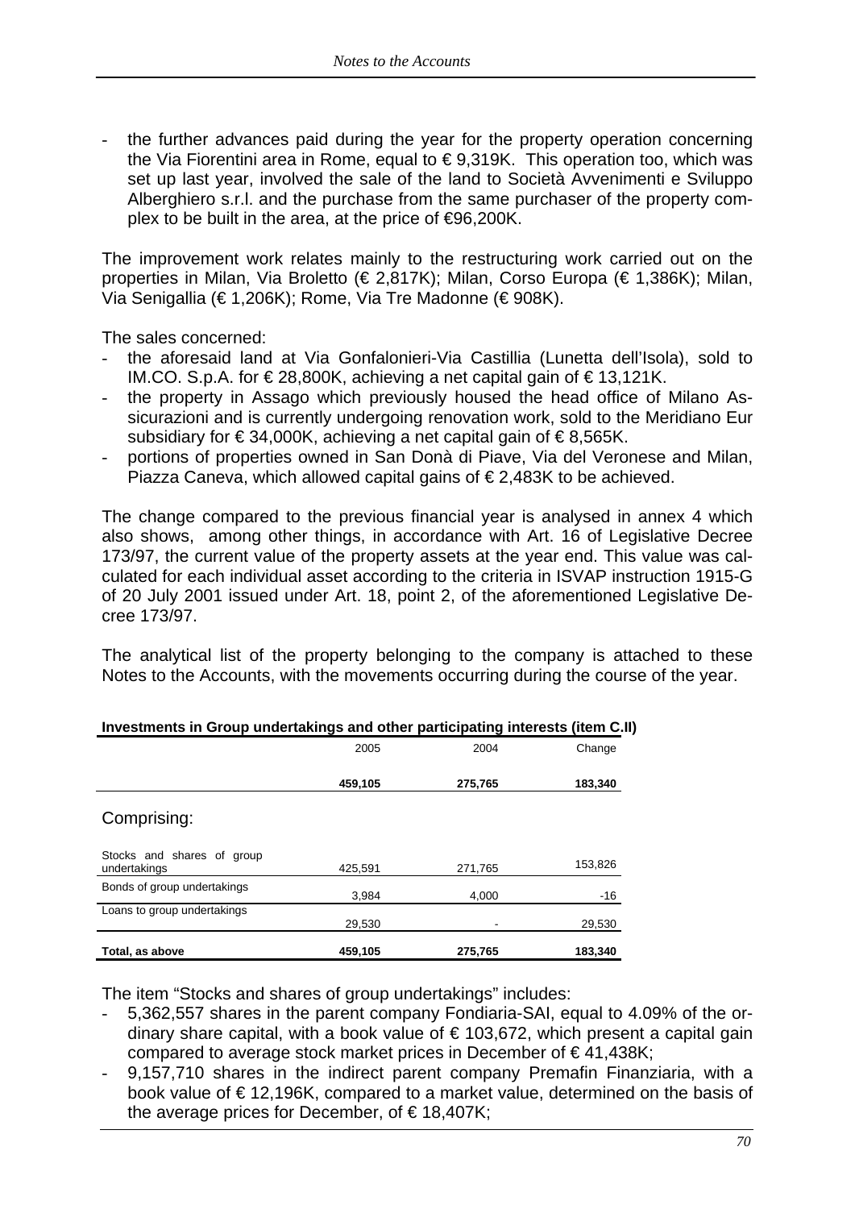- the further advances paid during the year for the property operation concerning the Via Fiorentini area in Rome, equal to € 9,319K. This operation too, which was set up last year, involved the sale of the land to Società Avvenimenti e Sviluppo Alberghiero s.r.l. and the purchase from the same purchaser of the property complex to be built in the area, at the price of €96,200K.

The improvement work relates mainly to the restructuring work carried out on the properties in Milan, Via Broletto (€ 2,817K); Milan, Corso Europa (€ 1,386K); Milan, Via Senigallia (€ 1,206K); Rome, Via Tre Madonne (€ 908K).

The sales concerned:

- the aforesaid land at Via Gonfalonieri-Via Castillia (Lunetta dell'Isola), sold to IM.CO. S.p.A. for € 28,800K, achieving a net capital gain of € 13,121K.
- the property in Assago which previously housed the head office of Milano Assicurazioni and is currently undergoing renovation work, sold to the Meridiano Eur subsidiary for € 34,000K, achieving a net capital gain of € 8,565K.
- portions of properties owned in San Donà di Piave, Via del Veronese and Milan, Piazza Caneva, which allowed capital gains of € 2,483K to be achieved.

The change compared to the previous financial year is analysed in annex 4 which also shows, among other things, in accordance with Art. 16 of Legislative Decree 173/97, the current value of the property assets at the year end. This value was calculated for each individual asset according to the criteria in ISVAP instruction 1915-G of 20 July 2001 issued under Art. 18, point 2, of the aforementioned Legislative Decree 173/97.

The analytical list of the property belonging to the company is attached to these Notes to the Accounts, with the movements occurring during the course of the year.

**Investments in Group undertakings and other participating interests (item C.II)**

| | 2005 | 2004 | Change |
|---|---|---|---|
| | **459,105** | **275,765** | **183,340** |
| Comprising: | | | |
| Stocks and shares of group undertakings | 425,591 | 271,765 | 153,826 |
| Bonds of group undertakings | 3,984 | 4,000 | -16 |
| Loans to group undertakings | 29,530 | - | 29,530 |
| **Total, as above** | **459,105** | **275,765** | **183,340** |

The item "Stocks and shares of group undertakings" includes:

- 5,362,557 shares in the parent company Fondiaria-SAI, equal to 4.09% of the ordinary share capital, with a book value of € 103,672, which present a capital gain compared to average stock market prices in December of € 41,438K;
- 9,157,710 shares in the indirect parent company Premafin Finanziaria, with a book value of € 12,196K, compared to a market value, determined on the basis of the average prices for December, of € 18,407K;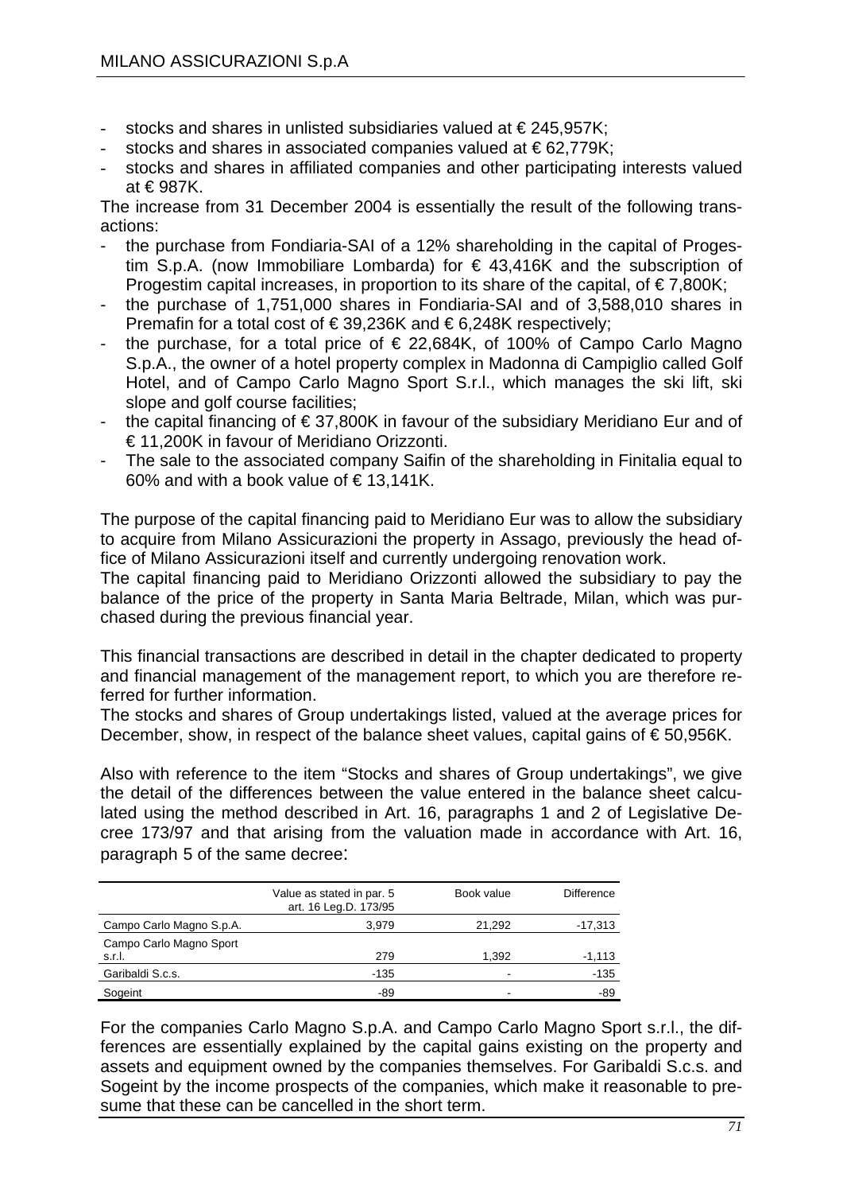- stocks and shares in unlisted subsidiaries valued at € 245,957K;
- stocks and shares in associated companies valued at € 62,779K;
- stocks and shares in affiliated companies and other participating interests valued at € 987K.

The increase from 31 December 2004 is essentially the result of the following transactions:

- the purchase from Fondiaria-SAI of a 12% shareholding in the capital of Progestim S.p.A. (now Immobiliare Lombarda) for € 43,416K and the subscription of Progestim capital increases, in proportion to its share of the capital, of € 7,800K;
- the purchase of 1,751,000 shares in Fondiaria-SAI and of 3,588,010 shares in Premafin for a total cost of € 39,236K and € 6,248K respectively;
- the purchase, for a total price of € 22,684K, of 100% of Campo Carlo Magno S.p.A., the owner of a hotel property complex in Madonna di Campiglio called Golf Hotel, and of Campo Carlo Magno Sport S.r.l., which manages the ski lift, ski slope and golf course facilities;
- the capital financing of € 37,800K in favour of the subsidiary Meridiano Eur and of € 11,200K in favour of Meridiano Orizzonti.
- The sale to the associated company Saifin of the shareholding in Finitalia equal to 60% and with a book value of € 13,141K.

The purpose of the capital financing paid to Meridiano Eur was to allow the subsidiary to acquire from Milano Assicurazioni the property in Assago, previously the head office of Milano Assicurazioni itself and currently undergoing renovation work.
The capital financing paid to Meridiano Orizzonti allowed the subsidiary to pay the balance of the price of the property in Santa Maria Beltrade, Milan, which was purchased during the previous financial year.

This financial transactions are described in detail in the chapter dedicated to property and financial management of the management report, to which you are therefore referred for further information.
The stocks and shares of Group undertakings listed, valued at the average prices for December, show, in respect of the balance sheet values, capital gains of € 50,956K.

Also with reference to the item "Stocks and shares of Group undertakings", we give the detail of the differences between the value entered in the balance sheet calculated using the method described in Art. 16, paragraphs 1 and 2 of Legislative Decree 173/97 and that arising from the valuation made in accordance with Art. 16, paragraph 5 of the same decree:

| | Value as stated in par. 5 art. 16 Leg.D. 173/95 | Book value | Difference |
|---|---|---|---|
| Campo Carlo Magno S.p.A. | 3,979 | 21,292 | -17,313 |
| Campo Carlo Magno Sport s.r.l. | 279 | 1,392 | -1,113 |
| Garibaldi S.c.s. | -135 | - | -135 |
| Sogeint | -89 | - | -89 |

For the companies Carlo Magno S.p.A. and Campo Carlo Magno Sport s.r.l., the differences are essentially explained by the capital gains existing on the property and assets and equipment owned by the companies themselves. For Garibaldi S.c.s. and Sogeint by the income prospects of the companies, which make it reasonable to presume that these can be cancelled in the short term.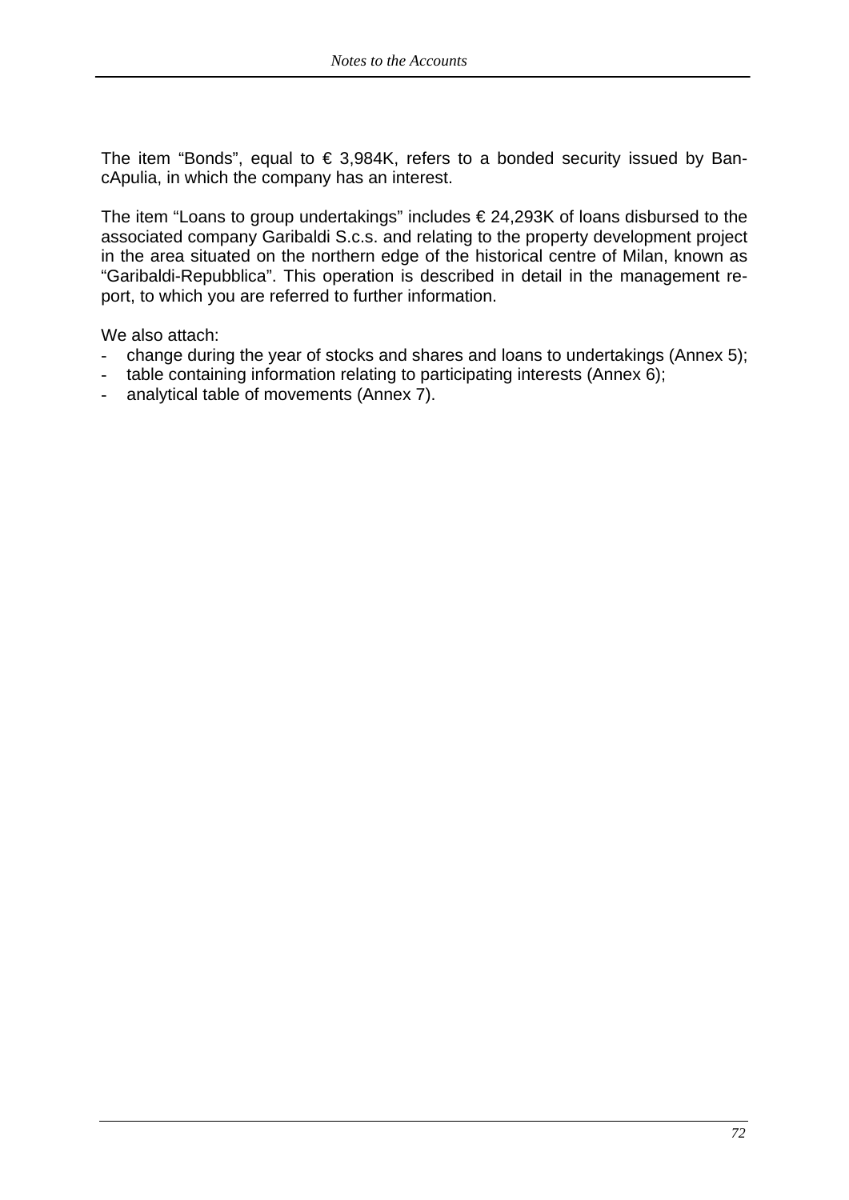The item "Bonds", equal to € 3,984K, refers to a bonded security issued by BancApulia, in which the company has an interest.

The item "Loans to group undertakings" includes € 24,293K of loans disbursed to the associated company Garibaldi S.c.s. and relating to the property development project in the area situated on the northern edge of the historical centre of Milan, known as "Garibaldi-Repubblica". This operation is described in detail in the management report, to which you are referred to further information.

We also attach:

- change during the year of stocks and shares and loans to undertakings (Annex 5);
- table containing information relating to participating interests (Annex 6);
- analytical table of movements (Annex 7).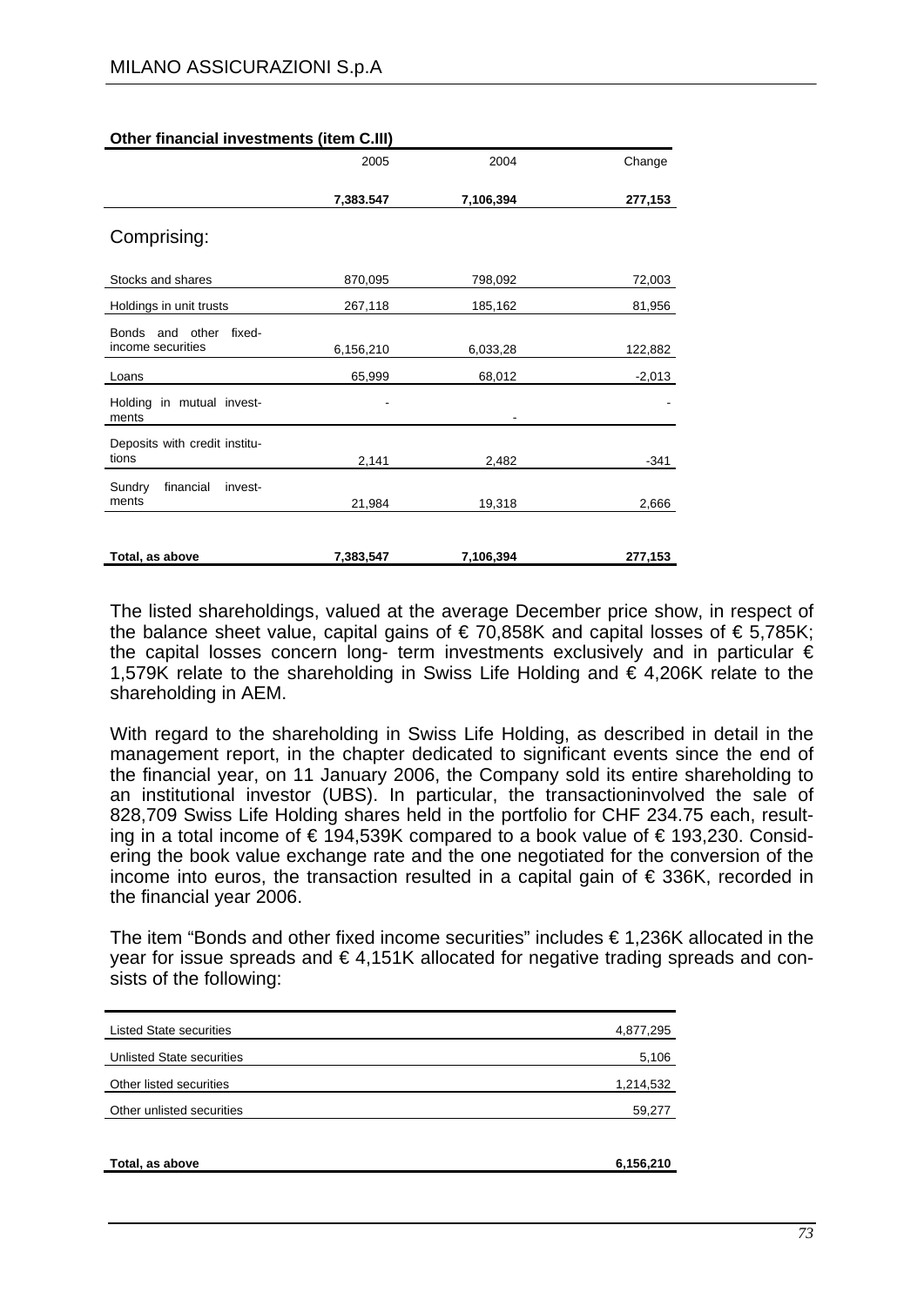**Other financial investments (item C.III)**

| | 2005 | 2004 | Change |
|---|---|---|---|
| | **7,383.547** | **7,106,394** | **277,153** |
| Comprising: | | | |
| Stocks and shares | 870,095 | 798,092 | 72,003 |
| Holdings in unit trusts | 267,118 | 185,162 | 81,956 |
| Bonds and other fixed-income securities | 6,156,210 | 6,033,28 | 122,882 |
| Loans | 65,999 | 68,012 | -2,013 |
| Holding in mutual investments | - | - | - |
| Deposits with credit institutions | 2,141 | 2,482 | -341 |
| Sundry financial investments | 21,984 | 19,318 | 2,666 |
| **Total, as above** | **7,383,547** | **7,106,394** | **277,153** |

The listed shareholdings, valued at the average December price show, in respect of the balance sheet value, capital gains of € 70,858K and capital losses of € 5,785K; the capital losses concern long- term investments exclusively and in particular € 1,579K relate to the shareholding in Swiss Life Holding and € 4,206K relate to the shareholding in AEM.

With regard to the shareholding in Swiss Life Holding, as described in detail in the management report, in the chapter dedicated to significant events since the end of the financial year, on 11 January 2006, the Company sold its entire shareholding to an institutional investor (UBS). In particular, the transactioninvolved the sale of 828,709 Swiss Life Holding shares held in the portfolio for CHF 234.75 each, resulting in a total income of € 194,539K compared to a book value of € 193,230. Considering the book value exchange rate and the one negotiated for the conversion of the income into euros, the transaction resulted in a capital gain of € 336K, recorded in the financial year 2006.

The item "Bonds and other fixed income securities" includes € 1,236K allocated in the year for issue spreads and € 4,151K allocated for negative trading spreads and consists of the following:

| | |
|---|---|
| Listed State securities | 4,877,295 |
| Unlisted State securities | 5,106 |
| Other listed securities | 1,214,532 |
| Other unlisted securities | 59,277 |
| **Total, as above** | **6,156,210** |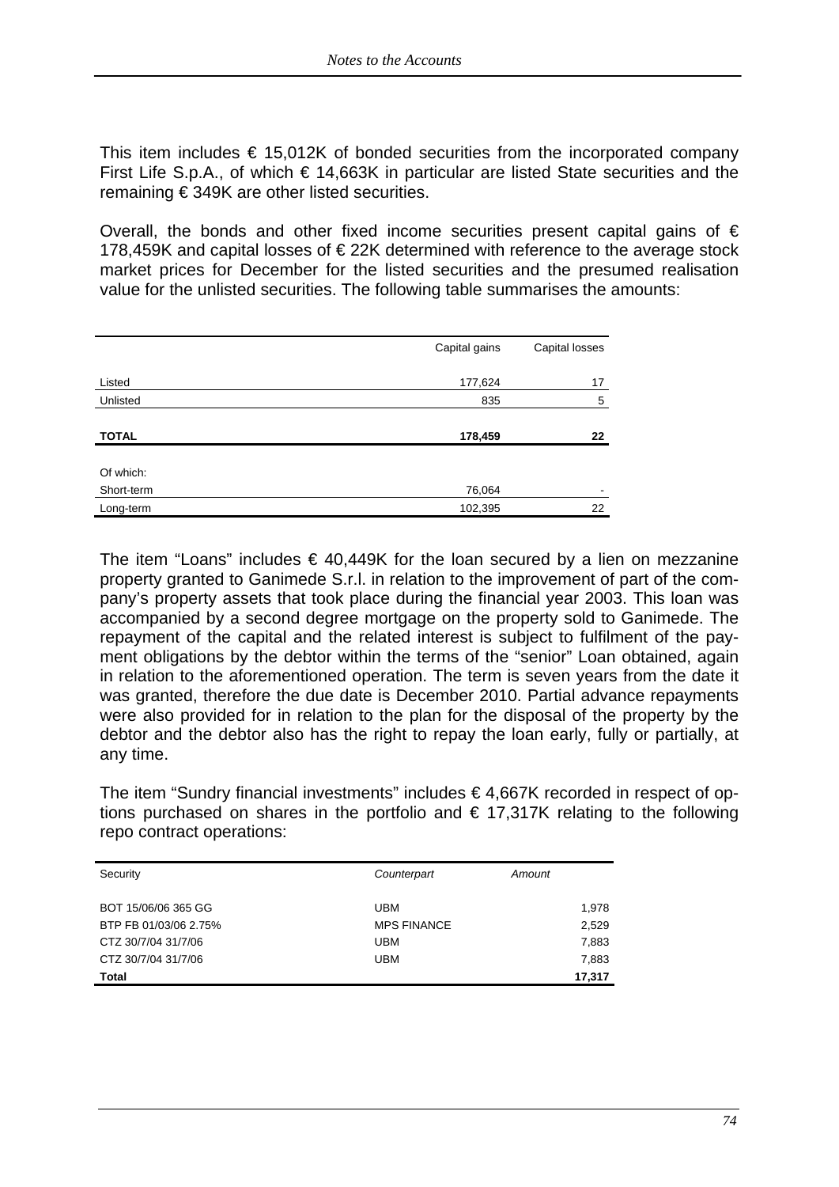This item includes € 15,012K of bonded securities from the incorporated company First Life S.p.A., of which € 14,663K in particular are listed State securities and the remaining € 349K are other listed securities.

Overall, the bonds and other fixed income securities present capital gains of € 178,459K and capital losses of € 22K determined with reference to the average stock market prices for December for the listed securities and the presumed realisation value for the unlisted securities. The following table summarises the amounts:

| | Capital gains | Capital losses |
|---|---|---|
| Listed | 177,624 | 17 |
| Unlisted | 835 | 5 |
| **TOTAL** | **178,459** | **22** |
| Of which: | | |
| Short-term | 76,064 | - |
| Long-term | 102,395 | 22 |

The item "Loans" includes € 40,449K for the loan secured by a lien on mezzanine property granted to Ganimede S.r.l. in relation to the improvement of part of the company's property assets that took place during the financial year 2003. This loan was accompanied by a second degree mortgage on the property sold to Ganimede. The repayment of the capital and the related interest is subject to fulfilment of the payment obligations by the debtor within the terms of the "senior" Loan obtained, again in relation to the aforementioned operation. The term is seven years from the date it was granted, therefore the due date is December 2010. Partial advance repayments were also provided for in relation to the plan for the disposal of the property by the debtor and the debtor also has the right to repay the loan early, fully or partially, at any time.

The item "Sundry financial investments" includes € 4,667K recorded in respect of options purchased on shares in the portfolio and € 17,317K relating to the following repo contract operations:

| Security | *Counterpart* | *Amount* |
|---|---|---|
| BOT 15/06/06 365 GG | UBM | 1,978 |
| BTP FB 01/03/06 2.75% | MPS FINANCE | 2,529 |
| CTZ 30/7/04 31/7/06 | UBM | 7,883 |
| CTZ 30/7/04 31/7/06 | UBM | 7,883 |
| **Total** | | **17,317** |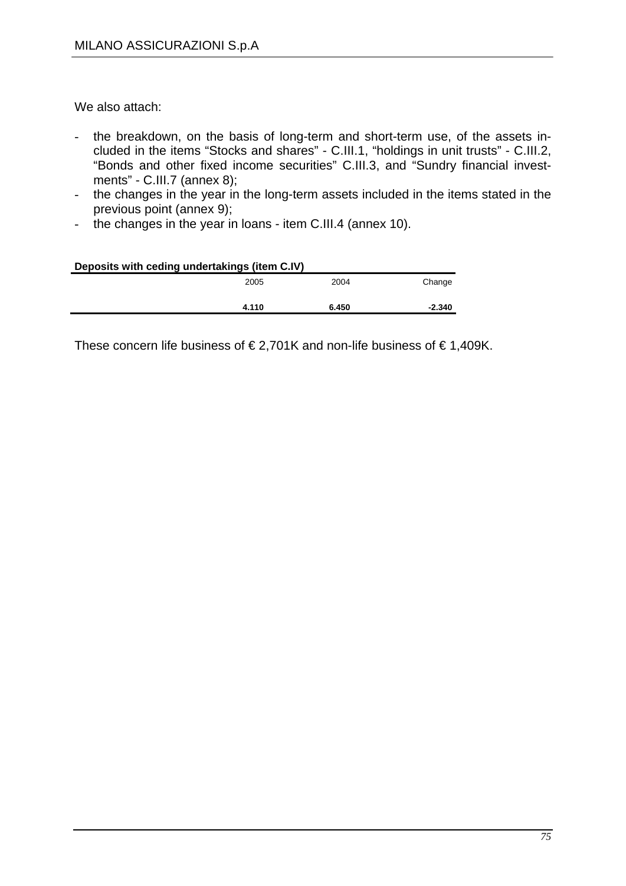We also attach:

- the breakdown, on the basis of long-term and short-term use, of the assets included in the items “Stocks and shares” - C.III.1, “holdings in unit trusts” - C.III.2, “Bonds and other fixed income securities” C.III.3, and “Sundry financial investments” - C.III.7 (annex 8);
- the changes in the year in the long-term assets included in the items stated in the previous point (annex 9);
- the changes in the year in loans - item C.III.4 (annex 10).

**Deposits with ceding undertakings (item C.IV)**

| | 2005 | 2004 | Change |
|---|---|---|---|
| | **4.110** | **6.450** | **-2.340** |

These concern life business of € 2,701K and non-life business of € 1,409K.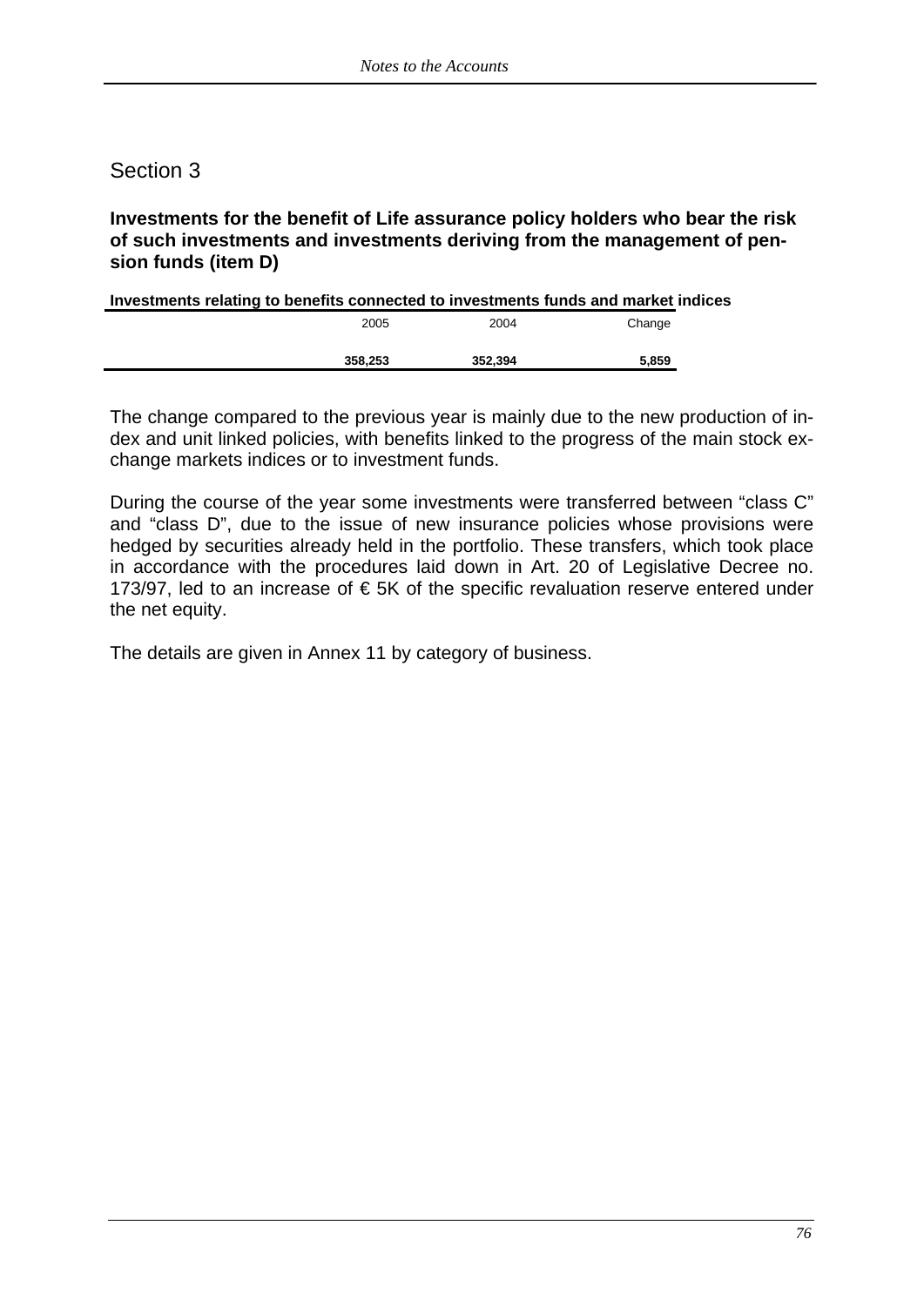# Section 3

**Investments for the benefit of Life assurance policy holders who bear the risk of such investments and investments deriving from the management of pension funds (item D)**

**Investments relating to benefits connected to investments funds and market indices**

| 2005 | 2004 | Change |
|---|---|---|
| **358,253** | **352,394** | **5,859** |

The change compared to the previous year is mainly due to the new production of index and unit linked policies, with benefits linked to the progress of the main stock exchange markets indices or to investment funds.

During the course of the year some investments were transferred between “class C” and “class D”, due to the issue of new insurance policies whose provisions were hedged by securities already held in the portfolio. These transfers, which took place in accordance with the procedures laid down in Art. 20 of Legislative Decree no. 173/97, led to an increase of € 5K of the specific revaluation reserve entered under the net equity.

The details are given in Annex 11 by category of business.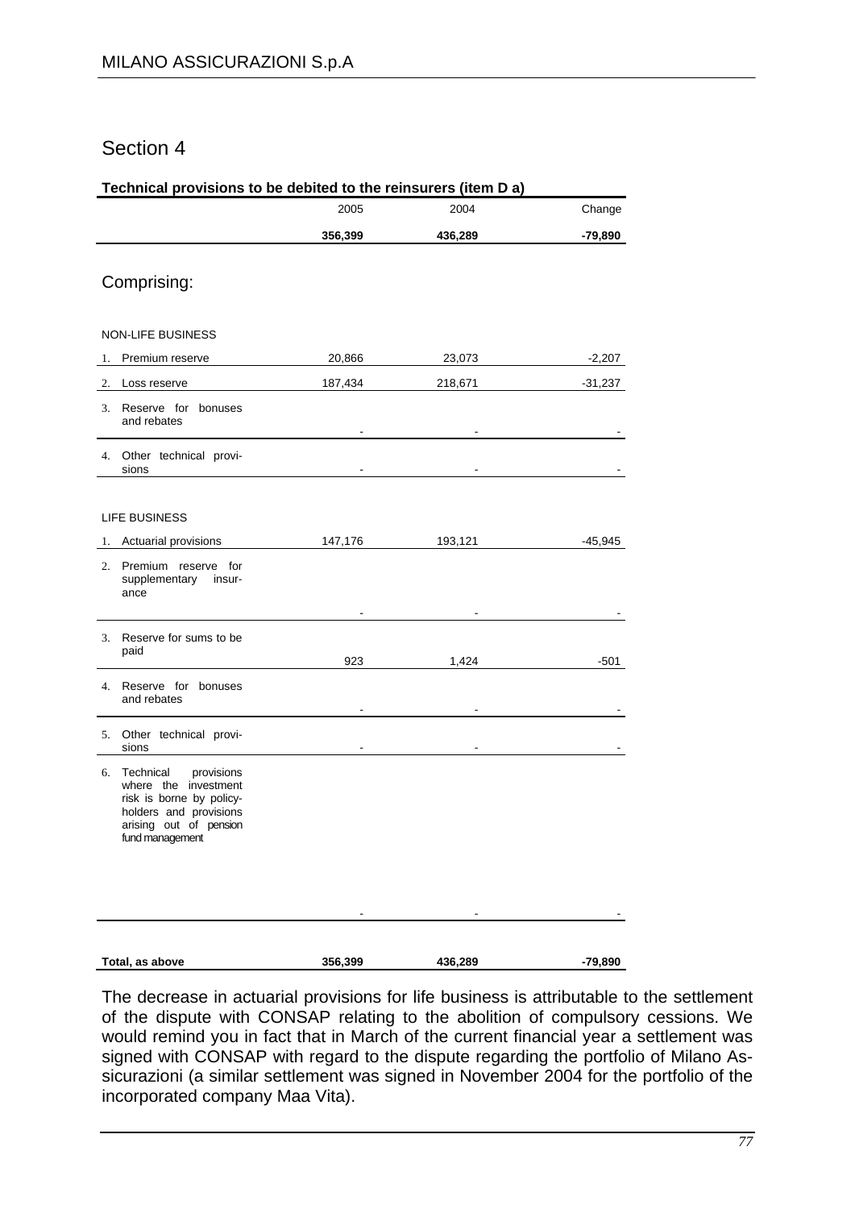## Section 4

**Technical provisions to be debited to the reinsurers (item D a)**

| | 2005 | 2004 | Change |
|---|---|---|---|
| | **356,399** | **436,289** | **-79,890** |

Comprising:

| | 2005 | 2004 | Change |
|---|---|---|---|
| NON-LIFE BUSINESS | | | |
| 1. Premium reserve | 20,866 | 23,073 | -2,207 |
| 2. Loss reserve | 187,434 | 218,671 | -31,237 |
| 3. Reserve for bonuses and rebates | - | - | - |
| 4. Other technical provisions | - | - | - |
| LIFE BUSINESS | | | |
| 1. Actuarial provisions | 147,176 | 193,121 | -45,945 |
| 2. Premium reserve for supplementary insurance | - | - | - |
| 3. Reserve for sums to be paid | 923 | 1,424 | -501 |
| 4. Reserve for bonuses and rebates | - | - | - |
| 5. Other technical provisions | - | - | - |
| 6. Technical provisions where the investment risk is borne by policyholders and provisions arising out of pension fund management | - | - | - |
| **Total, as above** | **356,399** | **436,289** | **-79,890** |

The decrease in actuarial provisions for life business is attributable to the settlement of the dispute with CONSAP relating to the abolition of compulsory cessions. We would remind you in fact that in March of the current financial year a settlement was signed with CONSAP with regard to the dispute regarding the portfolio of Milano Assicurazioni (a similar settlement was signed in November 2004 for the portfolio of the incorporated company Maa Vita).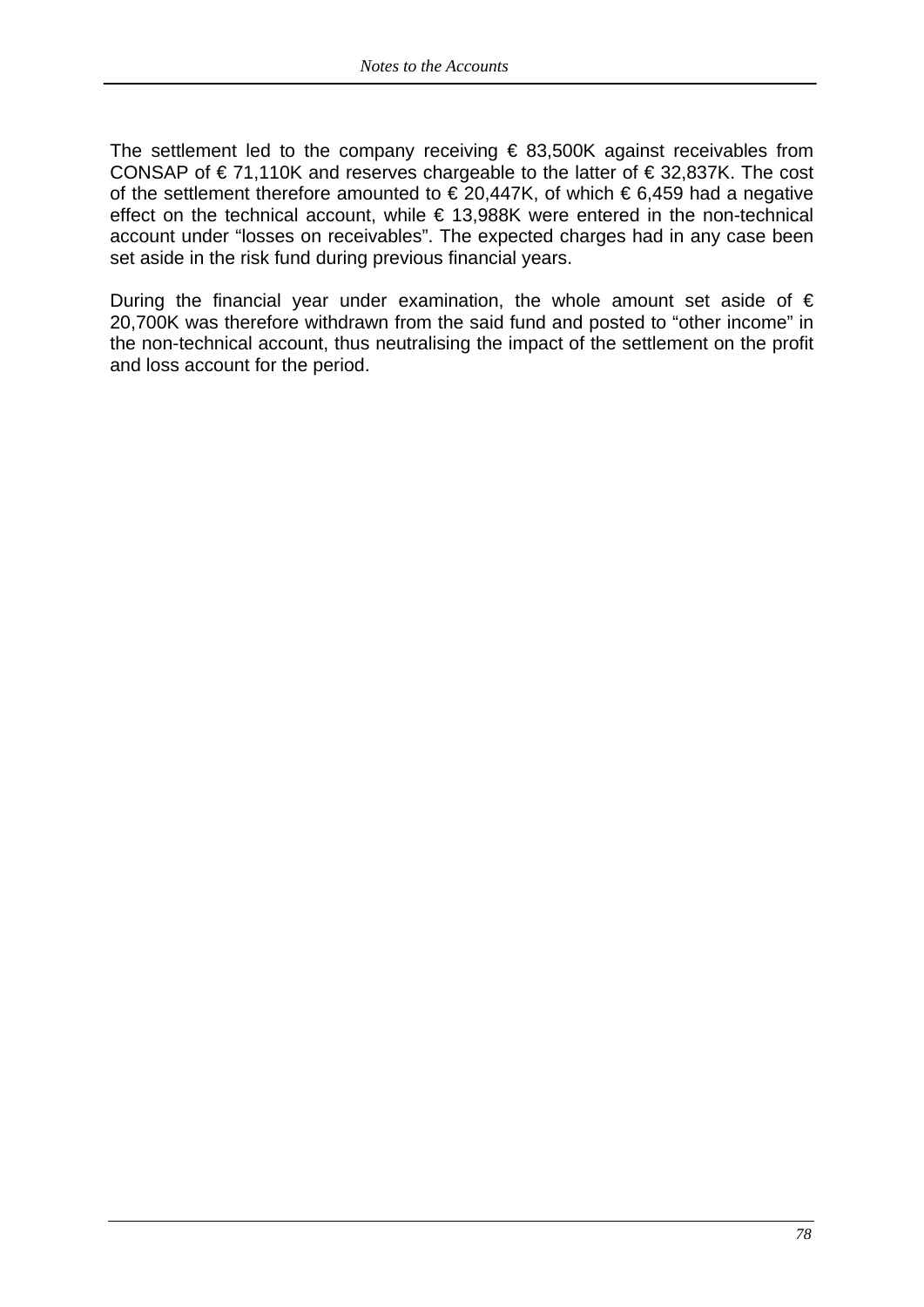The settlement led to the company receiving € 83,500K against receivables from CONSAP of € 71,110K and reserves chargeable to the latter of € 32,837K. The cost of the settlement therefore amounted to € 20,447K, of which € 6,459 had a negative effect on the technical account, while € 13,988K were entered in the non-technical account under "losses on receivables". The expected charges had in any case been set aside in the risk fund during previous financial years.

During the financial year under examination, the whole amount set aside of € 20,700K was therefore withdrawn from the said fund and posted to "other income" in the non-technical account, thus neutralising the impact of the settlement on the profit and loss account for the period.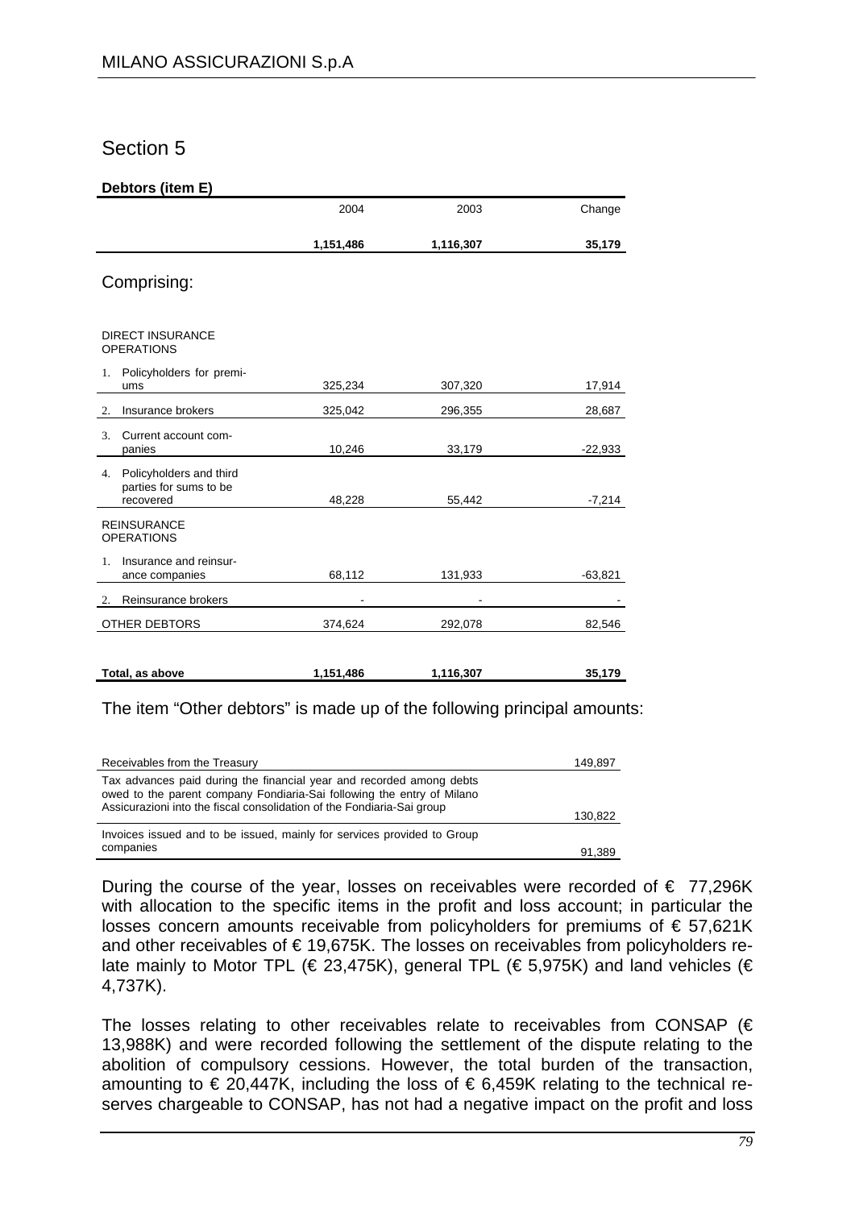# Section 5

**Debtors (item E)**

| | 2004 | 2003 | Change |
|---|---|---|---|
| | **1,151,486** | **1,116,307** | **35,179** |

Comprising:

| | 2004 | 2003 | Change |
|---|---|---|---|
| DIRECT INSURANCE OPERATIONS | | | |
| 1. Policyholders for premiums | 325,234 | 307,320 | 17,914 |
| 2. Insurance brokers | 325,042 | 296,355 | 28,687 |
| 3. Current account companies | 10,246 | 33,179 | -22,933 |
| 4. Policyholders and third parties for sums to be recovered | 48,228 | 55,442 | -7,214 |
| REINSURANCE OPERATIONS | | | |
| 1. Insurance and reinsurance companies | 68,112 | 131,933 | -63,821 |
| 2. Reinsurance brokers | - | - | - |
| OTHER DEBTORS | 374,624 | 292,078 | 82,546 |
| **Total, as above** | **1,151,486** | **1,116,307** | **35,179** |

The item "Other debtors" is made up of the following principal amounts:

| | |
|---|---|
| Receivables from the Treasury | 149,897 |
| Tax advances paid during the financial year and recorded among debts owed to the parent company Fondiaria-Sai following the entry of Milano Assicurazioni into the fiscal consolidation of the Fondiaria-Sai group | 130,822 |
| Invoices issued and to be issued, mainly for services provided to Group companies | 91,389 |

During the course of the year, losses on receivables were recorded of € 77,296K with allocation to the specific items in the profit and loss account; in particular the losses concern amounts receivable from policyholders for premiums of € 57,621K and other receivables of € 19,675K. The losses on receivables from policyholders relate mainly to Motor TPL (€ 23,475K), general TPL (€ 5,975K) and land vehicles (€ 4,737K).

The losses relating to other receivables relate to receivables from CONSAP (€ 13,988K) and were recorded following the settlement of the dispute relating to the abolition of compulsory cessions. However, the total burden of the transaction, amounting to € 20,447K, including the loss of € 6,459K relating to the technical reserves chargeable to CONSAP, has not had a negative impact on the profit and loss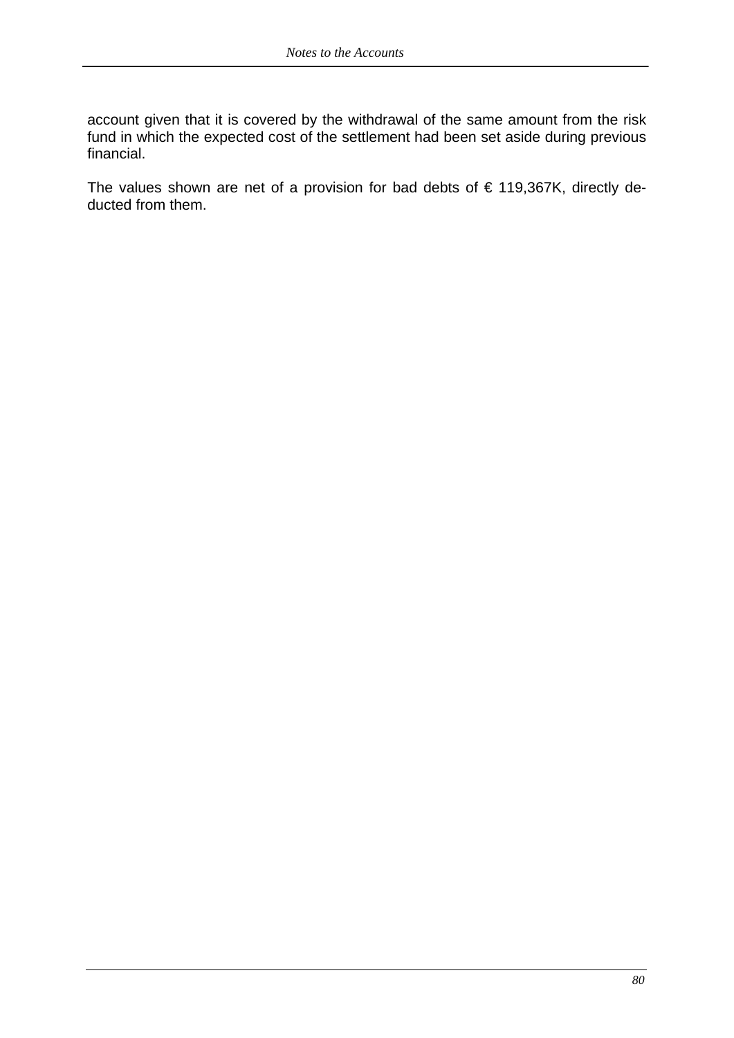account given that it is covered by the withdrawal of the same amount from the risk fund in which the expected cost of the settlement had been set aside during previous financial.

The values shown are net of a provision for bad debts of € 119,367K, directly deducted from them.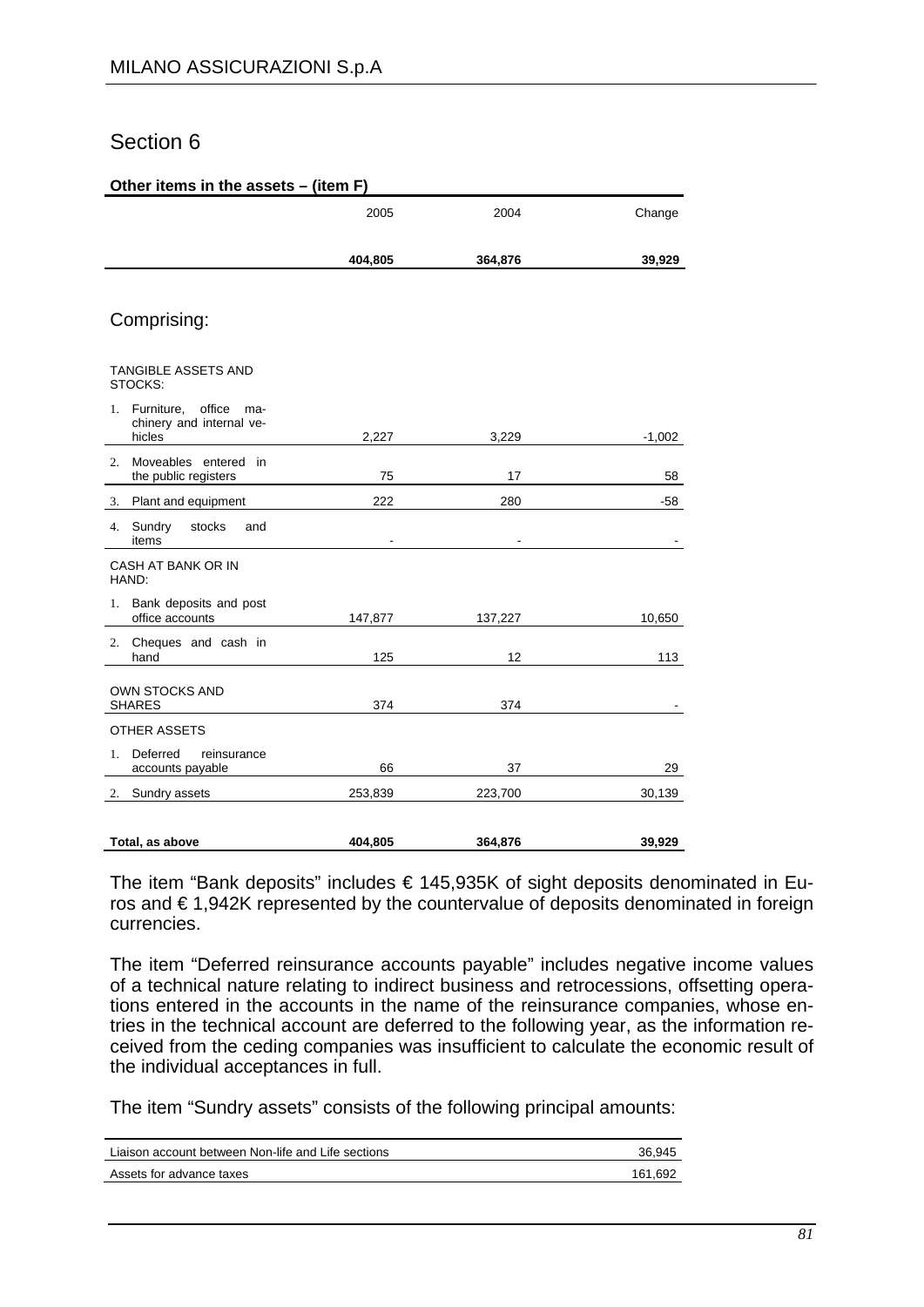## Section 6

**Other items in the assets – (item F)**

| | 2005 | 2004 | Change |
|---|---|---|---|
| | **404,805** | **364,876** | **39,929** |

### Comprising:

| | 2005 | 2004 | Change |
|---|---|---|---|
| TANGIBLE ASSETS AND STOCKS: | | | |
| 1. Furniture, office machinery and internal vehicles | 2,227 | 3,229 | -1,002 |
| 2. Moveables entered in the public registers | 75 | 17 | 58 |
| 3. Plant and equipment | 222 | 280 | -58 |
| 4. Sundry stocks and items | - | - | - |
| CASH AT BANK OR IN HAND: | | | |
| 1. Bank deposits and post office accounts | 147,877 | 137,227 | 10,650 |
| 2. Cheques and cash in hand | 125 | 12 | 113 |
| OWN STOCKS AND SHARES | 374 | 374 | - |
| OTHER ASSETS | | | |
| 1. Deferred reinsurance accounts payable | 66 | 37 | 29 |
| 2. Sundry assets | 253,839 | 223,700 | 30,139 |
| **Total, as above** | **404,805** | **364,876** | **39,929** |

The item "Bank deposits" includes € 145,935K of sight deposits denominated in Euros and € 1,942K represented by the countervalue of deposits denominated in foreign currencies.

The item "Deferred reinsurance accounts payable" includes negative income values of a technical nature relating to indirect business and retrocessions, offsetting operations entered in the accounts in the name of the reinsurance companies, whose entries in the technical account are deferred to the following year, as the information received from the ceding companies was insufficient to calculate the economic result of the individual acceptances in full.

The item "Sundry assets" consists of the following principal amounts:

| | |
|---|---|
| Liaison account between Non-life and Life sections | 36,945 |
| Assets for advance taxes | 161,692 |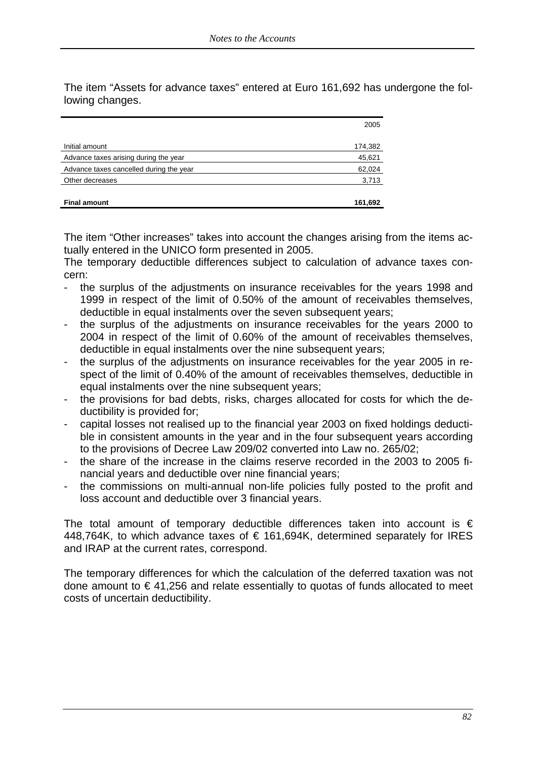The item “Assets for advance taxes” entered at Euro 161,692 has undergone the following changes.

| | 2005 |
|---|---|
| Initial amount | 174,382 |
| Advance taxes arising during the year | 45,621 |
| Advance taxes cancelled during the year | 62,024 |
| Other decreases | 3,713 |
| **Final amount** | **161,692** |

The item “Other increases” takes into account the changes arising from the items actually entered in the UNICO form presented in 2005.

The temporary deductible differences subject to calculation of advance taxes concern:

- the surplus of the adjustments on insurance receivables for the years 1998 and 1999 in respect of the limit of 0.50% of the amount of receivables themselves, deductible in equal instalments over the seven subsequent years;
- the surplus of the adjustments on insurance receivables for the years 2000 to 2004 in respect of the limit of 0.60% of the amount of receivables themselves, deductible in equal instalments over the nine subsequent years;
- the surplus of the adjustments on insurance receivables for the year 2005 in respect of the limit of 0.40% of the amount of receivables themselves, deductible in equal instalments over the nine subsequent years;
- the provisions for bad debts, risks, charges allocated for costs for which the deductibility is provided for;
- capital losses not realised up to the financial year 2003 on fixed holdings deductible in consistent amounts in the year and in the four subsequent years according to the provisions of Decree Law 209/02 converted into Law no. 265/02;
- the share of the increase in the claims reserve recorded in the 2003 to 2005 financial years and deductible over nine financial years;
- the commissions on multi-annual non-life policies fully posted to the profit and loss account and deductible over 3 financial years.

The total amount of temporary deductible differences taken into account is € 448,764K, to which advance taxes of € 161,694K, determined separately for IRES and IRAP at the current rates, correspond.

The temporary differences for which the calculation of the deferred taxation was not done amount to € 41,256 and relate essentially to quotas of funds allocated to meet costs of uncertain deductibility.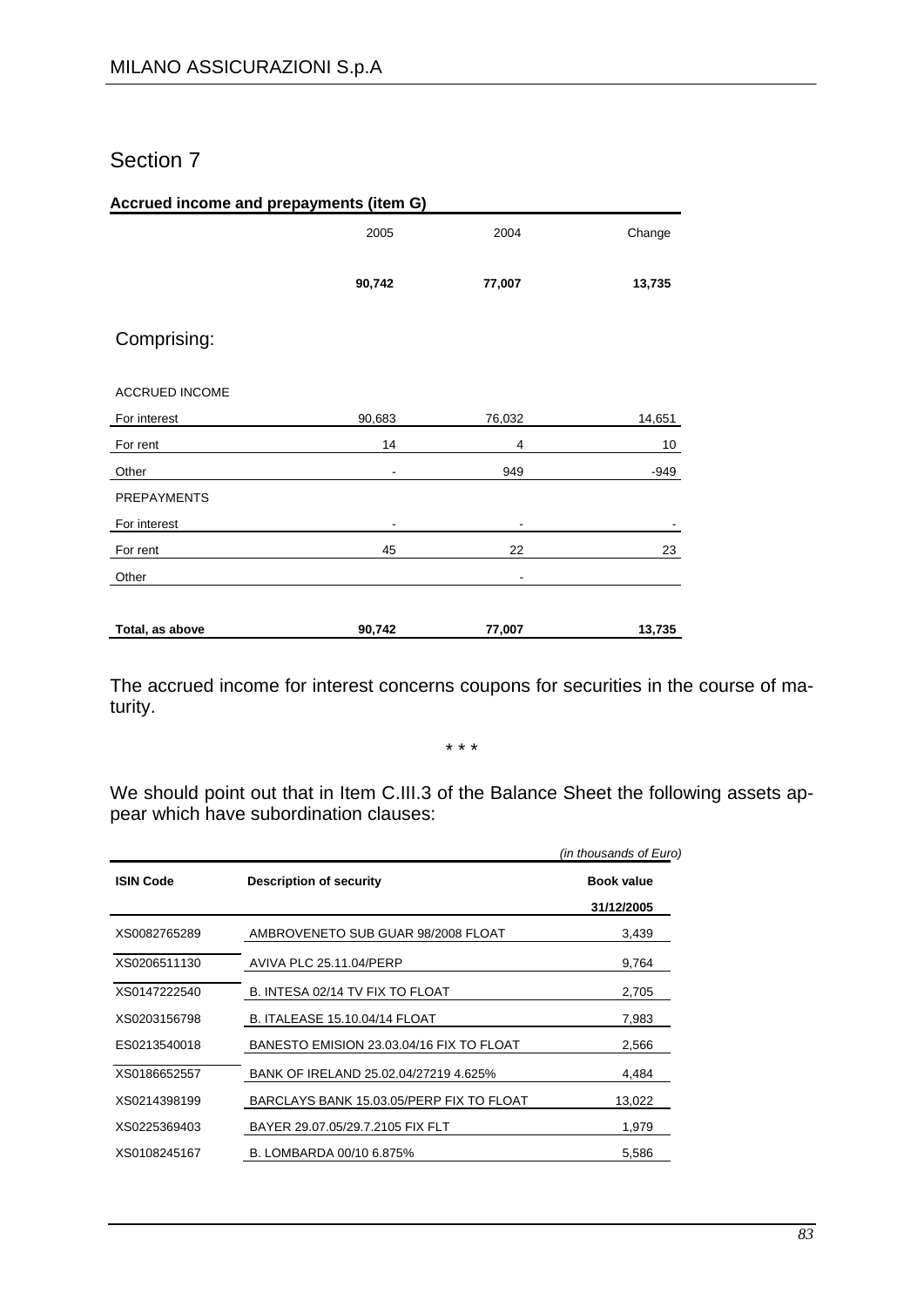# Section 7

**Accrued income and prepayments (item G)**

| | 2005 | 2004 | Change |
|---|---|---|---|
| | **90,742** | **77,007** | **13,735** |

Comprising:

| | 2005 | 2004 | Change |
|---|---|---|---|
| ACCRUED INCOME | | | |
| For interest | 90,683 | 76,032 | 14,651 |
| For rent | 14 | 4 | 10 |
| Other | - | 949 | -949 |
| PREPAYMENTS | | | |
| For interest | - | - | - |
| For rent | 45 | 22 | 23 |
| Other | | - | |
| **Total, as above** | **90,742** | **77,007** | **13,735** |

The accrued income for interest concerns coupons for securities in the course of maturity.

\* \* \*

We should point out that in Item C.III.3 of the Balance Sheet the following assets appear which have subordination clauses:

*(in thousands of Euro)*

| ISIN Code | Description of security | Book value 31/12/2005 |
|---|---|---|
| XS0082765289 | AMBROVENETO SUB GUAR 98/2008 FLOAT | 3,439 |
| XS0206511130 | AVIVA PLC 25.11.04/PERP | 9,764 |
| XS0147222540 | B. INTESA 02/14 TV FIX TO FLOAT | 2,705 |
| XS0203156798 | B. ITALEASE 15.10.04/14 FLOAT | 7,983 |
| ES0213540018 | BANESTO EMISION 23.03.04/16 FIX TO FLOAT | 2,566 |
| XS0186652557 | BANK OF IRELAND 25.02.04/27219 4.625% | 4,484 |
| XS0214398199 | BARCLAYS BANK 15.03.05/PERP FIX TO FLOAT | 13,022 |
| XS0225369403 | BAYER 29.07.05/29.7.2105 FIX FLT | 1,979 |
| XS0108245167 | B. LOMBARDA 00/10 6.875% | 5,586 |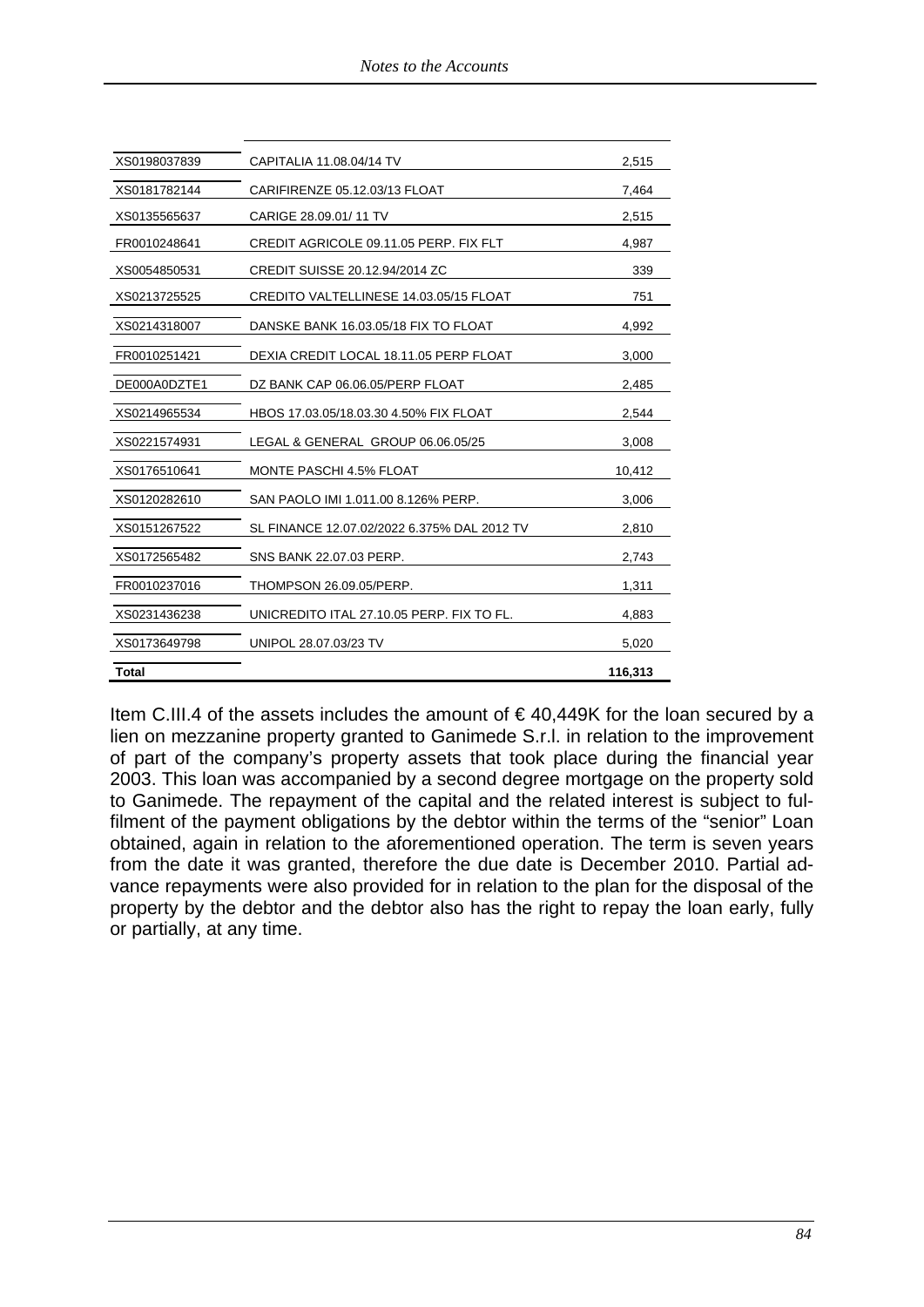| | | |
|---|---|---|
| XS0198037839 | CAPITALIA 11.08.04/14 TV | 2,515 |
| XS0181782144 | CARIFIRENZE 05.12.03/13 FLOAT | 7,464 |
| XS0135565637 | CARIGE 28.09.01/ 11 TV | 2,515 |
| FR0010248641 | CREDIT AGRICOLE 09.11.05 PERP. FIX FLT | 4,987 |
| XS0054850531 | CREDIT SUISSE 20.12.94/2014 ZC | 339 |
| XS0213725525 | CREDITO VALTELLINESE 14.03.05/15 FLOAT | 751 |
| XS0214318007 | DANSKE BANK 16.03.05/18 FIX TO FLOAT | 4,992 |
| FR0010251421 | DEXIA CREDIT LOCAL 18.11.05 PERP FLOAT | 3,000 |
| DE000A0DZTE1 | DZ BANK CAP 06.06.05/PERP FLOAT | 2,485 |
| XS0214965534 | HBOS 17.03.05/18.03.30 4.50% FIX FLOAT | 2,544 |
| XS0221574931 | LEGAL & GENERAL GROUP 06.06.05/25 | 3,008 |
| XS0176510641 | MONTE PASCHI 4.5% FLOAT | 10,412 |
| XS0120282610 | SAN PAOLO IMI 1.011.00 8.126% PERP. | 3,006 |
| XS0151267522 | SL FINANCE 12.07.02/2022 6.375% DAL 2012 TV | 2,810 |
| XS0172565482 | SNS BANK 22.07.03 PERP. | 2,743 |
| FR0010237016 | THOMPSON 26.09.05/PERP. | 1,311 |
| XS0231436238 | UNICREDITO ITAL 27.10.05 PERP. FIX TO FL. | 4,883 |
| XS0173649798 | UNIPOL 28.07.03/23 TV | 5,020 |
| **Total** | | **116,313** |

Item C.III.4 of the assets includes the amount of € 40,449K for the loan secured by a lien on mezzanine property granted to Ganimede S.r.l. in relation to the improvement of part of the company's property assets that took place during the financial year 2003. This loan was accompanied by a second degree mortgage on the property sold to Ganimede. The repayment of the capital and the related interest is subject to fulfilment of the payment obligations by the debtor within the terms of the "senior" Loan obtained, again in relation to the aforementioned operation. The term is seven years from the date it was granted, therefore the due date is December 2010. Partial advance repayments were also provided for in relation to the plan for the disposal of the property by the debtor and the debtor also has the right to repay the loan early, fully or partially, at any time.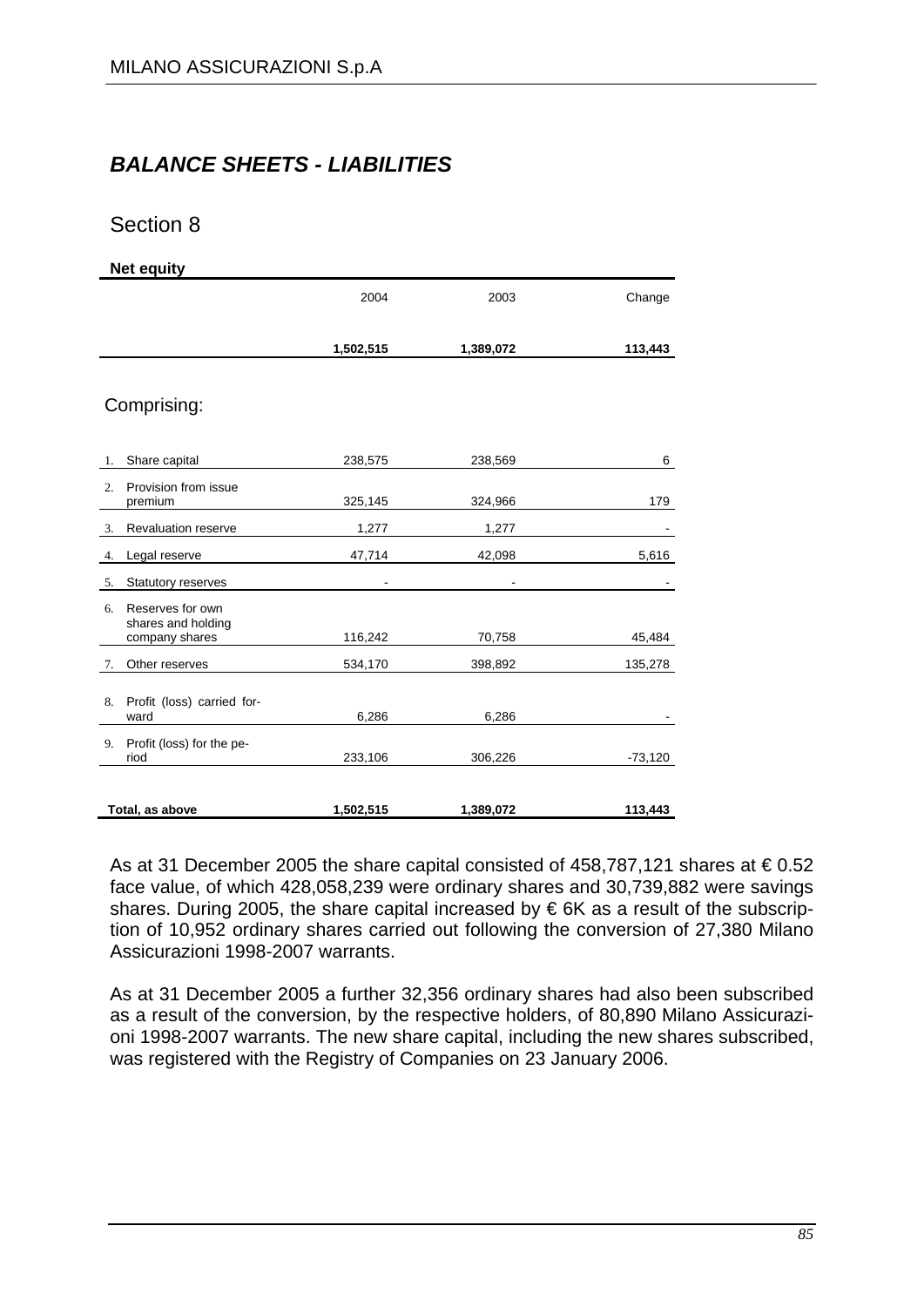## *BALANCE SHEETS - LIABILITIES*

## Section 8

**Net equity**

| | 2004 | 2003 | Change |
|---|---|---|---|
| | **1,502,515** | **1,389,072** | **113,443** |

Comprising:

| | | 2004 | 2003 | Change |
|---|---|---|---|---|
| 1. | Share capital | 238,575 | 238,569 | 6 |
| 2. | Provision from issue premium | 325,145 | 324,966 | 179 |
| 3. | Revaluation reserve | 1,277 | 1,277 | - |
| 4. | Legal reserve | 47,714 | 42,098 | 5,616 |
| 5. | Statutory reserves | - | - | - |
| 6. | Reserves for own shares and holding company shares | 116,242 | 70,758 | 45,484 |
| 7. | Other reserves | 534,170 | 398,892 | 135,278 |
| 8. | Profit (loss) carried forward | 6,286 | 6,286 | - |
| 9. | Profit (loss) for the period | 233,106 | 306,226 | -73,120 |
| | **Total, as above** | **1,502,515** | **1,389,072** | **113,443** |

As at 31 December 2005 the share capital consisted of 458,787,121 shares at € 0.52 face value, of which 428,058,239 were ordinary shares and 30,739,882 were savings shares. During 2005, the share capital increased by € 6K as a result of the subscription of 10,952 ordinary shares carried out following the conversion of 27,380 Milano Assicurazioni 1998-2007 warrants.

As at 31 December 2005 a further 32,356 ordinary shares had also been subscribed as a result of the conversion, by the respective holders, of 80,890 Milano Assicurazioni 1998-2007 warrants. The new share capital, including the new shares subscribed, was registered with the Registry of Companies on 23 January 2006.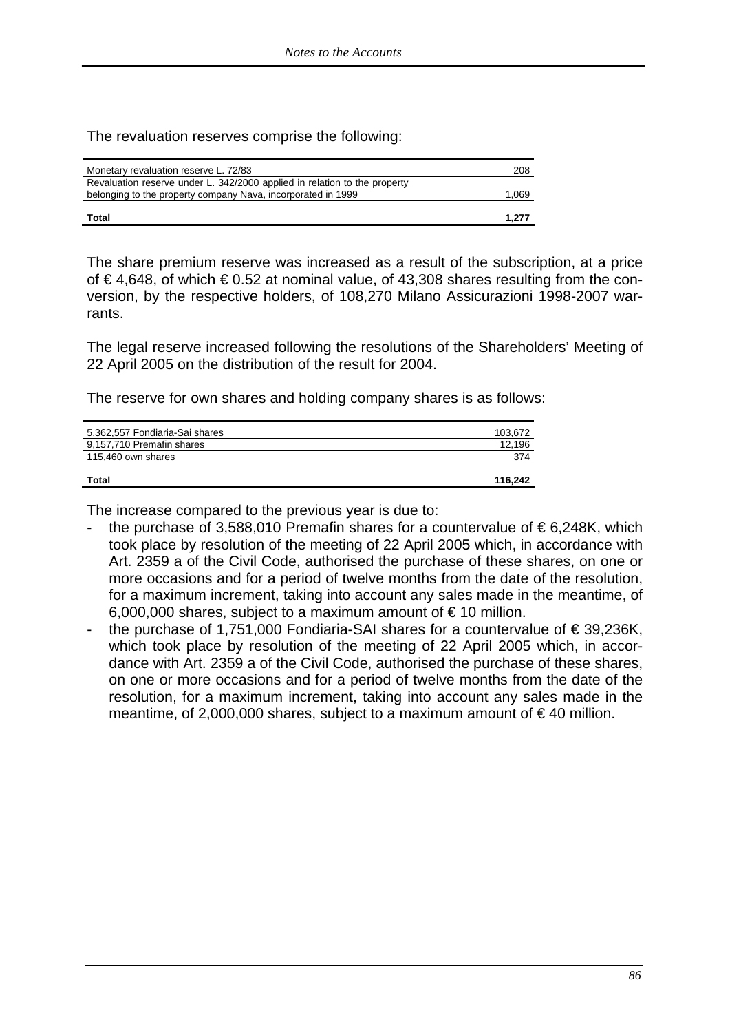The revaluation reserves comprise the following:

| | |
|---|---:|
| Monetary revaluation reserve L. 72/83 | 208 |
| Revaluation reserve under L. 342/2000 applied in relation to the property belonging to the property company Nava, incorporated in 1999 | 1,069 |
| **Total** | **1,277** |

The share premium reserve was increased as a result of the subscription, at a price of € 4,648, of which € 0.52 at nominal value, of 43,308 shares resulting from the conversion, by the respective holders, of 108,270 Milano Assicurazioni 1998-2007 warrants.

The legal reserve increased following the resolutions of the Shareholders' Meeting of 22 April 2005 on the distribution of the result for 2004.

The reserve for own shares and holding company shares is as follows:

| | |
|---|---:|
| 5,362,557 Fondiaria-Sai shares | 103,672 |
| 9,157,710 Premafin shares | 12,196 |
| 115,460 own shares | 374 |
| **Total** | **116,242** |

The increase compared to the previous year is due to:

- the purchase of 3,588,010 Premafin shares for a countervalue of € 6,248K, which took place by resolution of the meeting of 22 April 2005 which, in accordance with Art. 2359 a of the Civil Code, authorised the purchase of these shares, on one or more occasions and for a period of twelve months from the date of the resolution, for a maximum increment, taking into account any sales made in the meantime, of 6,000,000 shares, subject to a maximum amount of € 10 million.
- the purchase of 1,751,000 Fondiaria-SAI shares for a countervalue of € 39,236K, which took place by resolution of the meeting of 22 April 2005 which, in accordance with Art. 2359 a of the Civil Code, authorised the purchase of these shares, on one or more occasions and for a period of twelve months from the date of the resolution, for a maximum increment, taking into account any sales made in the meantime, of 2,000,000 shares, subject to a maximum amount of € 40 million.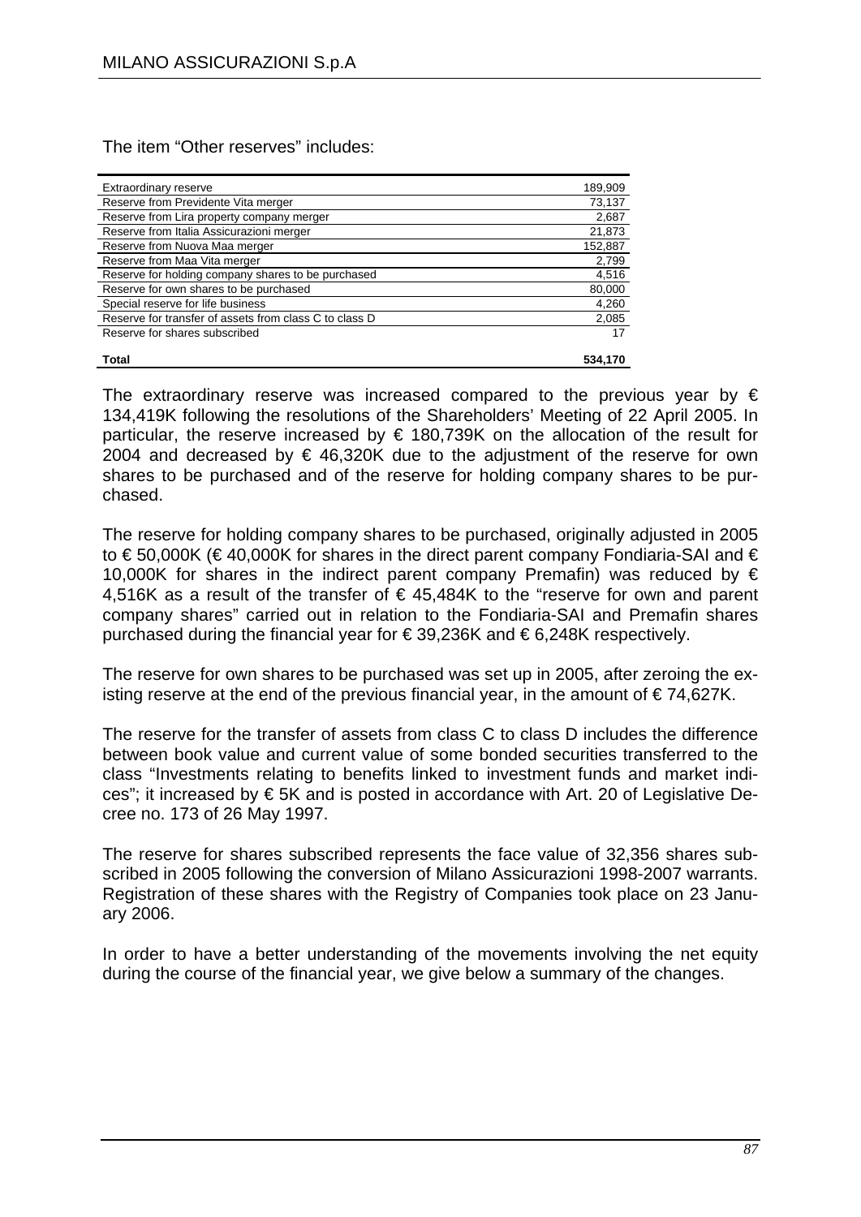The item “Other reserves” includes:

| | |
|---|---:|
| Extraordinary reserve | 189,909 |
| Reserve from Previdente Vita merger | 73,137 |
| Reserve from Lira property company merger | 2,687 |
| Reserve from Italia Assicurazioni merger | 21,873 |
| Reserve from Nuova Maa merger | 152,887 |
| Reserve from Maa Vita merger | 2,799 |
| Reserve for holding company shares to be purchased | 4,516 |
| Reserve for own shares to be purchased | 80,000 |
| Special reserve for life business | 4,260 |
| Reserve for transfer of assets from class C to class D | 2,085 |
| Reserve for shares subscribed | 17 |
| **Total** | **534,170** |

The extraordinary reserve was increased compared to the previous year by € 134,419K following the resolutions of the Shareholders’ Meeting of 22 April 2005. In particular, the reserve increased by € 180,739K on the allocation of the result for 2004 and decreased by € 46,320K due to the adjustment of the reserve for own shares to be purchased and of the reserve for holding company shares to be purchased.

The reserve for holding company shares to be purchased, originally adjusted in 2005 to € 50,000K (€ 40,000K for shares in the direct parent company Fondiaria-SAI and € 10,000K for shares in the indirect parent company Premafin) was reduced by € 4,516K as a result of the transfer of € 45,484K to the “reserve for own and parent company shares” carried out in relation to the Fondiaria-SAI and Premafin shares purchased during the financial year for € 39,236K and € 6,248K respectively.

The reserve for own shares to be purchased was set up in 2005, after zeroing the existing reserve at the end of the previous financial year, in the amount of € 74,627K.

The reserve for the transfer of assets from class C to class D includes the difference between book value and current value of some bonded securities transferred to the class “Investments relating to benefits linked to investment funds and market indices”; it increased by € 5K and is posted in accordance with Art. 20 of Legislative Decree no. 173 of 26 May 1997.

The reserve for shares subscribed represents the face value of 32,356 shares subscribed in 2005 following the conversion of Milano Assicurazioni 1998-2007 warrants. Registration of these shares with the Registry of Companies took place on 23 January 2006.

In order to have a better understanding of the movements involving the net equity during the course of the financial year, we give below a summary of the changes.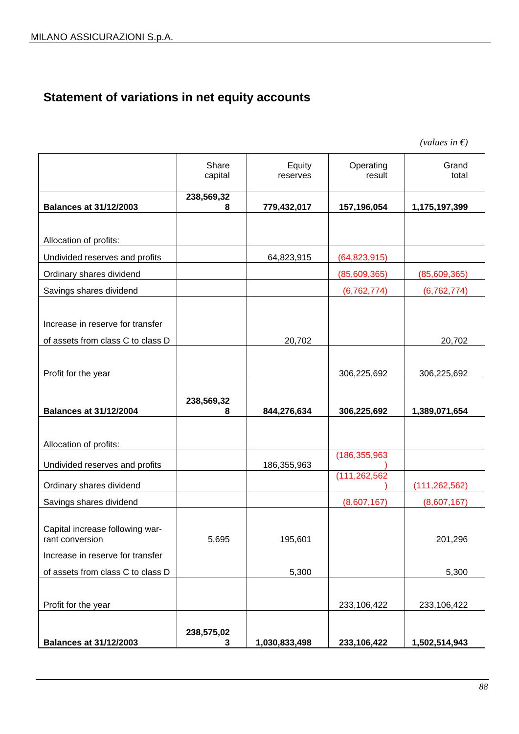## Statement of variations in net equity accounts

*(values in €)*

| | Share capital | Equity reserves | Operating result | Grand total |
|---|---|---|---|---|
| **Balances at 31/12/2003** | **238,569,328** | **779,432,017** | **157,196,054** | **1,175,197,399** |
| Allocation of profits: | | | | |
| Undivided reserves and profits | | 64,823,915 | (64,823,915) | |
| Ordinary shares dividend | | | (85,609,365) | (85,609,365) |
| Savings shares dividend | | | (6,762,774) | (6,762,774) |
| Increase in reserve for transfer of assets from class C to class D | | 20,702 | | 20,702 |
| Profit for the year | | | 306,225,692 | 306,225,692 |
| **Balances at 31/12/2004** | **238,569,328** | **844,276,634** | **306,225,692** | **1,389,071,654** |
| Allocation of profits: | | | | |
| Undivided reserves and profits | | 186,355,963 | (186,355,963) | |
| Ordinary shares dividend | | | (111,262,562) | (111,262,562) |
| Savings shares dividend | | | (8,607,167) | (8,607,167) |
| Capital increase following warrant conversion | 5,695 | 195,601 | | 201,296 |
| Increase in reserve for transfer of assets from class C to class D | | 5,300 | | 5,300 |
| Profit for the year | | | 233,106,422 | 233,106,422 |
| **Balances at 31/12/2003** | **238,575,023** | **1,030,833,498** | **233,106,422** | **1,502,514,943** |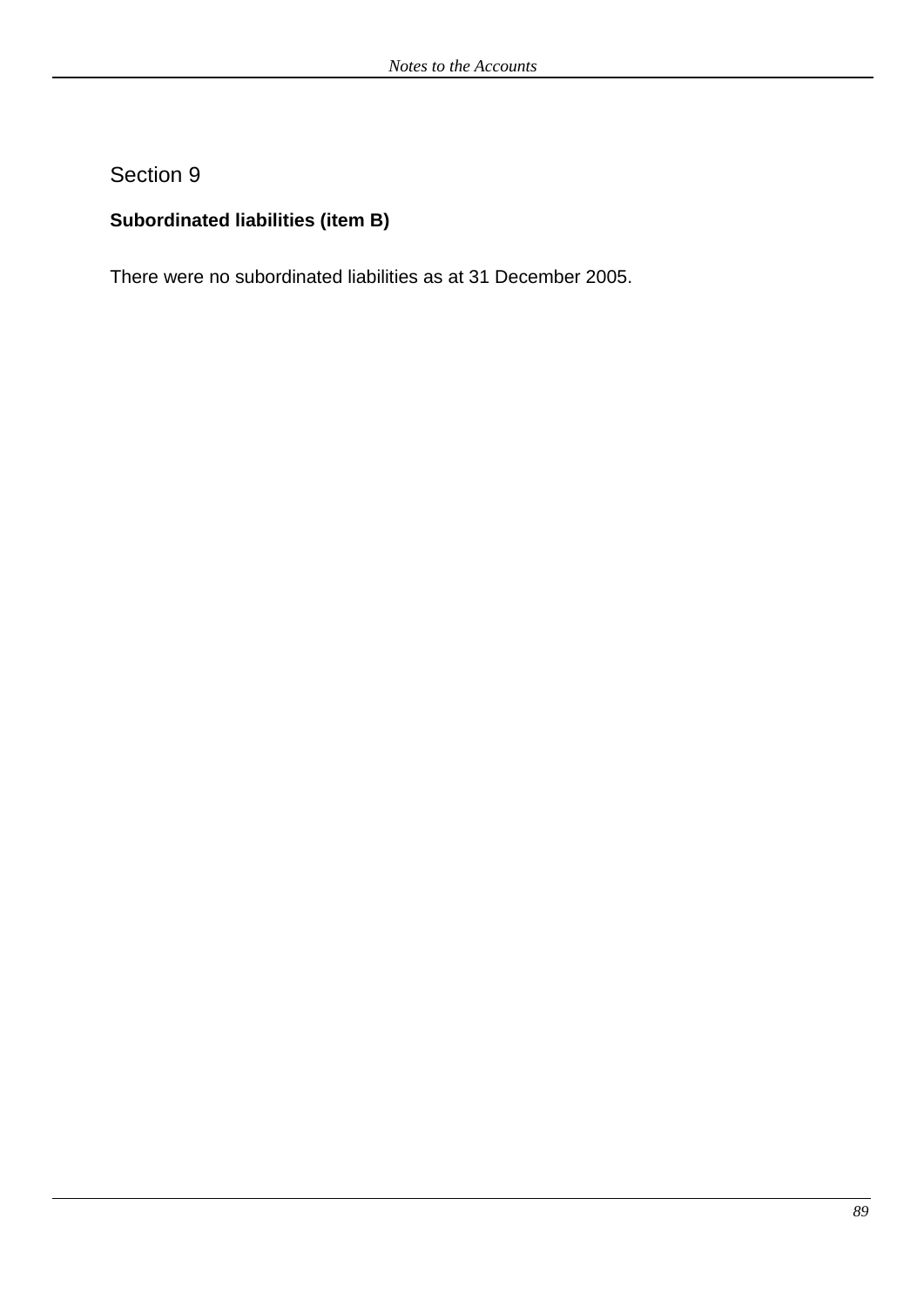## Section 9

### Subordinated liabilities (item B)

There were no subordinated liabilities as at 31 December 2005.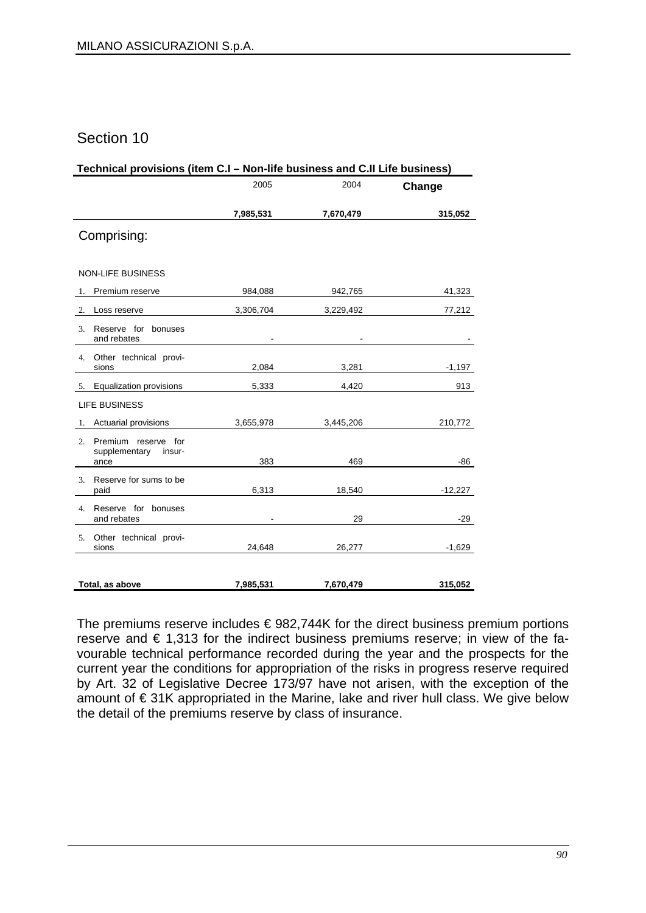## Section 10

**Technical provisions (item C.I – Non-life business and C.II Life business)**

| | 2005 | 2004 | Change |
|---|---|---|---|
| | **7,985,531** | **7,670,479** | **315,052** |
| Comprising: | | | |
| NON-LIFE BUSINESS | | | |
| 1. Premium reserve | 984,088 | 942,765 | 41,323 |
| 2. Loss reserve | 3,306,704 | 3,229,492 | 77,212 |
| 3. Reserve for bonuses and rebates | - | - | - |
| 4. Other technical provisions | 2,084 | 3,281 | -1,197 |
| 5. Equalization provisions | 5,333 | 4,420 | 913 |
| LIFE BUSINESS | | | |
| 1. Actuarial provisions | 3,655,978 | 3,445,206 | 210,772 |
| 2. Premium reserve for supplementary insurance | 383 | 469 | -86 |
| 3. Reserve for sums to be paid | 6,313 | 18,540 | -12,227 |
| 4. Reserve for bonuses and rebates | - | 29 | -29 |
| 5. Other technical provisions | 24,648 | 26,277 | -1,629 |
| **Total, as above** | **7,985,531** | **7,670,479** | **315,052** |

The premiums reserve includes € 982,744K for the direct business premium portions reserve and € 1,313 for the indirect business premiums reserve; in view of the favourable technical performance recorded during the year and the prospects for the current year the conditions for appropriation of the risks in progress reserve required by Art. 32 of Legislative Decree 173/97 have not arisen, with the exception of the amount of € 31K appropriated in the Marine, lake and river hull class. We give below the detail of the premiums reserve by class of insurance.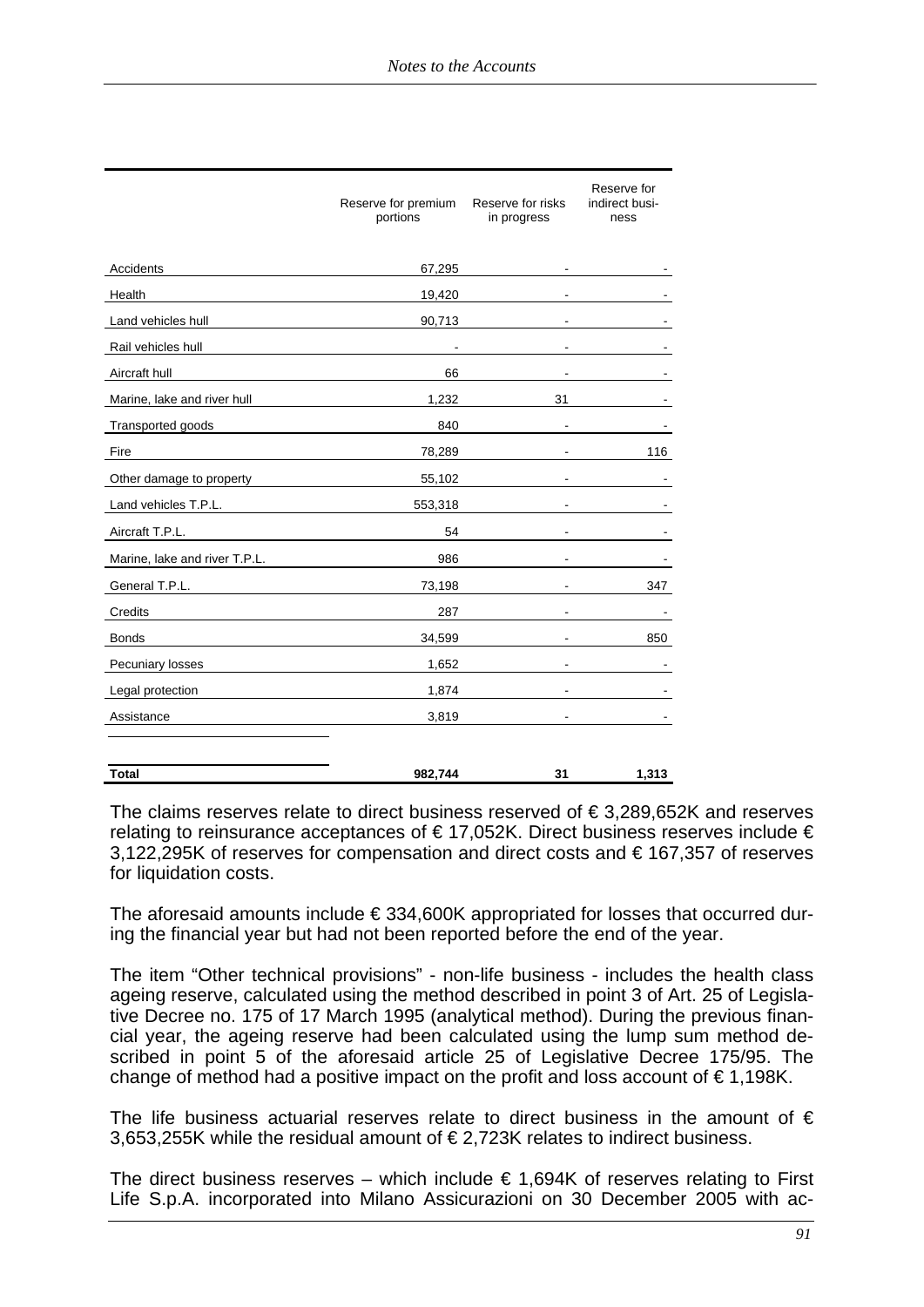|  | Reserve for premium portions | Reserve for risks in progress | Reserve for indirect business |
|---|---|---|---|
| Accidents | 67,295 | - | - |
| Health | 19,420 | - | - |
| Land vehicles hull | 90,713 | - | - |
| Rail vehicles hull | - | - | - |
| Aircraft hull | 66 | - | - |
| Marine, lake and river hull | 1,232 | 31 | - |
| Transported goods | 840 | - | - |
| Fire | 78,289 | - | 116 |
| Other damage to property | 55,102 | - | - |
| Land vehicles T.P.L. | 553,318 | - | - |
| Aircraft T.P.L. | 54 | - | - |
| Marine, lake and river T.P.L. | 986 | - | - |
| General T.P.L. | 73,198 | - | 347 |
| Credits | 287 | - | - |
| Bonds | 34,599 | - | 850 |
| Pecuniary losses | 1,652 | - | - |
| Legal protection | 1,874 | - | - |
| Assistance | 3,819 | - | - |
| **Total** | **982,744** | **31** | **1,313** |

The claims reserves relate to direct business reserved of € 3,289,652K and reserves relating to reinsurance acceptances of € 17,052K. Direct business reserves include € 3,122,295K of reserves for compensation and direct costs and € 167,357 of reserves for liquidation costs.

The aforesaid amounts include € 334,600K appropriated for losses that occurred during the financial year but had not been reported before the end of the year.

The item "Other technical provisions" - non-life business - includes the health class ageing reserve, calculated using the method described in point 3 of Art. 25 of Legislative Decree no. 175 of 17 March 1995 (analytical method). During the previous financial year, the ageing reserve had been calculated using the lump sum method described in point 5 of the aforesaid article 25 of Legislative Decree 175/95. The change of method had a positive impact on the profit and loss account of € 1,198K.

The life business actuarial reserves relate to direct business in the amount of € 3,653,255K while the residual amount of € 2,723K relates to indirect business.

The direct business reserves – which include € 1,694K of reserves relating to First Life S.p.A. incorporated into Milano Assicurazioni on 30 December 2005 with ac-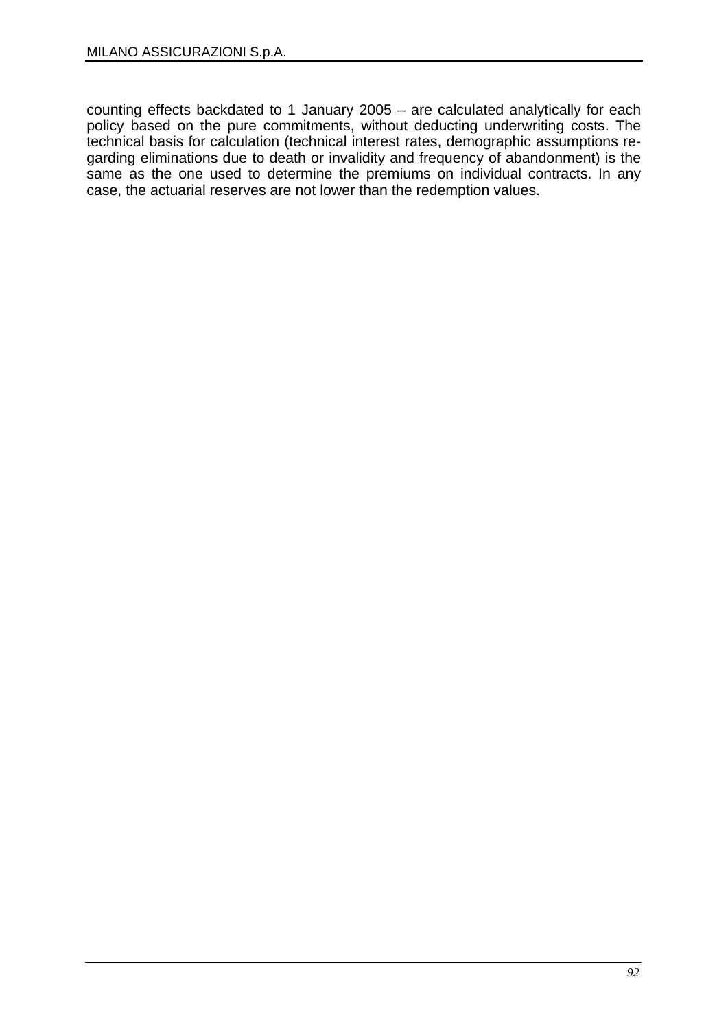counting effects backdated to 1 January 2005 – are calculated analytically for each policy based on the pure commitments, without deducting underwriting costs. The technical basis for calculation (technical interest rates, demographic assumptions regarding eliminations due to death or invalidity and frequency of abandonment) is the same as the one used to determine the premiums on individual contracts. In any case, the actuarial reserves are not lower than the redemption values.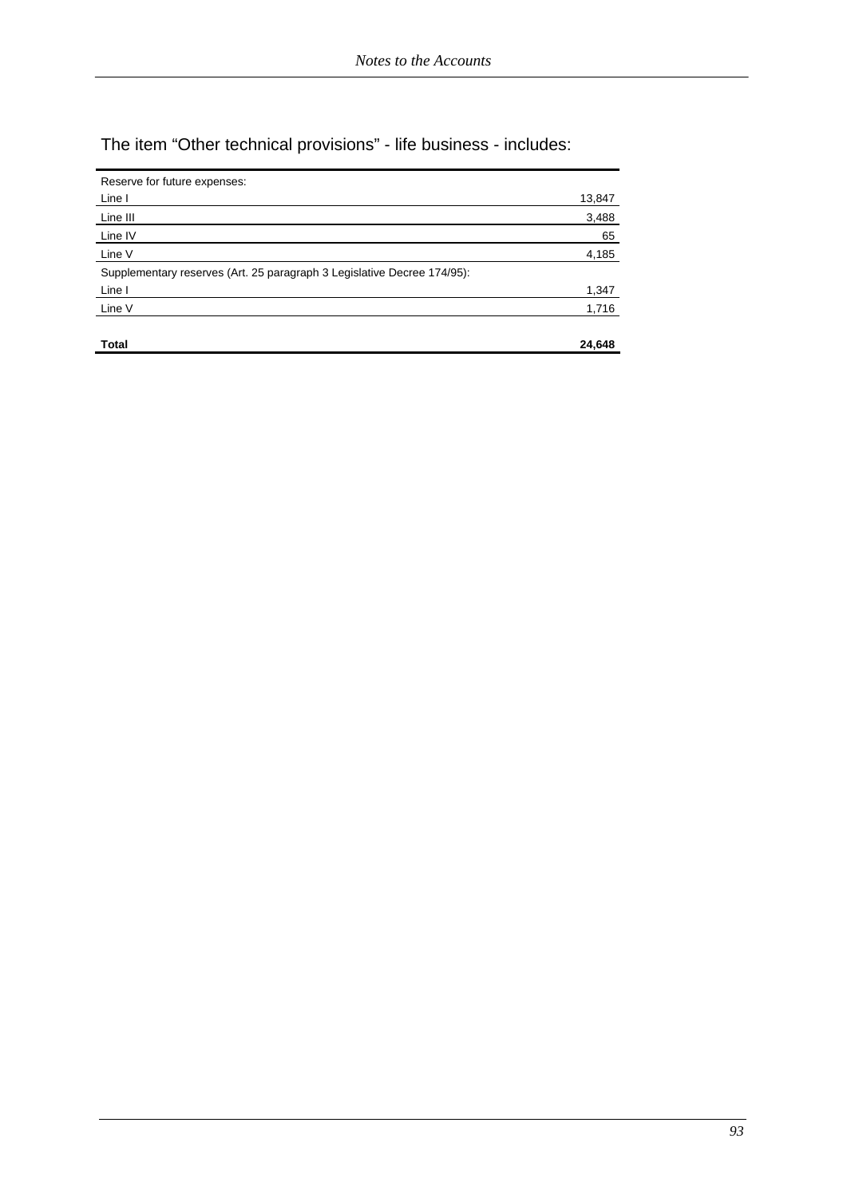## The item "Other technical provisions" - life business - includes:

| | |
|---|---:|
| Reserve for future expenses: | |
| Line I | 13,847 |
| Line III | 3,488 |
| Line IV | 65 |
| Line V | 4,185 |
| Supplementary reserves (Art. 25 paragraph 3 Legislative Decree 174/95): | |
| Line I | 1,347 |
| Line V | 1,716 |
| **Total** | **24,648** |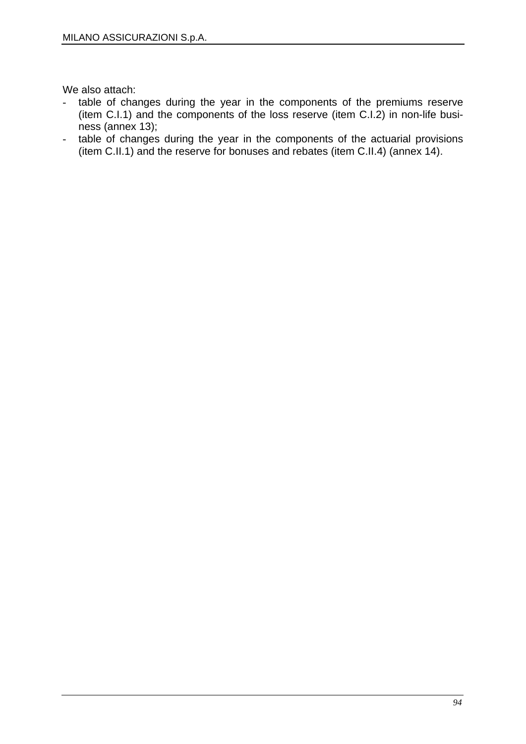We also attach:

- table of changes during the year in the components of the premiums reserve (item C.I.1) and the components of the loss reserve (item C.I.2) in non-life business (annex 13);
- table of changes during the year in the components of the actuarial provisions (item C.II.1) and the reserve for bonuses and rebates (item C.II.4) (annex 14).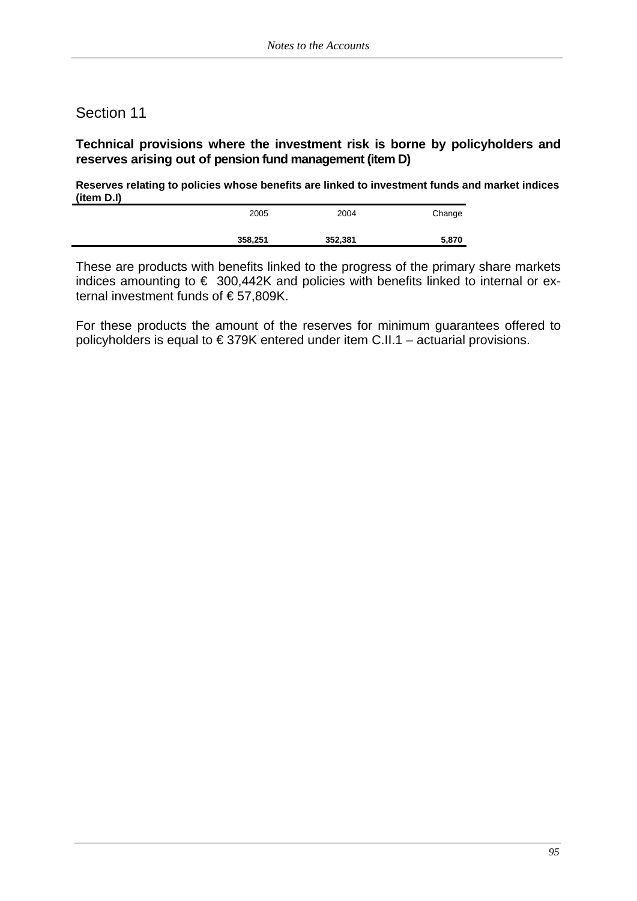## Section 11

**Technical provisions where the investment risk is borne by policyholders and reserves arising out of pension fund management (item D)**

**Reserves relating to policies whose benefits are linked to investment funds and market indices (item D.I)**

| 2005 | 2004 | Change |
|---|---|---|
| **358,251** | **352,381** | **5,870** |

These are products with benefits linked to the progress of the primary share markets indices amounting to € 300,442K and policies with benefits linked to internal or external investment funds of € 57,809K.

For these products the amount of the reserves for minimum guarantees offered to policyholders is equal to € 379K entered under item C.II.1 – actuarial provisions.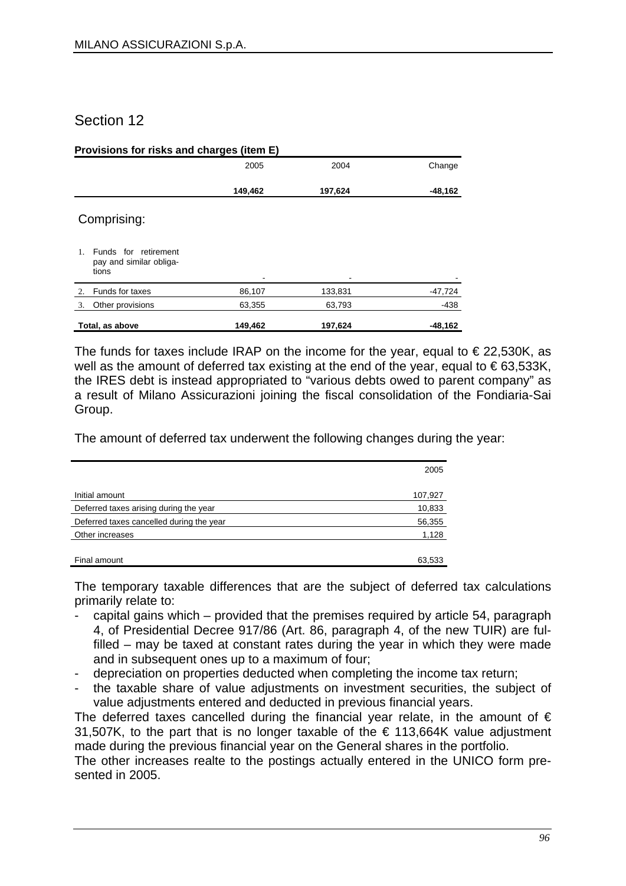## Section 12

**Provisions for risks and charges (item E)**

| | 2005 | 2004 | Change |
|---|---|---|---|
| | **149,462** | **197,624** | **-48,162** |

Comprising:

| | 2005 | 2004 | Change |
|---|---|---|---|
| 1. Funds for retirement pay and similar obligations | - | - | - |
| 2. Funds for taxes | 86,107 | 133,831 | -47,724 |
| 3. Other provisions | 63,355 | 63,793 | -438 |
| **Total, as above** | **149,462** | **197,624** | **-48,162** |

The funds for taxes include IRAP on the income for the year, equal to € 22,530K, as well as the amount of deferred tax existing at the end of the year, equal to € 63,533K, the IRES debt is instead appropriated to "various debts owed to parent company" as a result of Milano Assicurazioni joining the fiscal consolidation of the Fondiaria-Sai Group.

The amount of deferred tax underwent the following changes during the year:

| | 2005 |
|---|---|
| Initial amount | 107,927 |
| Deferred taxes arising during the year | 10,833 |
| Deferred taxes cancelled during the year | 56,355 |
| Other increases | 1,128 |
| Final amount | 63,533 |

The temporary taxable differences that are the subject of deferred tax calculations primarily relate to:

- capital gains which – provided that the premises required by article 54, paragraph 4, of Presidential Decree 917/86 (Art. 86, paragraph 4, of the new TUIR) are fulfilled – may be taxed at constant rates during the year in which they were made and in subsequent ones up to a maximum of four;
- depreciation on properties deducted when completing the income tax return;
- the taxable share of value adjustments on investment securities, the subject of value adjustments entered and deducted in previous financial years.

The deferred taxes cancelled during the financial year relate, in the amount of € 31,507K, to the part that is no longer taxable of the € 113,664K value adjustment made during the previous financial year on the General shares in the portfolio.

The other increases realte to the postings actually entered in the UNICO form presented in 2005.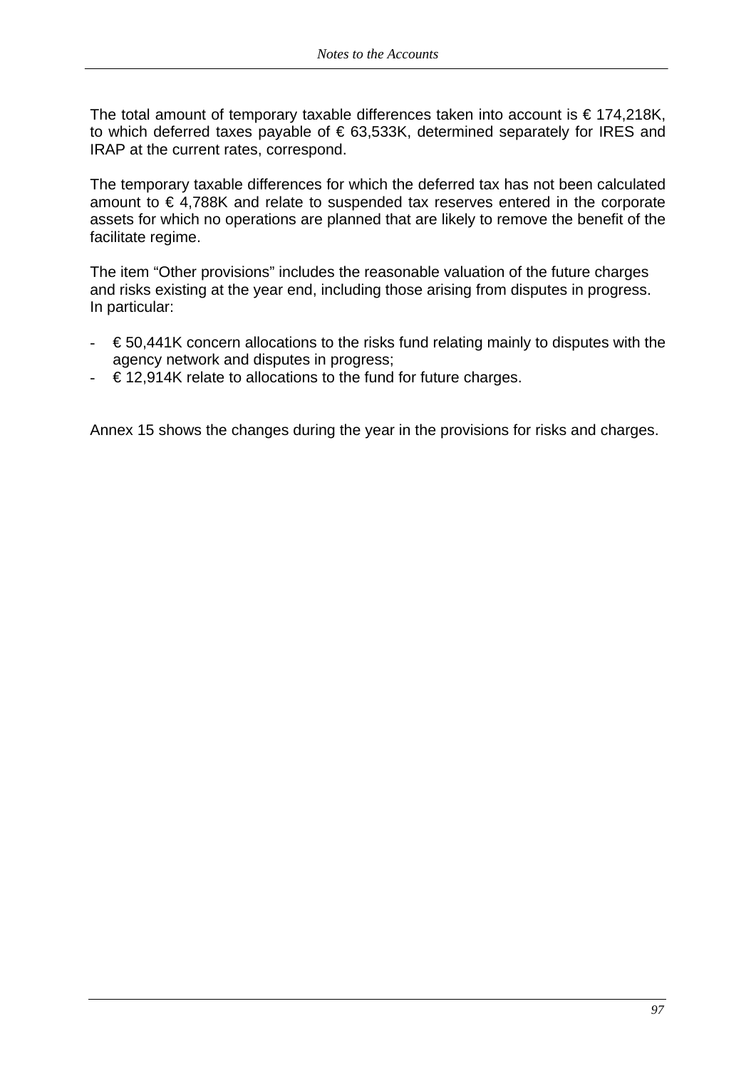The total amount of temporary taxable differences taken into account is € 174,218K, to which deferred taxes payable of € 63,533K, determined separately for IRES and IRAP at the current rates, correspond.

The temporary taxable differences for which the deferred tax has not been calculated amount to € 4,788K and relate to suspended tax reserves entered in the corporate assets for which no operations are planned that are likely to remove the benefit of the facilitate regime.

The item "Other provisions" includes the reasonable valuation of the future charges and risks existing at the year end, including those arising from disputes in progress.
In particular:

- € 50,441K concern allocations to the risks fund relating mainly to disputes with the agency network and disputes in progress;
- € 12,914K relate to allocations to the fund for future charges.

Annex 15 shows the changes during the year in the provisions for risks and charges.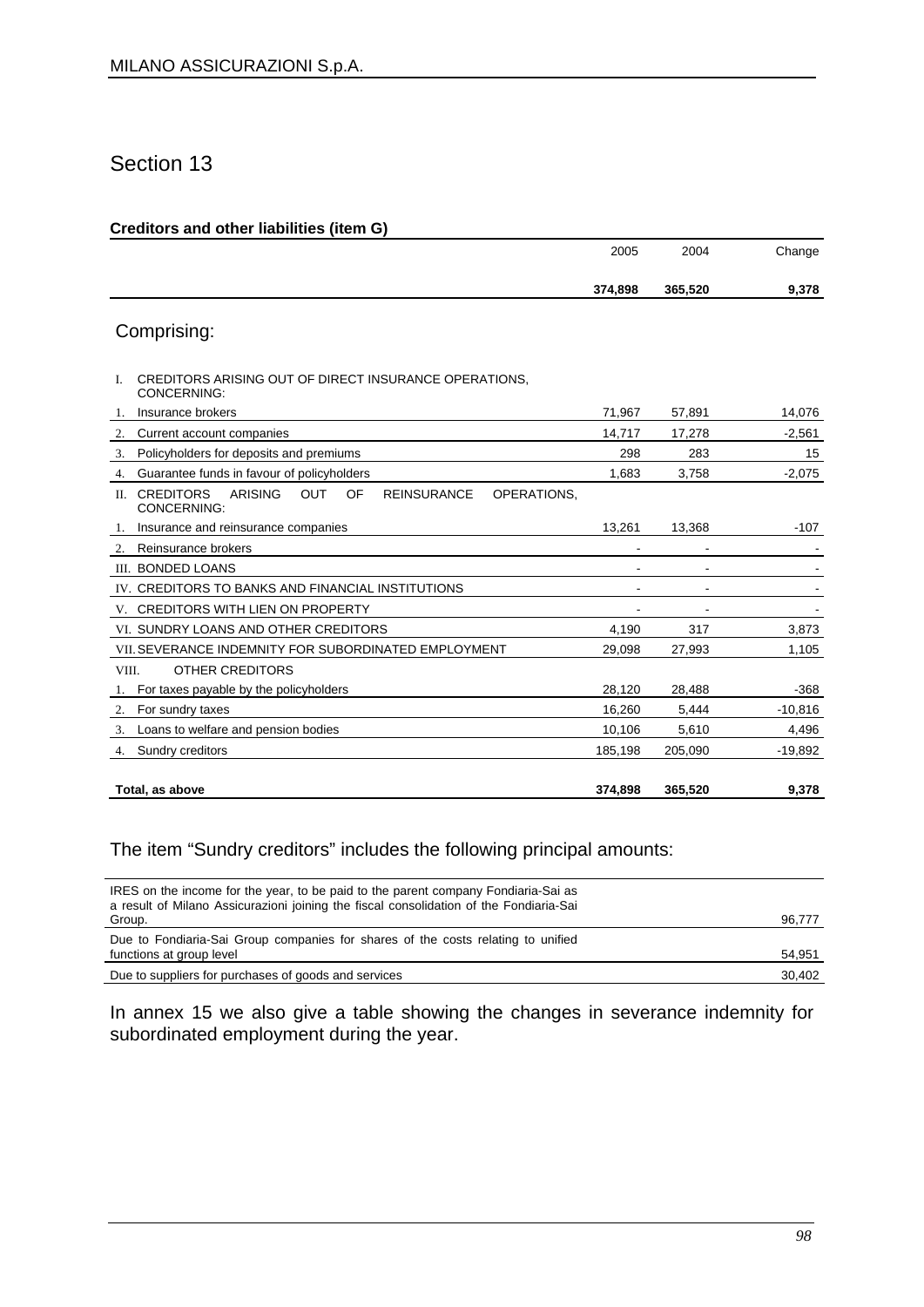# Section 13

**Creditors and other liabilities (item G)**

| | 2005 | 2004 | Change |
|---|---|---|---|
| | **374,898** | **365,520** | **9,378** |

Comprising:

| | 2005 | 2004 | Change |
|---|---|---|---|
| I. CREDITORS ARISING OUT OF DIRECT INSURANCE OPERATIONS, CONCERNING: | | | |
| 1. Insurance brokers | 71,967 | 57,891 | 14,076 |
| 2. Current account companies | 14,717 | 17,278 | -2,561 |
| 3. Policyholders for deposits and premiums | 298 | 283 | 15 |
| 4. Guarantee funds in favour of policyholders | 1,683 | 3,758 | -2,075 |
| II. CREDITORS ARISING OUT OF REINSURANCE OPERATIONS, CONCERNING: | | | |
| 1. Insurance and reinsurance companies | 13,261 | 13,368 | -107 |
| 2. Reinsurance brokers | - | - | - |
| III. BONDED LOANS | - | - | - |
| IV. CREDITORS TO BANKS AND FINANCIAL INSTITUTIONS | - | - | - |
| V. CREDITORS WITH LIEN ON PROPERTY | - | - | - |
| VI. SUNDRY LOANS AND OTHER CREDITORS | 4,190 | 317 | 3,873 |
| VII. SEVERANCE INDEMNITY FOR SUBORDINATED EMPLOYMENT | 29,098 | 27,993 | 1,105 |
| VIII. OTHER CREDITORS | | | |
| 1. For taxes payable by the policyholders | 28,120 | 28,488 | -368 |
| 2. For sundry taxes | 16,260 | 5,444 | -10,816 |
| 3. Loans to welfare and pension bodies | 10,106 | 5,610 | 4,496 |
| 4. Sundry creditors | 185,198 | 205,090 | -19,892 |
| **Total, as above** | **374,898** | **365,520** | **9,378** |

The item “Sundry creditors” includes the following principal amounts:

| | |
|---|---|
| IRES on the income for the year, to be paid to the parent company Fondiaria-Sai as a result of Milano Assicurazioni joining the fiscal consolidation of the Fondiaria-Sai Group. | 96,777 |
| Due to Fondiaria-Sai Group companies for shares of the costs relating to unified functions at group level | 54,951 |
| Due to suppliers for purchases of goods and services | 30,402 |

In annex 15 we also give a table showing the changes in severance indemnity for subordinated employment during the year.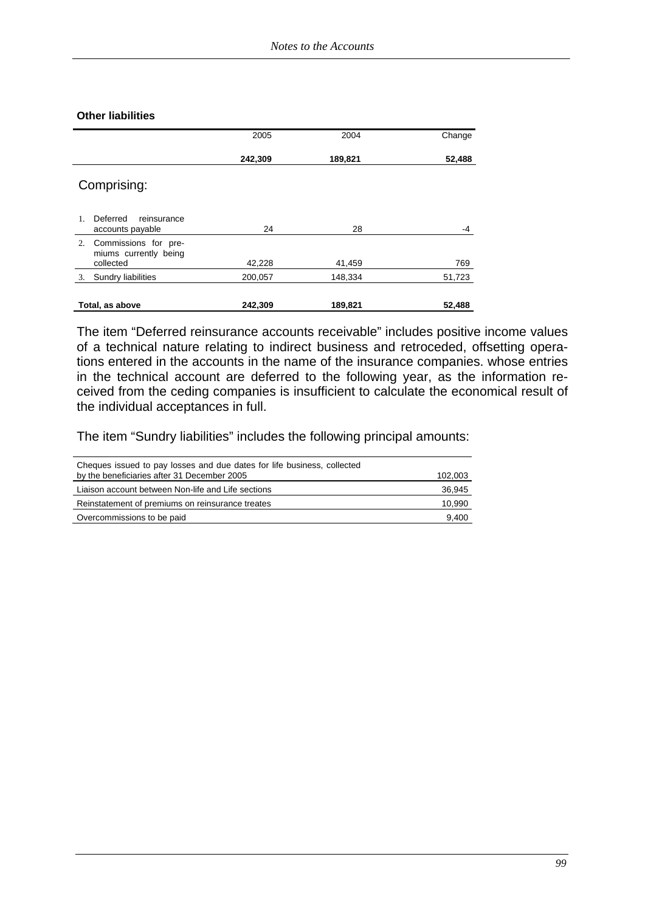**Other liabilities**

| | 2005 | 2004 | Change |
|---|---|---|---|
| | **242,309** | **189,821** | **52,488** |

Comprising:

| | 2005 | 2004 | Change |
|---|---|---|---|
| 1. Deferred reinsurance accounts payable | 24 | 28 | -4 |
| 2. Commissions for premiums currently being collected | 42,228 | 41,459 | 769 |
| 3. Sundry liabilities | 200,057 | 148,334 | 51,723 |
| **Total, as above** | **242,309** | **189,821** | **52,488** |

The item "Deferred reinsurance accounts receivable" includes positive income values of a technical nature relating to indirect business and retroceded, offsetting operations entered in the accounts in the name of the insurance companies. whose entries in the technical account are deferred to the following year, as the information received from the ceding companies is insufficient to calculate the economical result of the individual acceptances in full.

The item "Sundry liabilities" includes the following principal amounts:

| | |
|---|---|
| Cheques issued to pay losses and due dates for life business, collected by the beneficiaries after 31 December 2005 | 102,003 |
| Liaison account between Non-life and Life sections | 36,945 |
| Reinstatement of premiums on reinsurance treates | 10,990 |
| Overcommissions to be paid | 9,400 |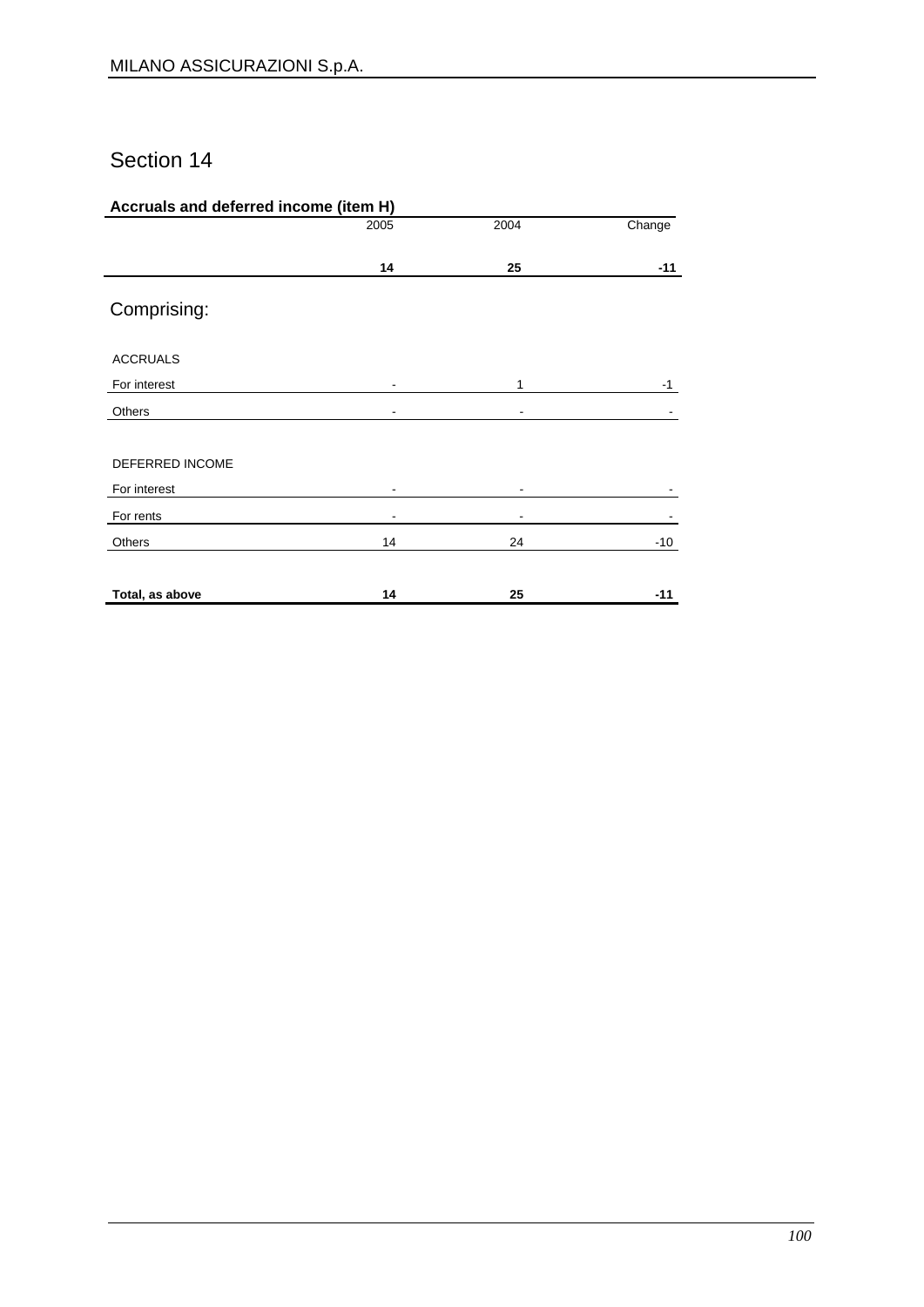# Section 14

**Accruals and deferred income (item H)**

| | 2005 | 2004 | Change |
|---|---|---|---|
| | **14** | **25** | **-11** |

## Comprising:

| | 2005 | 2004 | Change |
|---|---|---|---|
| ACCRUALS | | | |
| For interest | - | 1 | -1 |
| Others | - | - | - |
| | | | |
| DEFERRED INCOME | | | |
| For interest | - | - | - |
| For rents | - | - | - |
| Others | 14 | 24 | -10 |
| | | | |
| **Total, as above** | **14** | **25** | **-11** |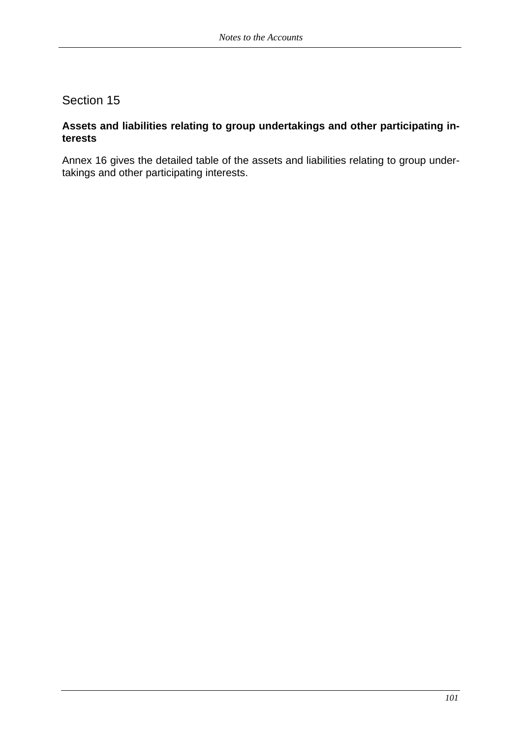## Section 15

**Assets and liabilities relating to group undertakings and other participating interests**

Annex 16 gives the detailed table of the assets and liabilities relating to group undertakings and other participating interests.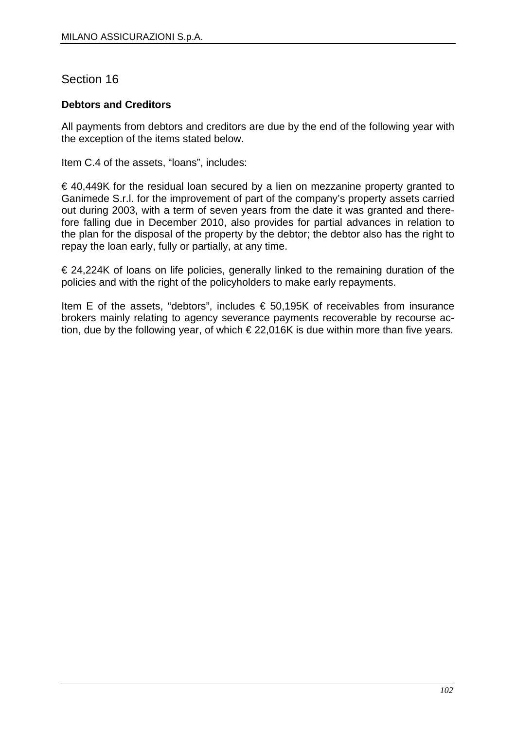## Section 16

**Debtors and Creditors**

All payments from debtors and creditors are due by the end of the following year with the exception of the items stated below.

Item C.4 of the assets, "loans", includes:

€ 40,449K for the residual loan secured by a lien on mezzanine property granted to Ganimede S.r.l. for the improvement of part of the company's property assets carried out during 2003, with a term of seven years from the date it was granted and therefore falling due in December 2010, also provides for partial advances in relation to the plan for the disposal of the property by the debtor; the debtor also has the right to repay the loan early, fully or partially, at any time.

€ 24,224K of loans on life policies, generally linked to the remaining duration of the policies and with the right of the policyholders to make early repayments.

Item E of the assets, "debtors", includes € 50,195K of receivables from insurance brokers mainly relating to agency severance payments recoverable by recourse action, due by the following year, of which € 22,016K is due within more than five years.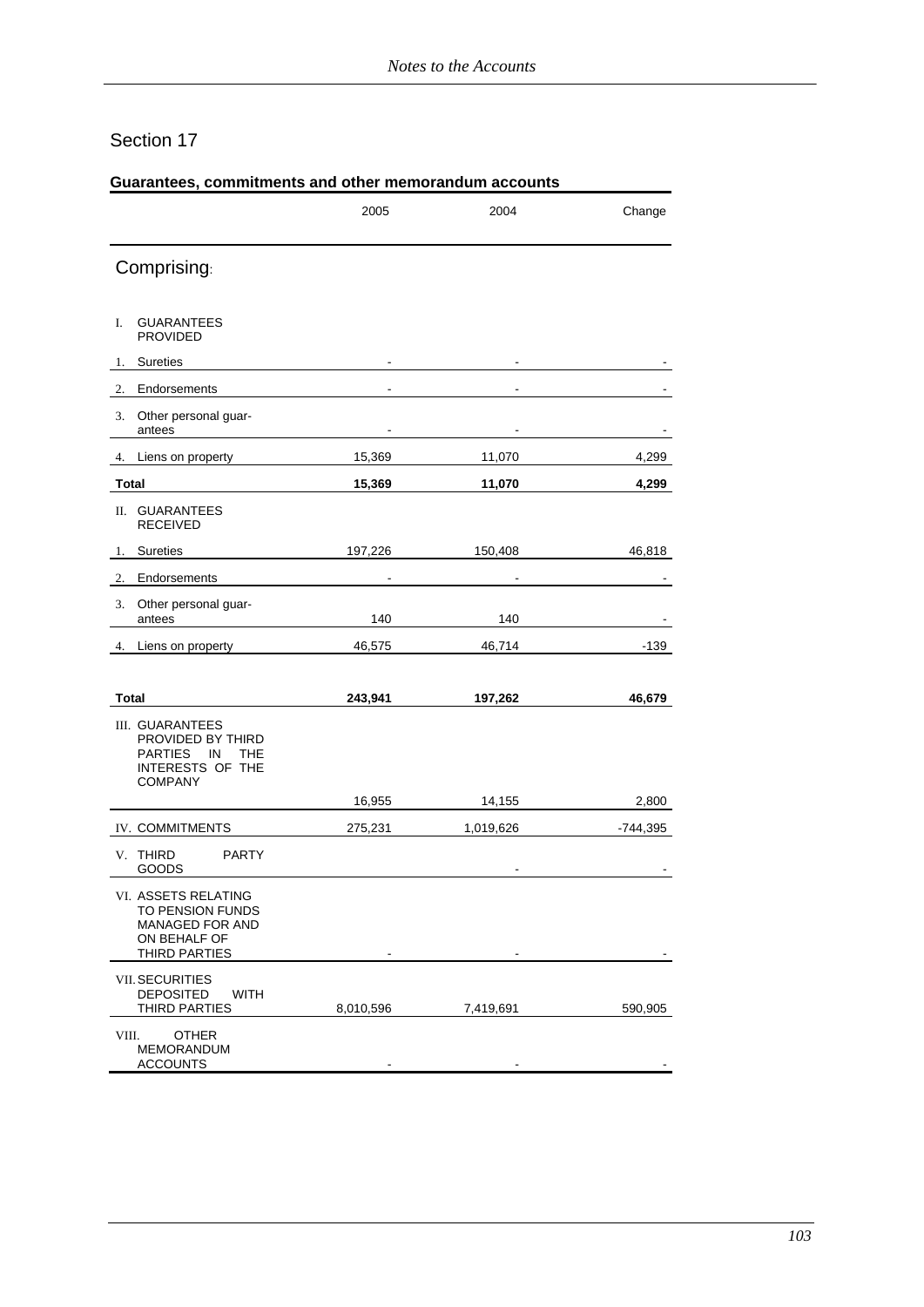## Section 17

### Guarantees, commitments and other memorandum accounts

| | 2005 | 2004 | Change |
|---|---|---|---|
| **Comprising:** | | | |
| I. GUARANTEES PROVIDED | | | |
| 1. Sureties | - | - | - |
| 2. Endorsements | - | - | - |
| 3. Other personal guarantees | - | - | - |
| 4. Liens on property | 15,369 | 11,070 | 4,299 |
| **Total** | **15,369** | **11,070** | **4,299** |
| II. GUARANTEES RECEIVED | | | |
| 1. Sureties | 197,226 | 150,408 | 46,818 |
| 2. Endorsements | - | - | - |
| 3. Other personal guarantees | 140 | 140 | - |
| 4. Liens on property | 46,575 | 46,714 | -139 |
| **Total** | **243,941** | **197,262** | **46,679** |
| III. GUARANTEES PROVIDED BY THIRD PARTIES IN THE INTERESTS OF THE COMPANY | 16,955 | 14,155 | 2,800 |
| IV. COMMITMENTS | 275,231 | 1,019,626 | -744,395 |
| V. THIRD PARTY GOODS | | - | - |
| VI. ASSETS RELATING TO PENSION FUNDS MANAGED FOR AND ON BEHALF OF THIRD PARTIES | - | - | - |
| VII. SECURITIES DEPOSITED WITH THIRD PARTIES | 8,010,596 | 7,419,691 | 590,905 |
| VIII. OTHER MEMORANDUM ACCOUNTS | - | - | - |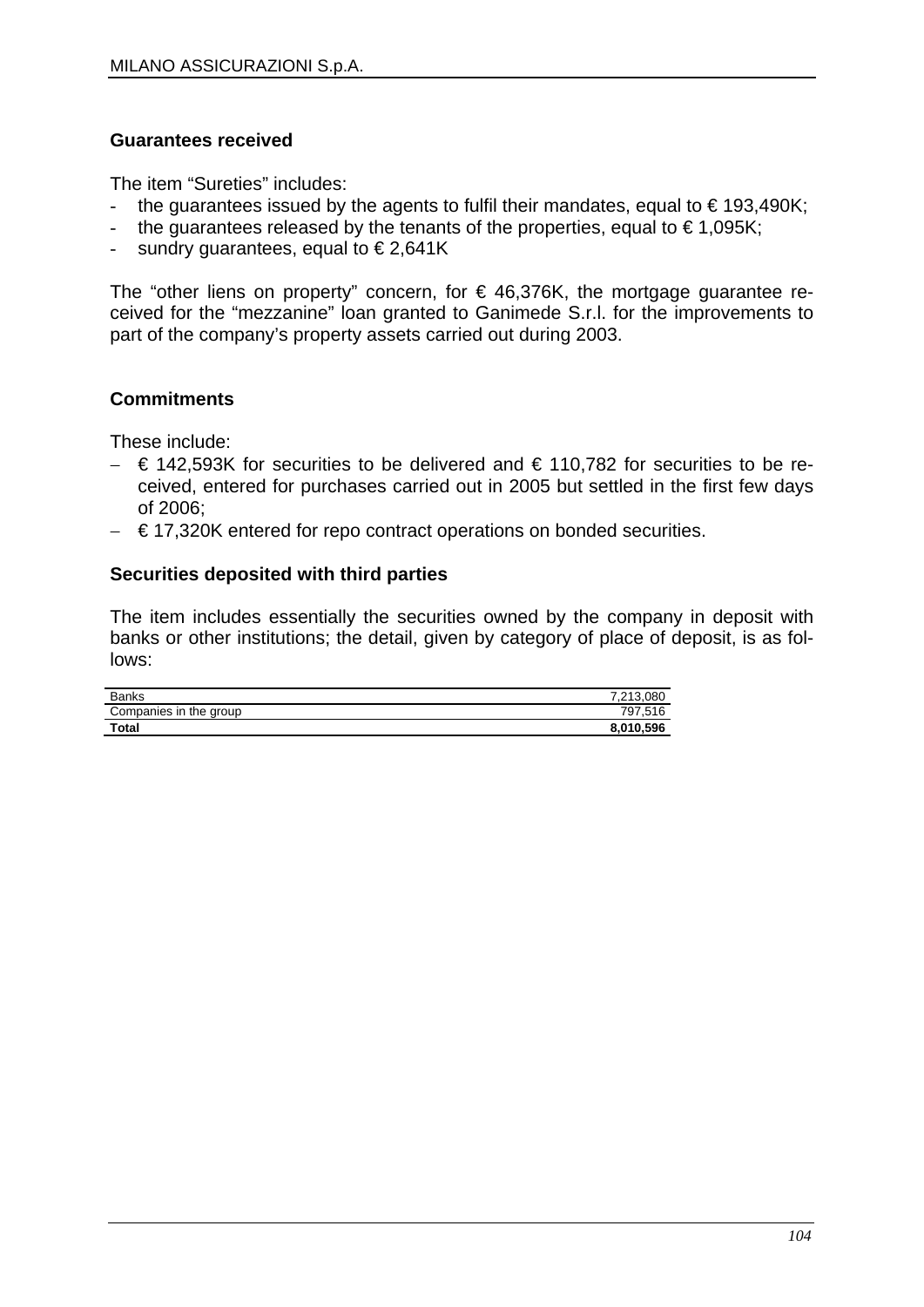### Guarantees received

The item "Sureties" includes:

- the guarantees issued by the agents to fulfil their mandates, equal to € 193,490K;
- the guarantees released by the tenants of the properties, equal to € 1,095K;
- sundry guarantees, equal to € 2,641K

The "other liens on property" concern, for € 46,376K, the mortgage guarantee received for the "mezzanine" loan granted to Ganimede S.r.l. for the improvements to part of the company's property assets carried out during 2003.

### Commitments

These include:

- € 142,593K for securities to be delivered and € 110,782 for securities to be received, entered for purchases carried out in 2005 but settled in the first few days of 2006;
- € 17,320K entered for repo contract operations on bonded securities.

### Securities deposited with third parties

The item includes essentially the securities owned by the company in deposit with banks or other institutions; the detail, given by category of place of deposit, is as follows:

| | |
|---|---:|
| Banks | 7,213,080 |
| Companies in the group | 797,516 |
| **Total** | **8,010,596** |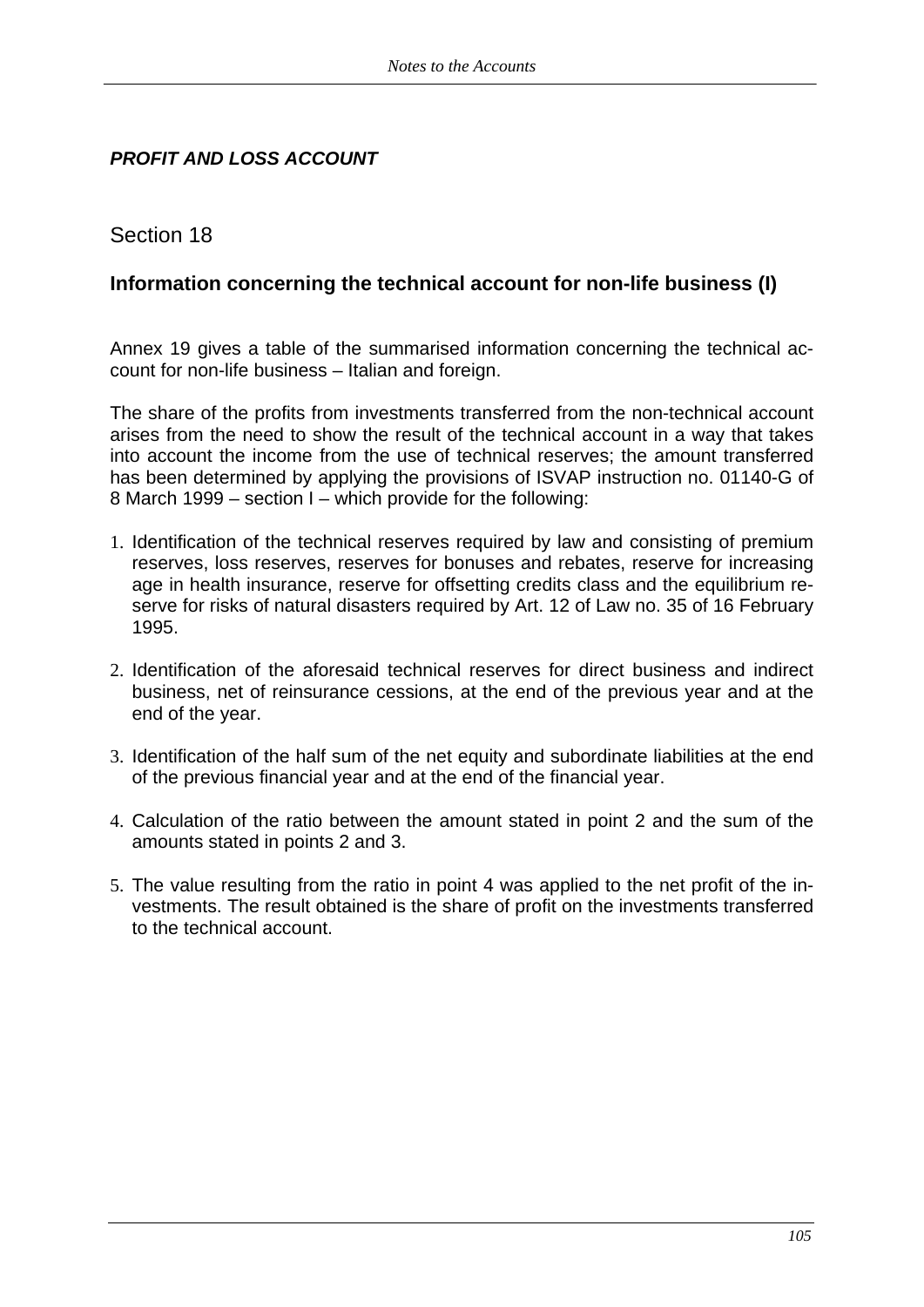***PROFIT AND LOSS ACCOUNT***

## Section 18

### Information concerning the technical account for non-life business (I)

Annex 19 gives a table of the summarised information concerning the technical account for non-life business – Italian and foreign.

The share of the profits from investments transferred from the non-technical account arises from the need to show the result of the technical account in a way that takes into account the income from the use of technical reserves; the amount transferred has been determined by applying the provisions of ISVAP instruction no. 01140-G of 8 March 1999 – section I – which provide for the following:

1. Identification of the technical reserves required by law and consisting of premium reserves, loss reserves, reserves for bonuses and rebates, reserve for increasing age in health insurance, reserve for offsetting credits class and the equilibrium reserve for risks of natural disasters required by Art. 12 of Law no. 35 of 16 February 1995.

2. Identification of the aforesaid technical reserves for direct business and indirect business, net of reinsurance cessions, at the end of the previous year and at the end of the year.

3. Identification of the half sum of the net equity and subordinate liabilities at the end of the previous financial year and at the end of the financial year.

4. Calculation of the ratio between the amount stated in point 2 and the sum of the amounts stated in points 2 and 3.

5. The value resulting from the ratio in point 4 was applied to the net profit of the investments. The result obtained is the share of profit on the investments transferred to the technical account.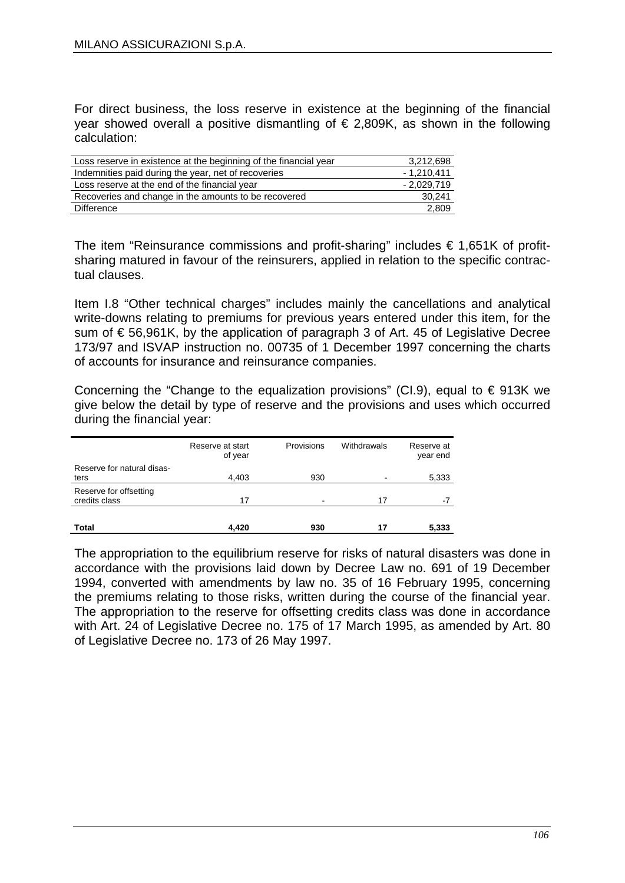For direct business, the loss reserve in existence at the beginning of the financial year showed overall a positive dismantling of € 2,809K, as shown in the following calculation:

| | |
|---|---:|
| Loss reserve in existence at the beginning of the financial year | 3,212,698 |
| Indemnities paid during the year, net of recoveries | - 1,210,411 |
| Loss reserve at the end of the financial year | - 2,029,719 |
| Recoveries and change in the amounts to be recovered | 30,241 |
| Difference | 2,809 |

The item "Reinsurance commissions and profit-sharing" includes € 1,651K of profit-sharing matured in favour of the reinsurers, applied in relation to the specific contractual clauses.

Item I.8 "Other technical charges" includes mainly the cancellations and analytical write-downs relating to premiums for previous years entered under this item, for the sum of € 56,961K, by the application of paragraph 3 of Art. 45 of Legislative Decree 173/97 and ISVAP instruction no. 00735 of 1 December 1997 concerning the charts of accounts for insurance and reinsurance companies.

Concerning the "Change to the equalization provisions" (CI.9), equal to € 913K we give below the detail by type of reserve and the provisions and uses which occurred during the financial year:

| | Reserve at start of year | Provisions | Withdrawals | Reserve at year end |
|---|---:|---:|---:|---:|
| Reserve for natural disasters | 4,403 | 930 | - | 5,333 |
| Reserve for offsetting credits class | 17 | - | 17 | -7 |
| **Total** | **4,420** | **930** | **17** | **5,333** |

The appropriation to the equilibrium reserve for risks of natural disasters was done in accordance with the provisions laid down by Decree Law no. 691 of 19 December 1994, converted with amendments by law no. 35 of 16 February 1995, concerning the premiums relating to those risks, written during the course of the financial year. The appropriation to the reserve for offsetting credits class was done in accordance with Art. 24 of Legislative Decree no. 175 of 17 March 1995, as amended by Art. 80 of Legislative Decree no. 173 of 26 May 1997.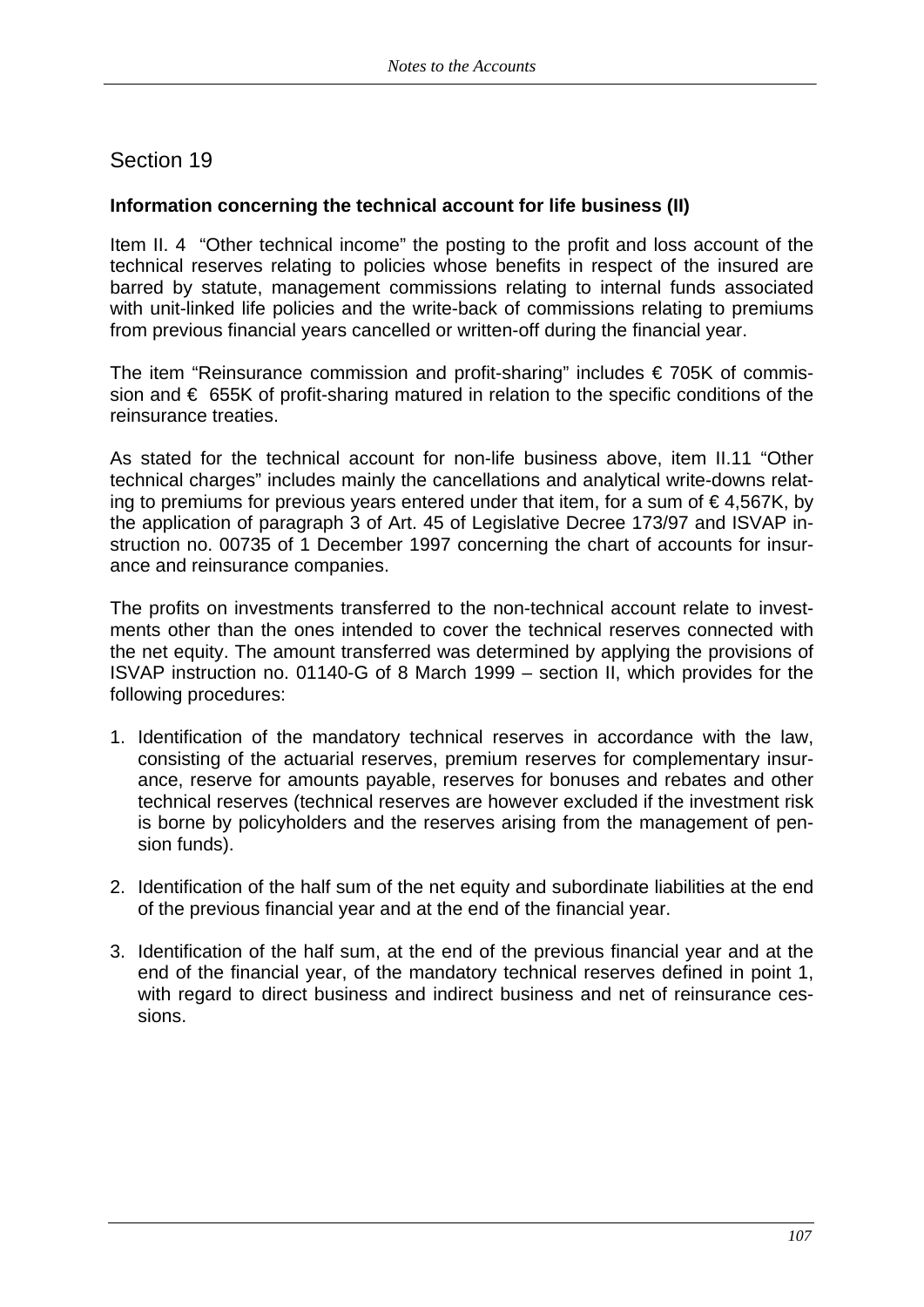## Section 19

**Information concerning the technical account for life business (II)**

Item II. 4 "Other technical income" the posting to the profit and loss account of the technical reserves relating to policies whose benefits in respect of the insured are barred by statute, management commissions relating to internal funds associated with unit-linked life policies and the write-back of commissions relating to premiums from previous financial years cancelled or written-off during the financial year.

The item "Reinsurance commission and profit-sharing" includes € 705K of commission and € 655K of profit-sharing matured in relation to the specific conditions of the reinsurance treaties.

As stated for the technical account for non-life business above, item II.11 "Other technical charges" includes mainly the cancellations and analytical write-downs relating to premiums for previous years entered under that item, for a sum of € 4,567K, by the application of paragraph 3 of Art. 45 of Legislative Decree 173/97 and ISVAP instruction no. 00735 of 1 December 1997 concerning the chart of accounts for insurance and reinsurance companies.

The profits on investments transferred to the non-technical account relate to investments other than the ones intended to cover the technical reserves connected with the net equity. The amount transferred was determined by applying the provisions of ISVAP instruction no. 01140-G of 8 March 1999 – section II, which provides for the following procedures:

1. Identification of the mandatory technical reserves in accordance with the law, consisting of the actuarial reserves, premium reserves for complementary insurance, reserve for amounts payable, reserves for bonuses and rebates and other technical reserves (technical reserves are however excluded if the investment risk is borne by policyholders and the reserves arising from the management of pension funds).

2. Identification of the half sum of the net equity and subordinate liabilities at the end of the previous financial year and at the end of the financial year.

3. Identification of the half sum, at the end of the previous financial year and at the end of the financial year, of the mandatory technical reserves defined in point 1, with regard to direct business and indirect business and net of reinsurance cessions.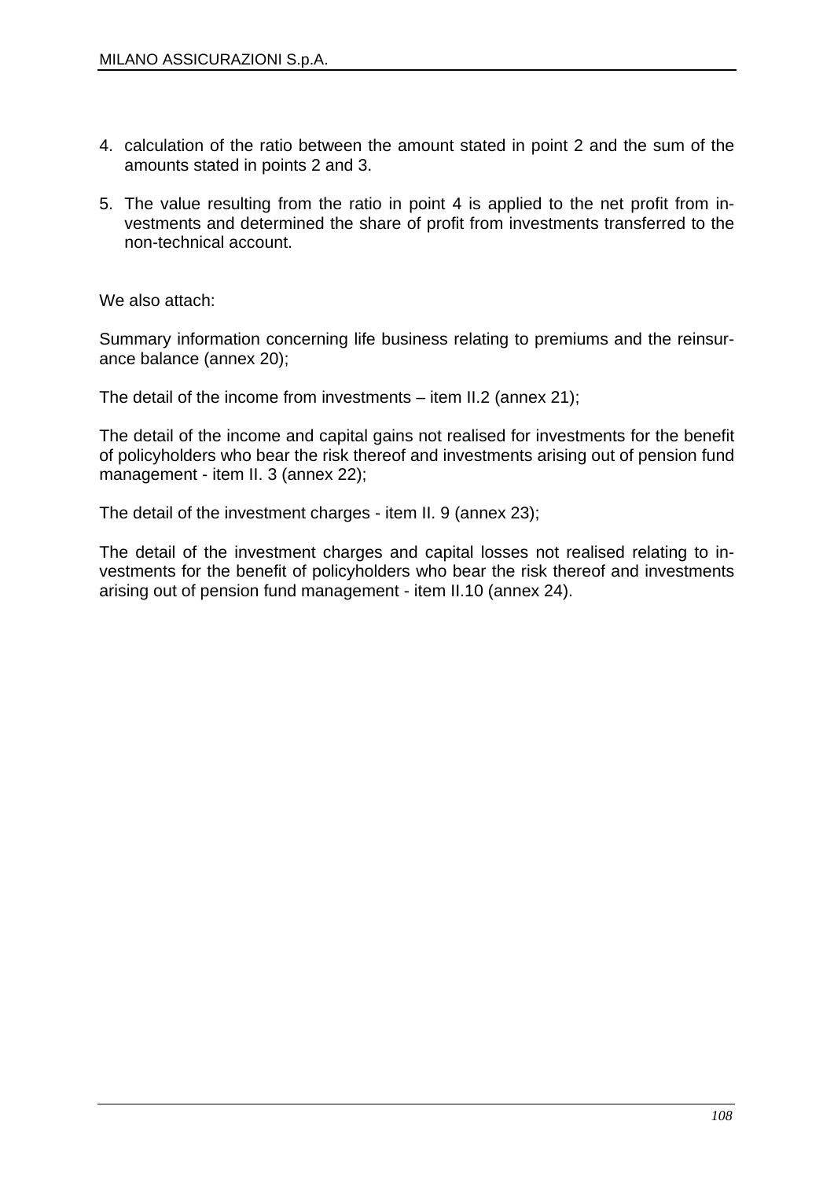4. calculation of the ratio between the amount stated in point 2 and the sum of the amounts stated in points 2 and 3.

5. The value resulting from the ratio in point 4 is applied to the net profit from investments and determined the share of profit from investments transferred to the non-technical account.

We also attach:

Summary information concerning life business relating to premiums and the reinsurance balance (annex 20);

The detail of the income from investments – item II.2 (annex 21);

The detail of the income and capital gains not realised for investments for the benefit of policyholders who bear the risk thereof and investments arising out of pension fund management - item II. 3 (annex 22);

The detail of the investment charges - item II. 9 (annex 23);

The detail of the investment charges and capital losses not realised relating to investments for the benefit of policyholders who bear the risk thereof and investments arising out of pension fund management - item II.10 (annex 24).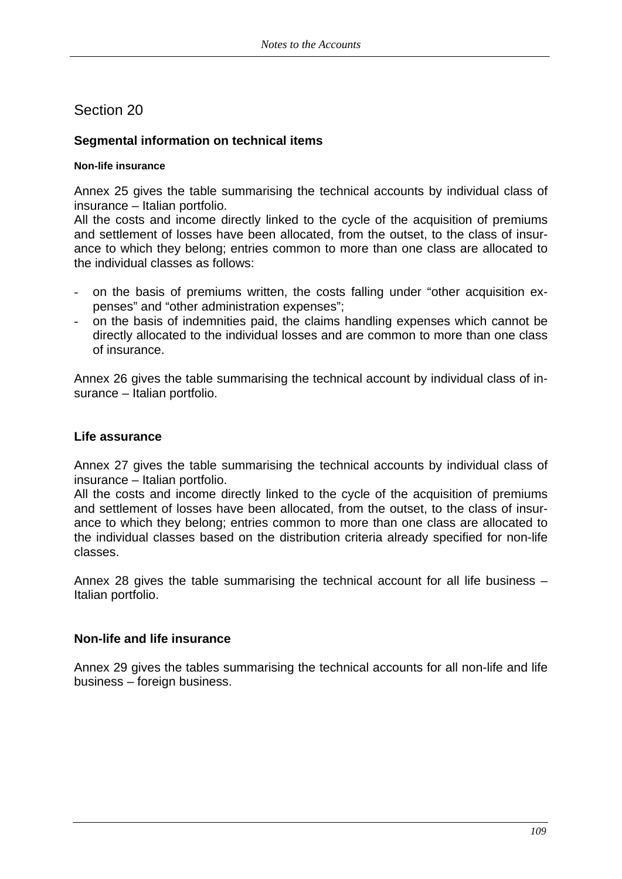## Section 20

### Segmental information on technical items

#### Non-life insurance

Annex 25 gives the table summarising the technical accounts by individual class of insurance – Italian portfolio.
All the costs and income directly linked to the cycle of the acquisition of premiums and settlement of losses have been allocated, from the outset, to the class of insurance to which they belong; entries common to more than one class are allocated to the individual classes as follows:

- on the basis of premiums written, the costs falling under "other acquisition expenses" and "other administration expenses";
- on the basis of indemnities paid, the claims handling expenses which cannot be directly allocated to the individual losses and are common to more than one class of insurance.

Annex 26 gives the table summarising the technical account by individual class of insurance – Italian portfolio.

### Life assurance

Annex 27 gives the table summarising the technical accounts by individual class of insurance – Italian portfolio.
All the costs and income directly linked to the cycle of the acquisition of premiums and settlement of losses have been allocated, from the outset, to the class of insurance to which they belong; entries common to more than one class are allocated to the individual classes based on the distribution criteria already specified for non-life classes.

Annex 28 gives the table summarising the technical account for all life business – Italian portfolio.

### Non-life and life insurance

Annex 29 gives the tables summarising the technical accounts for all non-life and life business – foreign business.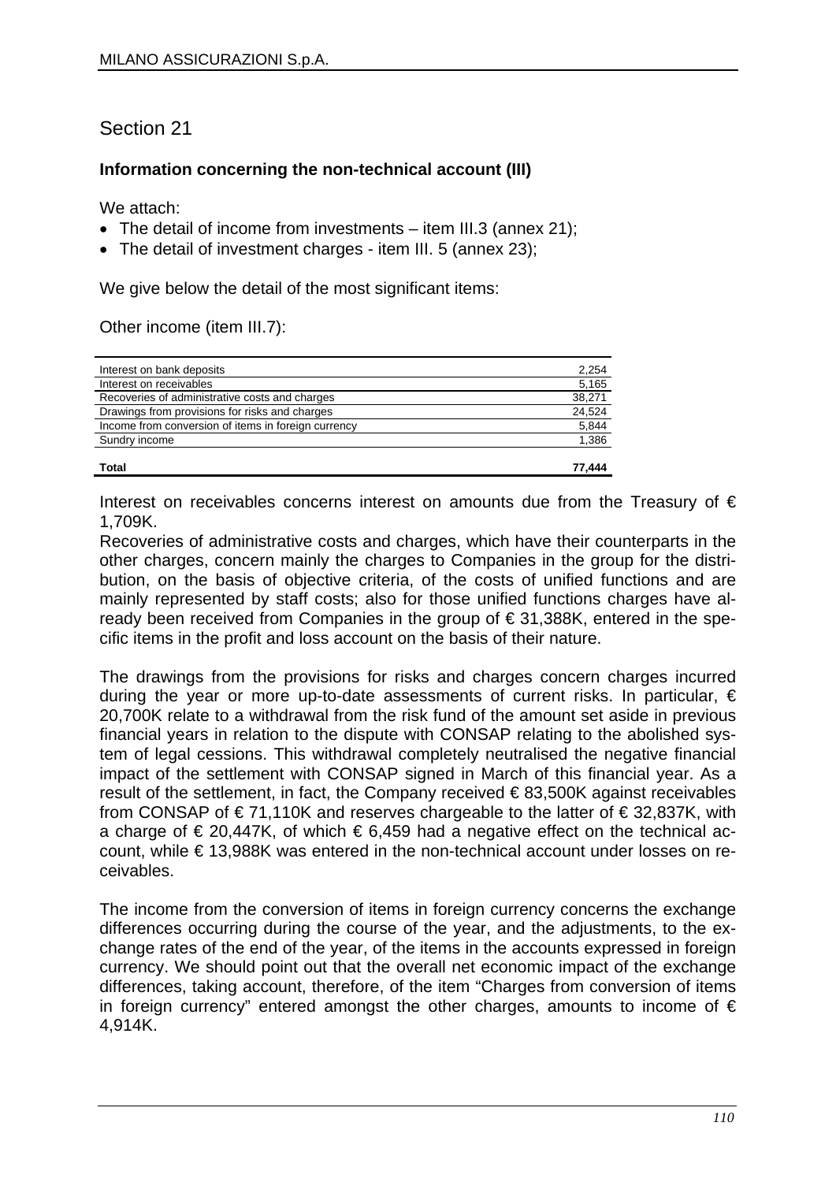# Section 21

**Information concerning the non-technical account (III)**

We attach:

- The detail of income from investments – item III.3 (annex 21);
- The detail of investment charges - item III. 5 (annex 23);

We give below the detail of the most significant items:

Other income (item III.7):

| | |
|---|---:|
| Interest on bank deposits | 2,254 |
| Interest on receivables | 5,165 |
| Recoveries of administrative costs and charges | 38,271 |
| Drawings from provisions for risks and charges | 24,524 |
| Income from conversion of items in foreign currency | 5,844 |
| Sundry income | 1,386 |
| **Total** | **77,444** |

Interest on receivables concerns interest on amounts due from the Treasury of € 1,709K.

Recoveries of administrative costs and charges, which have their counterparts in the other charges, concern mainly the charges to Companies in the group for the distribution, on the basis of objective criteria, of the costs of unified functions and are mainly represented by staff costs; also for those unified functions charges have already been received from Companies in the group of € 31,388K, entered in the specific items in the profit and loss account on the basis of their nature.

The drawings from the provisions for risks and charges concern charges incurred during the year or more up-to-date assessments of current risks. In particular, € 20,700K relate to a withdrawal from the risk fund of the amount set aside in previous financial years in relation to the dispute with CONSAP relating to the abolished system of legal cessions. This withdrawal completely neutralised the negative financial impact of the settlement with CONSAP signed in March of this financial year. As a result of the settlement, in fact, the Company received € 83,500K against receivables from CONSAP of € 71,110K and reserves chargeable to the latter of € 32,837K, with a charge of € 20,447K, of which € 6,459 had a negative effect on the technical account, while € 13,988K was entered in the non-technical account under losses on receivables.

The income from the conversion of items in foreign currency concerns the exchange differences occurring during the course of the year, and the adjustments, to the exchange rates of the end of the year, of the items in the accounts expressed in foreign currency. We should point out that the overall net economic impact of the exchange differences, taking account, therefore, of the item "Charges from conversion of items in foreign currency" entered amongst the other charges, amounts to income of € 4,914K.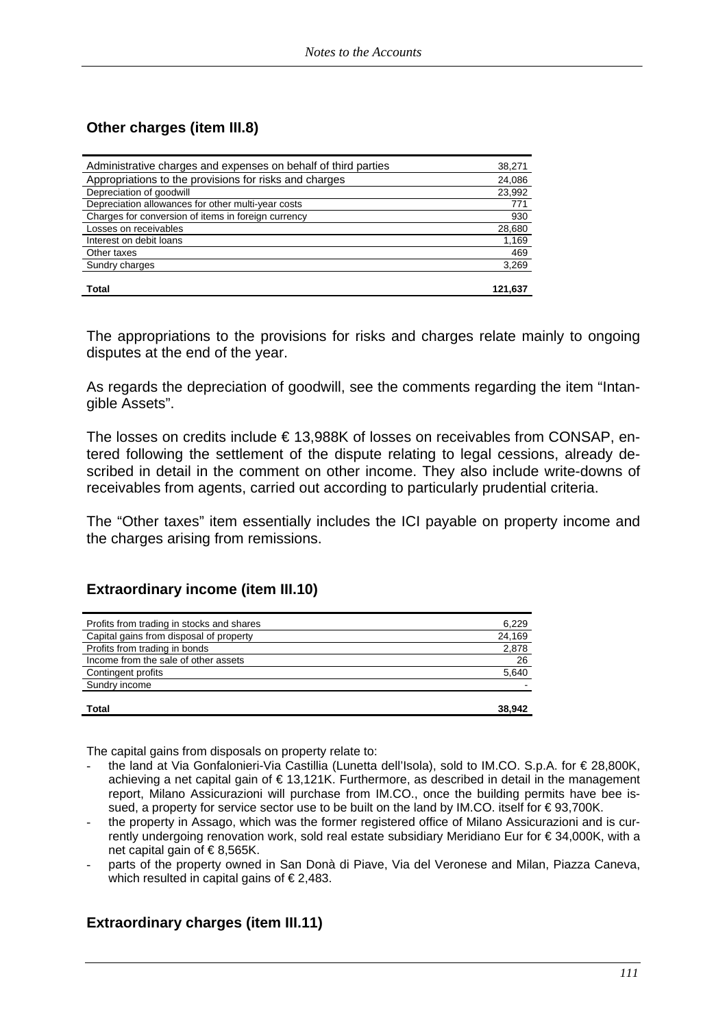## Other charges (item III.8)

| | |
|---|---|
| Administrative charges and expenses on behalf of third parties | 38,271 |
| Appropriations to the provisions for risks and charges | 24,086 |
| Depreciation of goodwill | 23,992 |
| Depreciation allowances for other multi-year costs | 771 |
| Charges for conversion of items in foreign currency | 930 |
| Losses on receivables | 28,680 |
| Interest on debit loans | 1,169 |
| Other taxes | 469 |
| Sundry charges | 3,269 |
| **Total** | **121,637** |

The appropriations to the provisions for risks and charges relate mainly to ongoing disputes at the end of the year.

As regards the depreciation of goodwill, see the comments regarding the item "Intangible Assets".

The losses on credits include € 13,988K of losses on receivables from CONSAP, entered following the settlement of the dispute relating to legal cessions, already described in detail in the comment on other income. They also include write-downs of receivables from agents, carried out according to particularly prudential criteria.

The "Other taxes" item essentially includes the ICI payable on property income and the charges arising from remissions.

## Extraordinary income (item III.10)

| | |
|---|---|
| Profits from trading in stocks and shares | 6,229 |
| Capital gains from disposal of property | 24,169 |
| Profits from trading in bonds | 2,878 |
| Income from the sale of other assets | 26 |
| Contingent profits | 5,640 |
| Sundry income | - |
| **Total** | **38,942** |

The capital gains from disposals on property relate to:

- the land at Via Gonfalonieri-Via Castillia (Lunetta dell'Isola), sold to IM.CO. S.p.A. for € 28,800K, achieving a net capital gain of € 13,121K. Furthermore, as described in detail in the management report, Milano Assicurazioni will purchase from IM.CO., once the building permits have bee issued, a property for service sector use to be built on the land by IM.CO. itself for € 93,700K.
- the property in Assago, which was the former registered office of Milano Assicurazioni and is currently undergoing renovation work, sold real estate subsidiary Meridiano Eur for € 34,000K, with a net capital gain of € 8,565K.
- parts of the property owned in San Donà di Piave, Via del Veronese and Milan, Piazza Caneva, which resulted in capital gains of € 2,483.

## Extraordinary charges (item III.11)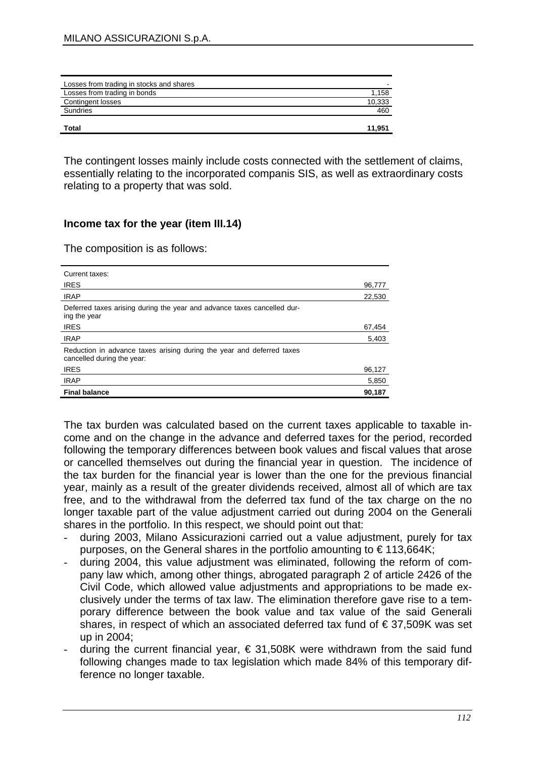| | |
|---|---|
| Losses from trading in stocks and shares | - |
| Losses from trading in bonds | 1,158 |
| Contingent losses | 10,333 |
| Sundries | 460 |
| **Total** | **11,951** |

The contingent losses mainly include costs connected with the settlement of claims, essentially relating to the incorporated companis SIS, as well as extraordinary costs relating to a property that was sold.

### Income tax for the year (item III.14)

The composition is as follows:

| | |
|---|---|
| Current taxes: | |
| IRES | 96,777 |
| IRAP | 22,530 |
| Deferred taxes arising during the year and advance taxes cancelled during the year | |
| IRES | 67,454 |
| IRAP | 5,403 |
| Reduction in advance taxes arising during the year and deferred taxes cancelled during the year: | |
| IRES | 96,127 |
| IRAP | 5,850 |
| **Final balance** | **90,187** |

The tax burden was calculated based on the current taxes applicable to taxable income and on the change in the advance and deferred taxes for the period, recorded following the temporary differences between book values and fiscal values that arose or cancelled themselves out during the financial year in question. The incidence of the tax burden for the financial year is lower than the one for the previous financial year, mainly as a result of the greater dividends received, almost all of which are tax free, and to the withdrawal from the deferred tax fund of the tax charge on the no longer taxable part of the value adjustment carried out during 2004 on the Generali shares in the portfolio. In this respect, we should point out that:

- during 2003, Milano Assicurazioni carried out a value adjustment, purely for tax purposes, on the General shares in the portfolio amounting to € 113,664K;
- during 2004, this value adjustment was eliminated, following the reform of company law which, among other things, abrogated paragraph 2 of article 2426 of the Civil Code, which allowed value adjustments and appropriations to be made exclusively under the terms of tax law. The elimination therefore gave rise to a temporary difference between the book value and tax value of the said Generali shares, in respect of which an associated deferred tax fund of € 37,509K was set up in 2004;
- during the current financial year, € 31,508K were withdrawn from the said fund following changes made to tax legislation which made 84% of this temporary difference no longer taxable.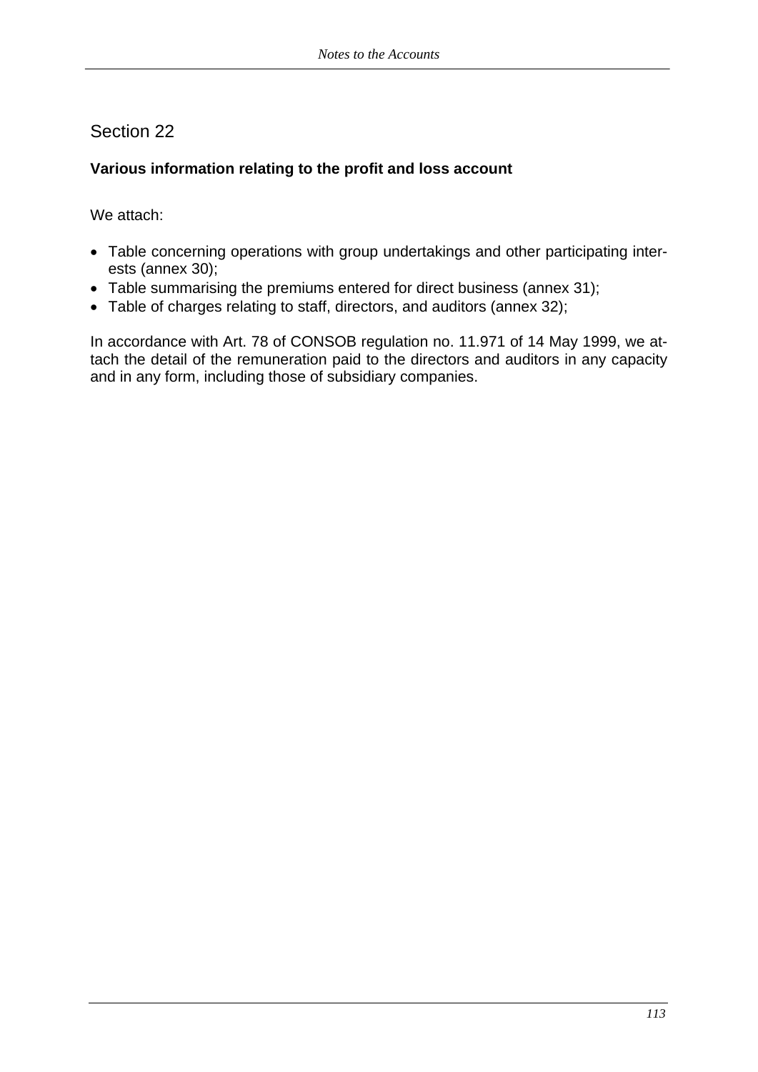# Section 22

**Various information relating to the profit and loss account**

We attach:

- Table concerning operations with group undertakings and other participating interests (annex 30);
- Table summarising the premiums entered for direct business (annex 31);
- Table of charges relating to staff, directors, and auditors (annex 32);

In accordance with Art. 78 of CONSOB regulation no. 11.971 of 14 May 1999, we attach the detail of the remuneration paid to the directors and auditors in any capacity and in any form, including those of subsidiary companies.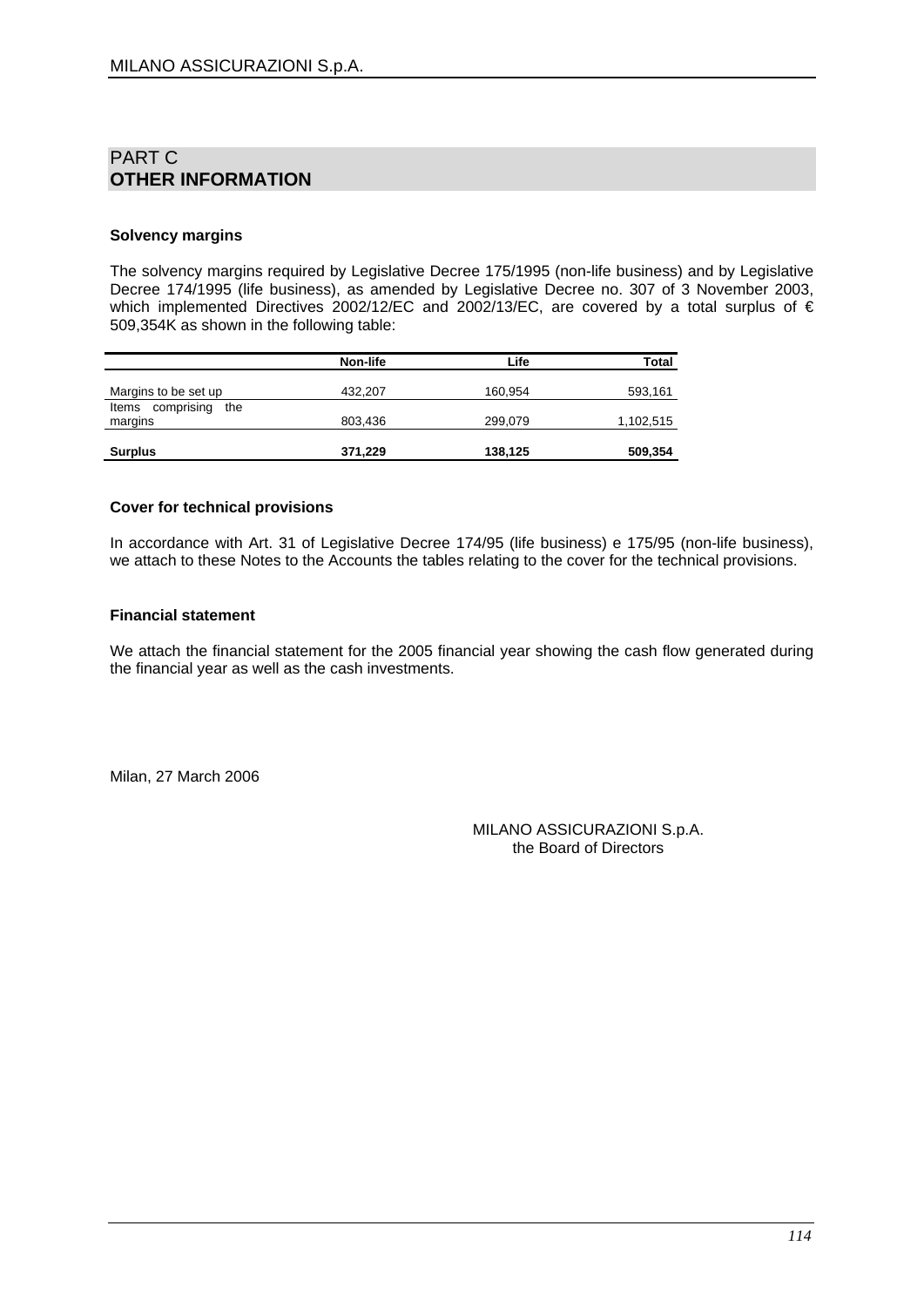# PART C
## OTHER INFORMATION

### Solvency margins

The solvency margins required by Legislative Decree 175/1995 (non-life business) and by Legislative Decree 174/1995 (life business), as amended by Legislative Decree no. 307 of 3 November 2003, which implemented Directives 2002/12/EC and 2002/13/EC, are covered by a total surplus of € 509,354K as shown in the following table:

| | Non-life | Life | Total |
|---|---|---|---|
| Margins to be set up | 432,207 | 160,954 | 593,161 |
| Items comprising the margins | 803,436 | 299,079 | 1,102,515 |
| **Surplus** | **371,229** | **138,125** | **509,354** |

### Cover for technical provisions

In accordance with Art. 31 of Legislative Decree 174/95 (life business) e 175/95 (non-life business), we attach to these Notes to the Accounts the tables relating to the cover for the technical provisions.

### Financial statement

We attach the financial statement for the 2005 financial year showing the cash flow generated during the financial year as well as the cash investments.

Milan, 27 March 2006

MILANO ASSICURAZIONI S.p.A.
the Board of Directors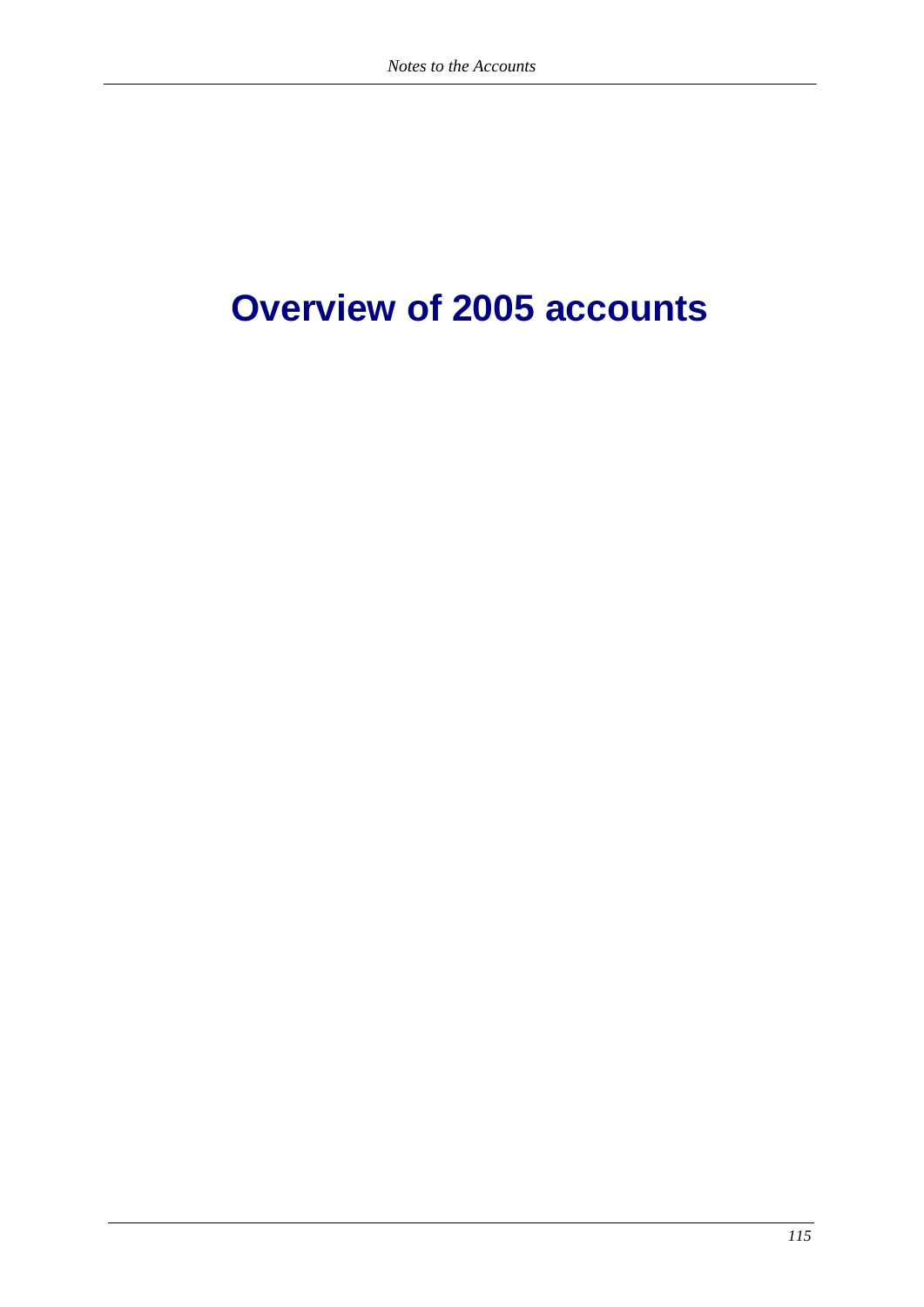# Overview of 2005 accounts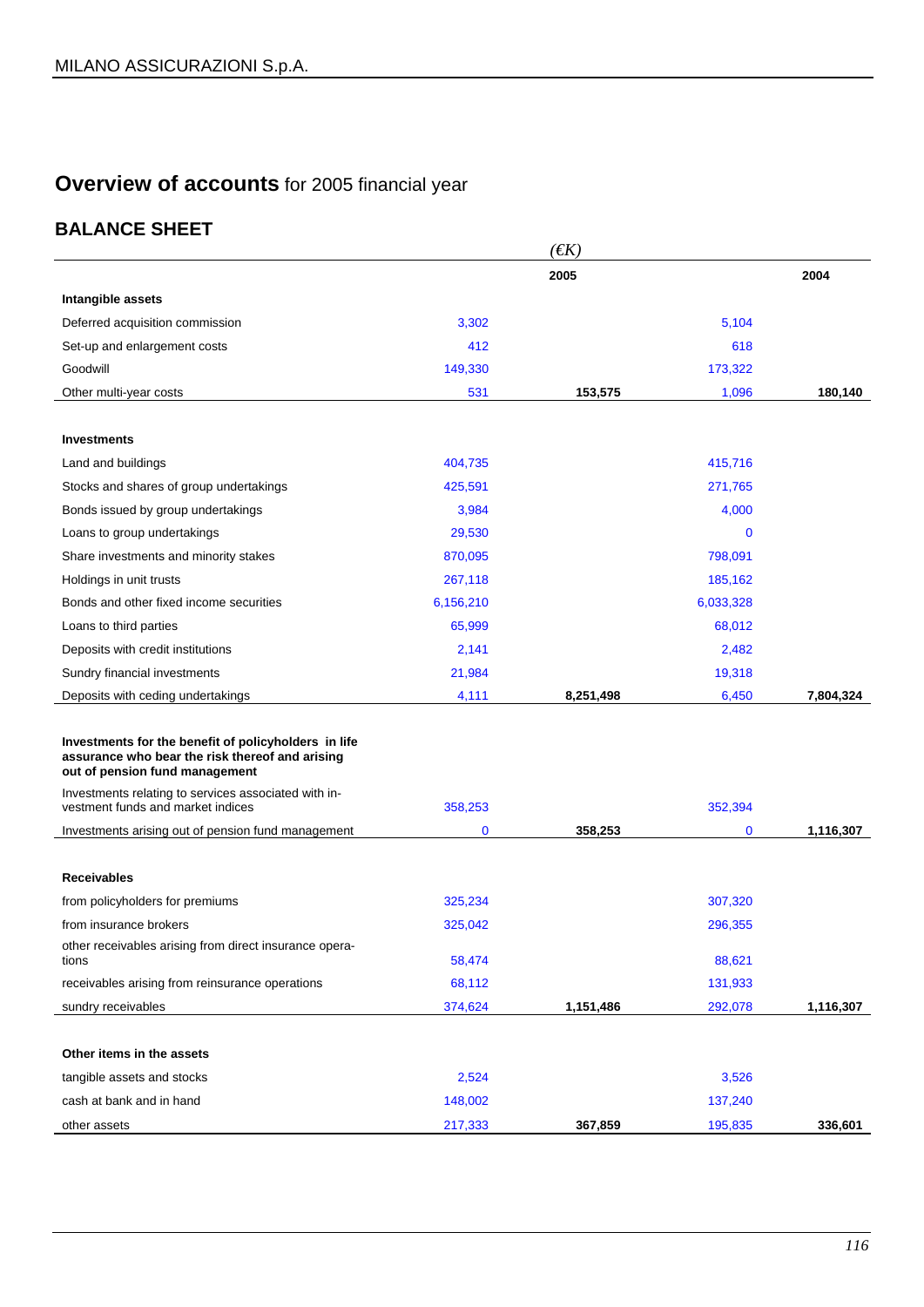## Overview of accounts for 2005 financial year

### BALANCE SHEET

| | (€K) | | | |
|---|---|---|---|---|
| | | 2005 | | 2004 |
| **Intangible assets** | | | | |
| Deferred acquisition commission | 3,302 | | 5,104 | |
| Set-up and enlargement costs | 412 | | 618 | |
| Goodwill | 149,330 | | 173,322 | |
| Other multi-year costs | 531 | 153,575 | 1,096 | 180,140 |
| **Investments** | | | | |
| Land and buildings | 404,735 | | 415,716 | |
| Stocks and shares of group undertakings | 425,591 | | 271,765 | |
| Bonds issued by group undertakings | 3,984 | | 4,000 | |
| Loans to group undertakings | 29,530 | | 0 | |
| Share investments and minority stakes | 870,095 | | 798,091 | |
| Holdings in unit trusts | 267,118 | | 185,162 | |
| Bonds and other fixed income securities | 6,156,210 | | 6,033,328 | |
| Loans to third parties | 65,999 | | 68,012 | |
| Deposits with credit institutions | 2,141 | | 2,482 | |
| Sundry financial investments | 21,984 | | 19,318 | |
| Deposits with ceding undertakings | 4,111 | 8,251,498 | 6,450 | 7,804,324 |
| **Investments for the benefit of policyholders in life assurance who bear the risk thereof and arising out of pension fund management** | | | | |
| Investments relating to services associated with investment funds and market indices | 358,253 | | 352,394 | |
| Investments arising out of pension fund management | 0 | 358,253 | 0 | 1,116,307 |
| **Receivables** | | | | |
| from policyholders for premiums | 325,234 | | 307,320 | |
| from insurance brokers | 325,042 | | 296,355 | |
| other receivables arising from direct insurance operations | 58,474 | | 88,621 | |
| receivables arising from reinsurance operations | 68,112 | | 131,933 | |
| sundry receivables | 374,624 | 1,151,486 | 292,078 | 1,116,307 |
| **Other items in the assets** | | | | |
| tangible assets and stocks | 2,524 | | 3,526 | |
| cash at bank and in hand | 148,002 | | 137,240 | |
| other assets | 217,333 | 367,859 | 195,835 | 336,601 |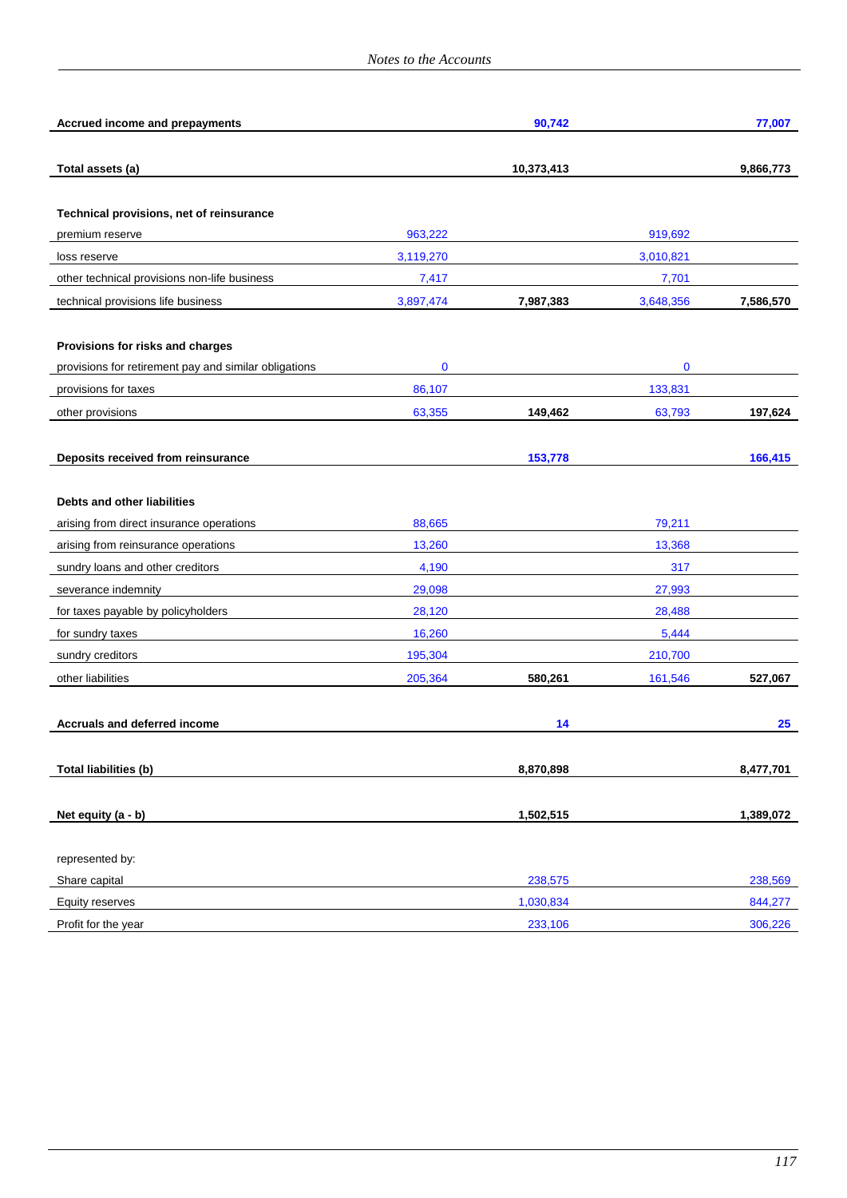| | | | | |
|---|---|---|---|---|
| **Accrued income and prepayments** | | **90,742** | | **77,007** |
| | | | | |
| **Total assets (a)** | | **10,373,413** | | **9,866,773** |
| | | | | |
| **Technical provisions, net of reinsurance** | | | | |
| premium reserve | 963,222 | | 919,692 | |
| loss reserve | 3,119,270 | | 3,010,821 | |
| other technical provisions non-life business | 7,417 | | 7,701 | |
| technical provisions life business | 3,897,474 | **7,987,383** | 3,648,356 | **7,586,570** |
| | | | | |
| **Provisions for risks and charges** | | | | |
| provisions for retirement pay and similar obligations | 0 | | 0 | |
| provisions for taxes | 86,107 | | 133,831 | |
| other provisions | 63,355 | **149,462** | 63,793 | **197,624** |
| | | | | |
| **Deposits received from reinsurance** | | **153,778** | | **166,415** |
| | | | | |
| **Debts and other liabilities** | | | | |
| arising from direct insurance operations | 88,665 | | 79,211 | |
| arising from reinsurance operations | 13,260 | | 13,368 | |
| sundry loans and other creditors | 4,190 | | 317 | |
| severance indemnity | 29,098 | | 27,993 | |
| for taxes payable by policyholders | 28,120 | | 28,488 | |
| for sundry taxes | 16,260 | | 5,444 | |
| sundry creditors | 195,304 | | 210,700 | |
| other liabilities | 205,364 | **580,261** | 161,546 | **527,067** |
| | | | | |
| **Accruals and deferred income** | | **14** | | **25** |
| | | | | |
| **Total liabilities (b)** | | **8,870,898** | | **8,477,701** |
| | | | | |
| **Net equity (a - b)** | | **1,502,515** | | **1,389,072** |
| | | | | |
| represented by: | | | | |
| Share capital | | 238,575 | | 238,569 |
| Equity reserves | | 1,030,834 | | 844,277 |
| Profit for the year | | 233,106 | | 306,226 |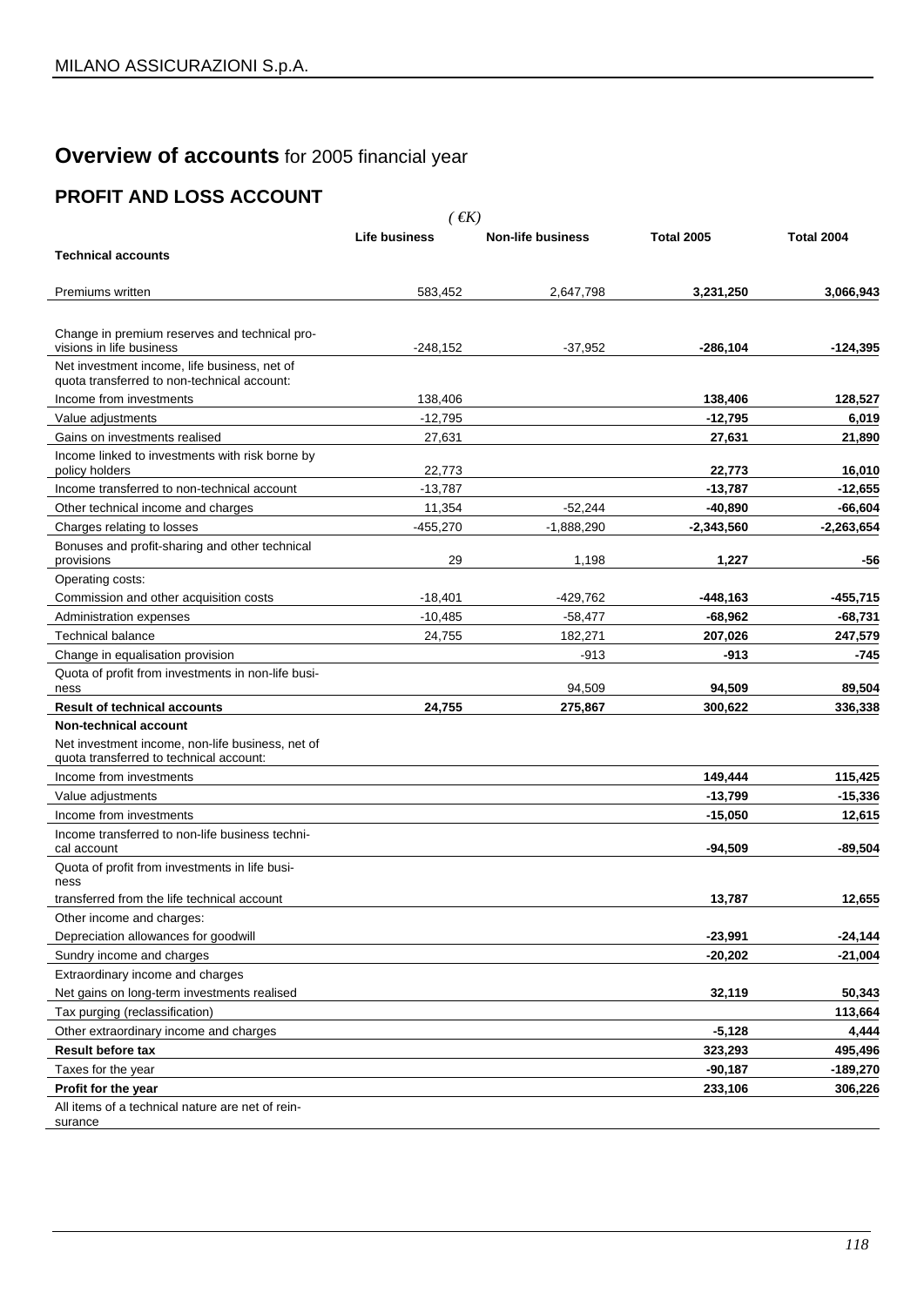# **Overview of accounts** for 2005 financial year

## PROFIT AND LOSS ACCOUNT

*( €K)*

| | Life business | Non-life business | Total 2005 | Total 2004 |
|---|---|---|---|---|
| **Technical accounts** | | | | |
| Premiums written | 583,452 | 2,647,798 | **3,231,250** | **3,066,943** |
| Change in premium reserves and technical provisions in life business | -248,152 | -37,952 | **-286,104** | **-124,395** |
| Net investment income, life business, net of quota transferred to non-technical account: | | | | |
| Income from investments | 138,406 | | **138,406** | **128,527** |
| Value adjustments | -12,795 | | **-12,795** | **6,019** |
| Gains on investments realised | 27,631 | | **27,631** | **21,890** |
| Income linked to investments with risk borne by policy holders | 22,773 | | **22,773** | **16,010** |
| Income transferred to non-technical account | -13,787 | | **-13,787** | **-12,655** |
| Other technical income and charges | 11,354 | -52,244 | **-40,890** | **-66,604** |
| Charges relating to losses | -455,270 | -1,888,290 | **-2,343,560** | **-2,263,654** |
| Bonuses and profit-sharing and other technical provisions | 29 | 1,198 | **1,227** | **-56** |
| Operating costs: | | | | |
| Commission and other acquisition costs | -18,401 | -429,762 | **-448,163** | **-455,715** |
| Administration expenses | -10,485 | -58,477 | **-68,962** | **-68,731** |
| Technical balance | 24,755 | 182,271 | **207,026** | **247,579** |
| Change in equalisation provision | | -913 | **-913** | **-745** |
| Quota of profit from investments in non-life business | | 94,509 | **94,509** | **89,504** |
| **Result of technical accounts** | **24,755** | **275,867** | **300,622** | **336,338** |
| **Non-technical account** | | | | |
| Net investment income, non-life business, net of quota transferred to technical account: | | | | |
| Income from investments | | | **149,444** | **115,425** |
| Value adjustments | | | **-13,799** | **-15,336** |
| Income from investments | | | **-15,050** | **12,615** |
| Income transferred to non-life business technical account | | | **-94,509** | **-89,504** |
| Quota of profit from investments in life business transferred from the life technical account | | | **13,787** | **12,655** |
| Other income and charges: | | | | |
| Depreciation allowances for goodwill | | | **-23,991** | **-24,144** |
| Sundry income and charges | | | **-20,202** | **-21,004** |
| Extraordinary income and charges | | | | |
| Net gains on long-term investments realised | | | **32,119** | **50,343** |
| Tax purging (reclassification) | | | | **113,664** |
| Other extraordinary income and charges | | | **-5,128** | **4,444** |
| **Result before tax** | | | **323,293** | **495,496** |
| Taxes for the year | | | **-90,187** | **-189,270** |
| **Profit for the year** | | | **233,106** | **306,226** |
| All items of a technical nature are net of reinsurance | | | | |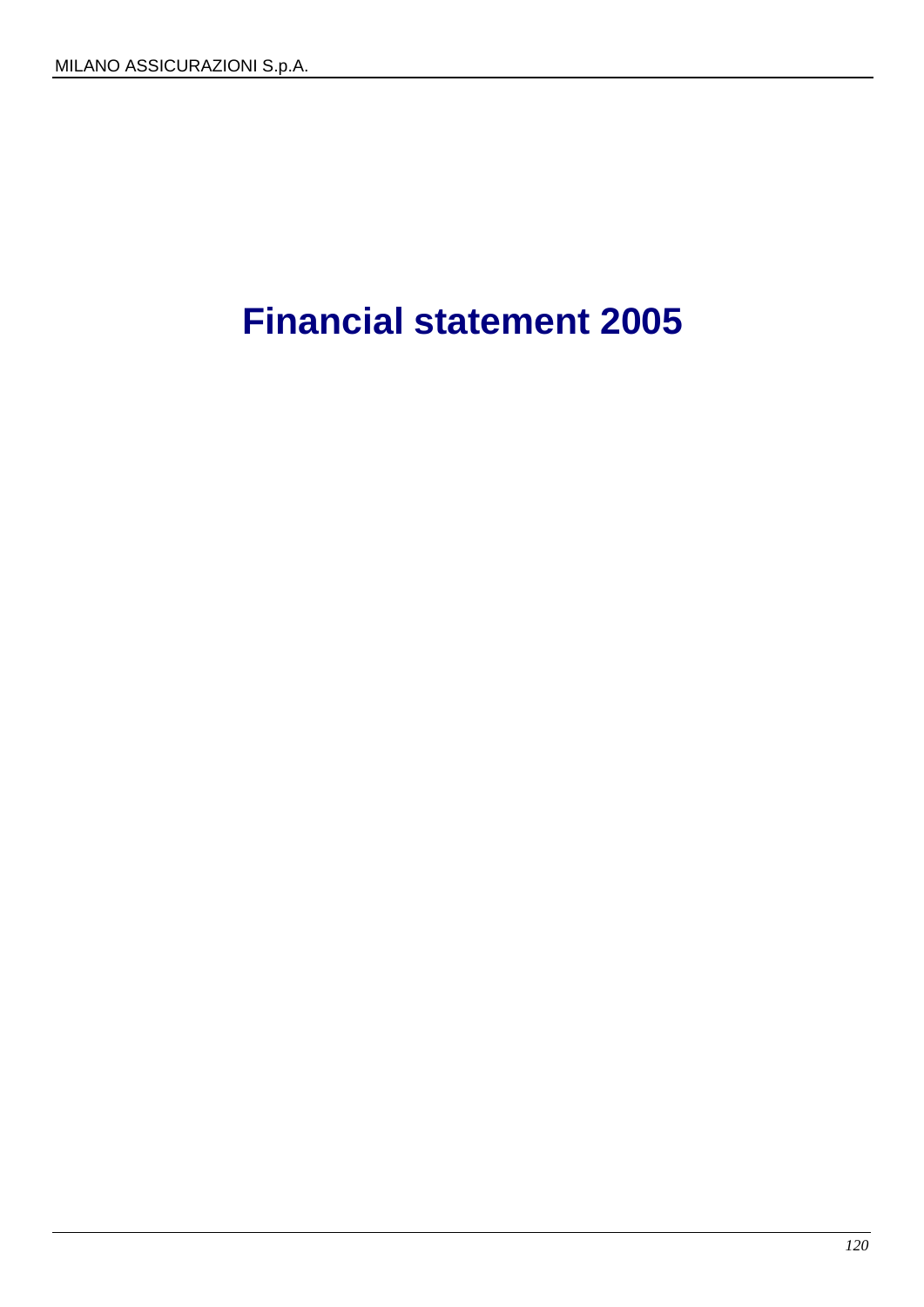# Financial statement 2005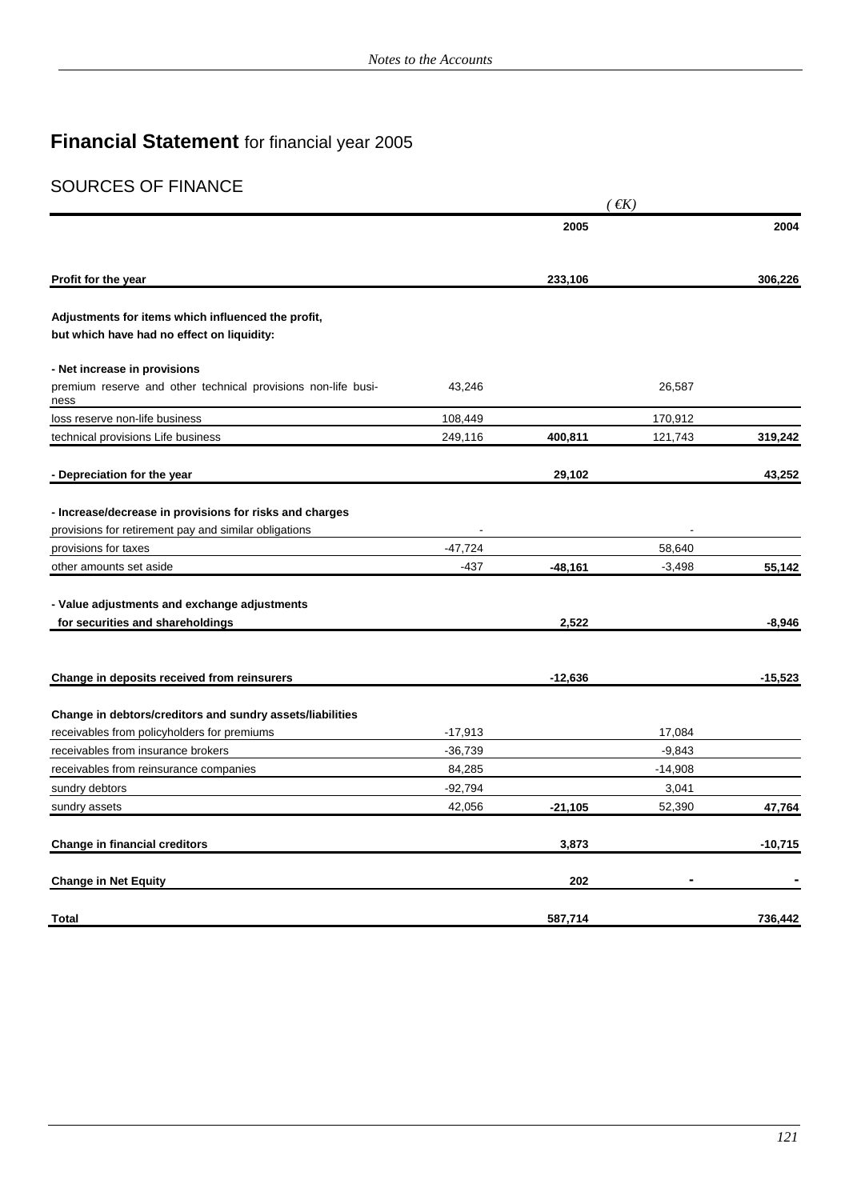# **Financial Statement** for financial year 2005

## SOURCES OF FINANCE

| | | *(€K)* | | |
|---|---|---|---|---|
| | | **2005** | | **2004** |
| **Profit for the year** | | **233,106** | | **306,226** |
| **Adjustments for items which influenced the profit, but which have had no effect on liquidity:** | | | | |
| **- Net increase in provisions** | | | | |
| premium reserve and other technical provisions non-life business | 43,246 | | 26,587 | |
| loss reserve non-life business | 108,449 | | 170,912 | |
| technical provisions Life business | 249,116 | **400,811** | 121,743 | **319,242** |
| **- Depreciation for the year** | | **29,102** | | **43,252** |
| **- Increase/decrease in provisions for risks and charges** | | | | |
| provisions for retirement pay and similar obligations | - | | - | |
| provisions for taxes | -47,724 | | 58,640 | |
| other amounts set aside | -437 | **-48,161** | -3,498 | **55,142** |
| **- Value adjustments and exchange adjustments for securities and shareholdings** | | **2,522** | | **-8,946** |
| **Change in deposits received from reinsurers** | | **-12,636** | | **-15,523** |
| **Change in debtors/creditors and sundry assets/liabilities** | | | | |
| receivables from policyholders for premiums | -17,913 | | 17,084 | |
| receivables from insurance brokers | -36,739 | | -9,843 | |
| receivables from reinsurance companies | 84,285 | | -14,908 | |
| sundry debtors | -92,794 | | 3,041 | |
| sundry assets | 42,056 | **-21,105** | 52,390 | **47,764** |
| **Change in financial creditors** | | **3,873** | | **-10,715** |
| **Change in Net Equity** | | **202** | **-** | **-** |
| **Total** | | **587,714** | | **736,442** |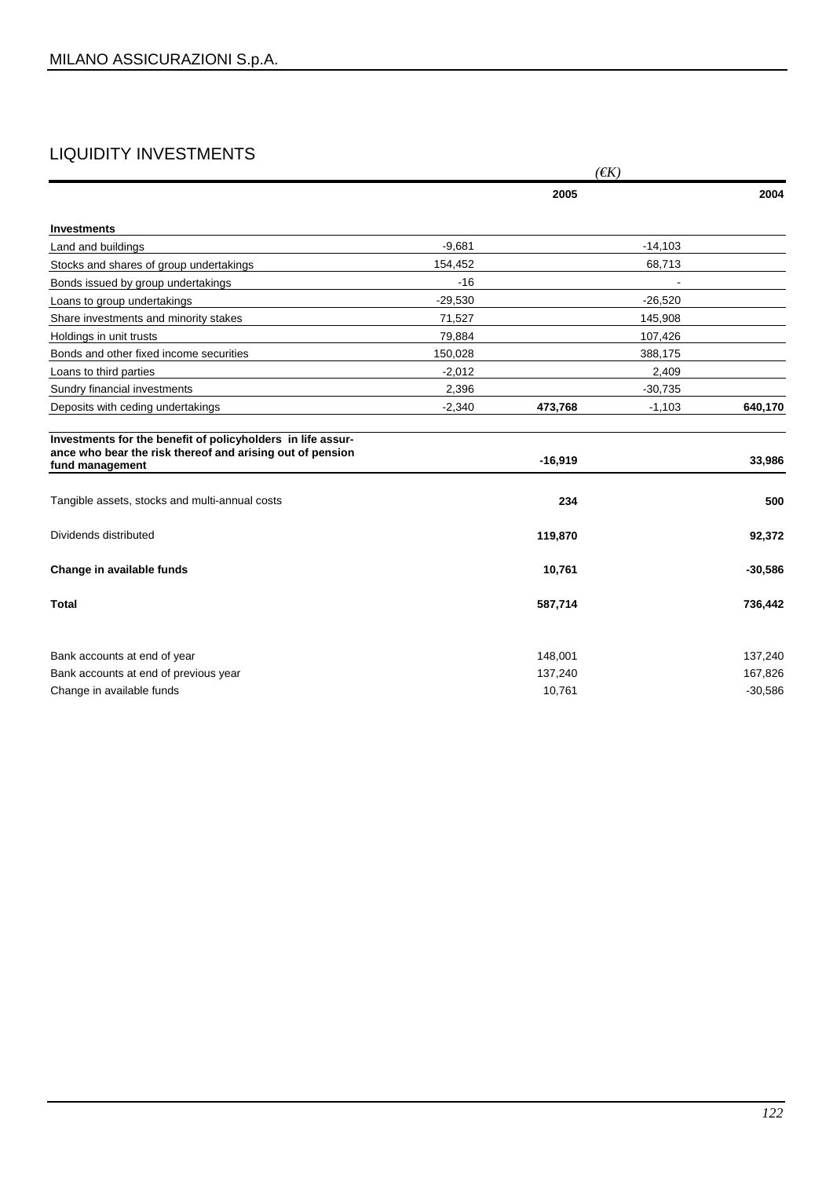# LIQUIDITY INVESTMENTS

| | (€K) | | | |
|---|---|---|---|---|
| | | 2005 | | 2004 |
| **Investments** | | | | |
| Land and buildings | -9,681 | | -14,103 | |
| Stocks and shares of group undertakings | 154,452 | | 68,713 | |
| Bonds issued by group undertakings | -16 | | - | |
| Loans to group undertakings | -29,530 | | -26,520 | |
| Share investments and minority stakes | 71,527 | | 145,908 | |
| Holdings in unit trusts | 79,884 | | 107,426 | |
| Bonds and other fixed income securities | 150,028 | | 388,175 | |
| Loans to third parties | -2,012 | | 2,409 | |
| Sundry financial investments | 2,396 | | -30,735 | |
| Deposits with ceding undertakings | -2,340 | **473,768** | -1,103 | **640,170** |
| **Investments for the benefit of policyholders in life assurance who bear the risk thereof and arising out of pension fund management** | | **-16,919** | | **33,986** |
| Tangible assets, stocks and multi-annual costs | | **234** | | **500** |
| Dividends distributed | | **119,870** | | **92,372** |
| **Change in available funds** | | **10,761** | | **-30,586** |
| **Total** | | **587,714** | | **736,442** |
| Bank accounts at end of year | | 148,001 | | 137,240 |
| Bank accounts at end of previous year | | 137,240 | | 167,826 |
| Change in available funds | | 10,761 | | -30,586 |